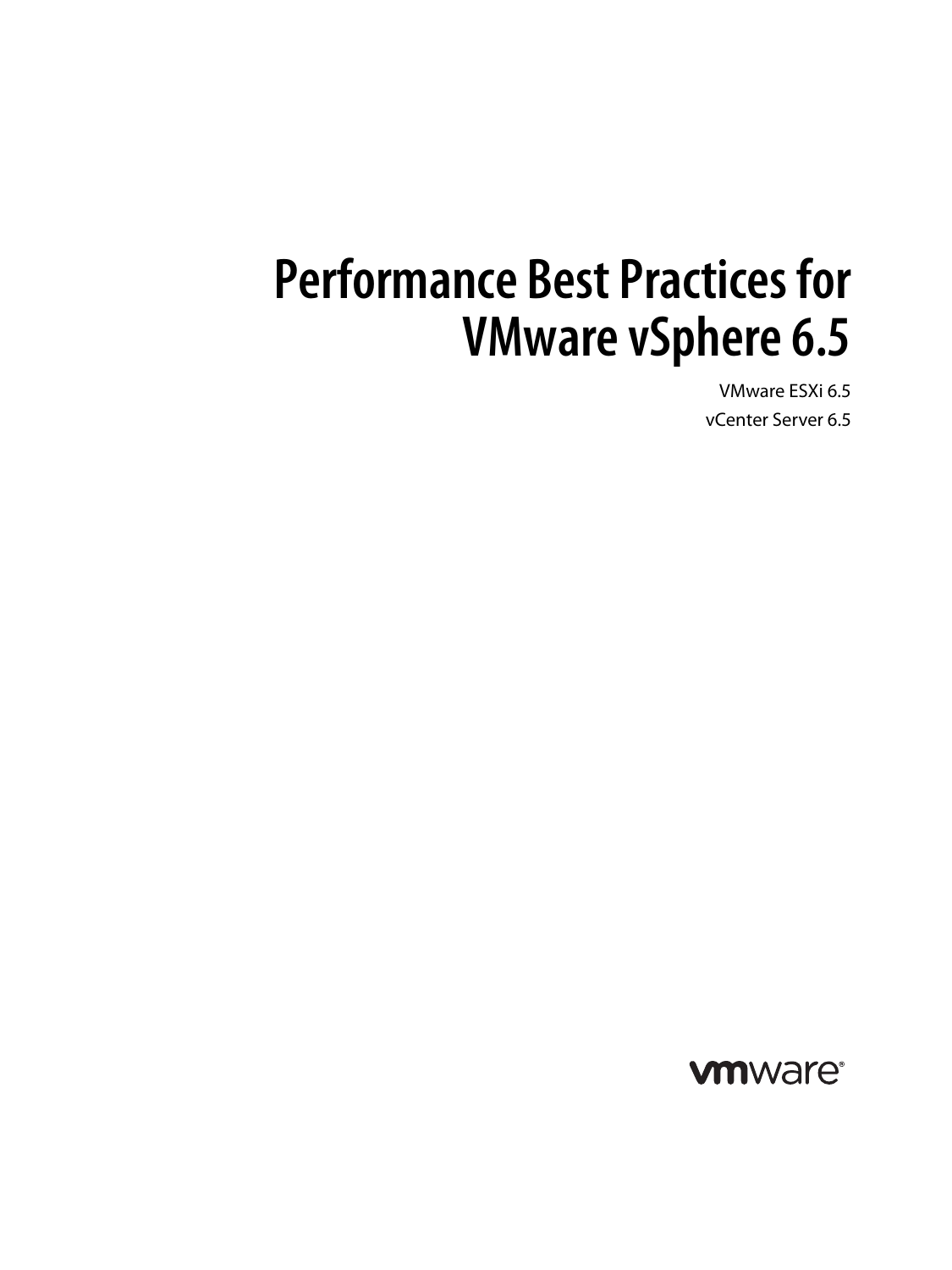# Performance Best Practices for VMware vSphere 6.5

VMware ESXi 6.5

vCenter Server 6.5

vmware®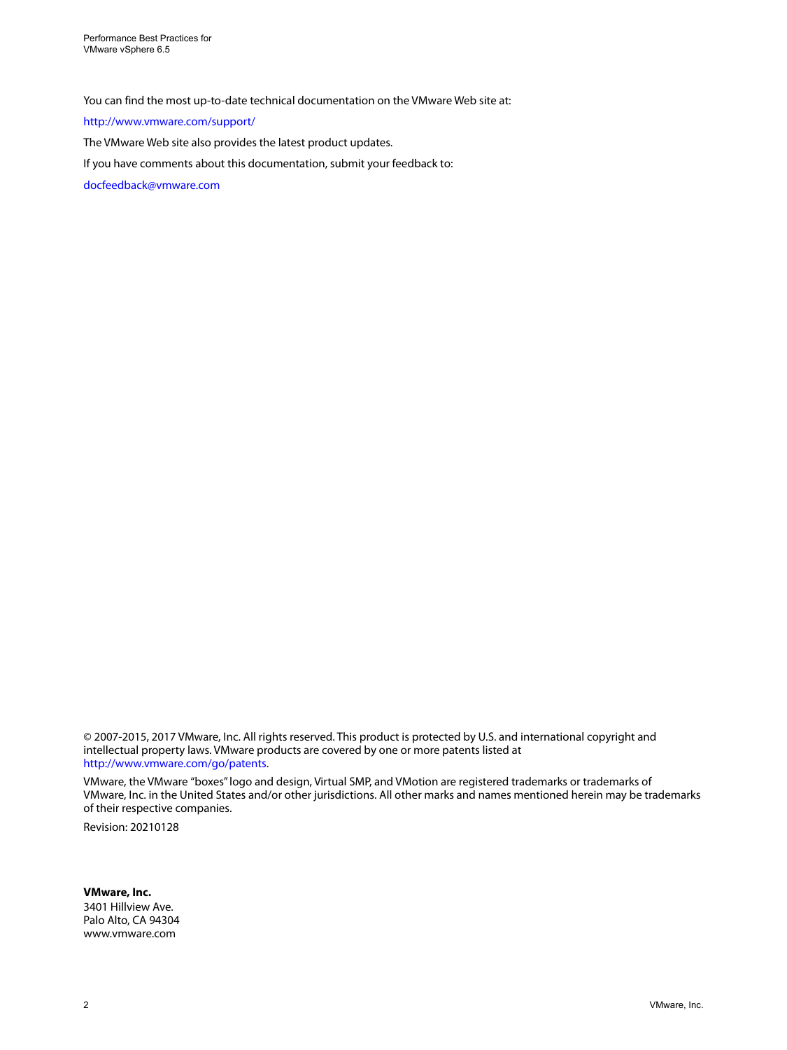You can find the most up-to-date technical documentation on the VMware Web site at:

http://www.vmware.com/support/

The VMware Web site also provides the latest product updates.

If you have comments about this documentation, submit your feedback to:

docfeedback@vmware.com

© 2007-2015, 2017 VMware, Inc. All rights reserved. This product is protected by U.S. and international copyright and intellectual property laws. VMware products are covered by one or more patents listed at http://www.vmware.com/go/patents.

VMware, the VMware "boxes" logo and design, Virtual SMP, and VMotion are registered trademarks or trademarks of VMware, Inc. in the United States and/or other jurisdictions. All other marks and names mentioned herein may be trademarks of their respective companies.

Revision: 20210128

**VMware, Inc.**  
3401 Hillview Ave.  
Palo Alto, CA 94304  
www.vmware.com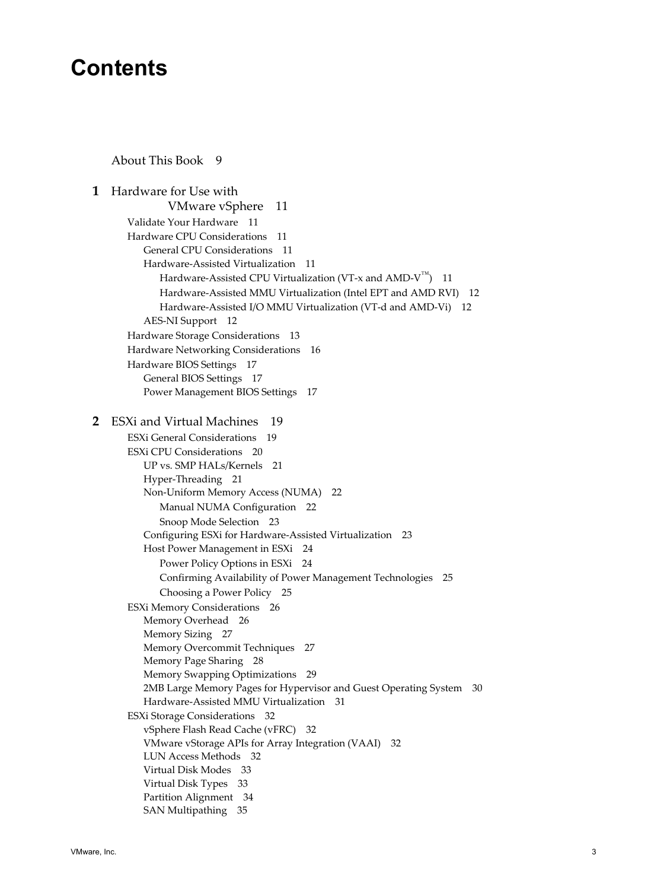# Contents

About This Book 9

**1** Hardware for Use with VMware vSphere 11

- Validate Your Hardware 11
- Hardware CPU Considerations 11
  - General CPU Considerations 11
  - Hardware-Assisted Virtualization 11
    - Hardware-Assisted CPU Virtualization (VT-x and AMD-V™) 11
    - Hardware-Assisted MMU Virtualization (Intel EPT and AMD RVI) 12
    - Hardware-Assisted I/O MMU Virtualization (VT-d and AMD-Vi) 12
  - AES-NI Support 12
- Hardware Storage Considerations 13
- Hardware Networking Considerations 16
- Hardware BIOS Settings 17
  - General BIOS Settings 17
  - Power Management BIOS Settings 17

**2** ESXi and Virtual Machines 19

- ESXi General Considerations 19
- ESXi CPU Considerations 20
  - UP vs. SMP HALs/Kernels 21
  - Hyper-Threading 21
  - Non-Uniform Memory Access (NUMA) 22
    - Manual NUMA Configuration 22
    - Snoop Mode Selection 23
  - Configuring ESXi for Hardware-Assisted Virtualization 23
  - Host Power Management in ESXi 24
    - Power Policy Options in ESXi 24
    - Confirming Availability of Power Management Technologies 25
    - Choosing a Power Policy 25
- ESXi Memory Considerations 26
  - Memory Overhead 26
  - Memory Sizing 27
  - Memory Overcommit Techniques 27
  - Memory Page Sharing 28
  - Memory Swapping Optimizations 29
  - 2MB Large Memory Pages for Hypervisor and Guest Operating System 30
  - Hardware-Assisted MMU Virtualization 31
- ESXi Storage Considerations 32
  - vSphere Flash Read Cache (vFRC) 32
  - VMware vStorage APIs for Array Integration (VAAI) 32
  - LUN Access Methods 32
  - Virtual Disk Modes 33
  - Virtual Disk Types 33
  - Partition Alignment 34
  - SAN Multipathing 35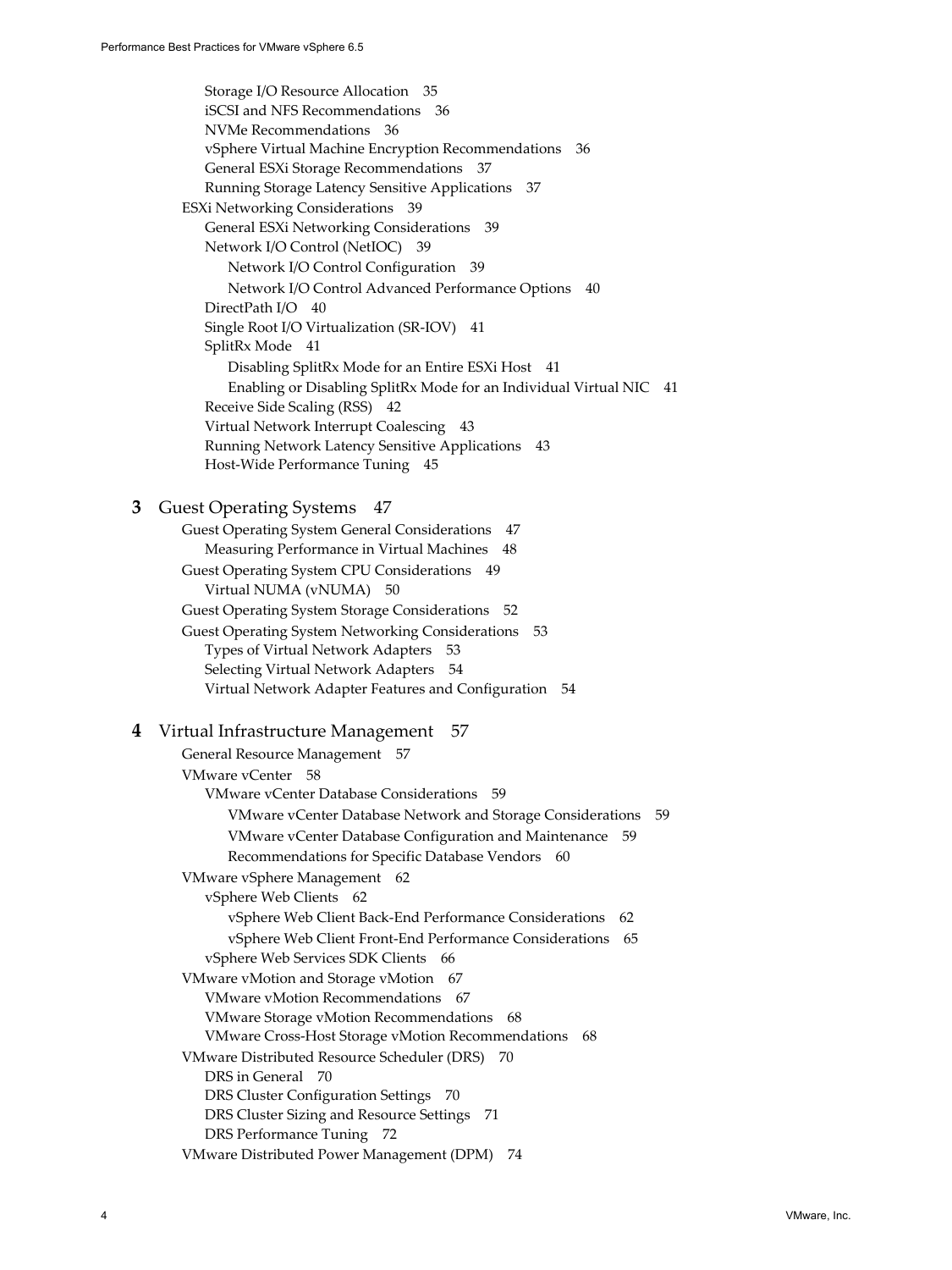- Storage I/O Resource Allocation 35
- iSCSI and NFS Recommendations 36
- NVMe Recommendations 36
- vSphere Virtual Machine Encryption Recommendations 36
- General ESXi Storage Recommendations 37
- Running Storage Latency Sensitive Applications 37

ESXi Networking Considerations 39

- General ESXi Networking Considerations 39
- Network I/O Control (NetIOC) 39
  - Network I/O Control Configuration 39
  - Network I/O Control Advanced Performance Options 40
- DirectPath I/O 40
- Single Root I/O Virtualization (SR-IOV) 41
- SplitRx Mode 41
  - Disabling SplitRx Mode for an Entire ESXi Host 41
  - Enabling or Disabling SplitRx Mode for an Individual Virtual NIC 41
- Receive Side Scaling (RSS) 42
- Virtual Network Interrupt Coalescing 43
- Running Network Latency Sensitive Applications 43
- Host-Wide Performance Tuning 45

## 3 Guest Operating Systems 47

Guest Operating System General Considerations 47

- Measuring Performance in Virtual Machines 48

Guest Operating System CPU Considerations 49

- Virtual NUMA (vNUMA) 50

Guest Operating System Storage Considerations 52

Guest Operating System Networking Considerations 53

- Types of Virtual Network Adapters 53
- Selecting Virtual Network Adapters 54
- Virtual Network Adapter Features and Configuration 54

## 4 Virtual Infrastructure Management 57

General Resource Management 57

VMware vCenter 58

- VMware vCenter Database Considerations 59
  - VMware vCenter Database Network and Storage Considerations 59
  - VMware vCenter Database Configuration and Maintenance 59
  - Recommendations for Specific Database Vendors 60

VMware vSphere Management 62

- vSphere Web Clients 62
  - vSphere Web Client Back-End Performance Considerations 62
  - vSphere Web Client Front-End Performance Considerations 65
- vSphere Web Services SDK Clients 66

VMware vMotion and Storage vMotion 67

- VMware vMotion Recommendations 67
- VMware Storage vMotion Recommendations 68
- VMware Cross-Host Storage vMotion Recommendations 68

VMware Distributed Resource Scheduler (DRS) 70

- DRS in General 70
- DRS Cluster Configuration Settings 70
- DRS Cluster Sizing and Resource Settings 71
- DRS Performance Tuning 72

VMware Distributed Power Management (DPM) 74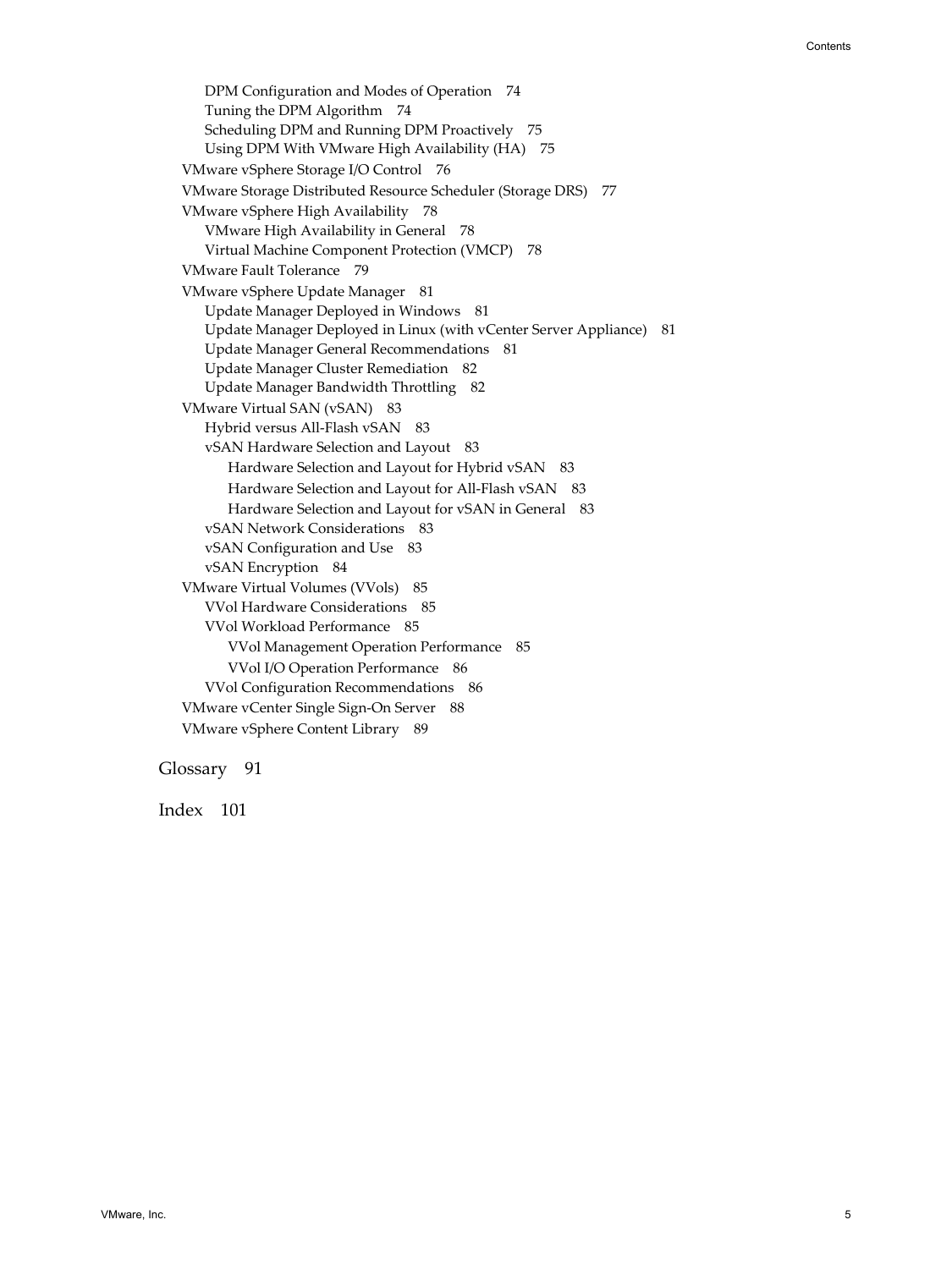- DPM Configuration and Modes of Operation 74
- Tuning the DPM Algorithm 74
- Scheduling DPM and Running DPM Proactively 75
- Using DPM With VMware High Availability (HA) 75

VMware vSphere Storage I/O Control 76

VMware Storage Distributed Resource Scheduler (Storage DRS) 77

VMware vSphere High Availability 78

- VMware High Availability in General 78
- Virtual Machine Component Protection (VMCP) 78

VMware Fault Tolerance 79

VMware vSphere Update Manager 81

- Update Manager Deployed in Windows 81
- Update Manager Deployed in Linux (with vCenter Server Appliance) 81
- Update Manager General Recommendations 81
- Update Manager Cluster Remediation 82
- Update Manager Bandwidth Throttling 82

VMware Virtual SAN (vSAN) 83

- Hybrid versus All-Flash vSAN 83
- vSAN Hardware Selection and Layout 83
  - Hardware Selection and Layout for Hybrid vSAN 83
  - Hardware Selection and Layout for All-Flash vSAN 83
  - Hardware Selection and Layout for vSAN in General 83
- vSAN Network Considerations 83
- vSAN Configuration and Use 83
- vSAN Encryption 84

VMware Virtual Volumes (VVols) 85

- VVol Hardware Considerations 85
- VVol Workload Performance 85
  - VVol Management Operation Performance 85
  - VVol I/O Operation Performance 86
- VVol Configuration Recommendations 86

VMware vCenter Single Sign-On Server 88

VMware vSphere Content Library 89

Glossary 91

Index 101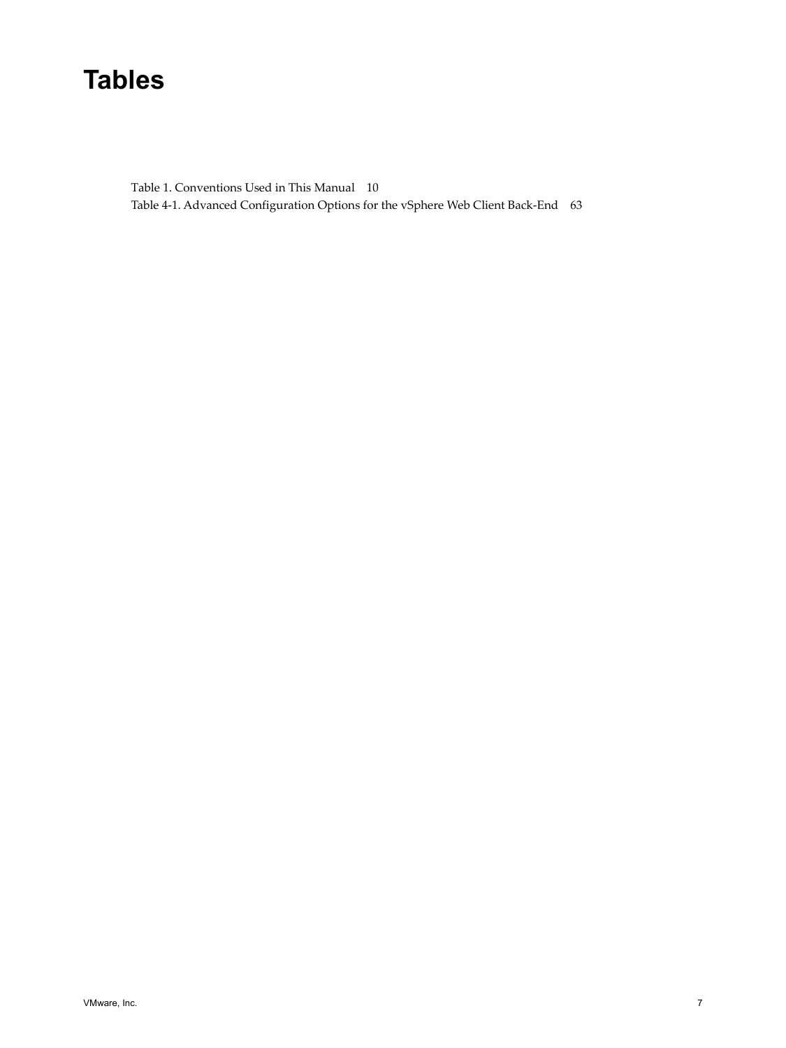# Tables

Table 1. Conventions Used in This Manual 10

Table 4-1. Advanced Configuration Options for the vSphere Web Client Back-End 63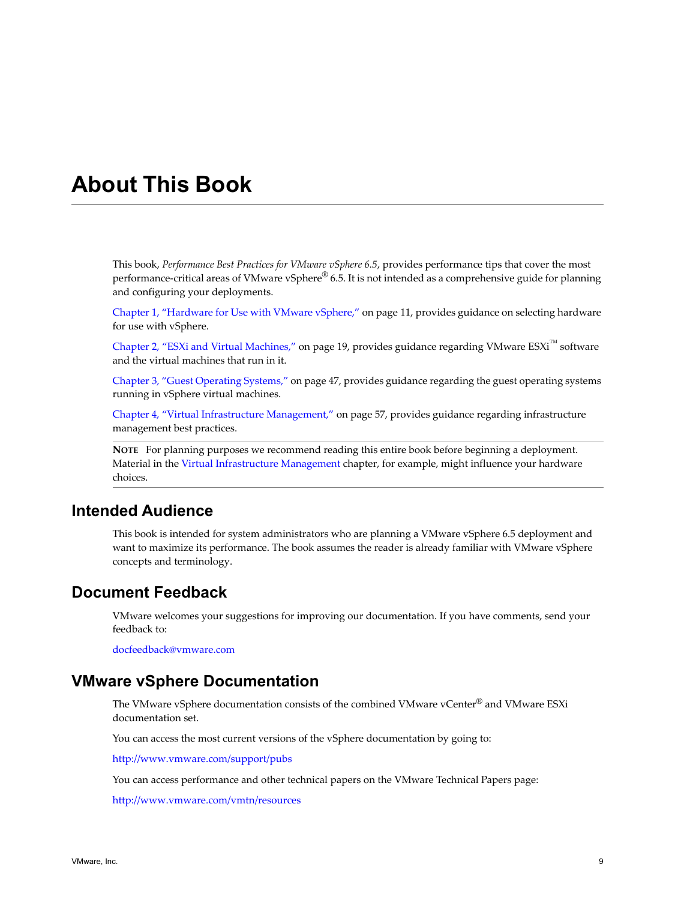# About This Book

This book, *Performance Best Practices for VMware vSphere 6.5*, provides performance tips that cover the most performance-critical areas of VMware vSphere® 6.5. It is not intended as a comprehensive guide for planning and configuring your deployments.

Chapter 1, "Hardware for Use with VMware vSphere," on page 11, provides guidance on selecting hardware for use with vSphere.

Chapter 2, "ESXi and Virtual Machines," on page 19, provides guidance regarding VMware ESXi™ software and the virtual machines that run in it.

Chapter 3, "Guest Operating Systems," on page 47, provides guidance regarding the guest operating systems running in vSphere virtual machines.

Chapter 4, "Virtual Infrastructure Management," on page 57, provides guidance regarding infrastructure management best practices.

---

**NOTE** For planning purposes we recommend reading this entire book before beginning a deployment. Material in the Virtual Infrastructure Management chapter, for example, might influence your hardware choices.

---

## Intended Audience

This book is intended for system administrators who are planning a VMware vSphere 6.5 deployment and want to maximize its performance. The book assumes the reader is already familiar with VMware vSphere concepts and terminology.

## Document Feedback

VMware welcomes your suggestions for improving our documentation. If you have comments, send your feedback to:

docfeedback@vmware.com

## VMware vSphere Documentation

The VMware vSphere documentation consists of the combined VMware vCenter® and VMware ESXi documentation set.

You can access the most current versions of the vSphere documentation by going to:

http://www.vmware.com/support/pubs

You can access performance and other technical papers on the VMware Technical Papers page:

http://www.vmware.com/vmtn/resources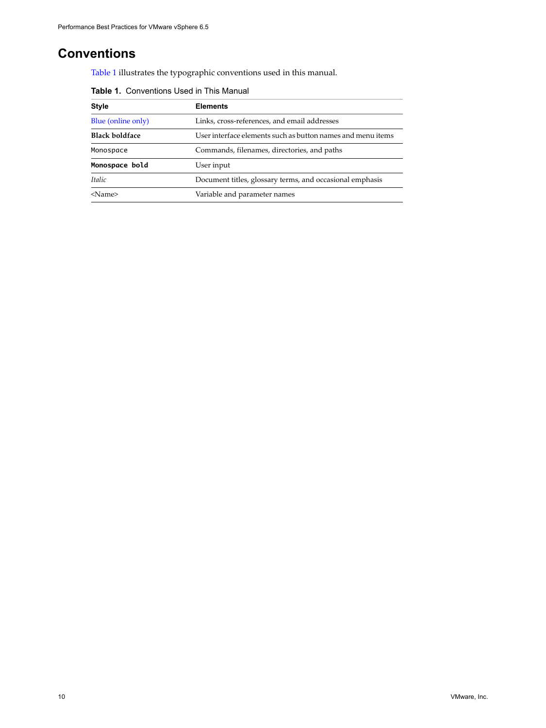# Conventions

Table 1 illustrates the typographic conventions used in this manual.

**Table 1.** Conventions Used in This Manual

| Style | Elements |
|---|---|
| Blue (online only) | Links, cross-references, and email addresses |
| **Black boldface** | User interface elements such as button names and menu items |
| `Monospace` | Commands, filenames, directories, and paths |
| **`Monospace bold`** | User input |
| *Italic* | Document titles, glossary terms, and occasional emphasis |
| <Name> | Variable and parameter names |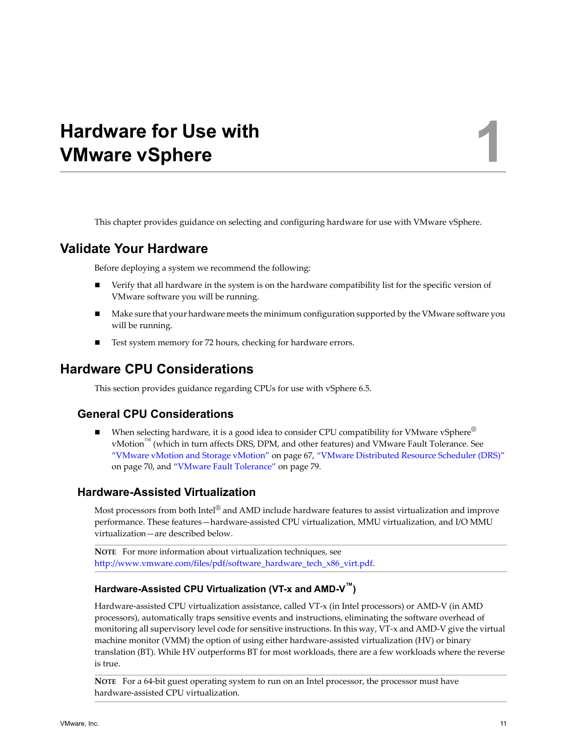# Hardware for Use with VMware vSphere

This chapter provides guidance on selecting and configuring hardware for use with VMware vSphere.

## Validate Your Hardware

Before deploying a system we recommend the following:

- Verify that all hardware in the system is on the hardware compatibility list for the specific version of VMware software you will be running.
- Make sure that your hardware meets the minimum configuration supported by the VMware software you will be running.
- Test system memory for 72 hours, checking for hardware errors.

## Hardware CPU Considerations

This section provides guidance regarding CPUs for use with vSphere 6.5.

### General CPU Considerations

- When selecting hardware, it is a good idea to consider CPU compatibility for VMware vSphere® vMotion™ (which in turn affects DRS, DPM, and other features) and VMware Fault Tolerance. See "VMware vMotion and Storage vMotion" on page 67, "VMware Distributed Resource Scheduler (DRS)" on page 70, and "VMware Fault Tolerance" on page 79.

### Hardware-Assisted Virtualization

Most processors from both Intel® and AMD include hardware features to assist virtualization and improve performance. These features—hardware-assisted CPU virtualization, MMU virtualization, and I/O MMU virtualization—are described below.

**NOTE** For more information about virtualization techniques, see http://www.vmware.com/files/pdf/software_hardware_tech_x86_virt.pdf.

#### Hardware-Assisted CPU Virtualization (VT-x and AMD-V™)

Hardware-assisted CPU virtualization assistance, called VT-x (in Intel processors) or AMD-V (in AMD processors), automatically traps sensitive events and instructions, eliminating the software overhead of monitoring all supervisory level code for sensitive instructions. In this way, VT-x and AMD-V give the virtual machine monitor (VMM) the option of using either hardware-assisted virtualization (HV) or binary translation (BT). While HV outperforms BT for most workloads, there are a few workloads where the reverse is true.

**NOTE** For a 64-bit guest operating system to run on an Intel processor, the processor must have hardware-assisted CPU virtualization.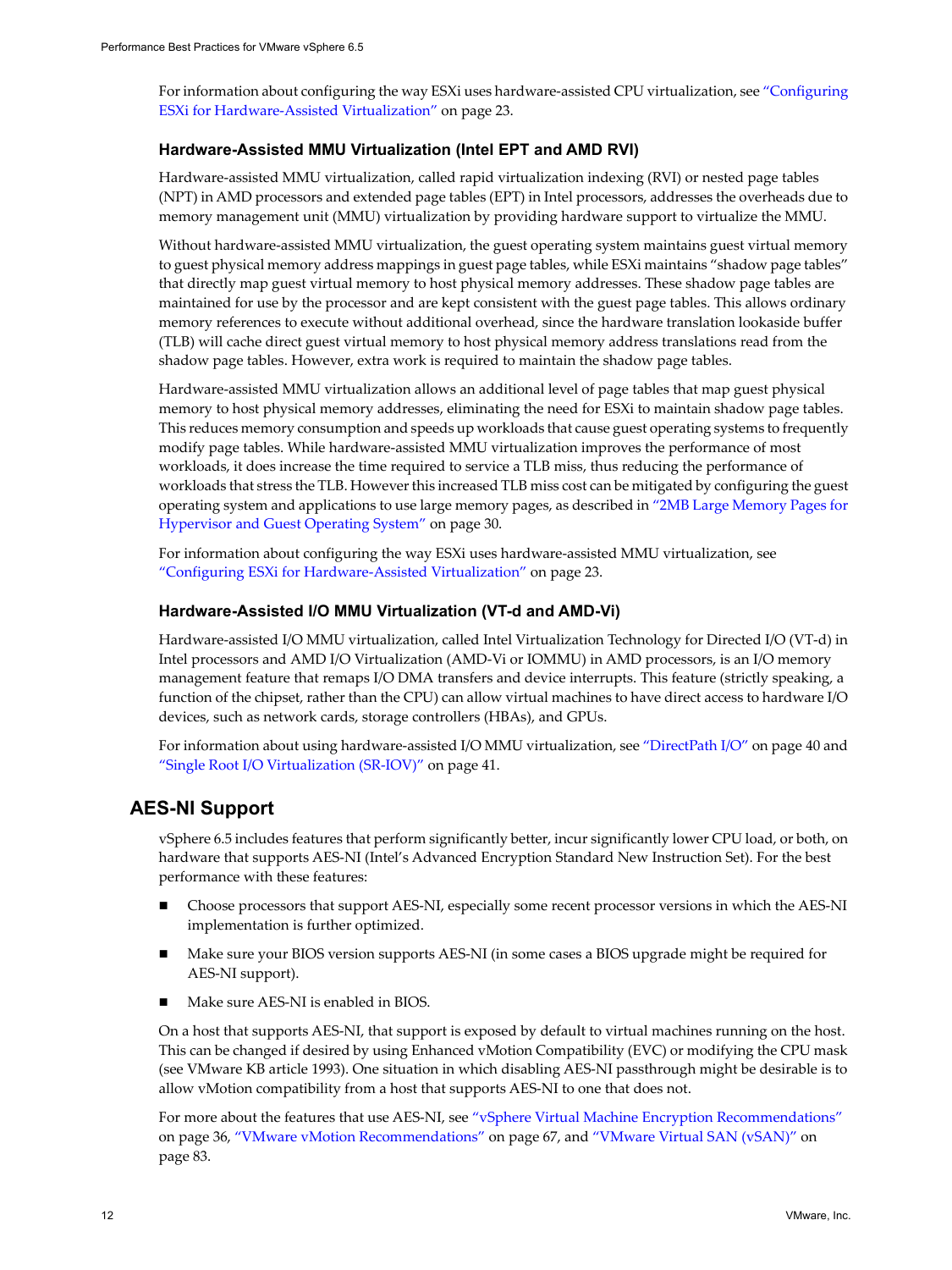For information about configuring the way ESXi uses hardware-assisted CPU virtualization, see "Configuring ESXi for Hardware-Assisted Virtualization" on page 23.

### Hardware-Assisted MMU Virtualization (Intel EPT and AMD RVI)

Hardware-assisted MMU virtualization, called rapid virtualization indexing (RVI) or nested page tables (NPT) in AMD processors and extended page tables (EPT) in Intel processors, addresses the overheads due to memory management unit (MMU) virtualization by providing hardware support to virtualize the MMU.

Without hardware-assisted MMU virtualization, the guest operating system maintains guest virtual memory to guest physical memory address mappings in guest page tables, while ESXi maintains "shadow page tables" that directly map guest virtual memory to host physical memory addresses. These shadow page tables are maintained for use by the processor and are kept consistent with the guest page tables. This allows ordinary memory references to execute without additional overhead, since the hardware translation lookaside buffer (TLB) will cache direct guest virtual memory to host physical memory address translations read from the shadow page tables. However, extra work is required to maintain the shadow page tables.

Hardware-assisted MMU virtualization allows an additional level of page tables that map guest physical memory to host physical memory addresses, eliminating the need for ESXi to maintain shadow page tables. This reduces memory consumption and speeds up workloads that cause guest operating systems to frequently modify page tables. While hardware-assisted MMU virtualization improves the performance of most workloads, it does increase the time required to service a TLB miss, thus reducing the performance of workloads that stress the TLB. However this increased TLB miss cost can be mitigated by configuring the guest operating system and applications to use large memory pages, as described in "2MB Large Memory Pages for Hypervisor and Guest Operating System" on page 30.

For information about configuring the way ESXi uses hardware-assisted MMU virtualization, see "Configuring ESXi for Hardware-Assisted Virtualization" on page 23.

### Hardware-Assisted I/O MMU Virtualization (VT-d and AMD-Vi)

Hardware-assisted I/O MMU virtualization, called Intel Virtualization Technology for Directed I/O (VT-d) in Intel processors and AMD I/O Virtualization (AMD-Vi or IOMMU) in AMD processors, is an I/O memory management feature that remaps I/O DMA transfers and device interrupts. This feature (strictly speaking, a function of the chipset, rather than the CPU) can allow virtual machines to have direct access to hardware I/O devices, such as network cards, storage controllers (HBAs), and GPUs.

For information about using hardware-assisted I/O MMU virtualization, see "DirectPath I/O" on page 40 and "Single Root I/O Virtualization (SR-IOV)" on page 41.

## AES-NI Support

vSphere 6.5 includes features that perform significantly better, incur significantly lower CPU load, or both, on hardware that supports AES-NI (Intel's Advanced Encryption Standard New Instruction Set). For the best performance with these features:

- Choose processors that support AES-NI, especially some recent processor versions in which the AES-NI implementation is further optimized.
- Make sure your BIOS version supports AES-NI (in some cases a BIOS upgrade might be required for AES-NI support).
- Make sure AES-NI is enabled in BIOS.

On a host that supports AES-NI, that support is exposed by default to virtual machines running on the host. This can be changed if desired by using Enhanced vMotion Compatibility (EVC) or modifying the CPU mask (see VMware KB article 1993). One situation in which disabling AES-NI passthrough might be desirable is to allow vMotion compatibility from a host that supports AES-NI to one that does not.

For more about the features that use AES-NI, see "vSphere Virtual Machine Encryption Recommendations" on page 36, "VMware vMotion Recommendations" on page 67, and "VMware Virtual SAN (vSAN)" on page 83.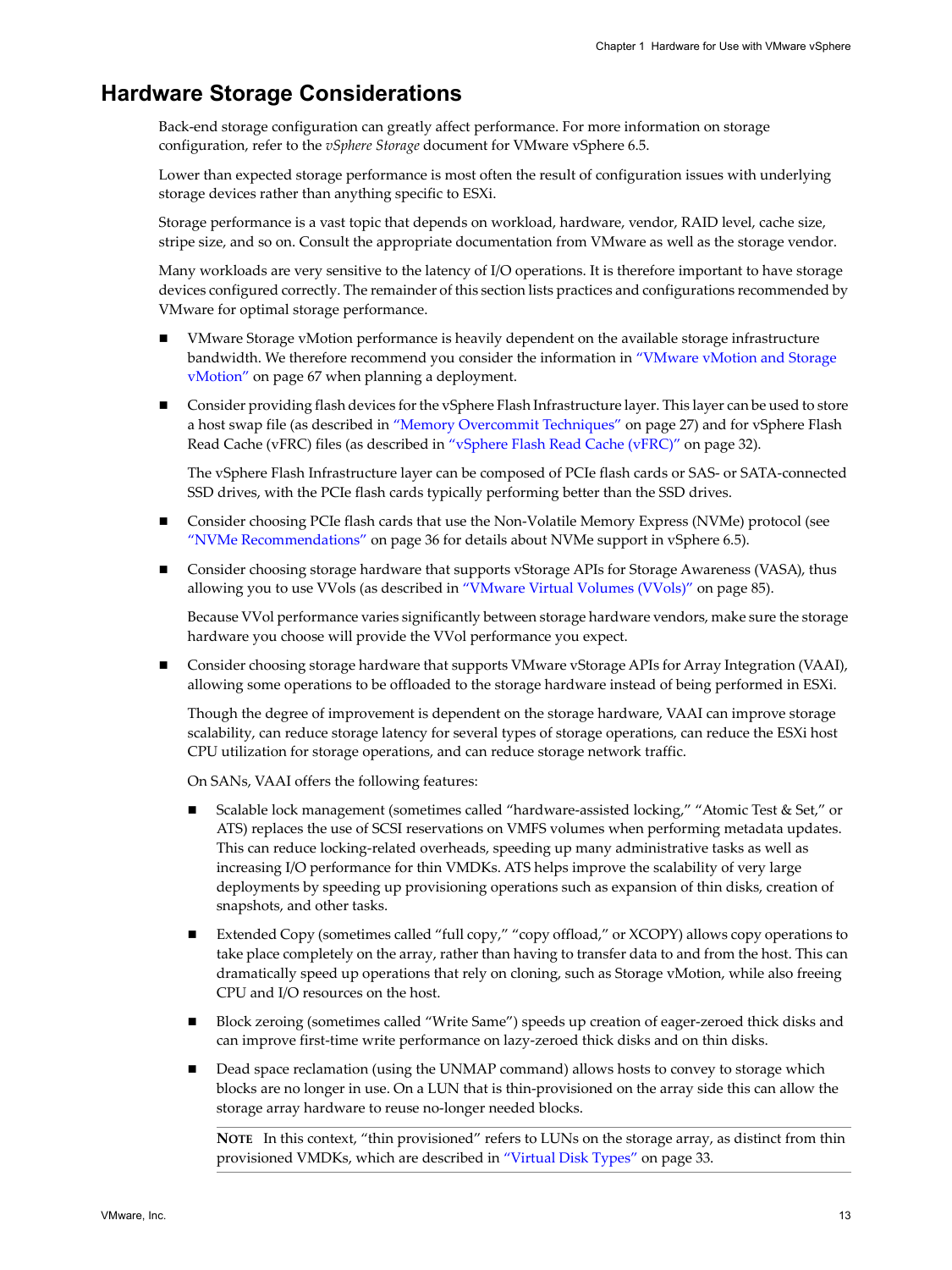## Hardware Storage Considerations

Back-end storage configuration can greatly affect performance. For more information on storage configuration, refer to the *vSphere Storage* document for VMware vSphere 6.5.

Lower than expected storage performance is most often the result of configuration issues with underlying storage devices rather than anything specific to ESXi.

Storage performance is a vast topic that depends on workload, hardware, vendor, RAID level, cache size, stripe size, and so on. Consult the appropriate documentation from VMware as well as the storage vendor.

Many workloads are very sensitive to the latency of I/O operations. It is therefore important to have storage devices configured correctly. The remainder of this section lists practices and configurations recommended by VMware for optimal storage performance.

- VMware Storage vMotion performance is heavily dependent on the available storage infrastructure bandwidth. We therefore recommend you consider the information in "VMware vMotion and Storage vMotion" on page 67 when planning a deployment.
- Consider providing flash devices for the vSphere Flash Infrastructure layer. This layer can be used to store a host swap file (as described in "Memory Overcommit Techniques" on page 27) and for vSphere Flash Read Cache (vFRC) files (as described in "vSphere Flash Read Cache (vFRC)" on page 32).

  The vSphere Flash Infrastructure layer can be composed of PCIe flash cards or SAS- or SATA-connected SSD drives, with the PCIe flash cards typically performing better than the SSD drives.
- Consider choosing PCIe flash cards that use the Non-Volatile Memory Express (NVMe) protocol (see "NVMe Recommendations" on page 36 for details about NVMe support in vSphere 6.5).
- Consider choosing storage hardware that supports vStorage APIs for Storage Awareness (VASA), thus allowing you to use VVols (as described in "VMware Virtual Volumes (VVols)" on page 85).

  Because VVol performance varies significantly between storage hardware vendors, make sure the storage hardware you choose will provide the VVol performance you expect.
- Consider choosing storage hardware that supports VMware vStorage APIs for Array Integration (VAAI), allowing some operations to be offloaded to the storage hardware instead of being performed in ESXi.

  Though the degree of improvement is dependent on the storage hardware, VAAI can improve storage scalability, can reduce storage latency for several types of storage operations, can reduce the ESXi host CPU utilization for storage operations, and can reduce storage network traffic.

  On SANs, VAAI offers the following features:

  - Scalable lock management (sometimes called "hardware-assisted locking," "Atomic Test & Set," or ATS) replaces the use of SCSI reservations on VMFS volumes when performing metadata updates. This can reduce locking-related overheads, speeding up many administrative tasks as well as increasing I/O performance for thin VMDKs. ATS helps improve the scalability of very large deployments by speeding up provisioning operations such as expansion of thin disks, creation of snapshots, and other tasks.
  - Extended Copy (sometimes called "full copy," "copy offload," or XCOPY) allows copy operations to take place completely on the array, rather than having to transfer data to and from the host. This can dramatically speed up operations that rely on cloning, such as Storage vMotion, while also freeing CPU and I/O resources on the host.
  - Block zeroing (sometimes called "Write Same") speeds up creation of eager-zeroed thick disks and can improve first-time write performance on lazy-zeroed thick disks and on thin disks.
  - Dead space reclamation (using the UNMAP command) allows hosts to convey to storage which blocks are no longer in use. On a LUN that is thin-provisioned on the array side this can allow the storage array hardware to reuse no-longer needed blocks.

  **NOTE** In this context, "thin provisioned" refers to LUNs on the storage array, as distinct from thin provisioned VMDKs, which are described in "Virtual Disk Types" on page 33.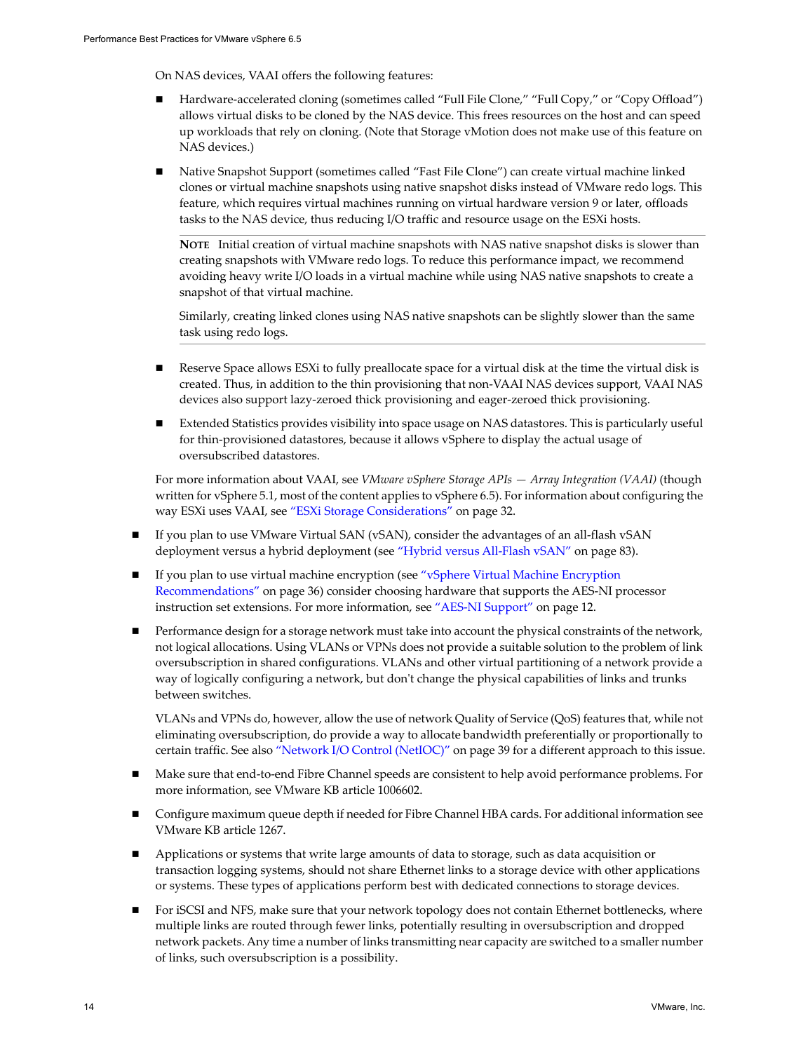On NAS devices, VAAI offers the following features:

- Hardware-accelerated cloning (sometimes called "Full File Clone," "Full Copy," or "Copy Offload") allows virtual disks to be cloned by the NAS device. This frees resources on the host and can speed up workloads that rely on cloning. (Note that Storage vMotion does not make use of this feature on NAS devices.)

- Native Snapshot Support (sometimes called "Fast File Clone") can create virtual machine linked clones or virtual machine snapshots using native snapshot disks instead of VMware redo logs. This feature, which requires virtual machines running on virtual hardware version 9 or later, offloads tasks to the NAS device, thus reducing I/O traffic and resource usage on the ESXi hosts.

  **NOTE** Initial creation of virtual machine snapshots with NAS native snapshot disks is slower than creating snapshots with VMware redo logs. To reduce this performance impact, we recommend avoiding heavy write I/O loads in a virtual machine while using NAS native snapshots to create a snapshot of that virtual machine.

  Similarly, creating linked clones using NAS native snapshots can be slightly slower than the same task using redo logs.

- Reserve Space allows ESXi to fully preallocate space for a virtual disk at the time the virtual disk is created. Thus, in addition to the thin provisioning that non-VAAI NAS devices support, VAAI NAS devices also support lazy-zeroed thick provisioning and eager-zeroed thick provisioning.

- Extended Statistics provides visibility into space usage on NAS datastores. This is particularly useful for thin-provisioned datastores, because it allows vSphere to display the actual usage of oversubscribed datastores.

For more information about VAAI, see *VMware vSphere Storage APIs — Array Integration (VAAI)* (though written for vSphere 5.1, most of the content applies to vSphere 6.5). For information about configuring the way ESXi uses VAAI, see "ESXi Storage Considerations" on page 32.

- If you plan to use VMware Virtual SAN (vSAN), consider the advantages of an all-flash vSAN deployment versus a hybrid deployment (see "Hybrid versus All-Flash vSAN" on page 83).

- If you plan to use virtual machine encryption (see "vSphere Virtual Machine Encryption Recommendations" on page 36) consider choosing hardware that supports the AES-NI processor instruction set extensions. For more information, see "AES-NI Support" on page 12.

- Performance design for a storage network must take into account the physical constraints of the network, not logical allocations. Using VLANs or VPNs does not provide a suitable solution to the problem of link oversubscription in shared configurations. VLANs and other virtual partitioning of a network provide a way of logically configuring a network, but don't change the physical capabilities of links and trunks between switches.

  VLANs and VPNs do, however, allow the use of network Quality of Service (QoS) features that, while not eliminating oversubscription, do provide a way to allocate bandwidth preferentially or proportionally to certain traffic. See also "Network I/O Control (NetIOC)" on page 39 for a different approach to this issue.

- Make sure that end-to-end Fibre Channel speeds are consistent to help avoid performance problems. For more information, see VMware KB article 1006602.

- Configure maximum queue depth if needed for Fibre Channel HBA cards. For additional information see VMware KB article 1267.

- Applications or systems that write large amounts of data to storage, such as data acquisition or transaction logging systems, should not share Ethernet links to a storage device with other applications or systems. These types of applications perform best with dedicated connections to storage devices.

- For iSCSI and NFS, make sure that your network topology does not contain Ethernet bottlenecks, where multiple links are routed through fewer links, potentially resulting in oversubscription and dropped network packets. Any time a number of links transmitting near capacity are switched to a smaller number of links, such oversubscription is a possibility.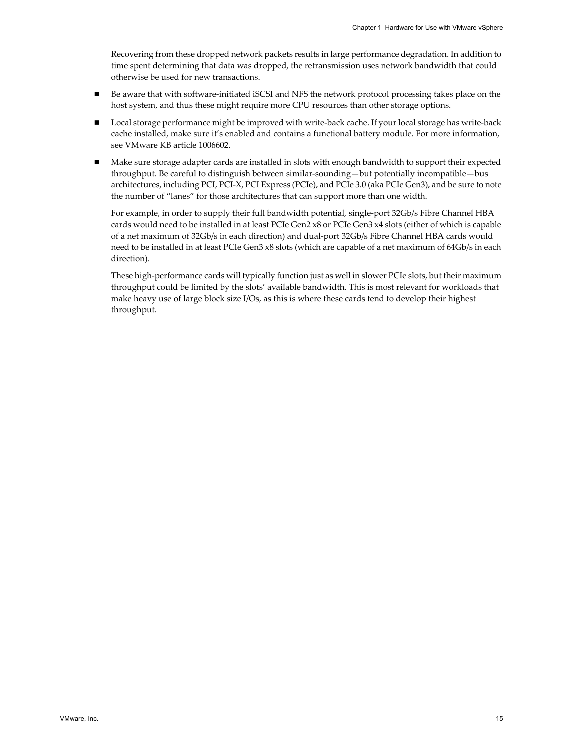Recovering from these dropped network packets results in large performance degradation. In addition to time spent determining that data was dropped, the retransmission uses network bandwidth that could otherwise be used for new transactions.

- Be aware that with software-initiated iSCSI and NFS the network protocol processing takes place on the host system, and thus these might require more CPU resources than other storage options.
- Local storage performance might be improved with write-back cache. If your local storage has write-back cache installed, make sure it's enabled and contains a functional battery module. For more information, see VMware KB article 1006602.
- Make sure storage adapter cards are installed in slots with enough bandwidth to support their expected throughput. Be careful to distinguish between similar-sounding—but potentially incompatible—bus architectures, including PCI, PCI-X, PCI Express (PCIe), and PCIe 3.0 (aka PCIe Gen3), and be sure to note the number of "lanes" for those architectures that can support more than one width.

  For example, in order to supply their full bandwidth potential, single-port 32Gb/s Fibre Channel HBA cards would need to be installed in at least PCIe Gen2 x8 or PCIe Gen3 x4 slots (either of which is capable of a net maximum of 32Gb/s in each direction) and dual-port 32Gb/s Fibre Channel HBA cards would need to be installed in at least PCIe Gen3 x8 slots (which are capable of a net maximum of 64Gb/s in each direction).

  These high-performance cards will typically function just as well in slower PCIe slots, but their maximum throughput could be limited by the slots' available bandwidth. This is most relevant for workloads that make heavy use of large block size I/Os, as this is where these cards tend to develop their highest throughput.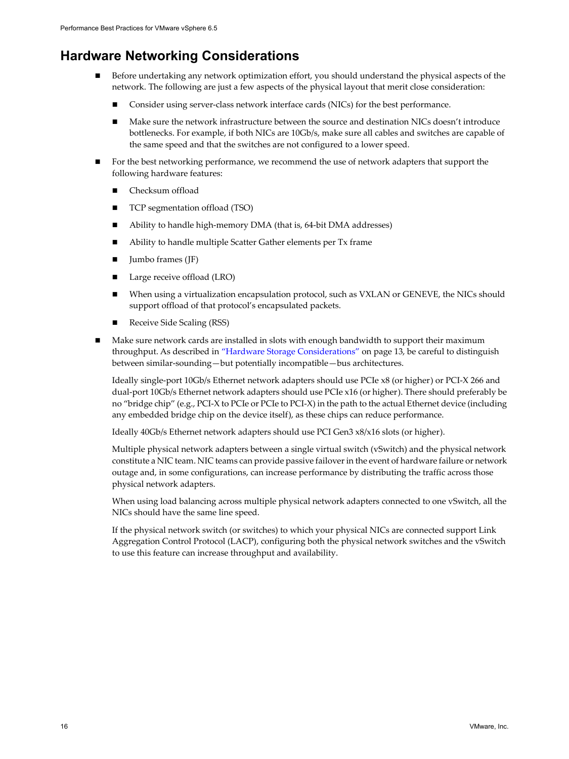## Hardware Networking Considerations

- Before undertaking any network optimization effort, you should understand the physical aspects of the network. The following are just a few aspects of the physical layout that merit close consideration:
  - Consider using server-class network interface cards (NICs) for the best performance.
  - Make sure the network infrastructure between the source and destination NICs doesn't introduce bottlenecks. For example, if both NICs are 10Gb/s, make sure all cables and switches are capable of the same speed and that the switches are not configured to a lower speed.
- For the best networking performance, we recommend the use of network adapters that support the following hardware features:
  - Checksum offload
  - TCP segmentation offload (TSO)
  - Ability to handle high-memory DMA (that is, 64-bit DMA addresses)
  - Ability to handle multiple Scatter Gather elements per Tx frame
  - Jumbo frames (JF)
  - Large receive offload (LRO)
  - When using a virtualization encapsulation protocol, such as VXLAN or GENEVE, the NICs should support offload of that protocol's encapsulated packets.
  - Receive Side Scaling (RSS)
- Make sure network cards are installed in slots with enough bandwidth to support their maximum throughput. As described in "Hardware Storage Considerations" on page 13, be careful to distinguish between similar-sounding—but potentially incompatible—bus architectures.

  Ideally single-port 10Gb/s Ethernet network adapters should use PCIe x8 (or higher) or PCI-X 266 and dual-port 10Gb/s Ethernet network adapters should use PCIe x16 (or higher). There should preferably be no "bridge chip" (e.g., PCI-X to PCIe or PCIe to PCI-X) in the path to the actual Ethernet device (including any embedded bridge chip on the device itself), as these chips can reduce performance.

  Ideally 40Gb/s Ethernet network adapters should use PCI Gen3 x8/x16 slots (or higher).

  Multiple physical network adapters between a single virtual switch (vSwitch) and the physical network constitute a NIC team. NIC teams can provide passive failover in the event of hardware failure or network outage and, in some configurations, can increase performance by distributing the traffic across those physical network adapters.

  When using load balancing across multiple physical network adapters connected to one vSwitch, all the NICs should have the same line speed.

  If the physical network switch (or switches) to which your physical NICs are connected support Link Aggregation Control Protocol (LACP), configuring both the physical network switches and the vSwitch to use this feature can increase throughput and availability.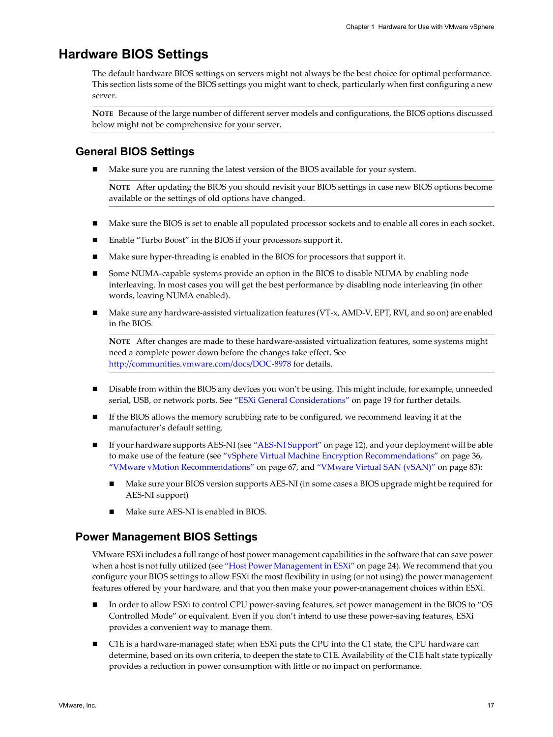# Hardware BIOS Settings

The default hardware BIOS settings on servers might not always be the best choice for optimal performance. This section lists some of the BIOS settings you might want to check, particularly when first configuring a new server.

**NOTE** Because of the large number of different server models and configurations, the BIOS options discussed below might not be comprehensive for your server.

## General BIOS Settings

- Make sure you are running the latest version of the BIOS available for your system.

  **NOTE** After updating the BIOS you should revisit your BIOS settings in case new BIOS options become available or the settings of old options have changed.

- Make sure the BIOS is set to enable all populated processor sockets and to enable all cores in each socket.
- Enable "Turbo Boost" in the BIOS if your processors support it.
- Make sure hyper-threading is enabled in the BIOS for processors that support it.
- Some NUMA-capable systems provide an option in the BIOS to disable NUMA by enabling node interleaving. In most cases you will get the best performance by disabling node interleaving (in other words, leaving NUMA enabled).
- Make sure any hardware-assisted virtualization features (VT-x, AMD-V, EPT, RVI, and so on) are enabled in the BIOS.

  **NOTE** After changes are made to these hardware-assisted virtualization features, some systems might need a complete power down before the changes take effect. See http://communities.vmware.com/docs/DOC-8978 for details.

- Disable from within the BIOS any devices you won't be using. This might include, for example, unneeded serial, USB, or network ports. See "ESXi General Considerations" on page 19 for further details.
- If the BIOS allows the memory scrubbing rate to be configured, we recommend leaving it at the manufacturer's default setting.
- If your hardware supports AES-NI (see "AES-NI Support" on page 12), and your deployment will be able to make use of the feature (see "vSphere Virtual Machine Encryption Recommendations" on page 36, "VMware vMotion Recommendations" on page 67, and "VMware Virtual SAN (vSAN)" on page 83):
  - Make sure your BIOS version supports AES-NI (in some cases a BIOS upgrade might be required for AES-NI support)
  - Make sure AES-NI is enabled in BIOS.

## Power Management BIOS Settings

VMware ESXi includes a full range of host power management capabilities in the software that can save power when a host is not fully utilized (see "Host Power Management in ESXi" on page 24). We recommend that you configure your BIOS settings to allow ESXi the most flexibility in using (or not using) the power management features offered by your hardware, and that you then make your power-management choices within ESXi.

- In order to allow ESXi to control CPU power-saving features, set power management in the BIOS to "OS Controlled Mode" or equivalent. Even if you don't intend to use these power-saving features, ESXi provides a convenient way to manage them.
- C1E is a hardware-managed state; when ESXi puts the CPU into the C1 state, the CPU hardware can determine, based on its own criteria, to deepen the state to C1E. Availability of the C1E halt state typically provides a reduction in power consumption with little or no impact on performance.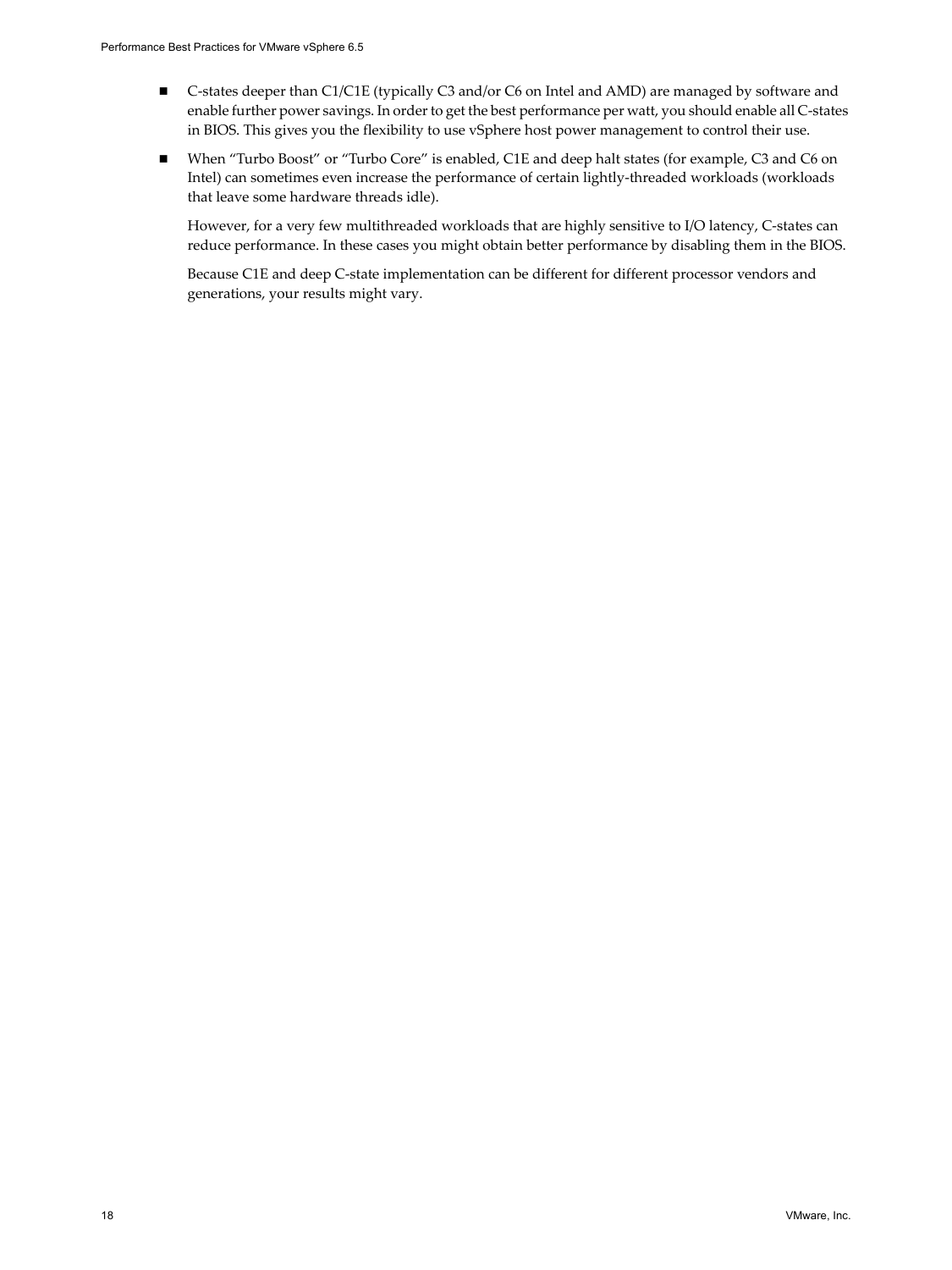- C-states deeper than C1/C1E (typically C3 and/or C6 on Intel and AMD) are managed by software and enable further power savings. In order to get the best performance per watt, you should enable all C-states in BIOS. This gives you the flexibility to use vSphere host power management to control their use.

- When "Turbo Boost" or "Turbo Core" is enabled, C1E and deep halt states (for example, C3 and C6 on Intel) can sometimes even increase the performance of certain lightly-threaded workloads (workloads that leave some hardware threads idle).

  However, for a very few multithreaded workloads that are highly sensitive to I/O latency, C-states can reduce performance. In these cases you might obtain better performance by disabling them in the BIOS.

  Because C1E and deep C-state implementation can be different for different processor vendors and generations, your results might vary.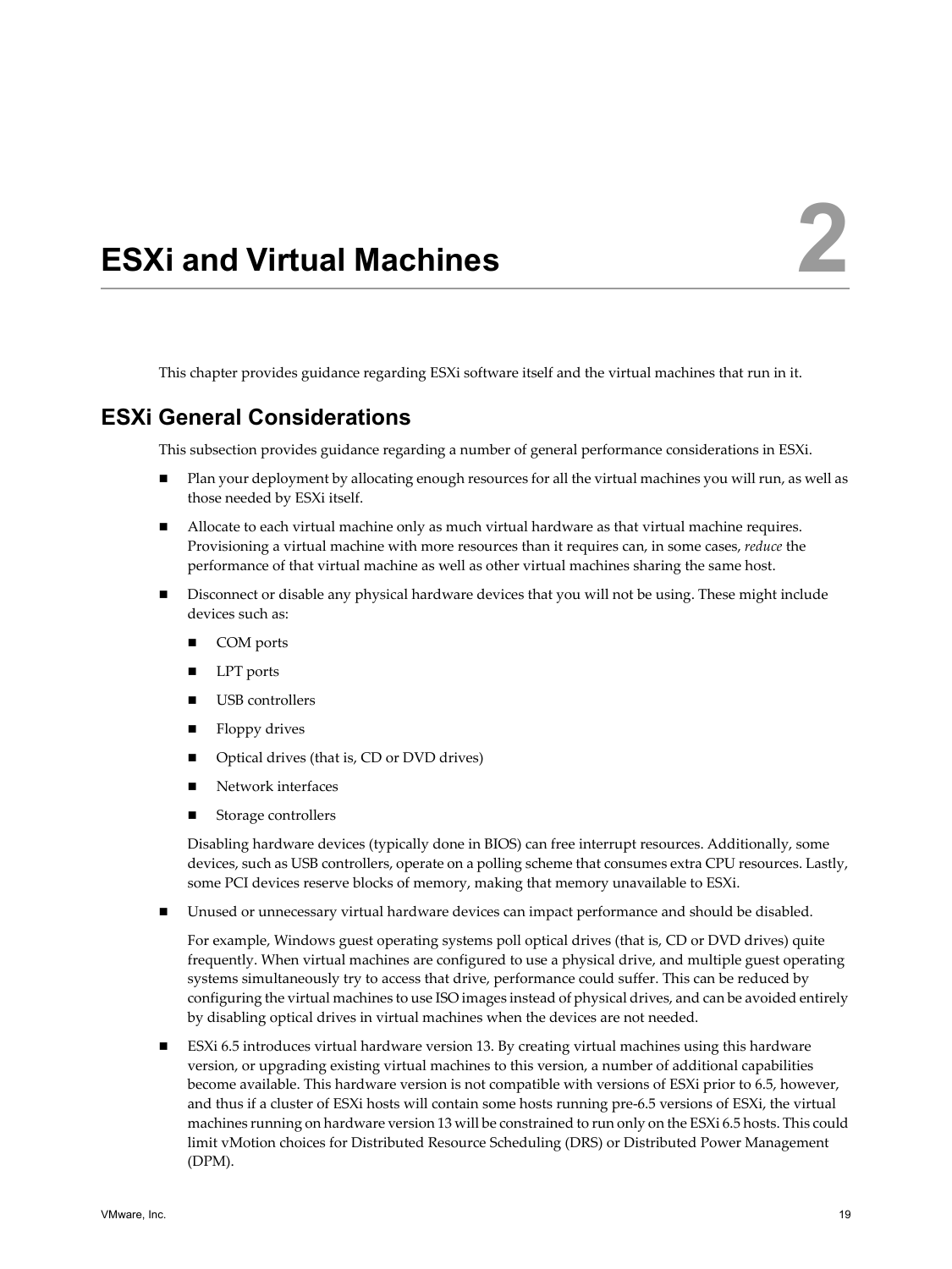# ESXi and Virtual Machines

This chapter provides guidance regarding ESXi software itself and the virtual machines that run in it.

## ESXi General Considerations

This subsection provides guidance regarding a number of general performance considerations in ESXi.

- Plan your deployment by allocating enough resources for all the virtual machines you will run, as well as those needed by ESXi itself.
- Allocate to each virtual machine only as much virtual hardware as that virtual machine requires. Provisioning a virtual machine with more resources than it requires can, in some cases, *reduce* the performance of that virtual machine as well as other virtual machines sharing the same host.
- Disconnect or disable any physical hardware devices that you will not be using. These might include devices such as:
  - COM ports
  - LPT ports
  - USB controllers
  - Floppy drives
  - Optical drives (that is, CD or DVD drives)
  - Network interfaces
  - Storage controllers

  Disabling hardware devices (typically done in BIOS) can free interrupt resources. Additionally, some devices, such as USB controllers, operate on a polling scheme that consumes extra CPU resources. Lastly, some PCI devices reserve blocks of memory, making that memory unavailable to ESXi.
- Unused or unnecessary virtual hardware devices can impact performance and should be disabled.

  For example, Windows guest operating systems poll optical drives (that is, CD or DVD drives) quite frequently. When virtual machines are configured to use a physical drive, and multiple guest operating systems simultaneously try to access that drive, performance could suffer. This can be reduced by configuring the virtual machines to use ISO images instead of physical drives, and can be avoided entirely by disabling optical drives in virtual machines when the devices are not needed.
- ESXi 6.5 introduces virtual hardware version 13. By creating virtual machines using this hardware version, or upgrading existing virtual machines to this version, a number of additional capabilities become available. This hardware version is not compatible with versions of ESXi prior to 6.5, however, and thus if a cluster of ESXi hosts will contain some hosts running pre-6.5 versions of ESXi, the virtual machines running on hardware version 13 will be constrained to run only on the ESXi 6.5 hosts. This could limit vMotion choices for Distributed Resource Scheduling (DRS) or Distributed Power Management (DPM).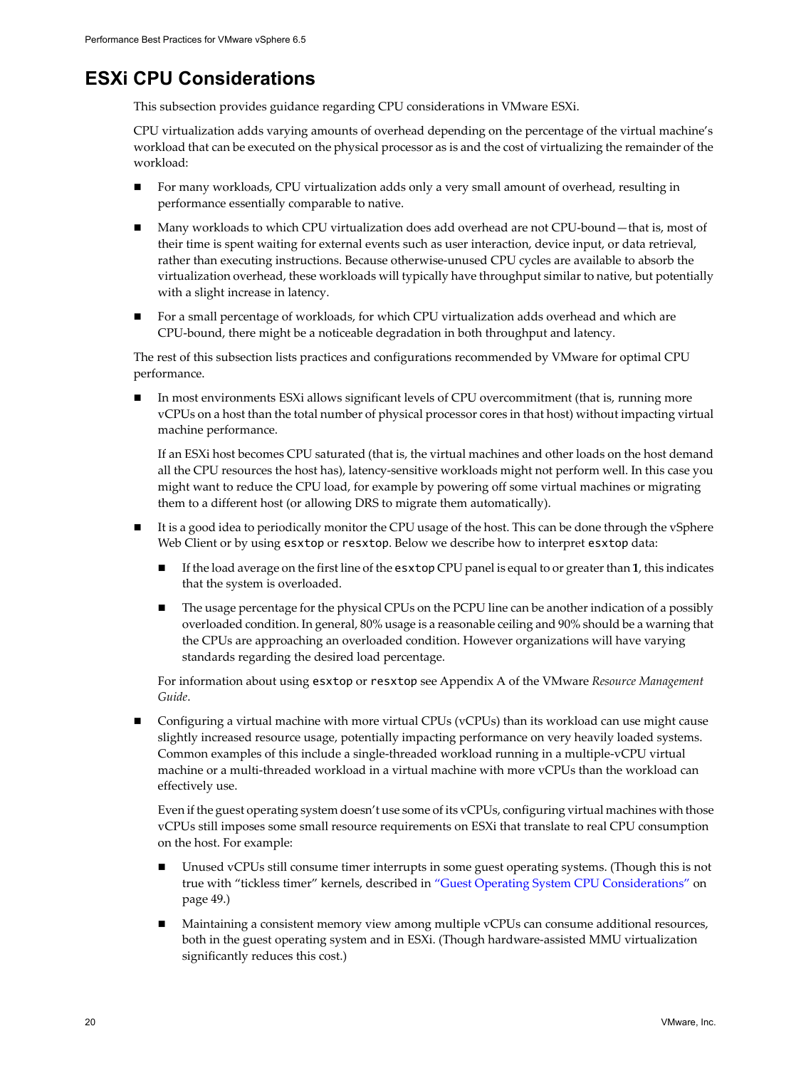## ESXi CPU Considerations

This subsection provides guidance regarding CPU considerations in VMware ESXi.

CPU virtualization adds varying amounts of overhead depending on the percentage of the virtual machine's workload that can be executed on the physical processor as is and the cost of virtualizing the remainder of the workload:

- For many workloads, CPU virtualization adds only a very small amount of overhead, resulting in performance essentially comparable to native.
- Many workloads to which CPU virtualization does add overhead are not CPU-bound—that is, most of their time is spent waiting for external events such as user interaction, device input, or data retrieval, rather than executing instructions. Because otherwise-unused CPU cycles are available to absorb the virtualization overhead, these workloads will typically have throughput similar to native, but potentially with a slight increase in latency.
- For a small percentage of workloads, for which CPU virtualization adds overhead and which are CPU-bound, there might be a noticeable degradation in both throughput and latency.

The rest of this subsection lists practices and configurations recommended by VMware for optimal CPU performance.

- In most environments ESXi allows significant levels of CPU overcommitment (that is, running more vCPUs on a host than the total number of physical processor cores in that host) without impacting virtual machine performance.

  If an ESXi host becomes CPU saturated (that is, the virtual machines and other loads on the host demand all the CPU resources the host has), latency-sensitive workloads might not perform well. In this case you might want to reduce the CPU load, for example by powering off some virtual machines or migrating them to a different host (or allowing DRS to migrate them automatically).

- It is a good idea to periodically monitor the CPU usage of the host. This can be done through the vSphere Web Client or by using `esxtop` or `resxtop`. Below we describe how to interpret `esxtop` data:
  - If the load average on the first line of the `esxtop` CPU panel is equal to or greater than **1**, this indicates that the system is overloaded.
  - The usage percentage for the physical CPUs on the PCPU line can be another indication of a possibly overloaded condition. In general, 80% usage is a reasonable ceiling and 90% should be a warning that the CPUs are approaching an overloaded condition. However organizations will have varying standards regarding the desired load percentage.

  For information about using `esxtop` or `resxtop` see Appendix A of the VMware *Resource Management Guide*.

- Configuring a virtual machine with more virtual CPUs (vCPUs) than its workload can use might cause slightly increased resource usage, potentially impacting performance on very heavily loaded systems. Common examples of this include a single-threaded workload running in a multiple-vCPU virtual machine or a multi-threaded workload in a virtual machine with more vCPUs than the workload can effectively use.

  Even if the guest operating system doesn't use some of its vCPUs, configuring virtual machines with those vCPUs still imposes some small resource requirements on ESXi that translate to real CPU consumption on the host. For example:
  - Unused vCPUs still consume timer interrupts in some guest operating systems. (Though this is not true with "tickless timer" kernels, described in "Guest Operating System CPU Considerations" on page 49.)
  - Maintaining a consistent memory view among multiple vCPUs can consume additional resources, both in the guest operating system and in ESXi. (Though hardware-assisted MMU virtualization significantly reduces this cost.)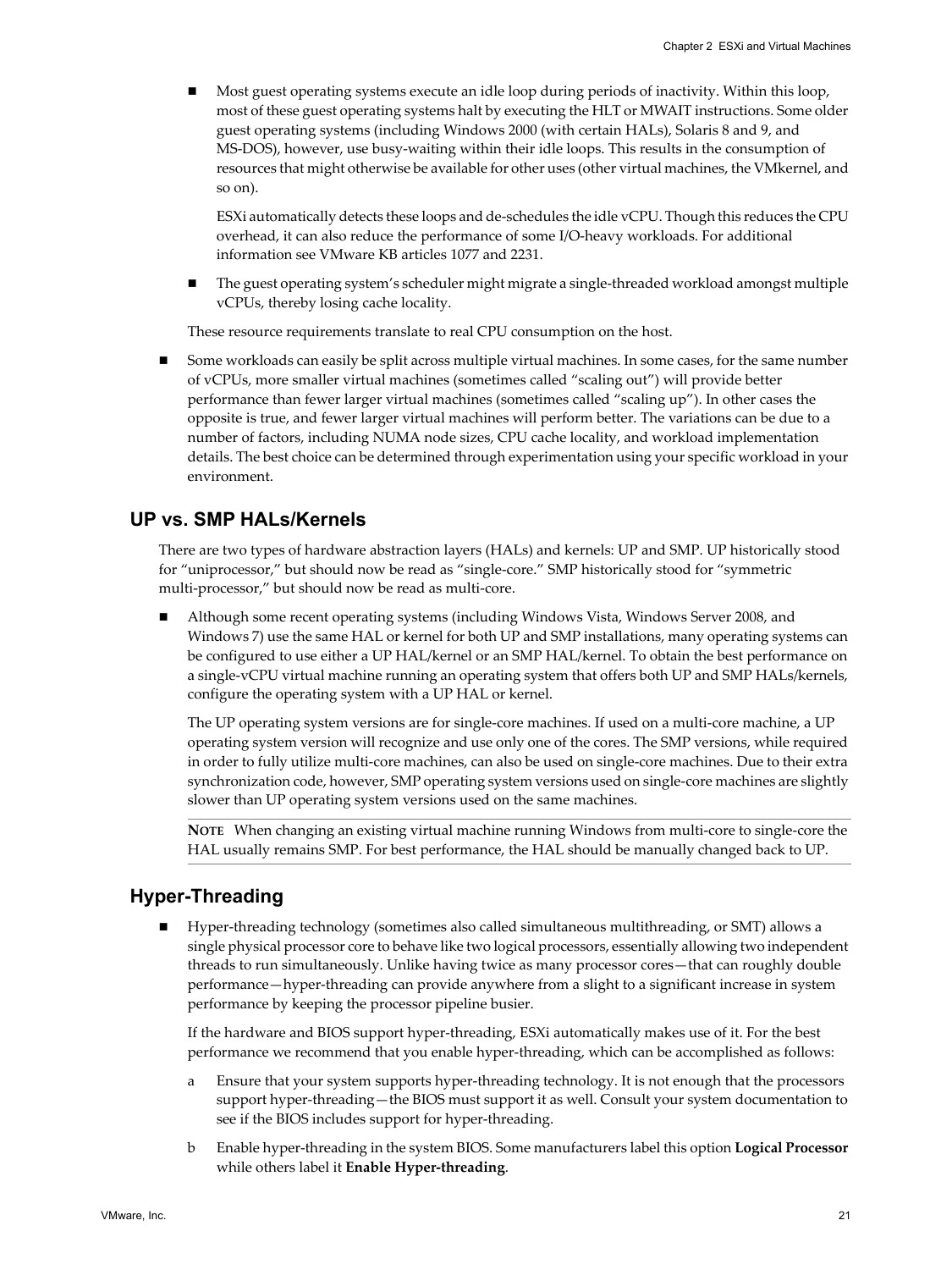- Most guest operating systems execute an idle loop during periods of inactivity. Within this loop, most of these guest operating systems halt by executing the HLT or MWAIT instructions. Some older guest operating systems (including Windows 2000 (with certain HALs), Solaris 8 and 9, and MS-DOS), however, use busy-waiting within their idle loops. This results in the consumption of resources that might otherwise be available for other uses (other virtual machines, the VMkernel, and so on).

  ESXi automatically detects these loops and de-schedules the idle vCPU. Though this reduces the CPU overhead, it can also reduce the performance of some I/O-heavy workloads. For additional information see VMware KB articles 1077 and 2231.

- The guest operating system's scheduler might migrate a single-threaded workload amongst multiple vCPUs, thereby losing cache locality.

These resource requirements translate to real CPU consumption on the host.

- Some workloads can easily be split across multiple virtual machines. In some cases, for the same number of vCPUs, more smaller virtual machines (sometimes called "scaling out") will provide better performance than fewer larger virtual machines (sometimes called "scaling up"). In other cases the opposite is true, and fewer larger virtual machines will perform better. The variations can be due to a number of factors, including NUMA node sizes, CPU cache locality, and workload implementation details. The best choice can be determined through experimentation using your specific workload in your environment.

## UP vs. SMP HALs/Kernels

There are two types of hardware abstraction layers (HALs) and kernels: UP and SMP. UP historically stood for "uniprocessor," but should now be read as "single-core." SMP historically stood for "symmetric multi-processor," but should now be read as multi-core.

- Although some recent operating systems (including Windows Vista, Windows Server 2008, and Windows 7) use the same HAL or kernel for both UP and SMP installations, many operating systems can be configured to use either a UP HAL/kernel or an SMP HAL/kernel. To obtain the best performance on a single-vCPU virtual machine running an operating system that offers both UP and SMP HALs/kernels, configure the operating system with a UP HAL or kernel.

  The UP operating system versions are for single-core machines. If used on a multi-core machine, a UP operating system version will recognize and use only one of the cores. The SMP versions, while required in order to fully utilize multi-core machines, can also be used on single-core machines. Due to their extra synchronization code, however, SMP operating system versions used on single-core machines are slightly slower than UP operating system versions used on the same machines.

  **NOTE** When changing an existing virtual machine running Windows from multi-core to single-core the HAL usually remains SMP. For best performance, the HAL should be manually changed back to UP.

## Hyper-Threading

- Hyper-threading technology (sometimes also called simultaneous multithreading, or SMT) allows a single physical processor core to behave like two logical processors, essentially allowing two independent threads to run simultaneously. Unlike having twice as many processor cores—that can roughly double performance—hyper-threading can provide anywhere from a slight to a significant increase in system performance by keeping the processor pipeline busier.

  If the hardware and BIOS support hyper-threading, ESXi automatically makes use of it. For the best performance we recommend that you enable hyper-threading, which can be accomplished as follows:

  a. Ensure that your system supports hyper-threading technology. It is not enough that the processors support hyper-threading—the BIOS must support it as well. Consult your system documentation to see if the BIOS includes support for hyper-threading.

  b. Enable hyper-threading in the system BIOS. Some manufacturers label this option **Logical Processor** while others label it **Enable Hyper-threading**.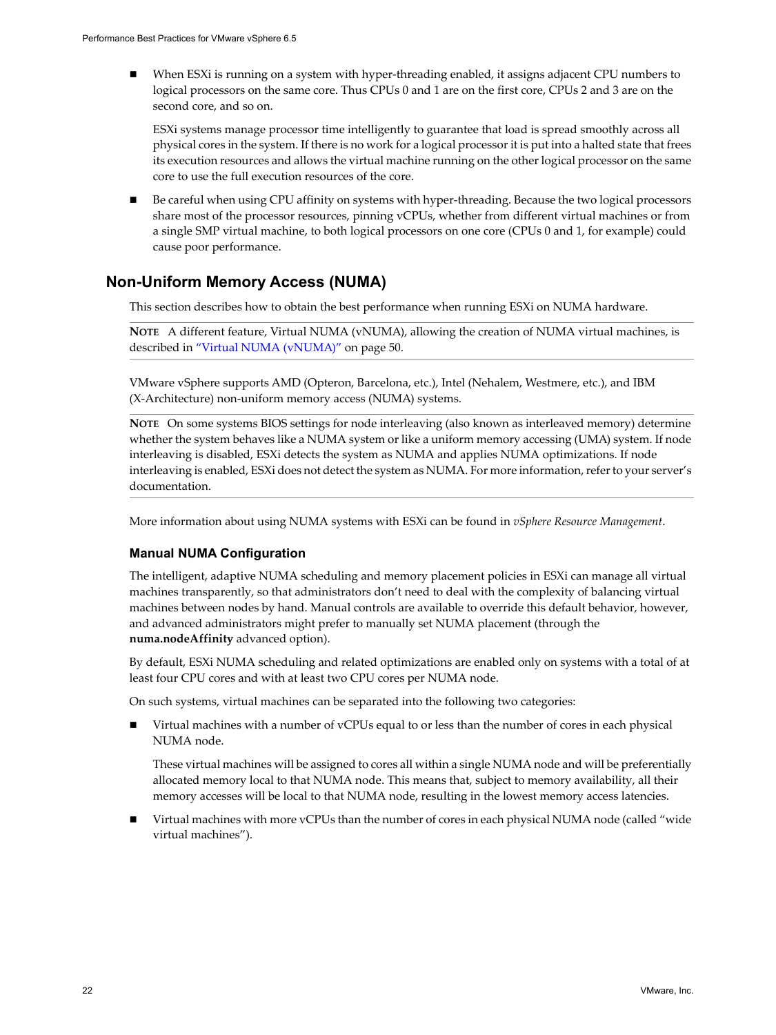- When ESXi is running on a system with hyper-threading enabled, it assigns adjacent CPU numbers to logical processors on the same core. Thus CPUs 0 and 1 are on the first core, CPUs 2 and 3 are on the second core, and so on.

  ESXi systems manage processor time intelligently to guarantee that load is spread smoothly across all physical cores in the system. If there is no work for a logical processor it is put into a halted state that frees its execution resources and allows the virtual machine running on the other logical processor on the same core to use the full execution resources of the core.

- Be careful when using CPU affinity on systems with hyper-threading. Because the two logical processors share most of the processor resources, pinning vCPUs, whether from different virtual machines or from a single SMP virtual machine, to both logical processors on one core (CPUs 0 and 1, for example) could cause poor performance.

## Non-Uniform Memory Access (NUMA)

This section describes how to obtain the best performance when running ESXi on NUMA hardware.

---

**NOTE** A different feature, Virtual NUMA (vNUMA), allowing the creation of NUMA virtual machines, is described in "Virtual NUMA (vNUMA)" on page 50.

---

VMware vSphere supports AMD (Opteron, Barcelona, etc.), Intel (Nehalem, Westmere, etc.), and IBM (X-Architecture) non-uniform memory access (NUMA) systems.

---

**NOTE** On some systems BIOS settings for node interleaving (also known as interleaved memory) determine whether the system behaves like a NUMA system or like a uniform memory accessing (UMA) system. If node interleaving is disabled, ESXi detects the system as NUMA and applies NUMA optimizations. If node interleaving is enabled, ESXi does not detect the system as NUMA. For more information, refer to your server's documentation.

---

More information about using NUMA systems with ESXi can be found in *vSphere Resource Management*.

### Manual NUMA Configuration

The intelligent, adaptive NUMA scheduling and memory placement policies in ESXi can manage all virtual machines transparently, so that administrators don't need to deal with the complexity of balancing virtual machines between nodes by hand. Manual controls are available to override this default behavior, however, and advanced administrators might prefer to manually set NUMA placement (through the **numa.nodeAffinity** advanced option).

By default, ESXi NUMA scheduling and related optimizations are enabled only on systems with a total of at least four CPU cores and with at least two CPU cores per NUMA node.

On such systems, virtual machines can be separated into the following two categories:

- Virtual machines with a number of vCPUs equal to or less than the number of cores in each physical NUMA node.

  These virtual machines will be assigned to cores all within a single NUMA node and will be preferentially allocated memory local to that NUMA node. This means that, subject to memory availability, all their memory accesses will be local to that NUMA node, resulting in the lowest memory access latencies.

- Virtual machines with more vCPUs than the number of cores in each physical NUMA node (called "wide virtual machines").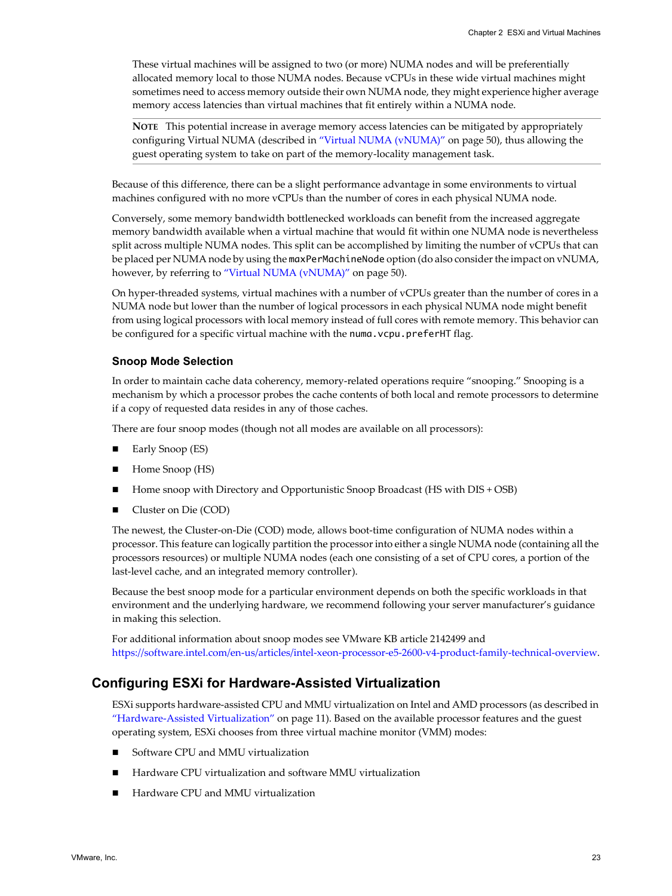These virtual machines will be assigned to two (or more) NUMA nodes and will be preferentially allocated memory local to those NUMA nodes. Because vCPUs in these wide virtual machines might sometimes need to access memory outside their own NUMA node, they might experience higher average memory access latencies than virtual machines that fit entirely within a NUMA node.

**NOTE** This potential increase in average memory access latencies can be mitigated by appropriately configuring Virtual NUMA (described in "Virtual NUMA (vNUMA)" on page 50), thus allowing the guest operating system to take on part of the memory-locality management task.

Because of this difference, there can be a slight performance advantage in some environments to virtual machines configured with no more vCPUs than the number of cores in each physical NUMA node.

Conversely, some memory bandwidth bottlenecked workloads can benefit from the increased aggregate memory bandwidth available when a virtual machine that would fit within one NUMA node is nevertheless split across multiple NUMA nodes. This split can be accomplished by limiting the number of vCPUs that can be placed per NUMA node by using the `maxPerMachineNode` option (do also consider the impact on vNUMA, however, by referring to "Virtual NUMA (vNUMA)" on page 50).

On hyper-threaded systems, virtual machines with a number of vCPUs greater than the number of cores in a NUMA node but lower than the number of logical processors in each physical NUMA node might benefit from using logical processors with local memory instead of full cores with remote memory. This behavior can be configured for a specific virtual machine with the `numa.vcpu.preferHT` flag.

### Snoop Mode Selection

In order to maintain cache data coherency, memory-related operations require "snooping." Snooping is a mechanism by which a processor probes the cache contents of both local and remote processors to determine if a copy of requested data resides in any of those caches.

There are four snoop modes (though not all modes are available on all processors):

- Early Snoop (ES)
- Home Snoop (HS)
- Home snoop with Directory and Opportunistic Snoop Broadcast (HS with DIS + OSB)
- Cluster on Die (COD)

The newest, the Cluster-on-Die (COD) mode, allows boot-time configuration of NUMA nodes within a processor. This feature can logically partition the processor into either a single NUMA node (containing all the processors resources) or multiple NUMA nodes (each one consisting of a set of CPU cores, a portion of the last-level cache, and an integrated memory controller).

Because the best snoop mode for a particular environment depends on both the specific workloads in that environment and the underlying hardware, we recommend following your server manufacturer's guidance in making this selection.

For additional information about snoop modes see VMware KB article 2142499 and https://software.intel.com/en-us/articles/intel-xeon-processor-e5-2600-v4-product-family-technical-overview.

## Configuring ESXi for Hardware-Assisted Virtualization

ESXi supports hardware-assisted CPU and MMU virtualization on Intel and AMD processors (as described in "Hardware-Assisted Virtualization" on page 11). Based on the available processor features and the guest operating system, ESXi chooses from three virtual machine monitor (VMM) modes:

- Software CPU and MMU virtualization
- Hardware CPU virtualization and software MMU virtualization
- Hardware CPU and MMU virtualization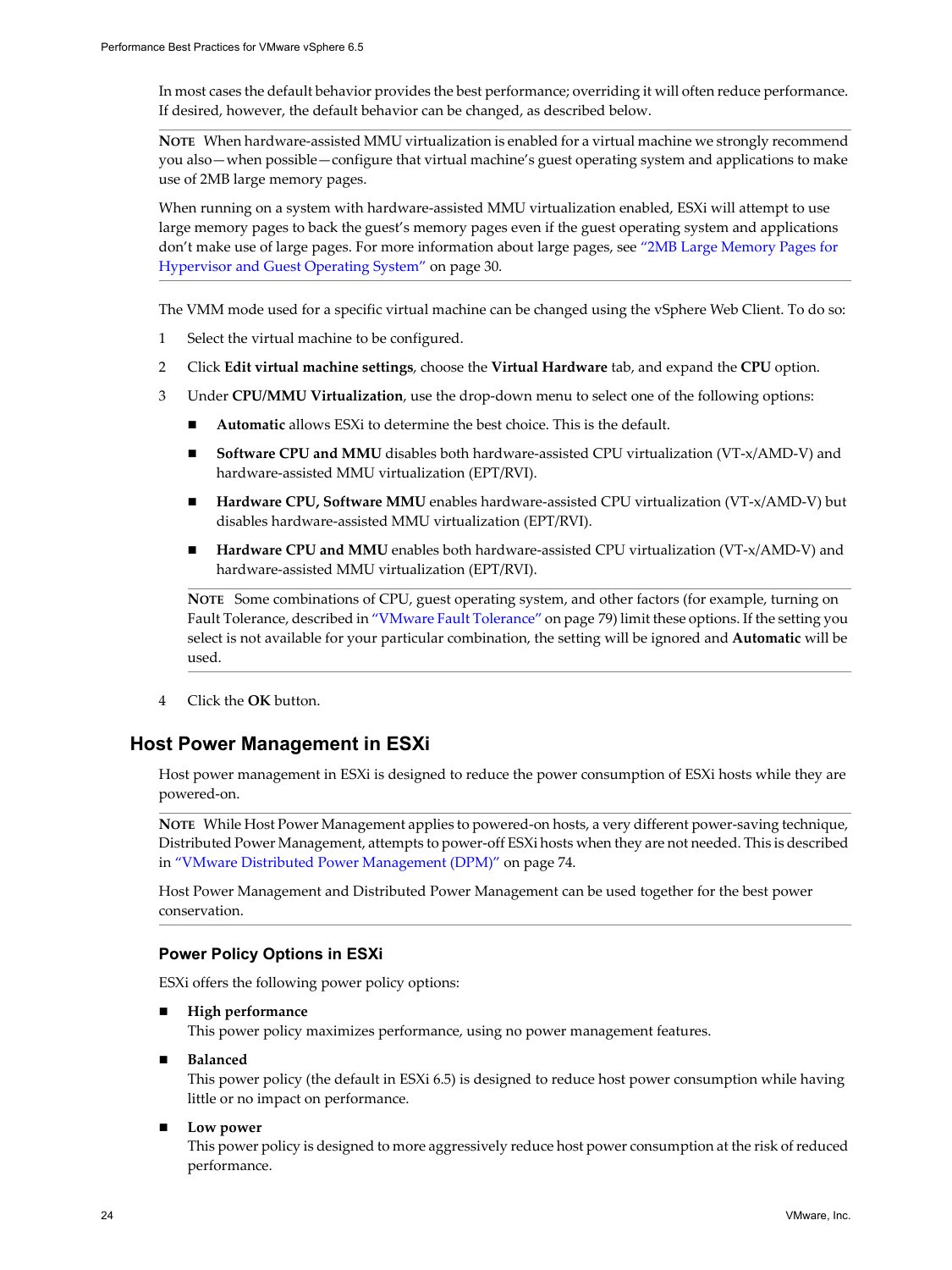In most cases the default behavior provides the best performance; overriding it will often reduce performance. If desired, however, the default behavior can be changed, as described below.

**NOTE** When hardware-assisted MMU virtualization is enabled for a virtual machine we strongly recommend you also—when possible—configure that virtual machine's guest operating system and applications to make use of 2MB large memory pages.

When running on a system with hardware-assisted MMU virtualization enabled, ESXi will attempt to use large memory pages to back the guest's memory pages even if the guest operating system and applications don't make use of large pages. For more information about large pages, see "2MB Large Memory Pages for Hypervisor and Guest Operating System" on page 30.

The VMM mode used for a specific virtual machine can be changed using the vSphere Web Client. To do so:

1. Select the virtual machine to be configured.
2. Click **Edit virtual machine settings**, choose the **Virtual Hardware** tab, and expand the **CPU** option.
3. Under **CPU/MMU Virtualization**, use the drop-down menu to select one of the following options:
   - **Automatic** allows ESXi to determine the best choice. This is the default.
   - **Software CPU and MMU** disables both hardware-assisted CPU virtualization (VT-x/AMD-V) and hardware-assisted MMU virtualization (EPT/RVI).
   - **Hardware CPU, Software MMU** enables hardware-assisted CPU virtualization (VT-x/AMD-V) but disables hardware-assisted MMU virtualization (EPT/RVI).
   - **Hardware CPU and MMU** enables both hardware-assisted CPU virtualization (VT-x/AMD-V) and hardware-assisted MMU virtualization (EPT/RVI).

   **NOTE** Some combinations of CPU, guest operating system, and other factors (for example, turning on Fault Tolerance, described in "VMware Fault Tolerance" on page 79) limit these options. If the setting you select is not available for your particular combination, the setting will be ignored and **Automatic** will be used.

4. Click the **OK** button.

## Host Power Management in ESXi

Host power management in ESXi is designed to reduce the power consumption of ESXi hosts while they are powered-on.

**NOTE** While Host Power Management applies to powered-on hosts, a very different power-saving technique, Distributed Power Management, attempts to power-off ESXi hosts when they are not needed. This is described in "VMware Distributed Power Management (DPM)" on page 74.

Host Power Management and Distributed Power Management can be used together for the best power conservation.

### Power Policy Options in ESXi

ESXi offers the following power policy options:

- **High performance**
  This power policy maximizes performance, using no power management features.
- **Balanced**
  This power policy (the default in ESXi 6.5) is designed to reduce host power consumption while having little or no impact on performance.
- **Low power**
  This power policy is designed to more aggressively reduce host power consumption at the risk of reduced performance.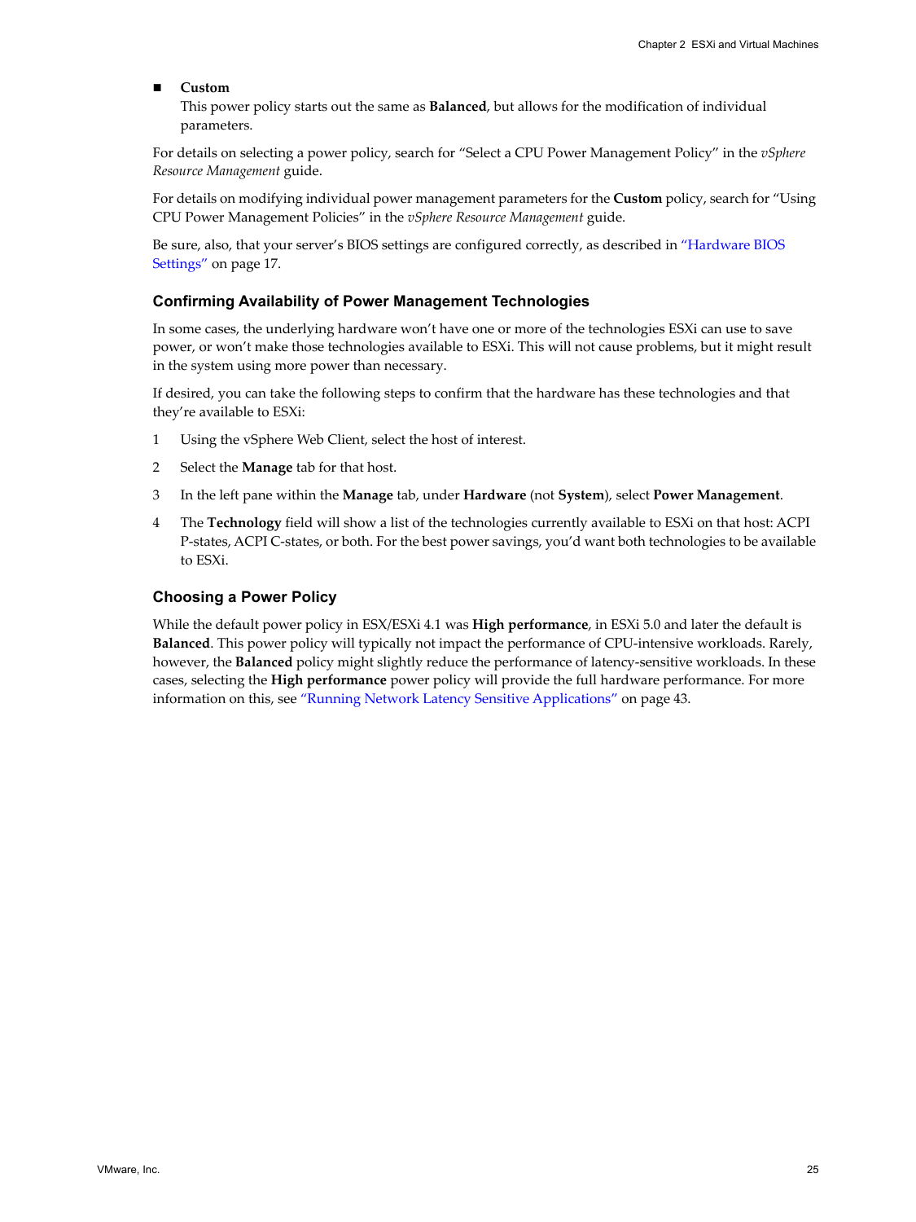- **Custom**
  This power policy starts out the same as **Balanced**, but allows for the modification of individual parameters.

For details on selecting a power policy, search for "Select a CPU Power Management Policy" in the *vSphere Resource Management* guide.

For details on modifying individual power management parameters for the **Custom** policy, search for "Using CPU Power Management Policies" in the *vSphere Resource Management* guide.

Be sure, also, that your server's BIOS settings are configured correctly, as described in "Hardware BIOS Settings" on page 17.

### Confirming Availability of Power Management Technologies

In some cases, the underlying hardware won't have one or more of the technologies ESXi can use to save power, or won't make those technologies available to ESXi. This will not cause problems, but it might result in the system using more power than necessary.

If desired, you can take the following steps to confirm that the hardware has these technologies and that they're available to ESXi:

1. Using the vSphere Web Client, select the host of interest.
2. Select the **Manage** tab for that host.
3. In the left pane within the **Manage** tab, under **Hardware** (not **System**), select **Power Management**.
4. The **Technology** field will show a list of the technologies currently available to ESXi on that host: ACPI P-states, ACPI C-states, or both. For the best power savings, you'd want both technologies to be available to ESXi.

### Choosing a Power Policy

While the default power policy in ESX/ESXi 4.1 was **High performance**, in ESXi 5.0 and later the default is **Balanced**. This power policy will typically not impact the performance of CPU-intensive workloads. Rarely, however, the **Balanced** policy might slightly reduce the performance of latency-sensitive workloads. In these cases, selecting the **High performance** power policy will provide the full hardware performance. For more information on this, see "Running Network Latency Sensitive Applications" on page 43.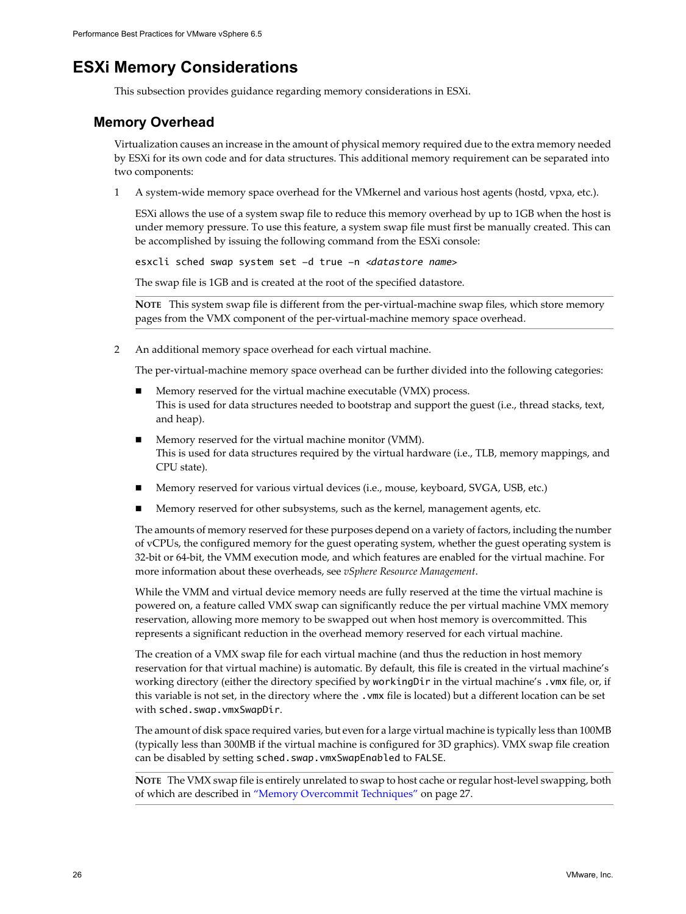# ESXi Memory Considerations

This subsection provides guidance regarding memory considerations in ESXi.

## Memory Overhead

Virtualization causes an increase in the amount of physical memory required due to the extra memory needed by ESXi for its own code and for data structures. This additional memory requirement can be separated into two components:

1. A system-wide memory space overhead for the VMkernel and various host agents (hostd, vpxa, etc.).

   ESXi allows the use of a system swap file to reduce this memory overhead by up to 1GB when the host is under memory pressure. To use this feature, a system swap file must first be manually created. This can be accomplished by issuing the following command from the ESXi console:

   ```
   esxcli sched swap system set -d true -n <datastore name>
   ```

   The swap file is 1GB and is created at the root of the specified datastore.

   **NOTE** This system swap file is different from the per-virtual-machine swap files, which store memory pages from the VMX component of the per-virtual-machine memory space overhead.

2. An additional memory space overhead for each virtual machine.

   The per-virtual-machine memory space overhead can be further divided into the following categories:

   - Memory reserved for the virtual machine executable (VMX) process.
     This is used for data structures needed to bootstrap and support the guest (i.e., thread stacks, text, and heap).
   - Memory reserved for the virtual machine monitor (VMM).
     This is used for data structures required by the virtual hardware (i.e., TLB, memory mappings, and CPU state).
   - Memory reserved for various virtual devices (i.e., mouse, keyboard, SVGA, USB, etc.)
   - Memory reserved for other subsystems, such as the kernel, management agents, etc.

   The amounts of memory reserved for these purposes depend on a variety of factors, including the number of vCPUs, the configured memory for the guest operating system, whether the guest operating system is 32-bit or 64-bit, the VMM execution mode, and which features are enabled for the virtual machine. For more information about these overheads, see *vSphere Resource Management*.

   While the VMM and virtual device memory needs are fully reserved at the time the virtual machine is powered on, a feature called VMX swap can significantly reduce the per virtual machine VMX memory reservation, allowing more memory to be swapped out when host memory is overcommitted. This represents a significant reduction in the overhead memory reserved for each virtual machine.

   The creation of a VMX swap file for each virtual machine (and thus the reduction in host memory reservation for that virtual machine) is automatic. By default, this file is created in the virtual machine's working directory (either the directory specified by `workingDir` in the virtual machine's `.vmx` file, or, if this variable is not set, in the directory where the `.vmx` file is located) but a different location can be set with `sched.swap.vmxSwapDir`.

   The amount of disk space required varies, but even for a large virtual machine is typically less than 100MB (typically less than 300MB if the virtual machine is configured for 3D graphics). VMX swap file creation can be disabled by setting `sched.swap.vmxSwapEnabled` to `FALSE`.

   **NOTE** The VMX swap file is entirely unrelated to swap to host cache or regular host-level swapping, both of which are described in "Memory Overcommit Techniques" on page 27.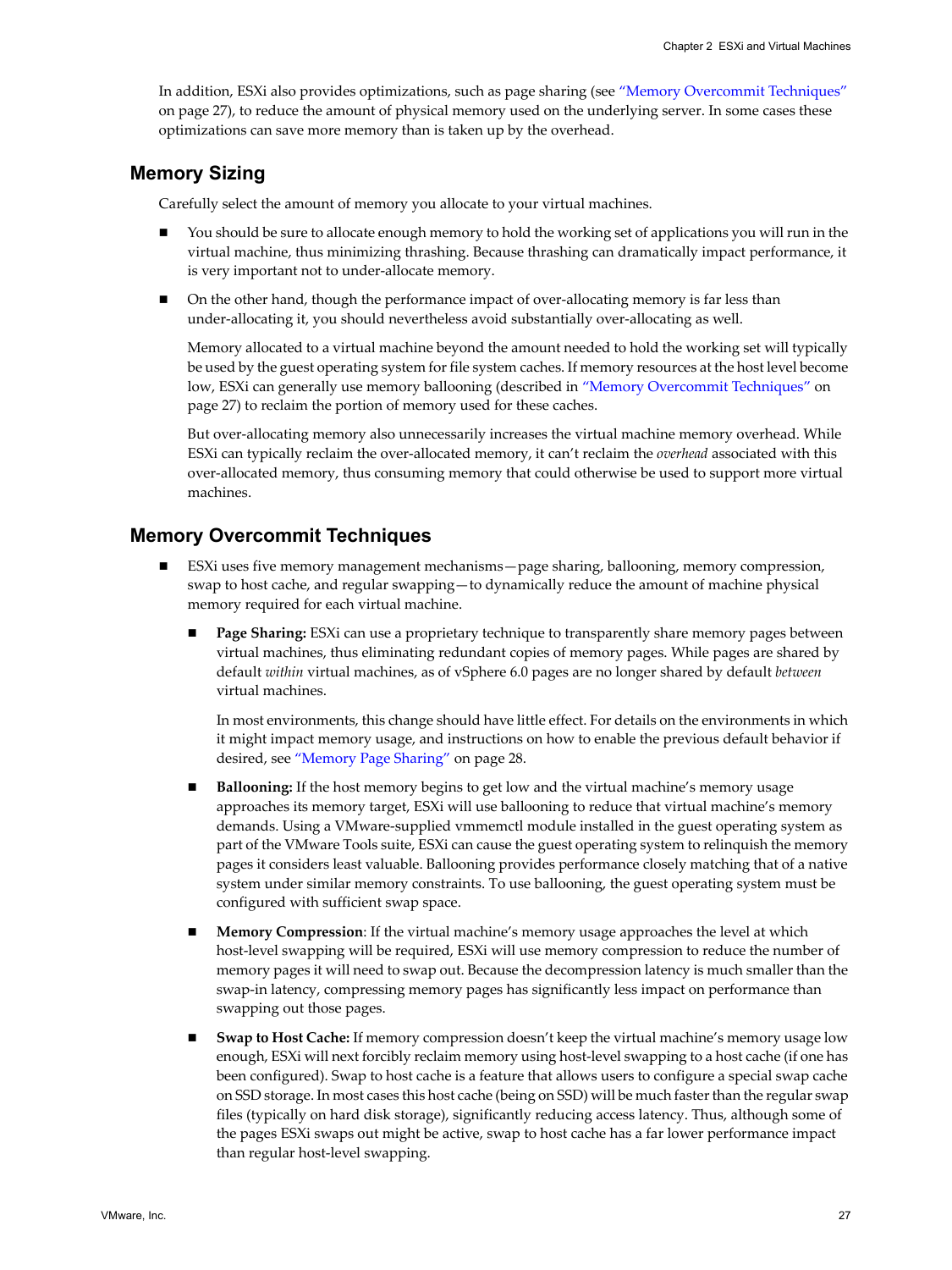In addition, ESXi also provides optimizations, such as page sharing (see "Memory Overcommit Techniques" on page 27), to reduce the amount of physical memory used on the underlying server. In some cases these optimizations can save more memory than is taken up by the overhead.

## Memory Sizing

Carefully select the amount of memory you allocate to your virtual machines.

- You should be sure to allocate enough memory to hold the working set of applications you will run in the virtual machine, thus minimizing thrashing. Because thrashing can dramatically impact performance, it is very important not to under-allocate memory.
- On the other hand, though the performance impact of over-allocating memory is far less than under-allocating it, you should nevertheless avoid substantially over-allocating as well.

  Memory allocated to a virtual machine beyond the amount needed to hold the working set will typically be used by the guest operating system for file system caches. If memory resources at the host level become low, ESXi can generally use memory ballooning (described in "Memory Overcommit Techniques" on page 27) to reclaim the portion of memory used for these caches.

  But over-allocating memory also unnecessarily increases the virtual machine memory overhead. While ESXi can typically reclaim the over-allocated memory, it can't reclaim the *overhead* associated with this over-allocated memory, thus consuming memory that could otherwise be used to support more virtual machines.

## Memory Overcommit Techniques

- ESXi uses five memory management mechanisms—page sharing, ballooning, memory compression, swap to host cache, and regular swapping—to dynamically reduce the amount of machine physical memory required for each virtual machine.
  - **Page Sharing:** ESXi can use a proprietary technique to transparently share memory pages between virtual machines, thus eliminating redundant copies of memory pages. While pages are shared by default *within* virtual machines, as of vSphere 6.0 pages are no longer shared by default *between* virtual machines.

    In most environments, this change should have little effect. For details on the environments in which it might impact memory usage, and instructions on how to enable the previous default behavior if desired, see "Memory Page Sharing" on page 28.
  - **Ballooning:** If the host memory begins to get low and the virtual machine's memory usage approaches its memory target, ESXi will use ballooning to reduce that virtual machine's memory demands. Using a VMware-supplied vmmemctl module installed in the guest operating system as part of the VMware Tools suite, ESXi can cause the guest operating system to relinquish the memory pages it considers least valuable. Ballooning provides performance closely matching that of a native system under similar memory constraints. To use ballooning, the guest operating system must be configured with sufficient swap space.
  - **Memory Compression**: If the virtual machine's memory usage approaches the level at which host-level swapping will be required, ESXi will use memory compression to reduce the number of memory pages it will need to swap out. Because the decompression latency is much smaller than the swap-in latency, compressing memory pages has significantly less impact on performance than swapping out those pages.
  - **Swap to Host Cache:** If memory compression doesn't keep the virtual machine's memory usage low enough, ESXi will next forcibly reclaim memory using host-level swapping to a host cache (if one has been configured). Swap to host cache is a feature that allows users to configure a special swap cache on SSD storage. In most cases this host cache (being on SSD) will be much faster than the regular swap files (typically on hard disk storage), significantly reducing access latency. Thus, although some of the pages ESXi swaps out might be active, swap to host cache has a far lower performance impact than regular host-level swapping.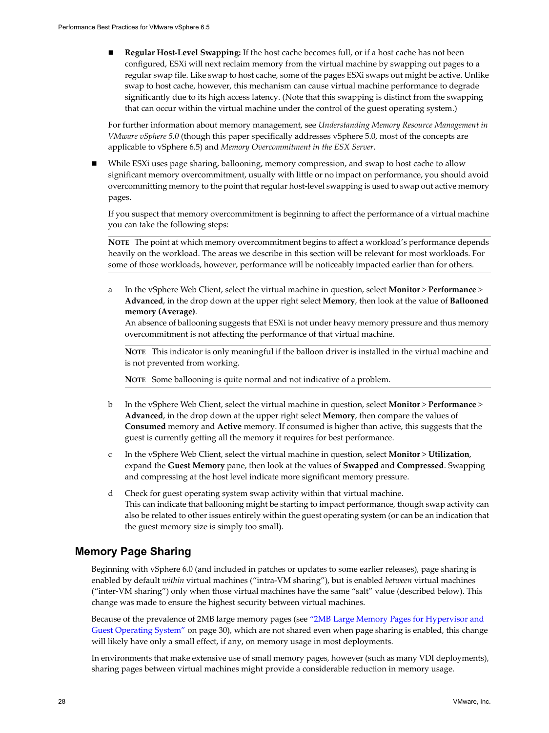- **Regular Host-Level Swapping:** If the host cache becomes full, or if a host cache has not been configured, ESXi will next reclaim memory from the virtual machine by swapping out pages to a regular swap file. Like swap to host cache, some of the pages ESXi swaps out might be active. Unlike swap to host cache, however, this mechanism can cause virtual machine performance to degrade significantly due to its high access latency. (Note that this swapping is distinct from the swapping that can occur within the virtual machine under the control of the guest operating system.)

  For further information about memory management, see *Understanding Memory Resource Management in VMware vSphere 5.0* (though this paper specifically addresses vSphere 5.0, most of the concepts are applicable to vSphere 6.5) and *Memory Overcommitment in the ESX Server*.

- While ESXi uses page sharing, ballooning, memory compression, and swap to host cache to allow significant memory overcommitment, usually with little or no impact on performance, you should avoid overcommitting memory to the point that regular host-level swapping is used to swap out active memory pages.

  If you suspect that memory overcommitment is beginning to affect the performance of a virtual machine you can take the following steps:

  **NOTE** The point at which memory overcommitment begins to affect a workload's performance depends heavily on the workload. The areas we describe in this section will be relevant for most workloads. For some of those workloads, however, performance will be noticeably impacted earlier than for others.

  a. In the vSphere Web Client, select the virtual machine in question, select **Monitor** > **Performance** > **Advanced**, in the drop down at the upper right select **Memory**, then look at the value of **Ballooned memory (Average)**.
     An absence of ballooning suggests that ESXi is not under heavy memory pressure and thus memory overcommitment is not affecting the performance of that virtual machine.

     **NOTE** This indicator is only meaningful if the balloon driver is installed in the virtual machine and is not prevented from working.

     **NOTE** Some ballooning is quite normal and not indicative of a problem.

  b. In the vSphere Web Client, select the virtual machine in question, select **Monitor** > **Performance** > **Advanced**, in the drop down at the upper right select **Memory**, then compare the values of **Consumed** memory and **Active** memory. If consumed is higher than active, this suggests that the guest is currently getting all the memory it requires for best performance.

  c. In the vSphere Web Client, select the virtual machine in question, select **Monitor** > **Utilization**, expand the **Guest Memory** pane, then look at the values of **Swapped** and **Compressed**. Swapping and compressing at the host level indicate more significant memory pressure.

  d. Check for guest operating system swap activity within that virtual machine.
     This can indicate that ballooning might be starting to impact performance, though swap activity can also be related to other issues entirely within the guest operating system (or can be an indication that the guest memory size is simply too small).

## Memory Page Sharing

Beginning with vSphere 6.0 (and included in patches or updates to some earlier releases), page sharing is enabled by default *within* virtual machines ("intra-VM sharing"), but is enabled *between* virtual machines ("inter-VM sharing") only when those virtual machines have the same "salt" value (described below). This change was made to ensure the highest security between virtual machines.

Because of the prevalence of 2MB large memory pages (see "2MB Large Memory Pages for Hypervisor and Guest Operating System" on page 30), which are not shared even when page sharing is enabled, this change will likely have only a small effect, if any, on memory usage in most deployments.

In environments that make extensive use of small memory pages, however (such as many VDI deployments), sharing pages between virtual machines might provide a considerable reduction in memory usage.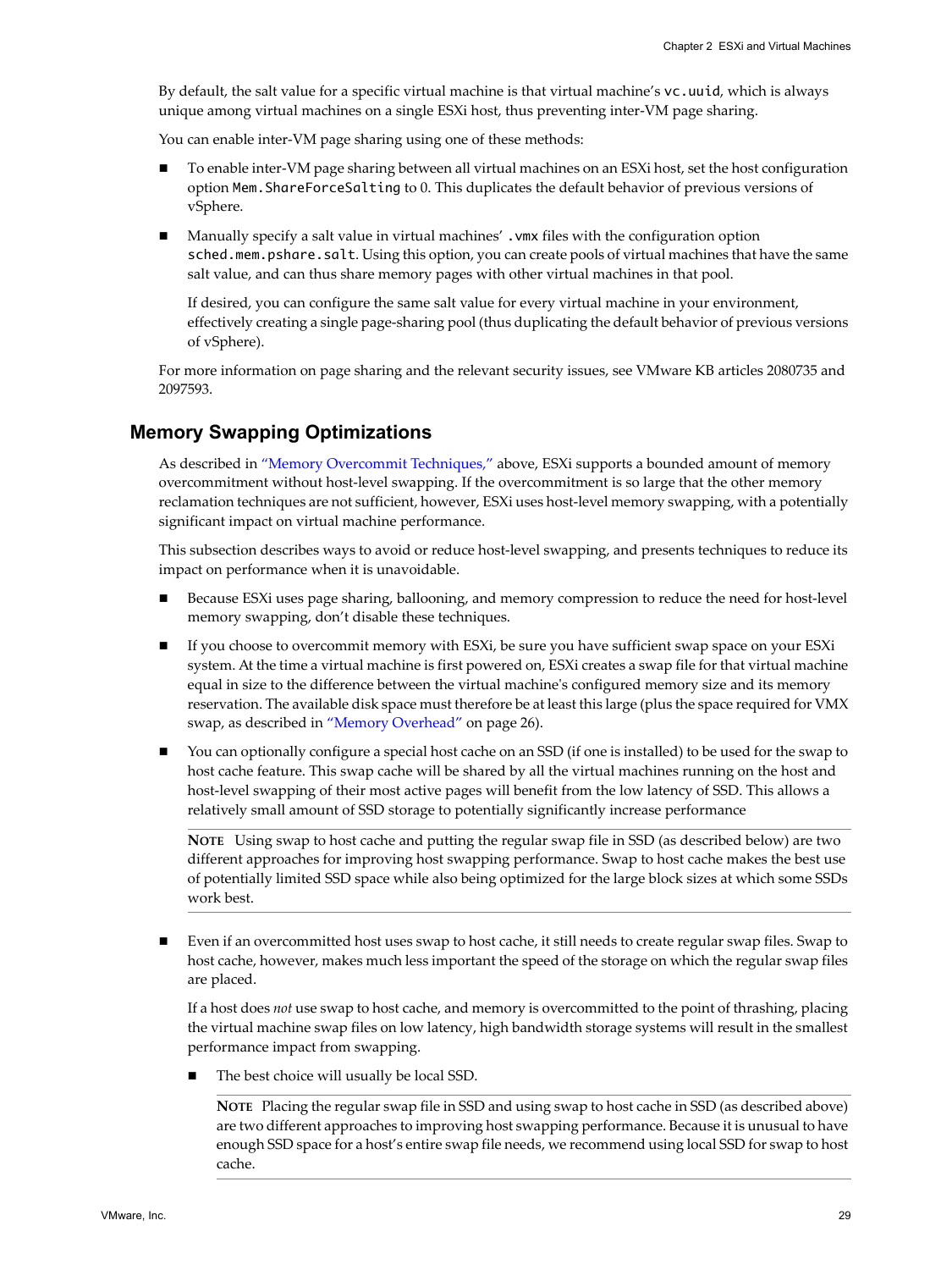By default, the salt value for a specific virtual machine is that virtual machine's `vc.uuid`, which is always unique among virtual machines on a single ESXi host, thus preventing inter-VM page sharing.

You can enable inter-VM page sharing using one of these methods:

- To enable inter-VM page sharing between all virtual machines on an ESXi host, set the host configuration option `Mem.ShareForceSalting` to 0. This duplicates the default behavior of previous versions of vSphere.
- Manually specify a salt value in virtual machines' `.vmx` files with the configuration option `sched.mem.pshare.salt`. Using this option, you can create pools of virtual machines that have the same salt value, and can thus share memory pages with other virtual machines in that pool.

  If desired, you can configure the same salt value for every virtual machine in your environment, effectively creating a single page-sharing pool (thus duplicating the default behavior of previous versions of vSphere).

For more information on page sharing and the relevant security issues, see VMware KB articles 2080735 and 2097593.

## Memory Swapping Optimizations

As described in "Memory Overcommit Techniques," above, ESXi supports a bounded amount of memory overcommitment without host-level swapping. If the overcommitment is so large that the other memory reclamation techniques are not sufficient, however, ESXi uses host-level memory swapping, with a potentially significant impact on virtual machine performance.

This subsection describes ways to avoid or reduce host-level swapping, and presents techniques to reduce its impact on performance when it is unavoidable.

- Because ESXi uses page sharing, ballooning, and memory compression to reduce the need for host-level memory swapping, don't disable these techniques.
- If you choose to overcommit memory with ESXi, be sure you have sufficient swap space on your ESXi system. At the time a virtual machine is first powered on, ESXi creates a swap file for that virtual machine equal in size to the difference between the virtual machine's configured memory size and its memory reservation. The available disk space must therefore be at least this large (plus the space required for VMX swap, as described in "Memory Overhead" on page 26).
- You can optionally configure a special host cache on an SSD (if one is installed) to be used for the swap to host cache feature. This swap cache will be shared by all the virtual machines running on the host and host-level swapping of their most active pages will benefit from the low latency of SSD. This allows a relatively small amount of SSD storage to potentially significantly increase performance

  **NOTE** Using swap to host cache and putting the regular swap file in SSD (as described below) are two different approaches for improving host swapping performance. Swap to host cache makes the best use of potentially limited SSD space while also being optimized for the large block sizes at which some SSDs work best.

- Even if an overcommitted host uses swap to host cache, it still needs to create regular swap files. Swap to host cache, however, makes much less important the speed of the storage on which the regular swap files are placed.

  If a host does *not* use swap to host cache, and memory is overcommitted to the point of thrashing, placing the virtual machine swap files on low latency, high bandwidth storage systems will result in the smallest performance impact from swapping.

  - The best choice will usually be local SSD.

    **NOTE** Placing the regular swap file in SSD and using swap to host cache in SSD (as described above) are two different approaches to improving host swapping performance. Because it is unusual to have enough SSD space for a host's entire swap file needs, we recommend using local SSD for swap to host cache.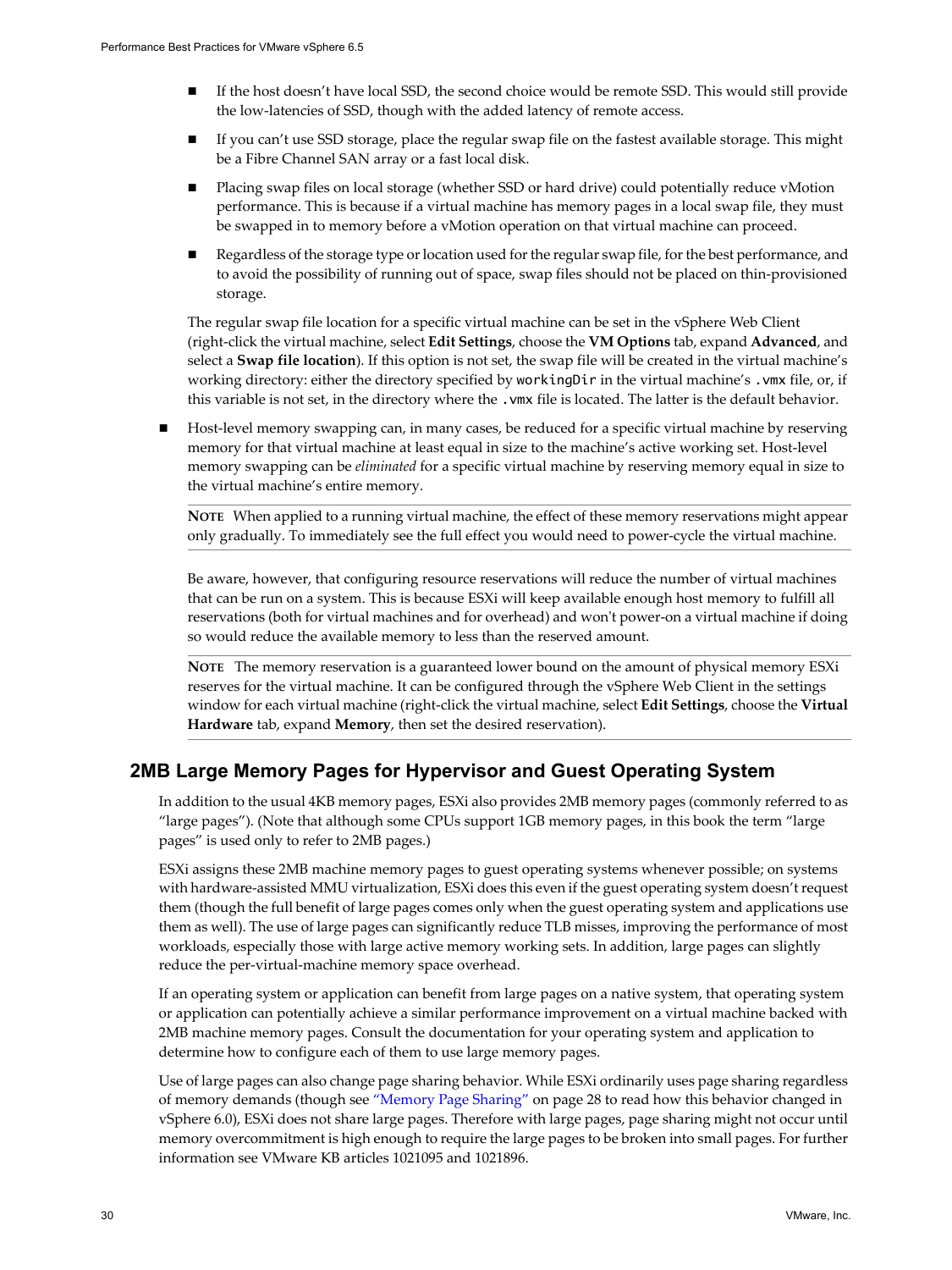- If the host doesn't have local SSD, the second choice would be remote SSD. This would still provide the low-latencies of SSD, though with the added latency of remote access.

- If you can't use SSD storage, place the regular swap file on the fastest available storage. This might be a Fibre Channel SAN array or a fast local disk.

- Placing swap files on local storage (whether SSD or hard drive) could potentially reduce vMotion performance. This is because if a virtual machine has memory pages in a local swap file, they must be swapped in to memory before a vMotion operation on that virtual machine can proceed.

- Regardless of the storage type or location used for the regular swap file, for the best performance, and to avoid the possibility of running out of space, swap files should not be placed on thin-provisioned storage.

  The regular swap file location for a specific virtual machine can be set in the vSphere Web Client (right-click the virtual machine, select **Edit Settings**, choose the **VM Options** tab, expand **Advanced**, and select a **Swap file location**). If this option is not set, the swap file will be created in the virtual machine's working directory: either the directory specified by `workingDir` in the virtual machine's `.vmx` file, or, if this variable is not set, in the directory where the `.vmx` file is located. The latter is the default behavior.

- Host-level memory swapping can, in many cases, be reduced for a specific virtual machine by reserving memory for that virtual machine at least equal in size to the machine's active working set. Host-level memory swapping can be *eliminated* for a specific virtual machine by reserving memory equal in size to the virtual machine's entire memory.

  **NOTE** When applied to a running virtual machine, the effect of these memory reservations might appear only gradually. To immediately see the full effect you would need to power-cycle the virtual machine.

  Be aware, however, that configuring resource reservations will reduce the number of virtual machines that can be run on a system. This is because ESXi will keep available enough host memory to fulfill all reservations (both for virtual machines and for overhead) and won't power-on a virtual machine if doing so would reduce the available memory to less than the reserved amount.

  **NOTE** The memory reservation is a guaranteed lower bound on the amount of physical memory ESXi reserves for the virtual machine. It can be configured through the vSphere Web Client in the settings window for each virtual machine (right-click the virtual machine, select **Edit Settings**, choose the **Virtual Hardware** tab, expand **Memory**, then set the desired reservation).

## 2MB Large Memory Pages for Hypervisor and Guest Operating System

In addition to the usual 4KB memory pages, ESXi also provides 2MB memory pages (commonly referred to as "large pages"). (Note that although some CPUs support 1GB memory pages, in this book the term "large pages" is used only to refer to 2MB pages.)

ESXi assigns these 2MB machine memory pages to guest operating systems whenever possible; on systems with hardware-assisted MMU virtualization, ESXi does this even if the guest operating system doesn't request them (though the full benefit of large pages comes only when the guest operating system and applications use them as well). The use of large pages can significantly reduce TLB misses, improving the performance of most workloads, especially those with large active memory working sets. In addition, large pages can slightly reduce the per-virtual-machine memory space overhead.

If an operating system or application can benefit from large pages on a native system, that operating system or application can potentially achieve a similar performance improvement on a virtual machine backed with 2MB machine memory pages. Consult the documentation for your operating system and application to determine how to configure each of them to use large memory pages.

Use of large pages can also change page sharing behavior. While ESXi ordinarily uses page sharing regardless of memory demands (though see "Memory Page Sharing" on page 28 to read how this behavior changed in vSphere 6.0), ESXi does not share large pages. Therefore with large pages, page sharing might not occur until memory overcommitment is high enough to require the large pages to be broken into small pages. For further information see VMware KB articles 1021095 and 1021896.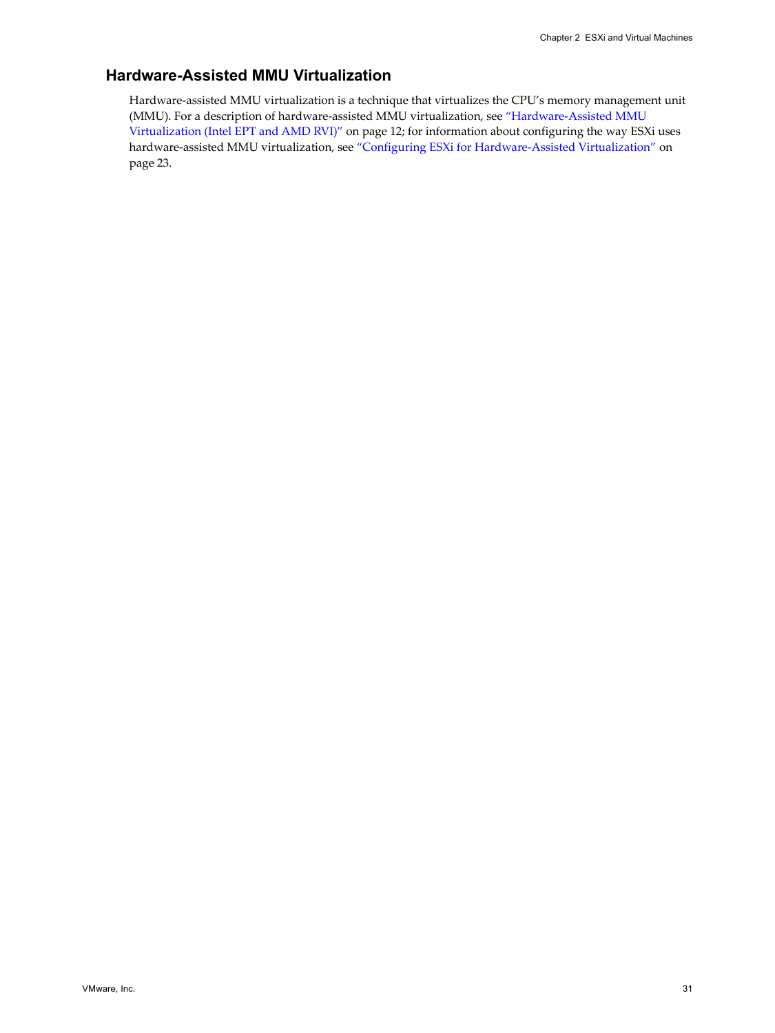## Hardware-Assisted MMU Virtualization

Hardware-assisted MMU virtualization is a technique that virtualizes the CPU's memory management unit (MMU). For a description of hardware-assisted MMU virtualization, see "Hardware-Assisted MMU Virtualization (Intel EPT and AMD RVI)" on page 12; for information about configuring the way ESXi uses hardware-assisted MMU virtualization, see "Configuring ESXi for Hardware-Assisted Virtualization" on page 23.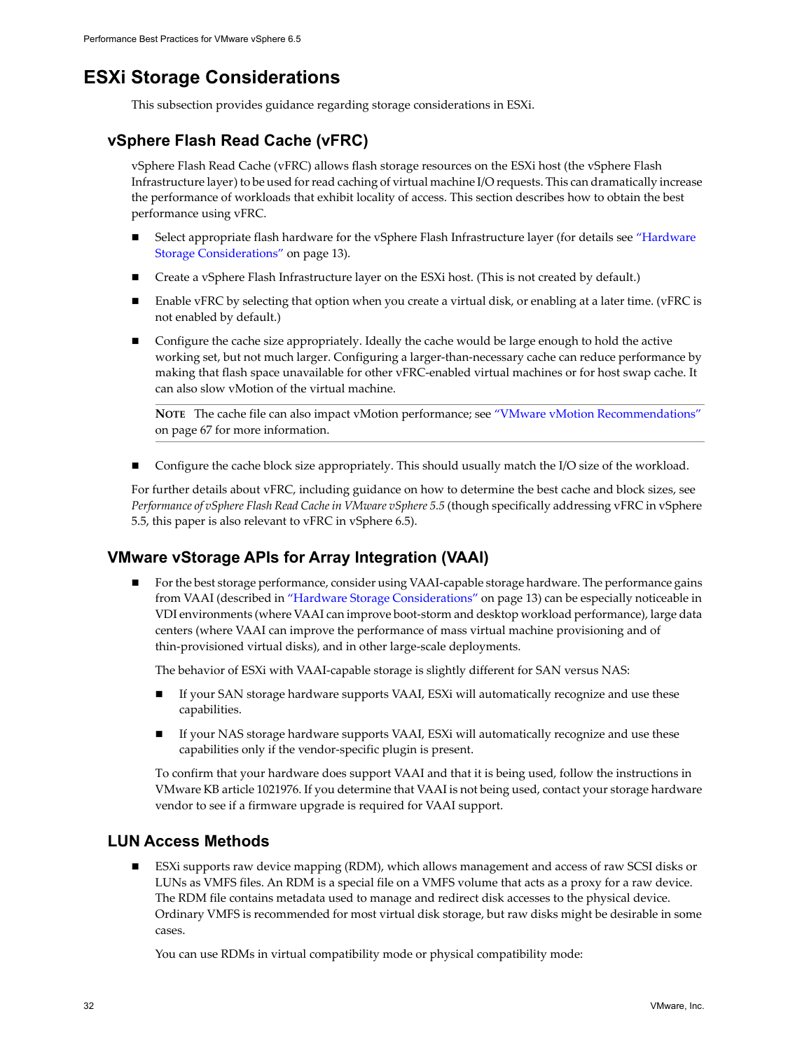# ESXi Storage Considerations

This subsection provides guidance regarding storage considerations in ESXi.

## vSphere Flash Read Cache (vFRC)

vSphere Flash Read Cache (vFRC) allows flash storage resources on the ESXi host (the vSphere Flash Infrastructure layer) to be used for read caching of virtual machine I/O requests. This can dramatically increase the performance of workloads that exhibit locality of access. This section describes how to obtain the best performance using vFRC.

- Select appropriate flash hardware for the vSphere Flash Infrastructure layer (for details see "Hardware Storage Considerations" on page 13).
- Create a vSphere Flash Infrastructure layer on the ESXi host. (This is not created by default.)
- Enable vFRC by selecting that option when you create a virtual disk, or enabling at a later time. (vFRC is not enabled by default.)
- Configure the cache size appropriately. Ideally the cache would be large enough to hold the active working set, but not much larger. Configuring a larger-than-necessary cache can reduce performance by making that flash space unavailable for other vFRC-enabled virtual machines or for host swap cache. It can also slow vMotion of the virtual machine.

  **NOTE** The cache file can also impact vMotion performance; see "VMware vMotion Recommendations" on page 67 for more information.

- Configure the cache block size appropriately. This should usually match the I/O size of the workload.

For further details about vFRC, including guidance on how to determine the best cache and block sizes, see *Performance of vSphere Flash Read Cache in VMware vSphere 5.5* (though specifically addressing vFRC in vSphere 5.5, this paper is also relevant to vFRC in vSphere 6.5).

## VMware vStorage APIs for Array Integration (VAAI)

- For the best storage performance, consider using VAAI-capable storage hardware. The performance gains from VAAI (described in "Hardware Storage Considerations" on page 13) can be especially noticeable in VDI environments (where VAAI can improve boot-storm and desktop workload performance), large data centers (where VAAI can improve the performance of mass virtual machine provisioning and of thin-provisioned virtual disks), and in other large-scale deployments.

  The behavior of ESXi with VAAI-capable storage is slightly different for SAN versus NAS:

  - If your SAN storage hardware supports VAAI, ESXi will automatically recognize and use these capabilities.
  - If your NAS storage hardware supports VAAI, ESXi will automatically recognize and use these capabilities only if the vendor-specific plugin is present.

  To confirm that your hardware does support VAAI and that it is being used, follow the instructions in VMware KB article 1021976. If you determine that VAAI is not being used, contact your storage hardware vendor to see if a firmware upgrade is required for VAAI support.

## LUN Access Methods

- ESXi supports raw device mapping (RDM), which allows management and access of raw SCSI disks or LUNs as VMFS files. An RDM is a special file on a VMFS volume that acts as a proxy for a raw device. The RDM file contains metadata used to manage and redirect disk accesses to the physical device. Ordinary VMFS is recommended for most virtual disk storage, but raw disks might be desirable in some cases.

  You can use RDMs in virtual compatibility mode or physical compatibility mode: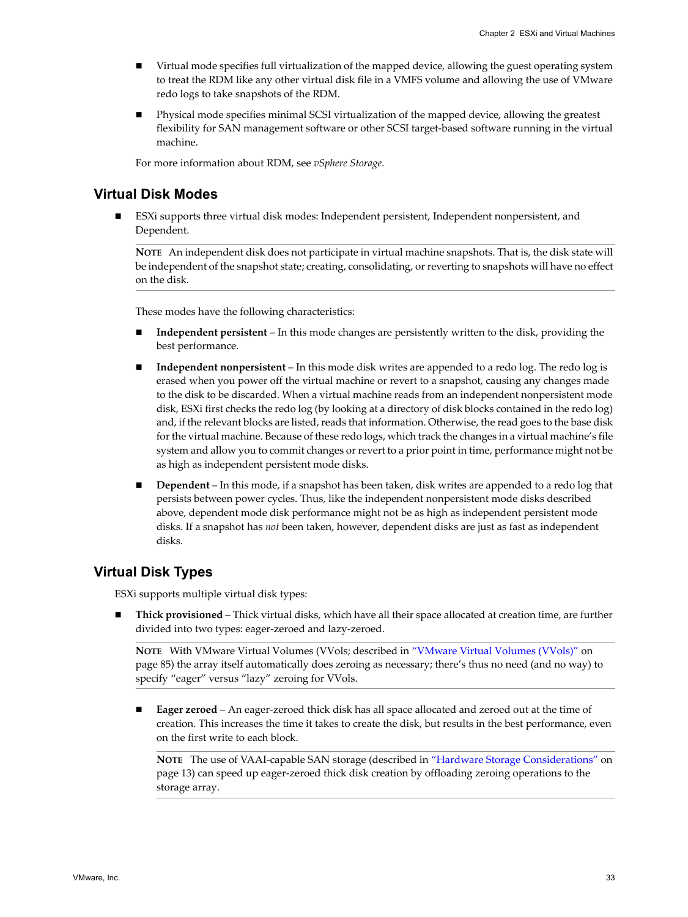- Virtual mode specifies full virtualization of the mapped device, allowing the guest operating system to treat the RDM like any other virtual disk file in a VMFS volume and allowing the use of VMware redo logs to take snapshots of the RDM.
- Physical mode specifies minimal SCSI virtualization of the mapped device, allowing the greatest flexibility for SAN management software or other SCSI target-based software running in the virtual machine.

For more information about RDM, see *vSphere Storage*.

## Virtual Disk Modes

- ESXi supports three virtual disk modes: Independent persistent, Independent nonpersistent, and Dependent.

  **NOTE** An independent disk does not participate in virtual machine snapshots. That is, the disk state will be independent of the snapshot state; creating, consolidating, or reverting to snapshots will have no effect on the disk.

  These modes have the following characteristics:

  - **Independent persistent** – In this mode changes are persistently written to the disk, providing the best performance.
  - **Independent nonpersistent** – In this mode disk writes are appended to a redo log. The redo log is erased when you power off the virtual machine or revert to a snapshot, causing any changes made to the disk to be discarded. When a virtual machine reads from an independent nonpersistent mode disk, ESXi first checks the redo log (by looking at a directory of disk blocks contained in the redo log) and, if the relevant blocks are listed, reads that information. Otherwise, the read goes to the base disk for the virtual machine. Because of these redo logs, which track the changes in a virtual machine's file system and allow you to commit changes or revert to a prior point in time, performance might not be as high as independent persistent mode disks.
  - **Dependent** – In this mode, if a snapshot has been taken, disk writes are appended to a redo log that persists between power cycles. Thus, like the independent nonpersistent mode disks described above, dependent mode disk performance might not be as high as independent persistent mode disks. If a snapshot has *not* been taken, however, dependent disks are just as fast as independent disks.

## Virtual Disk Types

ESXi supports multiple virtual disk types:

- **Thick provisioned** – Thick virtual disks, which have all their space allocated at creation time, are further divided into two types: eager-zeroed and lazy-zeroed.

  **NOTE** With VMware Virtual Volumes (VVols; described in "VMware Virtual Volumes (VVols)" on page 85) the array itself automatically does zeroing as necessary; there's thus no need (and no way) to specify "eager" versus "lazy" zeroing for VVols.

  - **Eager zeroed** – An eager-zeroed thick disk has all space allocated and zeroed out at the time of creation. This increases the time it takes to create the disk, but results in the best performance, even on the first write to each block.

    **NOTE** The use of VAAI-capable SAN storage (described in "Hardware Storage Considerations" on page 13) can speed up eager-zeroed thick disk creation by offloading zeroing operations to the storage array.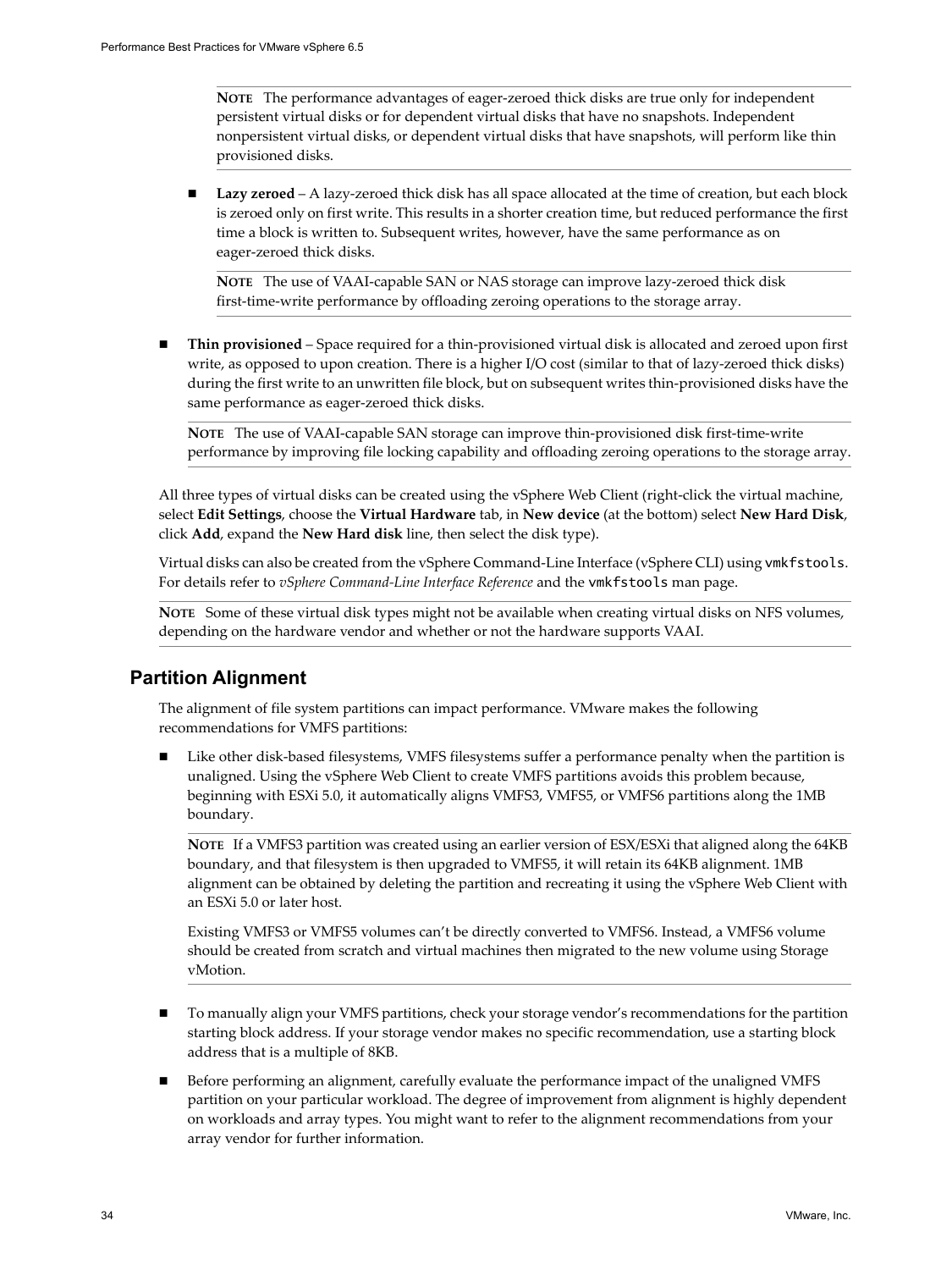> **NOTE** The performance advantages of eager-zeroed thick disks are true only for independent persistent virtual disks or for dependent virtual disks that have no snapshots. Independent nonpersistent virtual disks, or dependent virtual disks that have snapshots, will perform like thin provisioned disks.

- **Lazy zeroed** – A lazy-zeroed thick disk has all space allocated at the time of creation, but each block is zeroed only on first write. This results in a shorter creation time, but reduced performance the first time a block is written to. Subsequent writes, however, have the same performance as on eager-zeroed thick disks.

  > **NOTE** The use of VAAI-capable SAN or NAS storage can improve lazy-zeroed thick disk first-time-write performance by offloading zeroing operations to the storage array.

- **Thin provisioned** – Space required for a thin-provisioned virtual disk is allocated and zeroed upon first write, as opposed to upon creation. There is a higher I/O cost (similar to that of lazy-zeroed thick disks) during the first write to an unwritten file block, but on subsequent writes thin-provisioned disks have the same performance as eager-zeroed thick disks.

  > **NOTE** The use of VAAI-capable SAN storage can improve thin-provisioned disk first-time-write performance by improving file locking capability and offloading zeroing operations to the storage array.

All three types of virtual disks can be created using the vSphere Web Client (right-click the virtual machine, select **Edit Settings**, choose the **Virtual Hardware** tab, in **New device** (at the bottom) select **New Hard Disk**, click **Add**, expand the **New Hard disk** line, then select the disk type).

Virtual disks can also be created from the vSphere Command-Line Interface (vSphere CLI) using `vmkfstools`. For details refer to *vSphere Command-Line Interface Reference* and the `vmkfstools` man page.

> **NOTE** Some of these virtual disk types might not be available when creating virtual disks on NFS volumes, depending on the hardware vendor and whether or not the hardware supports VAAI.

## Partition Alignment

The alignment of file system partitions can impact performance. VMware makes the following recommendations for VMFS partitions:

- Like other disk-based filesystems, VMFS filesystems suffer a performance penalty when the partition is unaligned. Using the vSphere Web Client to create VMFS partitions avoids this problem because, beginning with ESXi 5.0, it automatically aligns VMFS3, VMFS5, or VMFS6 partitions along the 1MB boundary.

  > **NOTE** If a VMFS3 partition was created using an earlier version of ESX/ESXi that aligned along the 64KB boundary, and that filesystem is then upgraded to VMFS5, it will retain its 64KB alignment. 1MB alignment can be obtained by deleting the partition and recreating it using the vSphere Web Client with an ESXi 5.0 or later host.
  >
  > Existing VMFS3 or VMFS5 volumes can't be directly converted to VMFS6. Instead, a VMFS6 volume should be created from scratch and virtual machines then migrated to the new volume using Storage vMotion.

- To manually align your VMFS partitions, check your storage vendor's recommendations for the partition starting block address. If your storage vendor makes no specific recommendation, use a starting block address that is a multiple of 8KB.

- Before performing an alignment, carefully evaluate the performance impact of the unaligned VMFS partition on your particular workload. The degree of improvement from alignment is highly dependent on workloads and array types. You might want to refer to the alignment recommendations from your array vendor for further information.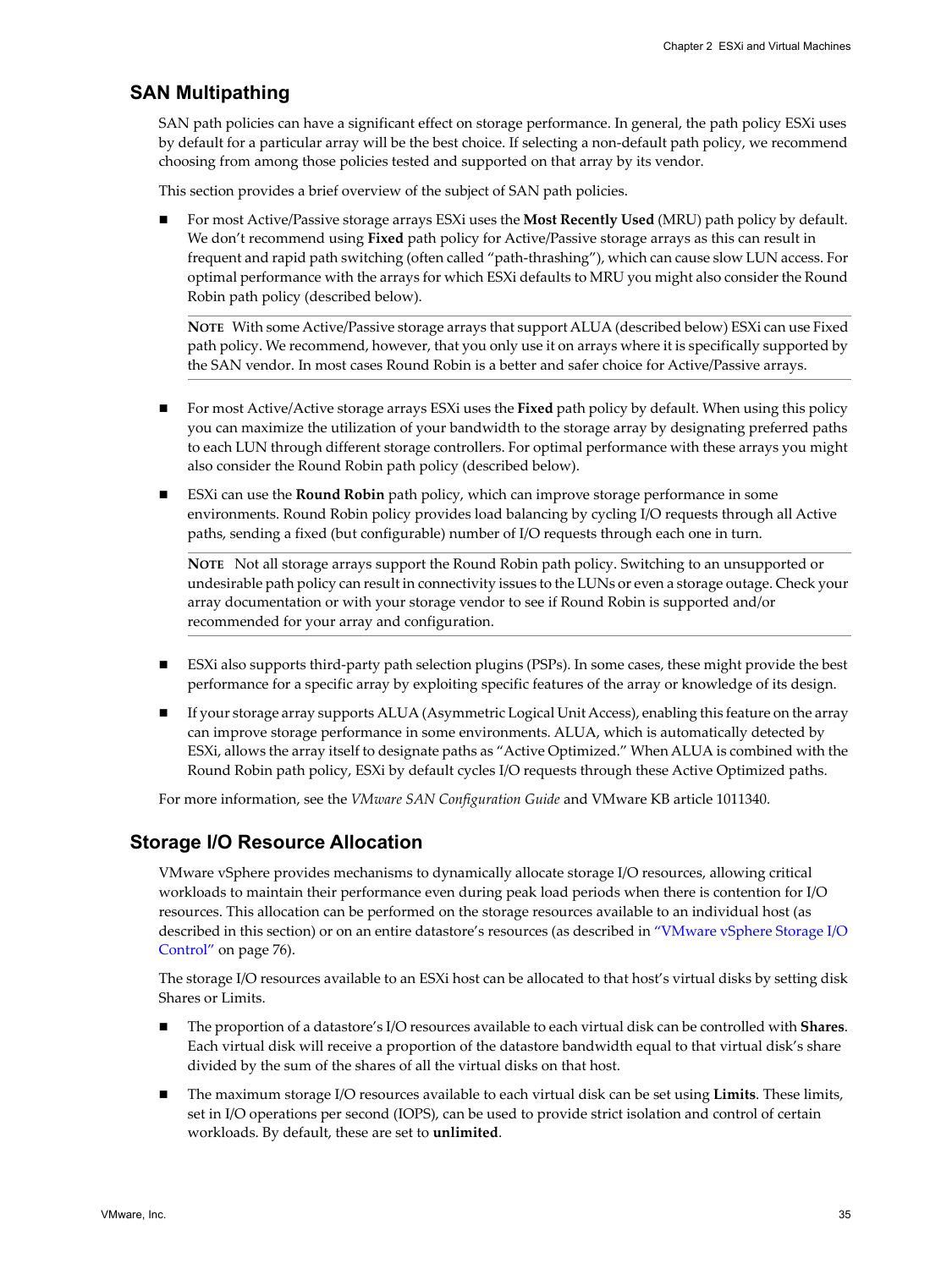## SAN Multipathing

SAN path policies can have a significant effect on storage performance. In general, the path policy ESXi uses by default for a particular array will be the best choice. If selecting a non-default path policy, we recommend choosing from among those policies tested and supported on that array by its vendor.

This section provides a brief overview of the subject of SAN path policies.

- For most Active/Passive storage arrays ESXi uses the **Most Recently Used** (MRU) path policy by default. We don't recommend using **Fixed** path policy for Active/Passive storage arrays as this can result in frequent and rapid path switching (often called "path-thrashing"), which can cause slow LUN access. For optimal performance with the arrays for which ESXi defaults to MRU you might also consider the Round Robin path policy (described below).

  **NOTE** With some Active/Passive storage arrays that support ALUA (described below) ESXi can use Fixed path policy. We recommend, however, that you only use it on arrays where it is specifically supported by the SAN vendor. In most cases Round Robin is a better and safer choice for Active/Passive arrays.

- For most Active/Active storage arrays ESXi uses the **Fixed** path policy by default. When using this policy you can maximize the utilization of your bandwidth to the storage array by designating preferred paths to each LUN through different storage controllers. For optimal performance with these arrays you might also consider the Round Robin path policy (described below).

- ESXi can use the **Round Robin** path policy, which can improve storage performance in some environments. Round Robin policy provides load balancing by cycling I/O requests through all Active paths, sending a fixed (but configurable) number of I/O requests through each one in turn.

  **NOTE** Not all storage arrays support the Round Robin path policy. Switching to an unsupported or undesirable path policy can result in connectivity issues to the LUNs or even a storage outage. Check your array documentation or with your storage vendor to see if Round Robin is supported and/or recommended for your array and configuration.

- ESXi also supports third-party path selection plugins (PSPs). In some cases, these might provide the best performance for a specific array by exploiting specific features of the array or knowledge of its design.

- If your storage array supports ALUA (Asymmetric Logical Unit Access), enabling this feature on the array can improve storage performance in some environments. ALUA, which is automatically detected by ESXi, allows the array itself to designate paths as "Active Optimized." When ALUA is combined with the Round Robin path policy, ESXi by default cycles I/O requests through these Active Optimized paths.

For more information, see the *VMware SAN Configuration Guide* and VMware KB article 1011340.

## Storage I/O Resource Allocation

VMware vSphere provides mechanisms to dynamically allocate storage I/O resources, allowing critical workloads to maintain their performance even during peak load periods when there is contention for I/O resources. This allocation can be performed on the storage resources available to an individual host (as described in this section) or on an entire datastore's resources (as described in "VMware vSphere Storage I/O Control" on page 76).

The storage I/O resources available to an ESXi host can be allocated to that host's virtual disks by setting disk Shares or Limits.

- The proportion of a datastore's I/O resources available to each virtual disk can be controlled with **Shares**. Each virtual disk will receive a proportion of the datastore bandwidth equal to that virtual disk's share divided by the sum of the shares of all the virtual disks on that host.

- The maximum storage I/O resources available to each virtual disk can be set using **Limits**. These limits, set in I/O operations per second (IOPS), can be used to provide strict isolation and control of certain workloads. By default, these are set to **unlimited**.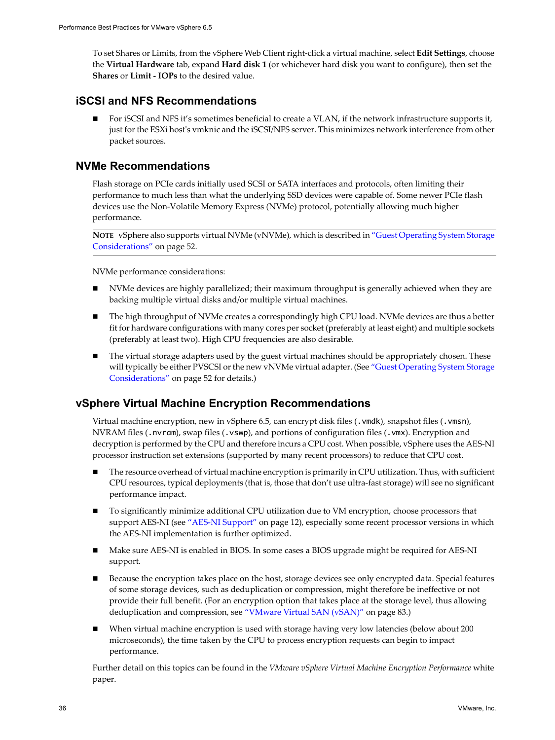To set Shares or Limits, from the vSphere Web Client right-click a virtual machine, select **Edit Settings**, choose the **Virtual Hardware** tab, expand **Hard disk 1** (or whichever hard disk you want to configure), then set the **Shares** or **Limit - IOPs** to the desired value.

## iSCSI and NFS Recommendations

- For iSCSI and NFS it's sometimes beneficial to create a VLAN, if the network infrastructure supports it, just for the ESXi host's vmknic and the iSCSI/NFS server. This minimizes network interference from other packet sources.

## NVMe Recommendations

Flash storage on PCIe cards initially used SCSI or SATA interfaces and protocols, often limiting their performance to much less than what the underlying SSD devices were capable of. Some newer PCIe flash devices use the Non-Volatile Memory Express (NVMe) protocol, potentially allowing much higher performance.

**NOTE** vSphere also supports virtual NVMe (vNVMe), which is described in "Guest Operating System Storage Considerations" on page 52.

NVMe performance considerations:

- NVMe devices are highly parallelized; their maximum throughput is generally achieved when they are backing multiple virtual disks and/or multiple virtual machines.
- The high throughput of NVMe creates a correspondingly high CPU load. NVMe devices are thus a better fit for hardware configurations with many cores per socket (preferably at least eight) and multiple sockets (preferably at least two). High CPU frequencies are also desirable.
- The virtual storage adapters used by the guest virtual machines should be appropriately chosen. These will typically be either PVSCSI or the new vNVMe virtual adapter. (See "Guest Operating System Storage Considerations" on page 52 for details.)

## vSphere Virtual Machine Encryption Recommendations

Virtual machine encryption, new in vSphere 6.5, can encrypt disk files (`.vmdk`), snapshot files (`.vmsn`), NVRAM files (`.nvram`), swap files (`.vswp`), and portions of configuration files (`.vmx`). Encryption and decryption is performed by the CPU and therefore incurs a CPU cost. When possible, vSphere uses the AES-NI processor instruction set extensions (supported by many recent processors) to reduce that CPU cost.

- The resource overhead of virtual machine encryption is primarily in CPU utilization. Thus, with sufficient CPU resources, typical deployments (that is, those that don't use ultra-fast storage) will see no significant performance impact.
- To significantly minimize additional CPU utilization due to VM encryption, choose processors that support AES-NI (see "AES-NI Support" on page 12), especially some recent processor versions in which the AES-NI implementation is further optimized.
- Make sure AES-NI is enabled in BIOS. In some cases a BIOS upgrade might be required for AES-NI support.
- Because the encryption takes place on the host, storage devices see only encrypted data. Special features of some storage devices, such as deduplication or compression, might therefore be ineffective or not provide their full benefit. (For an encryption option that takes place at the storage level, thus allowing deduplication and compression, see "VMware Virtual SAN (vSAN)" on page 83.)
- When virtual machine encryption is used with storage having very low latencies (below about 200 microseconds), the time taken by the CPU to process encryption requests can begin to impact performance.

Further detail on this topics can be found in the *VMware vSphere Virtual Machine Encryption Performance* white paper.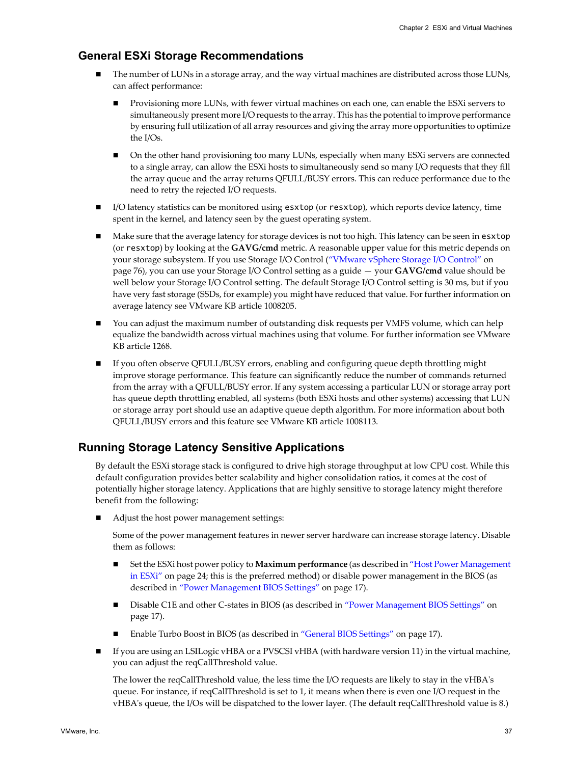## General ESXi Storage Recommendations

- The number of LUNs in a storage array, and the way virtual machines are distributed across those LUNs, can affect performance:
  - Provisioning more LUNs, with fewer virtual machines on each one, can enable the ESXi servers to simultaneously present more I/O requests to the array. This has the potential to improve performance by ensuring full utilization of all array resources and giving the array more opportunities to optimize the I/Os.
  - On the other hand provisioning too many LUNs, especially when many ESXi servers are connected to a single array, can allow the ESXi hosts to simultaneously send so many I/O requests that they fill the array queue and the array returns QFULL/BUSY errors. This can reduce performance due to the need to retry the rejected I/O requests.
- I/O latency statistics can be monitored using `esxtop` (or `resxtop`), which reports device latency, time spent in the kernel, and latency seen by the guest operating system.
- Make sure that the average latency for storage devices is not too high. This latency can be seen in `esxtop` (or `resxtop`) by looking at the **GAVG/cmd** metric. A reasonable upper value for this metric depends on your storage subsystem. If you use Storage I/O Control ("VMware vSphere Storage I/O Control" on page 76), you can use your Storage I/O Control setting as a guide — your **GAVG/cmd** value should be well below your Storage I/O Control setting. The default Storage I/O Control setting is 30 ms, but if you have very fast storage (SSDs, for example) you might have reduced that value. For further information on average latency see VMware KB article 1008205.
- You can adjust the maximum number of outstanding disk requests per VMFS volume, which can help equalize the bandwidth across virtual machines using that volume. For further information see VMware KB article 1268.
- If you often observe QFULL/BUSY errors, enabling and configuring queue depth throttling might improve storage performance. This feature can significantly reduce the number of commands returned from the array with a QFULL/BUSY error. If any system accessing a particular LUN or storage array port has queue depth throttling enabled, all systems (both ESXi hosts and other systems) accessing that LUN or storage array port should use an adaptive queue depth algorithm. For more information about both QFULL/BUSY errors and this feature see VMware KB article 1008113.

## Running Storage Latency Sensitive Applications

By default the ESXi storage stack is configured to drive high storage throughput at low CPU cost. While this default configuration provides better scalability and higher consolidation ratios, it comes at the cost of potentially higher storage latency. Applications that are highly sensitive to storage latency might therefore benefit from the following:

- Adjust the host power management settings:

  Some of the power management features in newer server hardware can increase storage latency. Disable them as follows:

  - Set the ESXi host power policy to **Maximum performance** (as described in "Host Power Management in ESXi" on page 24; this is the preferred method) or disable power management in the BIOS (as described in "Power Management BIOS Settings" on page 17).
  - Disable C1E and other C-states in BIOS (as described in "Power Management BIOS Settings" on page 17).
  - Enable Turbo Boost in BIOS (as described in "General BIOS Settings" on page 17).
- If you are using an LSILogic vHBA or a PVSCSI vHBA (with hardware version 11) in the virtual machine, you can adjust the reqCallThreshold value.

  The lower the reqCallThreshold value, the less time the I/O requests are likely to stay in the vHBA's queue. For instance, if reqCallThreshold is set to 1, it means when there is even one I/O request in the vHBA's queue, the I/Os will be dispatched to the lower layer. (The default reqCallThreshold value is 8.)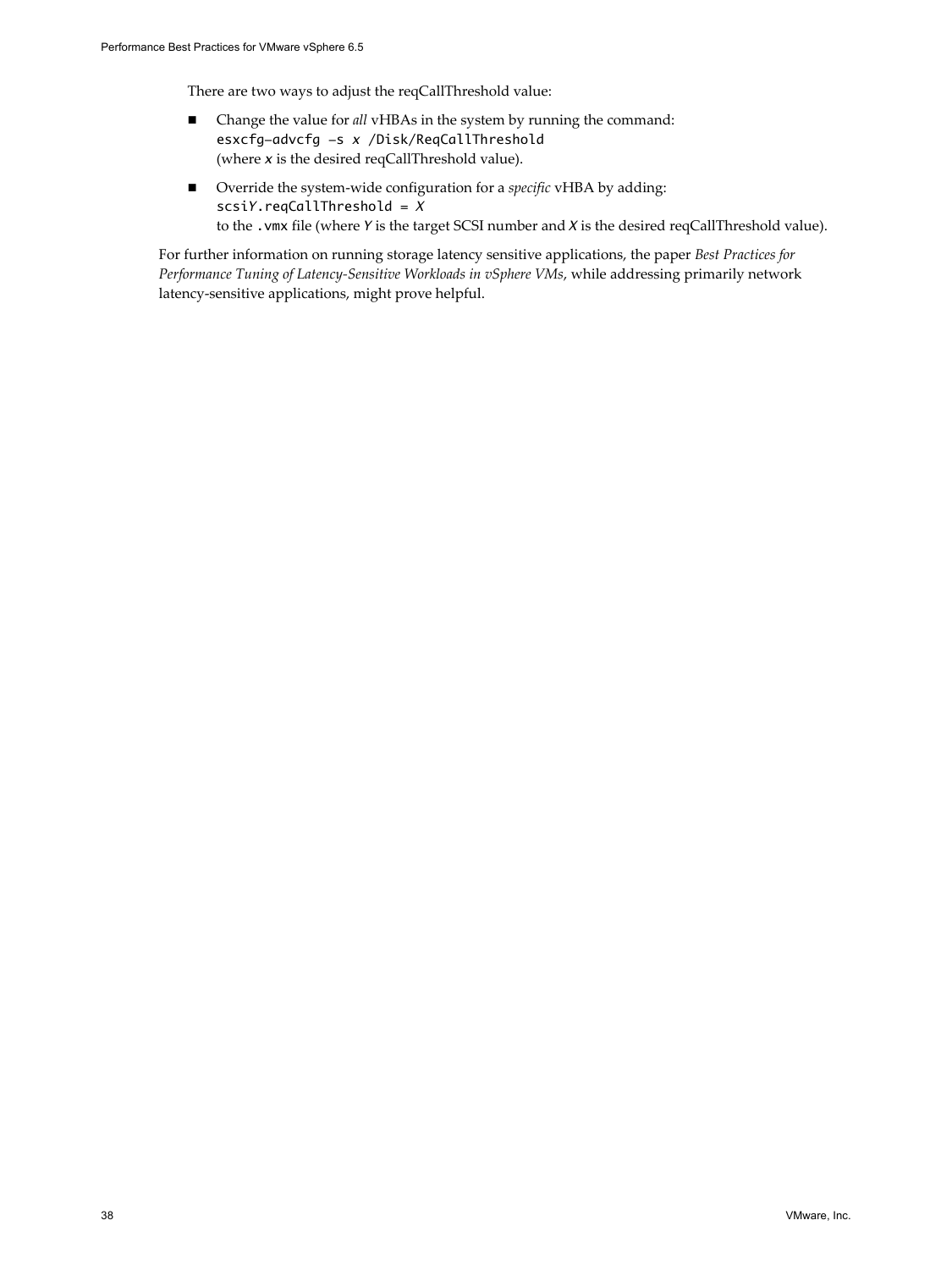There are two ways to adjust the reqCallThreshold value:

- Change the value for *all* vHBAs in the system by running the command:
  `esxcfg-advcfg -s x /Disk/ReqCallThreshold`
  (where *x* is the desired reqCallThreshold value).
- Override the system-wide configuration for a *specific* vHBA by adding:
  `scsiY.reqCallThreshold = X`
  to the `.vmx` file (where *Y* is the target SCSI number and *X* is the desired reqCallThreshold value).

For further information on running storage latency sensitive applications, the paper *Best Practices for Performance Tuning of Latency-Sensitive Workloads in vSphere VMs*, while addressing primarily network latency-sensitive applications, might prove helpful.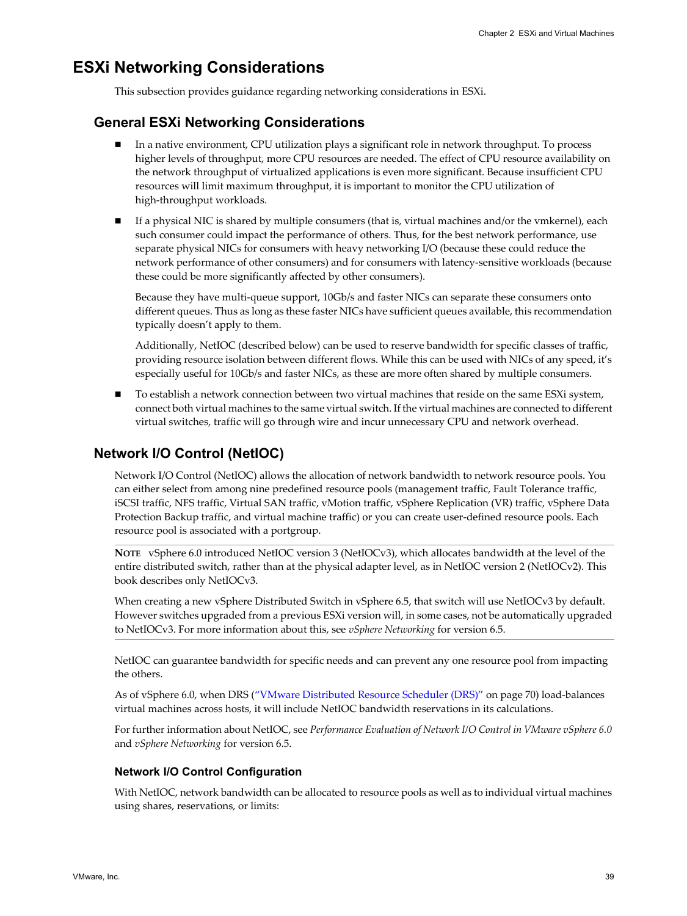# ESXi Networking Considerations

This subsection provides guidance regarding networking considerations in ESXi.

## General ESXi Networking Considerations

- In a native environment, CPU utilization plays a significant role in network throughput. To process higher levels of throughput, more CPU resources are needed. The effect of CPU resource availability on the network throughput of virtualized applications is even more significant. Because insufficient CPU resources will limit maximum throughput, it is important to monitor the CPU utilization of high-throughput workloads.
- If a physical NIC is shared by multiple consumers (that is, virtual machines and/or the vmkernel), each such consumer could impact the performance of others. Thus, for the best network performance, use separate physical NICs for consumers with heavy networking I/O (because these could reduce the network performance of other consumers) and for consumers with latency-sensitive workloads (because these could be more significantly affected by other consumers).

  Because they have multi-queue support, 10Gb/s and faster NICs can separate these consumers onto different queues. Thus as long as these faster NICs have sufficient queues available, this recommendation typically doesn't apply to them.

  Additionally, NetIOC (described below) can be used to reserve bandwidth for specific classes of traffic, providing resource isolation between different flows. While this can be used with NICs of any speed, it's especially useful for 10Gb/s and faster NICs, as these are more often shared by multiple consumers.
- To establish a network connection between two virtual machines that reside on the same ESXi system, connect both virtual machines to the same virtual switch. If the virtual machines are connected to different virtual switches, traffic will go through wire and incur unnecessary CPU and network overhead.

## Network I/O Control (NetIOC)

Network I/O Control (NetIOC) allows the allocation of network bandwidth to network resource pools. You can either select from among nine predefined resource pools (management traffic, Fault Tolerance traffic, iSCSI traffic, NFS traffic, Virtual SAN traffic, vMotion traffic, vSphere Replication (VR) traffic, vSphere Data Protection Backup traffic, and virtual machine traffic) or you can create user-defined resource pools. Each resource pool is associated with a portgroup.

---

**NOTE** vSphere 6.0 introduced NetIOC version 3 (NetIOCv3), which allocates bandwidth at the level of the entire distributed switch, rather than at the physical adapter level, as in NetIOC version 2 (NetIOCv2). This book describes only NetIOCv3.

When creating a new vSphere Distributed Switch in vSphere 6.5, that switch will use NetIOCv3 by default. However switches upgraded from a previous ESXi version will, in some cases, not be automatically upgraded to NetIOCv3. For more information about this, see *vSphere Networking* for version 6.5.

---

NetIOC can guarantee bandwidth for specific needs and can prevent any one resource pool from impacting the others.

As of vSphere 6.0, when DRS ("VMware Distributed Resource Scheduler (DRS)" on page 70) load-balances virtual machines across hosts, it will include NetIOC bandwidth reservations in its calculations.

For further information about NetIOC, see *Performance Evaluation of Network I/O Control in VMware vSphere 6.0* and *vSphere Networking* for version 6.5.

### Network I/O Control Configuration

With NetIOC, network bandwidth can be allocated to resource pools as well as to individual virtual machines using shares, reservations, or limits: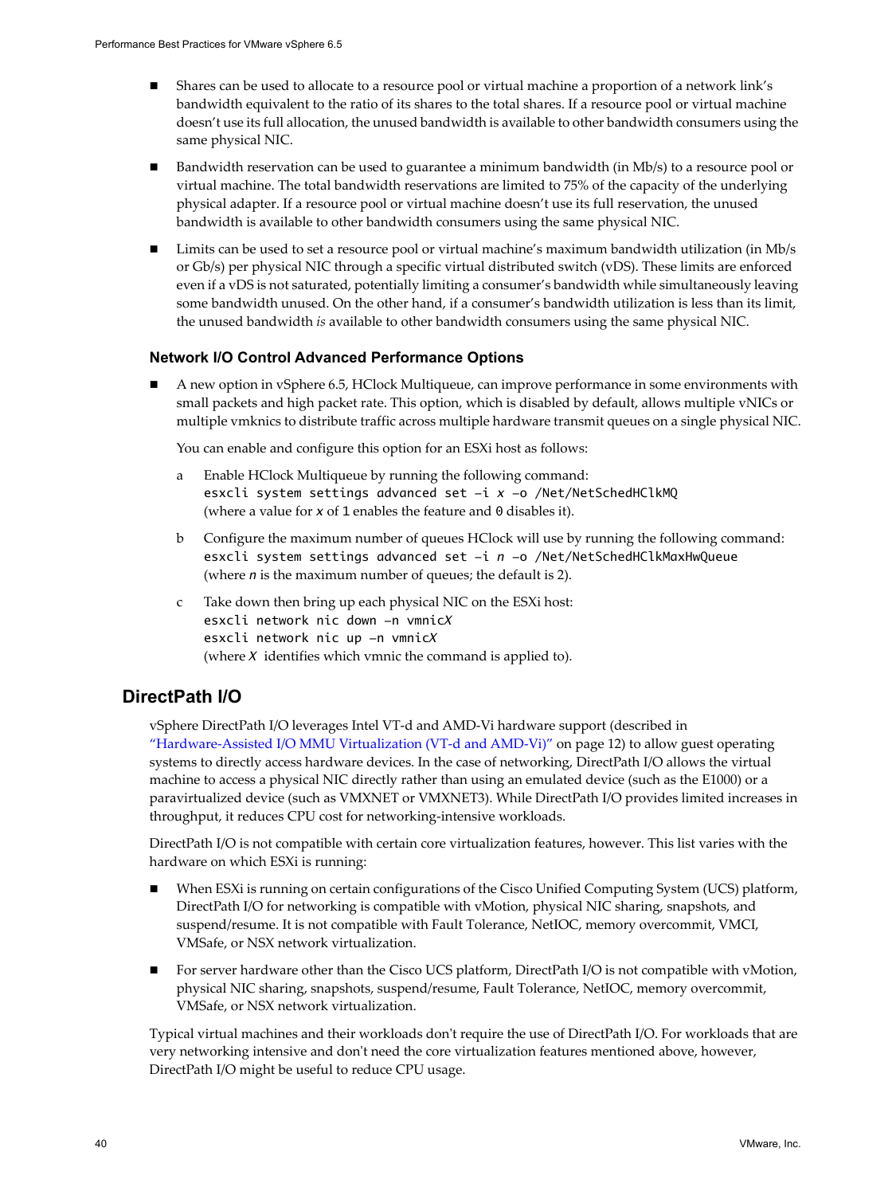- Shares can be used to allocate to a resource pool or virtual machine a proportion of a network link's bandwidth equivalent to the ratio of its shares to the total shares. If a resource pool or virtual machine doesn't use its full allocation, the unused bandwidth is available to other bandwidth consumers using the same physical NIC.

- Bandwidth reservation can be used to guarantee a minimum bandwidth (in Mb/s) to a resource pool or virtual machine. The total bandwidth reservations are limited to 75% of the capacity of the underlying physical adapter. If a resource pool or virtual machine doesn't use its full reservation, the unused bandwidth is available to other bandwidth consumers using the same physical NIC.

- Limits can be used to set a resource pool or virtual machine's maximum bandwidth utilization (in Mb/s or Gb/s) per physical NIC through a specific virtual distributed switch (vDS). These limits are enforced even if a vDS is not saturated, potentially limiting a consumer's bandwidth while simultaneously leaving some bandwidth unused. On the other hand, if a consumer's bandwidth utilization is less than its limit, the unused bandwidth *is* available to other bandwidth consumers using the same physical NIC.

### Network I/O Control Advanced Performance Options

- A new option in vSphere 6.5, HClock Multiqueue, can improve performance in some environments with small packets and high packet rate. This option, which is disabled by default, allows multiple vNICs or multiple vmknics to distribute traffic across multiple hardware transmit queues on a single physical NIC.

  You can enable and configure this option for an ESXi host as follows:

  a. Enable HClock Multiqueue by running the following command:
     `esxcli system settings advanced set –i x –o /Net/NetSchedHClkMQ`
     (where a value for *x* of `1` enables the feature and `0` disables it).

  b. Configure the maximum number of queues HClock will use by running the following command:
     `esxcli system settings advanced set –i n –o /Net/NetSchedHClkMaxHwQueue`
     (where *n* is the maximum number of queues; the default is 2).

  c. Take down then bring up each physical NIC on the ESXi host:
     `esxcli network nic down –n vmnicX`
     `esxcli network nic up –n vmnicX`
     (where *X* identifies which vmnic the command is applied to).

## DirectPath I/O

vSphere DirectPath I/O leverages Intel VT-d and AMD-Vi hardware support (described in "Hardware-Assisted I/O MMU Virtualization (VT-d and AMD-Vi)" on page 12) to allow guest operating systems to directly access hardware devices. In the case of networking, DirectPath I/O allows the virtual machine to access a physical NIC directly rather than using an emulated device (such as the E1000) or a paravirtualized device (such as VMXNET or VMXNET3). While DirectPath I/O provides limited increases in throughput, it reduces CPU cost for networking-intensive workloads.

DirectPath I/O is not compatible with certain core virtualization features, however. This list varies with the hardware on which ESXi is running:

- When ESXi is running on certain configurations of the Cisco Unified Computing System (UCS) platform, DirectPath I/O for networking is compatible with vMotion, physical NIC sharing, snapshots, and suspend/resume. It is not compatible with Fault Tolerance, NetIOC, memory overcommit, VMCI, VMSafe, or NSX network virtualization.

- For server hardware other than the Cisco UCS platform, DirectPath I/O is not compatible with vMotion, physical NIC sharing, snapshots, suspend/resume, Fault Tolerance, NetIOC, memory overcommit, VMSafe, or NSX network virtualization.

Typical virtual machines and their workloads don't require the use of DirectPath I/O. For workloads that are very networking intensive and don't need the core virtualization features mentioned above, however, DirectPath I/O might be useful to reduce CPU usage.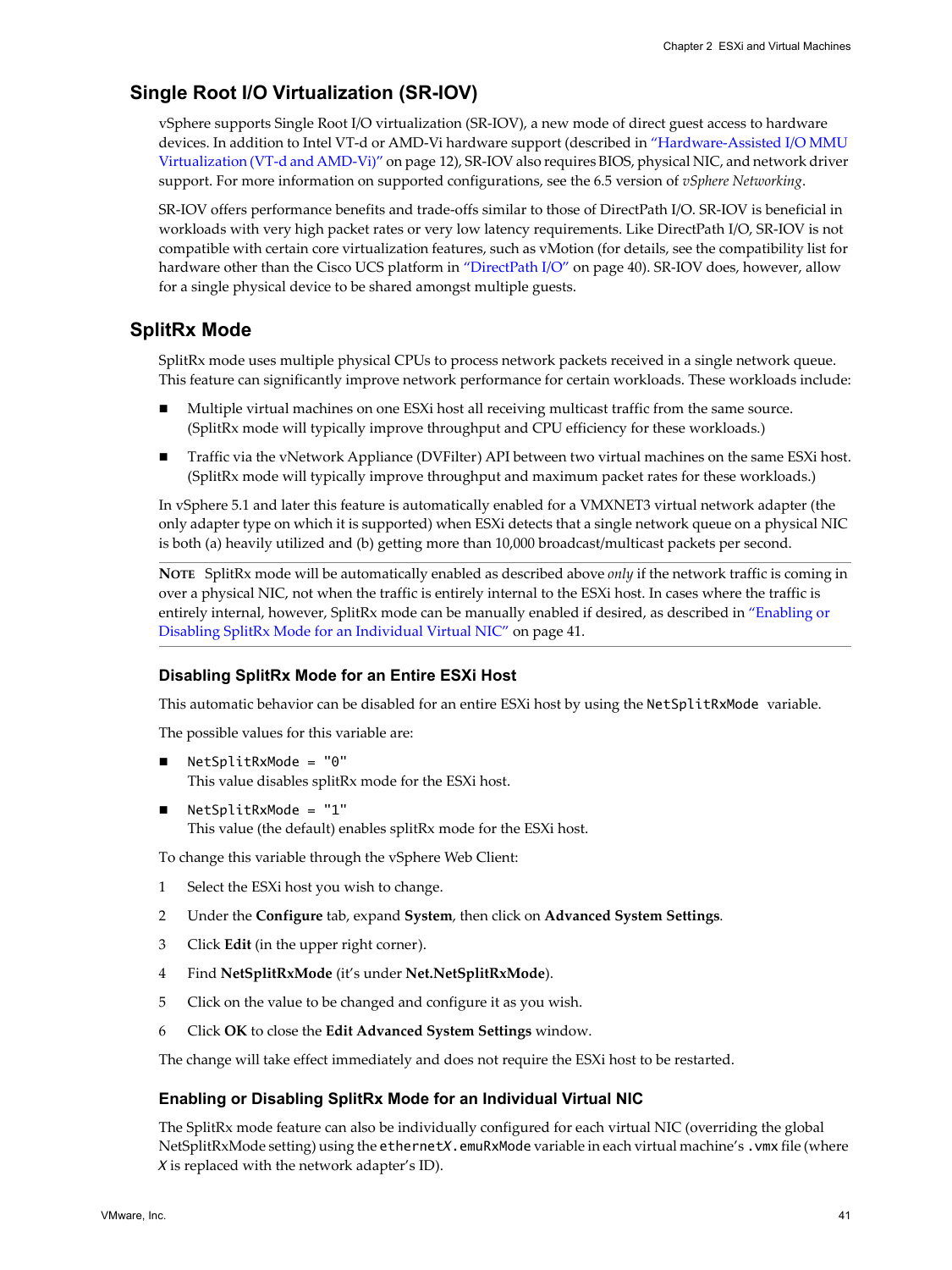## Single Root I/O Virtualization (SR-IOV)

vSphere supports Single Root I/O virtualization (SR-IOV), a new mode of direct guest access to hardware devices. In addition to Intel VT-d or AMD-Vi hardware support (described in "Hardware-Assisted I/O MMU Virtualization (VT-d and AMD-Vi)" on page 12), SR-IOV also requires BIOS, physical NIC, and network driver support. For more information on supported configurations, see the 6.5 version of *vSphere Networking*.

SR-IOV offers performance benefits and trade-offs similar to those of DirectPath I/O. SR-IOV is beneficial in workloads with very high packet rates or very low latency requirements. Like DirectPath I/O, SR-IOV is not compatible with certain core virtualization features, such as vMotion (for details, see the compatibility list for hardware other than the Cisco UCS platform in "DirectPath I/O" on page 40). SR-IOV does, however, allow for a single physical device to be shared amongst multiple guests.

## SplitRx Mode

SplitRx mode uses multiple physical CPUs to process network packets received in a single network queue. This feature can significantly improve network performance for certain workloads. These workloads include:

- Multiple virtual machines on one ESXi host all receiving multicast traffic from the same source. (SplitRx mode will typically improve throughput and CPU efficiency for these workloads.)
- Traffic via the vNetwork Appliance (DVFilter) API between two virtual machines on the same ESXi host. (SplitRx mode will typically improve throughput and maximum packet rates for these workloads.)

In vSphere 5.1 and later this feature is automatically enabled for a VMXNET3 virtual network adapter (the only adapter type on which it is supported) when ESXi detects that a single network queue on a physical NIC is both (a) heavily utilized and (b) getting more than 10,000 broadcast/multicast packets per second.

**NOTE** SplitRx mode will be automatically enabled as described above *only* if the network traffic is coming in over a physical NIC, not when the traffic is entirely internal to the ESXi host. In cases where the traffic is entirely internal, however, SplitRx mode can be manually enabled if desired, as described in "Enabling or Disabling SplitRx Mode for an Individual Virtual NIC" on page 41.

### Disabling SplitRx Mode for an Entire ESXi Host

This automatic behavior can be disabled for an entire ESXi host by using the `NetSplitRxMode` variable.

The possible values for this variable are:

- `NetSplitRxMode = "0"`
  This value disables splitRx mode for the ESXi host.
- `NetSplitRxMode = "1"`
  This value (the default) enables splitRx mode for the ESXi host.

To change this variable through the vSphere Web Client:

1. Select the ESXi host you wish to change.
2. Under the **Configure** tab, expand **System**, then click on **Advanced System Settings**.
3. Click **Edit** (in the upper right corner).
4. Find **NetSplitRxMode** (it's under **Net.NetSplitRxMode**).
5. Click on the value to be changed and configure it as you wish.
6. Click **OK** to close the **Edit Advanced System Settings** window.

The change will take effect immediately and does not require the ESXi host to be restarted.

### Enabling or Disabling SplitRx Mode for an Individual Virtual NIC

The SplitRx mode feature can also be individually configured for each virtual NIC (overriding the global NetSplitRxMode setting) using the `ethernet`*X*`.emuRxMode` variable in each virtual machine's `.vmx` file (where *X* is replaced with the network adapter's ID).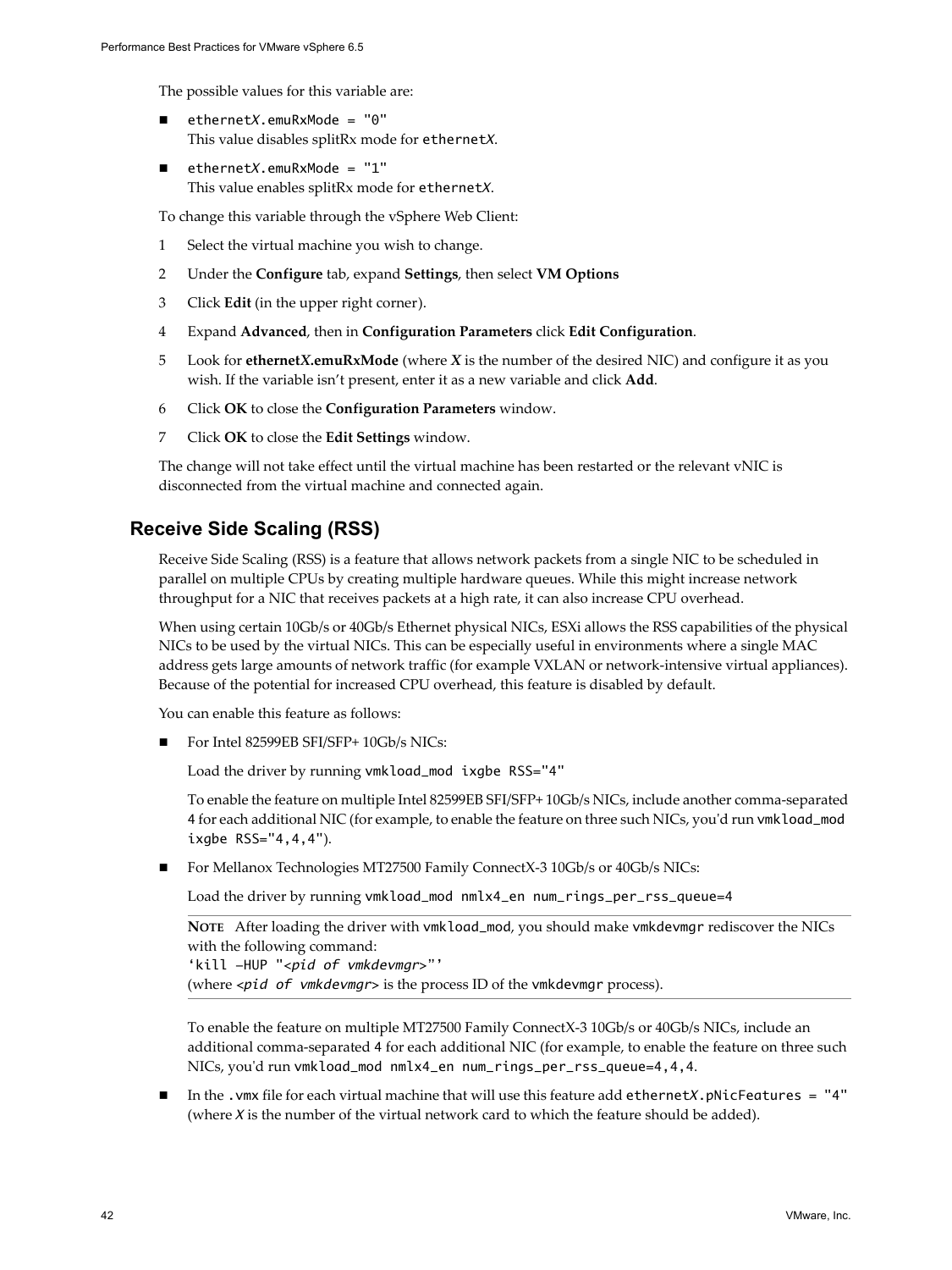The possible values for this variable are:

- `ethernetX.emuRxMode = "0"`
  This value disables splitRx mode for `ethernetX`.
- `ethernetX.emuRxMode = "1"`
  This value enables splitRx mode for `ethernetX`.

To change this variable through the vSphere Web Client:

1. Select the virtual machine you wish to change.
2. Under the **Configure** tab, expand **Settings**, then select **VM Options**
3. Click **Edit** (in the upper right corner).
4. Expand **Advanced**, then in **Configuration Parameters** click **Edit Configuration**.
5. Look for **ethernet*X*.emuRxMode** (where ***X*** is the number of the desired NIC) and configure it as you wish. If the variable isn't present, enter it as a new variable and click **Add**.
6. Click **OK** to close the **Configuration Parameters** window.
7. Click **OK** to close the **Edit Settings** window.

The change will not take effect until the virtual machine has been restarted or the relevant vNIC is disconnected from the virtual machine and connected again.

## Receive Side Scaling (RSS)

Receive Side Scaling (RSS) is a feature that allows network packets from a single NIC to be scheduled in parallel on multiple CPUs by creating multiple hardware queues. While this might increase network throughput for a NIC that receives packets at a high rate, it can also increase CPU overhead.

When using certain 10Gb/s or 40Gb/s Ethernet physical NICs, ESXi allows the RSS capabilities of the physical NICs to be used by the virtual NICs. This can be especially useful in environments where a single MAC address gets large amounts of network traffic (for example VXLAN or network-intensive virtual appliances). Because of the potential for increased CPU overhead, this feature is disabled by default.

You can enable this feature as follows:

- For Intel 82599EB SFI/SFP+ 10Gb/s NICs:

  Load the driver by running `vmkload_mod ixgbe RSS="4"`

  To enable the feature on multiple Intel 82599EB SFI/SFP+ 10Gb/s NICs, include another comma-separated `4` for each additional NIC (for example, to enable the feature on three such NICs, you'd run `vmkload_mod ixgbe RSS="4,4,4"`).

- For Mellanox Technologies MT27500 Family ConnectX-3 10Gb/s or 40Gb/s NICs:

  Load the driver by running `vmkload_mod nmlx4_en num_rings_per_rss_queue=4`

  **NOTE** After loading the driver with `vmkload_mod`, you should make `vmkdevmgr` rediscover the NICs with the following command:
  `'kill -HUP "<pid of vmkdevmgr>"'`
  (where `<pid of vmkdevmgr>` is the process ID of the `vmkdevmgr` process).

  To enable the feature on multiple MT27500 Family ConnectX-3 10Gb/s or 40Gb/s NICs, include an additional comma-separated `4` for each additional NIC (for example, to enable the feature on three such NICs, you'd run `vmkload_mod nmlx4_en num_rings_per_rss_queue=4,4,4`.

- In the `.vmx` file for each virtual machine that will use this feature add `ethernetX.pNicFeatures = "4"` (where *X* is the number of the virtual network card to which the feature should be added).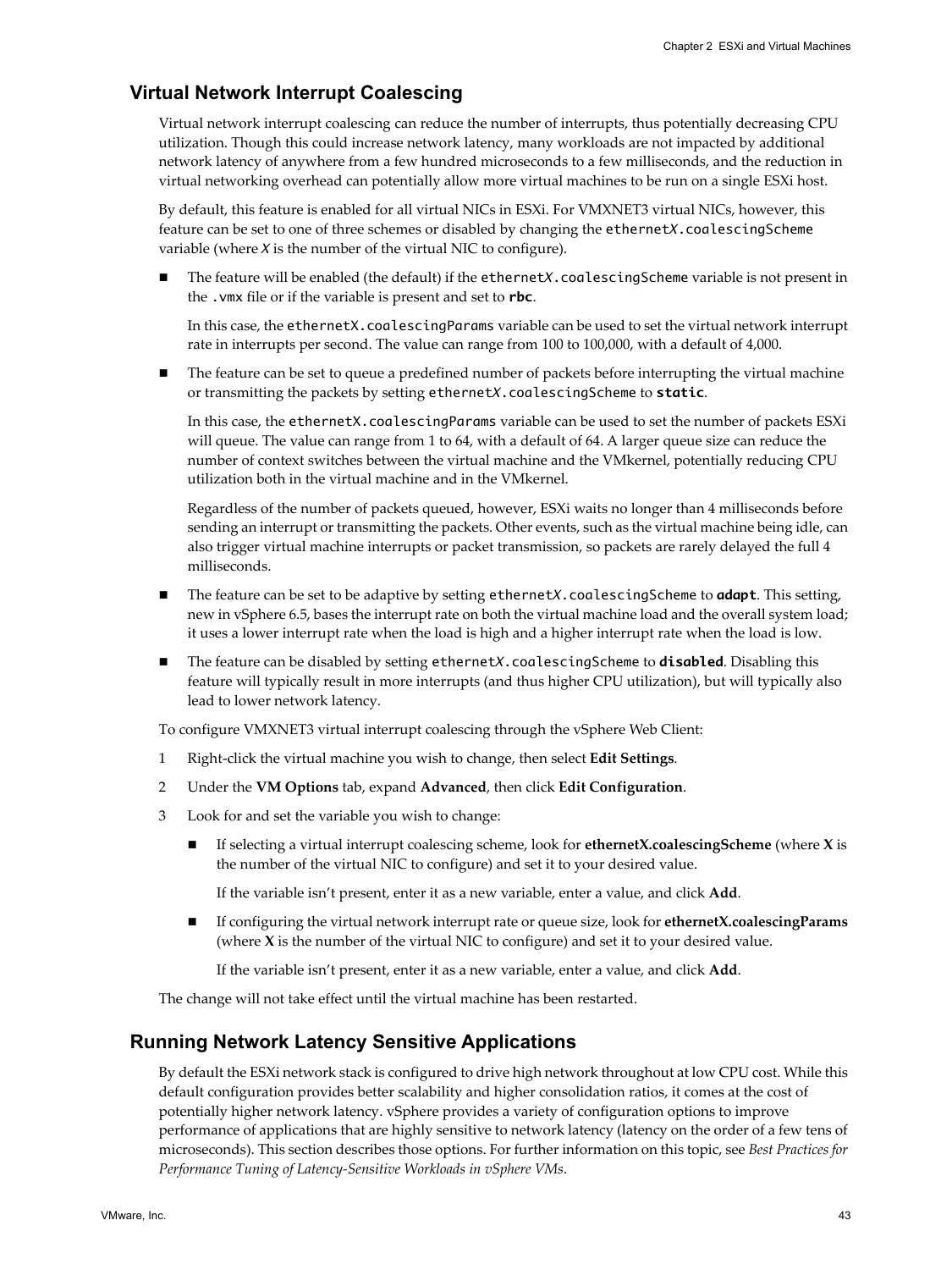## Virtual Network Interrupt Coalescing

Virtual network interrupt coalescing can reduce the number of interrupts, thus potentially decreasing CPU utilization. Though this could increase network latency, many workloads are not impacted by additional network latency of anywhere from a few hundred microseconds to a few milliseconds, and the reduction in virtual networking overhead can potentially allow more virtual machines to be run on a single ESXi host.

By default, this feature is enabled for all virtual NICs in ESXi. For VMXNET3 virtual NICs, however, this feature can be set to one of three schemes or disabled by changing the `ethernetX.coalescingScheme` variable (where *X* is the number of the virtual NIC to configure).

- The feature will be enabled (the default) if the `ethernetX.coalescingScheme` variable is not present in the `.vmx` file or if the variable is present and set to **`rbc`**.

  In this case, the `ethernetX.coalescingParams` variable can be used to set the virtual network interrupt rate in interrupts per second. The value can range from 100 to 100,000, with a default of 4,000.

- The feature can be set to queue a predefined number of packets before interrupting the virtual machine or transmitting the packets by setting `ethernetX.coalescingScheme` to **`static`**.

  In this case, the `ethernetX.coalescingParams` variable can be used to set the number of packets ESXi will queue. The value can range from 1 to 64, with a default of 64. A larger queue size can reduce the number of context switches between the virtual machine and the VMkernel, potentially reducing CPU utilization both in the virtual machine and in the VMkernel.

  Regardless of the number of packets queued, however, ESXi waits no longer than 4 milliseconds before sending an interrupt or transmitting the packets. Other events, such as the virtual machine being idle, can also trigger virtual machine interrupts or packet transmission, so packets are rarely delayed the full 4 milliseconds.

- The feature can be set to be adaptive by setting `ethernetX.coalescingScheme` to ***`adapt`***. This setting, new in vSphere 6.5, bases the interrupt rate on both the virtual machine load and the overall system load; it uses a lower interrupt rate when the load is high and a higher interrupt rate when the load is low.

- The feature can be disabled by setting `ethernetX.coalescingScheme` to **`disabled`**. Disabling this feature will typically result in more interrupts (and thus higher CPU utilization), but will typically also lead to lower network latency.

To configure VMXNET3 virtual interrupt coalescing through the vSphere Web Client:

1. Right-click the virtual machine you wish to change, then select **Edit Settings**.
2. Under the **VM Options** tab, expand **Advanced**, then click **Edit Configuration**.
3. Look for and set the variable you wish to change:
   - If selecting a virtual interrupt coalescing scheme, look for **ethernetX.coalescingScheme** (where **X** is the number of the virtual NIC to configure) and set it to your desired value.

     If the variable isn't present, enter it as a new variable, enter a value, and click **Add**.

   - If configuring the virtual network interrupt rate or queue size, look for **ethernetX.coalescingParams** (where **X** is the number of the virtual NIC to configure) and set it to your desired value.

     If the variable isn't present, enter it as a new variable, enter a value, and click **Add**.

The change will not take effect until the virtual machine has been restarted.

## Running Network Latency Sensitive Applications

By default the ESXi network stack is configured to drive high network throughout at low CPU cost. While this default configuration provides better scalability and higher consolidation ratios, it comes at the cost of potentially higher network latency. vSphere provides a variety of configuration options to improve performance of applications that are highly sensitive to network latency (latency on the order of a few tens of microseconds). This section describes those options. For further information on this topic, see *Best Practices for Performance Tuning of Latency-Sensitive Workloads in vSphere VMs*.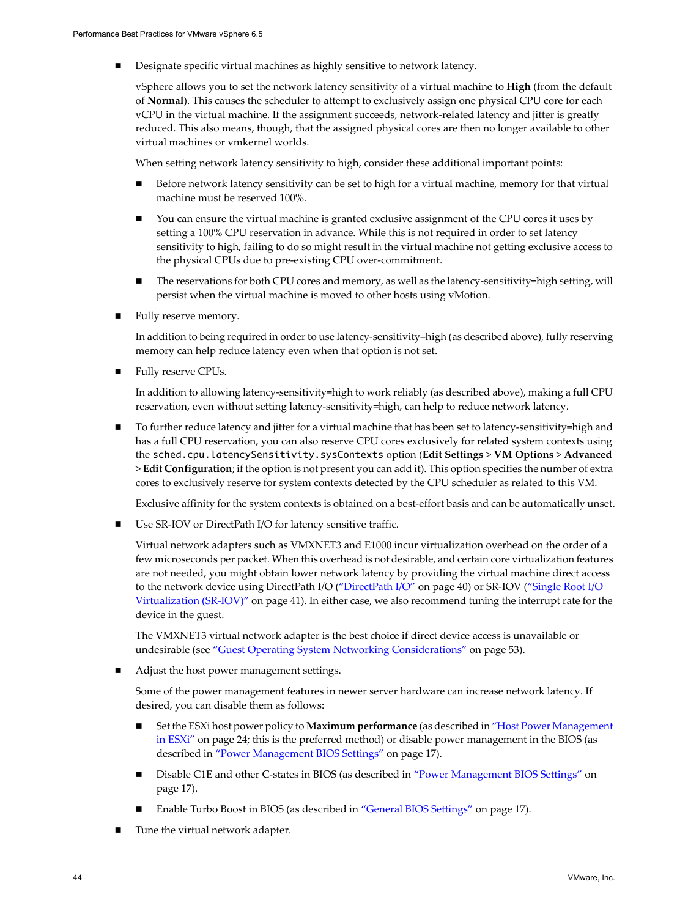- Designate specific virtual machines as highly sensitive to network latency.

  vSphere allows you to set the network latency sensitivity of a virtual machine to **High** (from the default of **Normal**). This causes the scheduler to attempt to exclusively assign one physical CPU core for each vCPU in the virtual machine. If the assignment succeeds, network-related latency and jitter is greatly reduced. This also means, though, that the assigned physical cores are then no longer available to other virtual machines or vmkernel worlds.

  When setting network latency sensitivity to high, consider these additional important points:

  - Before network latency sensitivity can be set to high for a virtual machine, memory for that virtual machine must be reserved 100%.
  - You can ensure the virtual machine is granted exclusive assignment of the CPU cores it uses by setting a 100% CPU reservation in advance. While this is not required in order to set latency sensitivity to high, failing to do so might result in the virtual machine not getting exclusive access to the physical CPUs due to pre-existing CPU over-commitment.
  - The reservations for both CPU cores and memory, as well as the latency-sensitivity=high setting, will persist when the virtual machine is moved to other hosts using vMotion.

- Fully reserve memory.

  In addition to being required in order to use latency-sensitivity=high (as described above), fully reserving memory can help reduce latency even when that option is not set.

- Fully reserve CPUs.

  In addition to allowing latency-sensitivity=high to work reliably (as described above), making a full CPU reservation, even without setting latency-sensitivity=high, can help to reduce network latency.

- To further reduce latency and jitter for a virtual machine that has been set to latency-sensitivity=high and has a full CPU reservation, you can also reserve CPU cores exclusively for related system contexts using the `sched.cpu.latencySensitivity.sysContexts` option (**Edit Settings** > **VM Options** > **Advanced** > **Edit Configuration**; if the option is not present you can add it). This option specifies the number of extra cores to exclusively reserve for system contexts detected by the CPU scheduler as related to this VM.

  Exclusive affinity for the system contexts is obtained on a best-effort basis and can be automatically unset.

- Use SR-IOV or DirectPath I/O for latency sensitive traffic.

  Virtual network adapters such as VMXNET3 and E1000 incur virtualization overhead on the order of a few microseconds per packet. When this overhead is not desirable, and certain core virtualization features are not needed, you might obtain lower network latency by providing the virtual machine direct access to the network device using DirectPath I/O ("DirectPath I/O" on page 40) or SR-IOV ("Single Root I/O Virtualization (SR-IOV)" on page 41). In either case, we also recommend tuning the interrupt rate for the device in the guest.

  The VMXNET3 virtual network adapter is the best choice if direct device access is unavailable or undesirable (see "Guest Operating System Networking Considerations" on page 53).

- Adjust the host power management settings.

  Some of the power management features in newer server hardware can increase network latency. If desired, you can disable them as follows:

  - Set the ESXi host power policy to **Maximum performance** (as described in "Host Power Management in ESXi" on page 24; this is the preferred method) or disable power management in the BIOS (as described in "Power Management BIOS Settings" on page 17).
  - Disable C1E and other C-states in BIOS (as described in "Power Management BIOS Settings" on page 17).
  - Enable Turbo Boost in BIOS (as described in "General BIOS Settings" on page 17).

- Tune the virtual network adapter.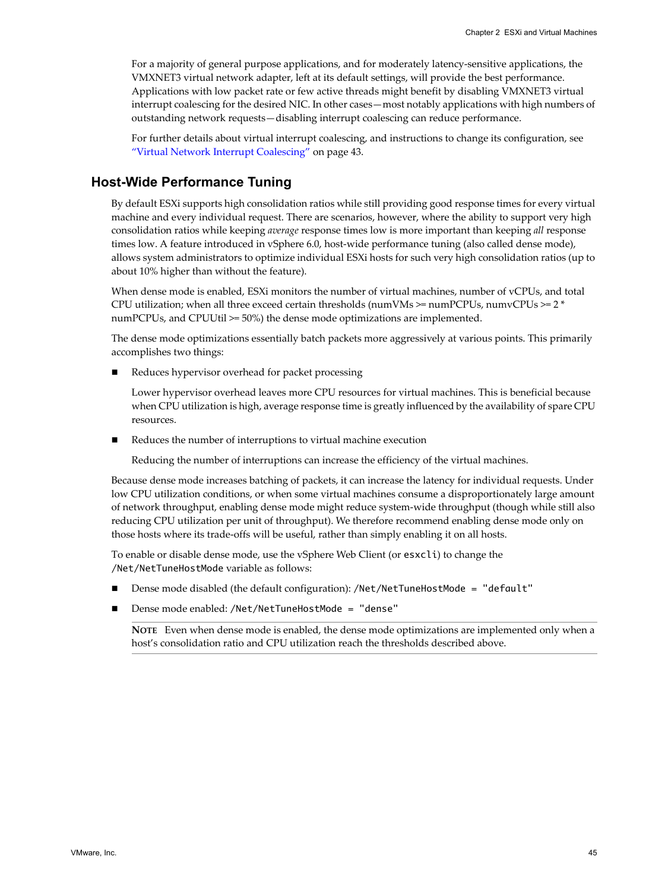For a majority of general purpose applications, and for moderately latency-sensitive applications, the VMXNET3 virtual network adapter, left at its default settings, will provide the best performance. Applications with low packet rate or few active threads might benefit by disabling VMXNET3 virtual interrupt coalescing for the desired NIC. In other cases—most notably applications with high numbers of outstanding network requests—disabling interrupt coalescing can reduce performance.

For further details about virtual interrupt coalescing, and instructions to change its configuration, see "Virtual Network Interrupt Coalescing" on page 43.

## Host-Wide Performance Tuning

By default ESXi supports high consolidation ratios while still providing good response times for every virtual machine and every individual request. There are scenarios, however, where the ability to support very high consolidation ratios while keeping *average* response times low is more important than keeping *all* response times low. A feature introduced in vSphere 6.0, host-wide performance tuning (also called dense mode), allows system administrators to optimize individual ESXi hosts for such very high consolidation ratios (up to about 10% higher than without the feature).

When dense mode is enabled, ESXi monitors the number of virtual machines, number of vCPUs, and total CPU utilization; when all three exceed certain thresholds (numVMs >= numPCPUs, numvCPUs >= 2 * numPCPUs, and CPUUtil >= 50%) the dense mode optimizations are implemented.

The dense mode optimizations essentially batch packets more aggressively at various points. This primarily accomplishes two things:

- Reduces hypervisor overhead for packet processing

  Lower hypervisor overhead leaves more CPU resources for virtual machines. This is beneficial because when CPU utilization is high, average response time is greatly influenced by the availability of spare CPU resources.

- Reduces the number of interruptions to virtual machine execution

  Reducing the number of interruptions can increase the efficiency of the virtual machines.

Because dense mode increases batching of packets, it can increase the latency for individual requests. Under low CPU utilization conditions, or when some virtual machines consume a disproportionately large amount of network throughput, enabling dense mode might reduce system-wide throughput (though while still also reducing CPU utilization per unit of throughput). We therefore recommend enabling dense mode only on those hosts where its trade-offs will be useful, rather than simply enabling it on all hosts.

To enable or disable dense mode, use the vSphere Web Client (or `esxcli`) to change the `/Net/NetTuneHostMode` variable as follows:

- Dense mode disabled (the default configuration): `/Net/NetTuneHostMode = "default"`
- Dense mode enabled: `/Net/NetTuneHostMode = "dense"`

**NOTE** Even when dense mode is enabled, the dense mode optimizations are implemented only when a host's consolidation ratio and CPU utilization reach the thresholds described above.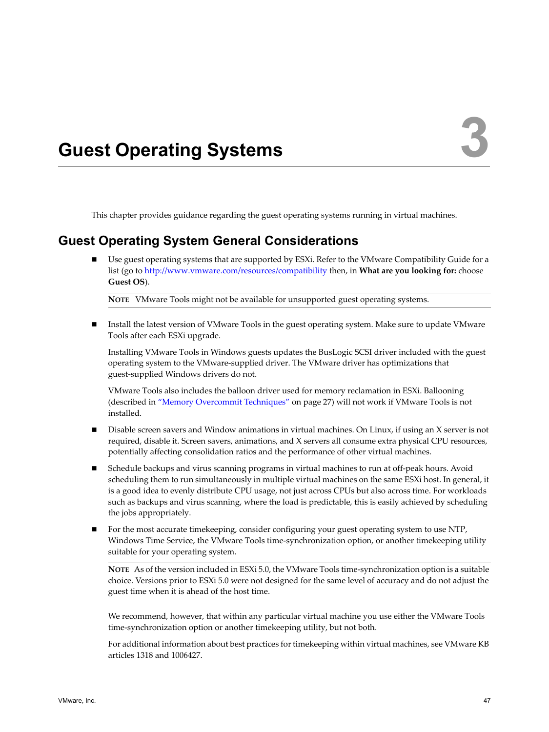# Guest Operating Systems

3

This chapter provides guidance regarding the guest operating systems running in virtual machines.

## Guest Operating System General Considerations

- Use guest operating systems that are supported by ESXi. Refer to the VMware Compatibility Guide for a list (go to http://www.vmware.com/resources/compatibility then, in **What are you looking for:** choose **Guest OS**).

  **NOTE** VMware Tools might not be available for unsupported guest operating systems.

- Install the latest version of VMware Tools in the guest operating system. Make sure to update VMware Tools after each ESXi upgrade.

  Installing VMware Tools in Windows guests updates the BusLogic SCSI driver included with the guest operating system to the VMware-supplied driver. The VMware driver has optimizations that guest-supplied Windows drivers do not.

  VMware Tools also includes the balloon driver used for memory reclamation in ESXi. Ballooning (described in "Memory Overcommit Techniques" on page 27) will not work if VMware Tools is not installed.

- Disable screen savers and Window animations in virtual machines. On Linux, if using an X server is not required, disable it. Screen savers, animations, and X servers all consume extra physical CPU resources, potentially affecting consolidation ratios and the performance of other virtual machines.

- Schedule backups and virus scanning programs in virtual machines to run at off-peak hours. Avoid scheduling them to run simultaneously in multiple virtual machines on the same ESXi host. In general, it is a good idea to evenly distribute CPU usage, not just across CPUs but also across time. For workloads such as backups and virus scanning, where the load is predictable, this is easily achieved by scheduling the jobs appropriately.

- For the most accurate timekeeping, consider configuring your guest operating system to use NTP, Windows Time Service, the VMware Tools time-synchronization option, or another timekeeping utility suitable for your operating system.

  **NOTE** As of the version included in ESXi 5.0, the VMware Tools time-synchronization option is a suitable choice. Versions prior to ESXi 5.0 were not designed for the same level of accuracy and do not adjust the guest time when it is ahead of the host time.

  We recommend, however, that within any particular virtual machine you use either the VMware Tools time-synchronization option or another timekeeping utility, but not both.

  For additional information about best practices for timekeeping within virtual machines, see VMware KB articles 1318 and 1006427.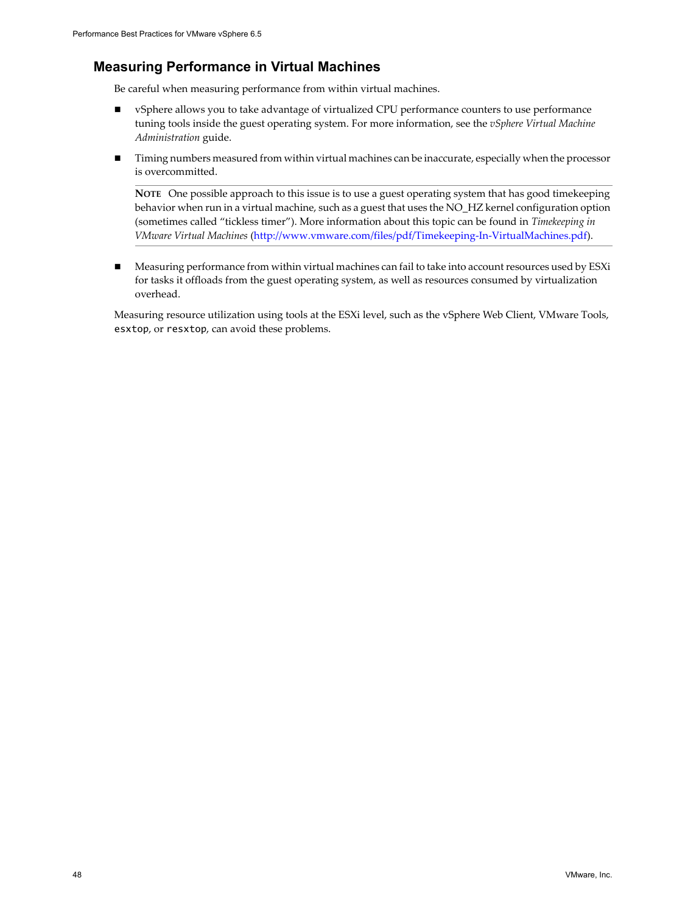## Measuring Performance in Virtual Machines

Be careful when measuring performance from within virtual machines.

- vSphere allows you to take advantage of virtualized CPU performance counters to use performance tuning tools inside the guest operating system. For more information, see the *vSphere Virtual Machine Administration* guide.

- Timing numbers measured from within virtual machines can be inaccurate, especially when the processor is overcommitted.

  **NOTE** One possible approach to this issue is to use a guest operating system that has good timekeeping behavior when run in a virtual machine, such as a guest that uses the NO_HZ kernel configuration option (sometimes called "tickless timer"). More information about this topic can be found in *Timekeeping in VMware Virtual Machines* (http://www.vmware.com/files/pdf/Timekeeping-In-VirtualMachines.pdf).

- Measuring performance from within virtual machines can fail to take into account resources used by ESXi for tasks it offloads from the guest operating system, as well as resources consumed by virtualization overhead.

Measuring resource utilization using tools at the ESXi level, such as the vSphere Web Client, VMware Tools, `esxtop`, or `resxtop`, can avoid these problems.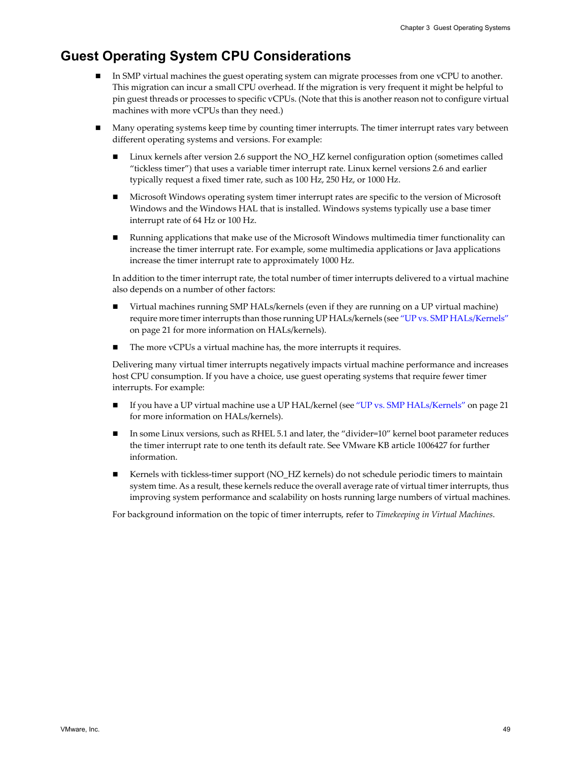## Guest Operating System CPU Considerations

- In SMP virtual machines the guest operating system can migrate processes from one vCPU to another. This migration can incur a small CPU overhead. If the migration is very frequent it might be helpful to pin guest threads or processes to specific vCPUs. (Note that this is another reason not to configure virtual machines with more vCPUs than they need.)
- Many operating systems keep time by counting timer interrupts. The timer interrupt rates vary between different operating systems and versions. For example:
  - Linux kernels after version 2.6 support the NO_HZ kernel configuration option (sometimes called "tickless timer") that uses a variable timer interrupt rate. Linux kernel versions 2.6 and earlier typically request a fixed timer rate, such as 100 Hz, 250 Hz, or 1000 Hz.
  - Microsoft Windows operating system timer interrupt rates are specific to the version of Microsoft Windows and the Windows HAL that is installed. Windows systems typically use a base timer interrupt rate of 64 Hz or 100 Hz.
  - Running applications that make use of the Microsoft Windows multimedia timer functionality can increase the timer interrupt rate. For example, some multimedia applications or Java applications increase the timer interrupt rate to approximately 1000 Hz.

  In addition to the timer interrupt rate, the total number of timer interrupts delivered to a virtual machine also depends on a number of other factors:

  - Virtual machines running SMP HALs/kernels (even if they are running on a UP virtual machine) require more timer interrupts than those running UP HALs/kernels (see "UP vs. SMP HALs/Kernels" on page 21 for more information on HALs/kernels).
  - The more vCPUs a virtual machine has, the more interrupts it requires.

  Delivering many virtual timer interrupts negatively impacts virtual machine performance and increases host CPU consumption. If you have a choice, use guest operating systems that require fewer timer interrupts. For example:

  - If you have a UP virtual machine use a UP HAL/kernel (see "UP vs. SMP HALs/Kernels" on page 21 for more information on HALs/kernels).
  - In some Linux versions, such as RHEL 5.1 and later, the "divider=10" kernel boot parameter reduces the timer interrupt rate to one tenth its default rate. See VMware KB article 1006427 for further information.
  - Kernels with tickless-timer support (NO_HZ kernels) do not schedule periodic timers to maintain system time. As a result, these kernels reduce the overall average rate of virtual timer interrupts, thus improving system performance and scalability on hosts running large numbers of virtual machines.

  For background information on the topic of timer interrupts, refer to *Timekeeping in Virtual Machines*.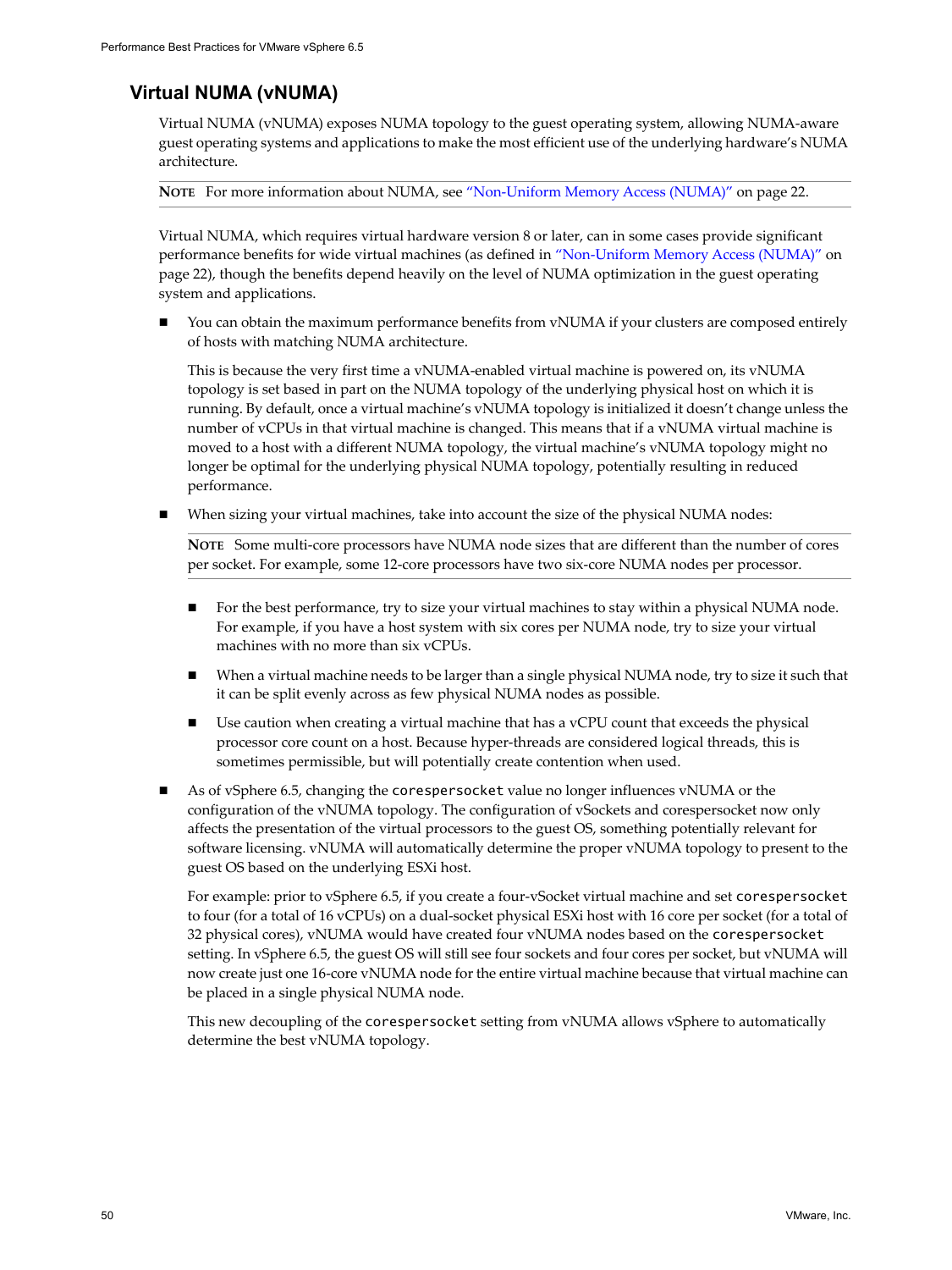## Virtual NUMA (vNUMA)

Virtual NUMA (vNUMA) exposes NUMA topology to the guest operating system, allowing NUMA-aware guest operating systems and applications to make the most efficient use of the underlying hardware's NUMA architecture.

**NOTE** For more information about NUMA, see "Non-Uniform Memory Access (NUMA)" on page 22.

Virtual NUMA, which requires virtual hardware version 8 or later, can in some cases provide significant performance benefits for wide virtual machines (as defined in "Non-Uniform Memory Access (NUMA)" on page 22), though the benefits depend heavily on the level of NUMA optimization in the guest operating system and applications.

- You can obtain the maximum performance benefits from vNUMA if your clusters are composed entirely of hosts with matching NUMA architecture.

  This is because the very first time a vNUMA-enabled virtual machine is powered on, its vNUMA topology is set based in part on the NUMA topology of the underlying physical host on which it is running. By default, once a virtual machine's vNUMA topology is initialized it doesn't change unless the number of vCPUs in that virtual machine is changed. This means that if a vNUMA virtual machine is moved to a host with a different NUMA topology, the virtual machine's vNUMA topology might no longer be optimal for the underlying physical NUMA topology, potentially resulting in reduced performance.

- When sizing your virtual machines, take into account the size of the physical NUMA nodes:

  **NOTE** Some multi-core processors have NUMA node sizes that are different than the number of cores per socket. For example, some 12-core processors have two six-core NUMA nodes per processor.

  - For the best performance, try to size your virtual machines to stay within a physical NUMA node. For example, if you have a host system with six cores per NUMA node, try to size your virtual machines with no more than six vCPUs.
  - When a virtual machine needs to be larger than a single physical NUMA node, try to size it such that it can be split evenly across as few physical NUMA nodes as possible.
  - Use caution when creating a virtual machine that has a vCPU count that exceeds the physical processor core count on a host. Because hyper-threads are considered logical threads, this is sometimes permissible, but will potentially create contention when used.

- As of vSphere 6.5, changing the `corespersocket` value no longer influences vNUMA or the configuration of the vNUMA topology. The configuration of vSockets and corespersocket now only affects the presentation of the virtual processors to the guest OS, something potentially relevant for software licensing. vNUMA will automatically determine the proper vNUMA topology to present to the guest OS based on the underlying ESXi host.

  For example: prior to vSphere 6.5, if you create a four-vSocket virtual machine and set `corespersocket` to four (for a total of 16 vCPUs) on a dual-socket physical ESXi host with 16 core per socket (for a total of 32 physical cores), vNUMA would have created four vNUMA nodes based on the `corespersocket` setting. In vSphere 6.5, the guest OS will still see four sockets and four cores per socket, but vNUMA will now create just one 16-core vNUMA node for the entire virtual machine because that virtual machine can be placed in a single physical NUMA node.

  This new decoupling of the `corespersocket` setting from vNUMA allows vSphere to automatically determine the best vNUMA topology.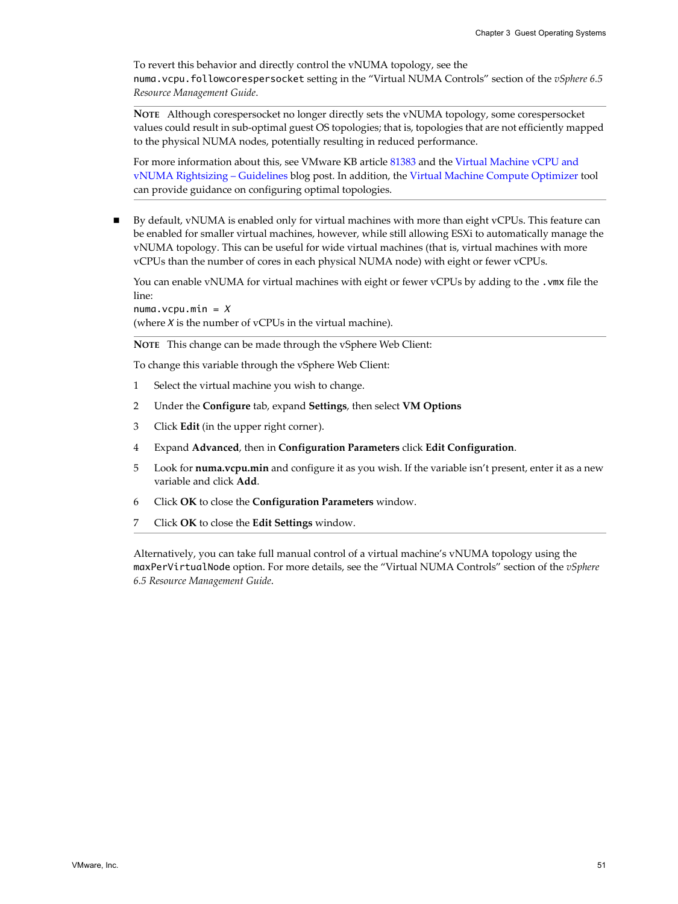To revert this behavior and directly control the vNUMA topology, see the `numa.vcpu.followcorespersocket` setting in the "Virtual NUMA Controls" section of the *vSphere 6.5 Resource Management Guide*.

> **NOTE** Although corespersocket no longer directly sets the vNUMA topology, some corespersocket values could result in sub-optimal guest OS topologies; that is, topologies that are not efficiently mapped to the physical NUMA nodes, potentially resulting in reduced performance.
>
> For more information about this, see VMware KB article 81383 and the Virtual Machine vCPU and vNUMA Rightsizing – Guidelines blog post. In addition, the Virtual Machine Compute Optimizer tool can provide guidance on configuring optimal topologies.

- By default, vNUMA is enabled only for virtual machines with more than eight vCPUs. This feature can be enabled for smaller virtual machines, however, while still allowing ESXi to automatically manage the vNUMA topology. This can be useful for wide virtual machines (that is, virtual machines with more vCPUs than the number of cores in each physical NUMA node) with eight or fewer vCPUs.

  You can enable vNUMA for virtual machines with eight or fewer vCPUs by adding to the `.vmx` file the line:
  `numa.vcpu.min = X`
  (where *X* is the number of vCPUs in the virtual machine).

  > **NOTE** This change can be made through the vSphere Web Client:
  >
  > To change this variable through the vSphere Web Client:
  >
  > 1. Select the virtual machine you wish to change.
  > 2. Under the **Configure** tab, expand **Settings**, then select **VM Options**
  > 3. Click **Edit** (in the upper right corner).
  > 4. Expand **Advanced**, then in **Configuration Parameters** click **Edit Configuration**.
  > 5. Look for **numa.vcpu.min** and configure it as you wish. If the variable isn't present, enter it as a new variable and click **Add**.
  > 6. Click **OK** to close the **Configuration Parameters** window.
  > 7. Click **OK** to close the **Edit Settings** window.

  Alternatively, you can take full manual control of a virtual machine's vNUMA topology using the `maxPerVirtualNode` option. For more details, see the "Virtual NUMA Controls" section of the *vSphere 6.5 Resource Management Guide*.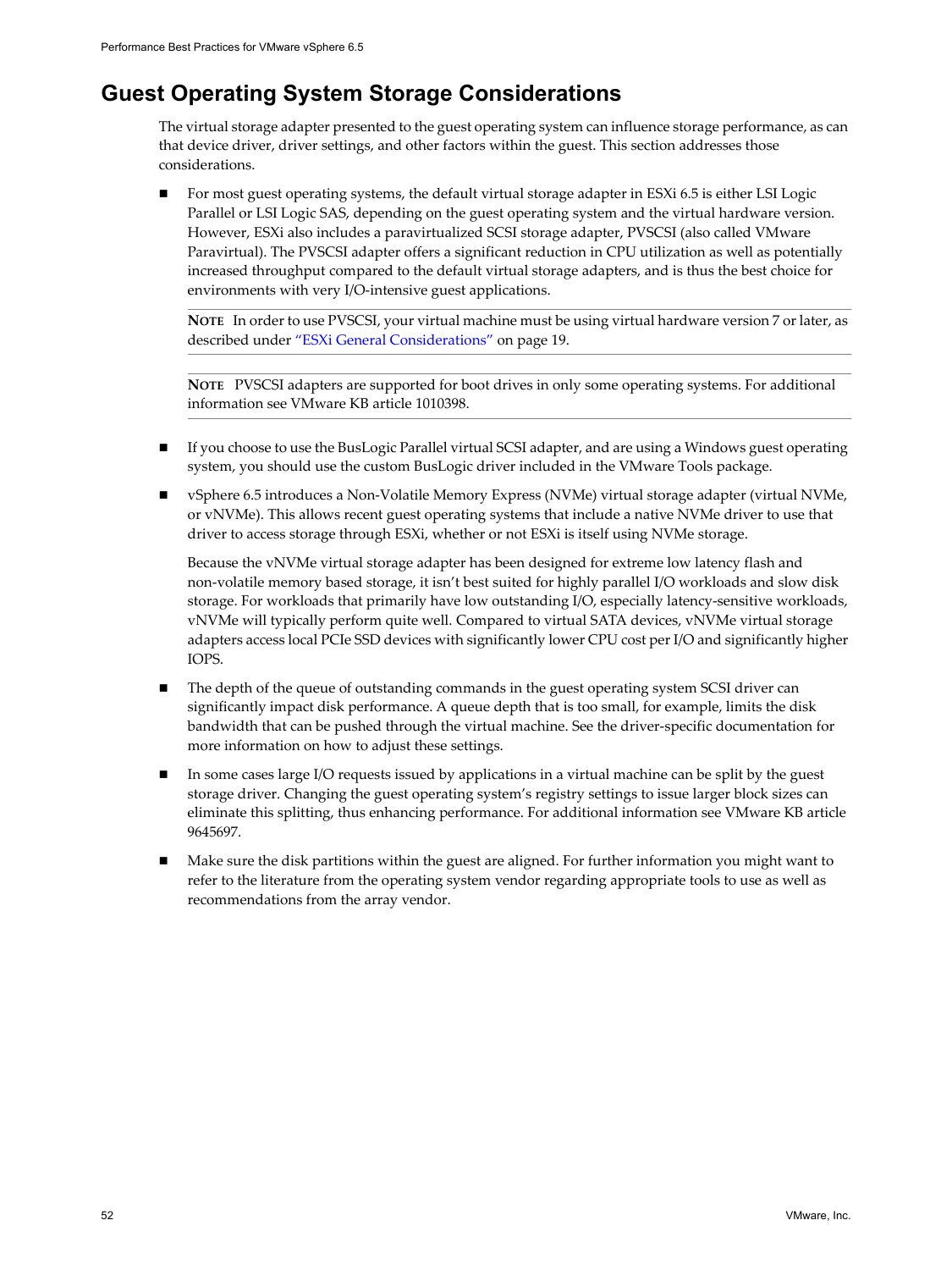# Guest Operating System Storage Considerations

The virtual storage adapter presented to the guest operating system can influence storage performance, as can that device driver, driver settings, and other factors within the guest. This section addresses those considerations.

- For most guest operating systems, the default virtual storage adapter in ESXi 6.5 is either LSI Logic Parallel or LSI Logic SAS, depending on the guest operating system and the virtual hardware version. However, ESXi also includes a paravirtualized SCSI storage adapter, PVSCSI (also called VMware Paravirtual). The PVSCSI adapter offers a significant reduction in CPU utilization as well as potentially increased throughput compared to the default virtual storage adapters, and is thus the best choice for environments with very I/O-intensive guest applications.

  **NOTE** In order to use PVSCSI, your virtual machine must be using virtual hardware version 7 or later, as described under "ESXi General Considerations" on page 19.

  **NOTE** PVSCSI adapters are supported for boot drives in only some operating systems. For additional information see VMware KB article 1010398.

- If you choose to use the BusLogic Parallel virtual SCSI adapter, and are using a Windows guest operating system, you should use the custom BusLogic driver included in the VMware Tools package.

- vSphere 6.5 introduces a Non-Volatile Memory Express (NVMe) virtual storage adapter (virtual NVMe, or vNVMe). This allows recent guest operating systems that include a native NVMe driver to use that driver to access storage through ESXi, whether or not ESXi is itself using NVMe storage.

  Because the vNVMe virtual storage adapter has been designed for extreme low latency flash and non-volatile memory based storage, it isn't best suited for highly parallel I/O workloads and slow disk storage. For workloads that primarily have low outstanding I/O, especially latency-sensitive workloads, vNVMe will typically perform quite well. Compared to virtual SATA devices, vNVMe virtual storage adapters access local PCIe SSD devices with significantly lower CPU cost per I/O and significantly higher IOPS.

- The depth of the queue of outstanding commands in the guest operating system SCSI driver can significantly impact disk performance. A queue depth that is too small, for example, limits the disk bandwidth that can be pushed through the virtual machine. See the driver-specific documentation for more information on how to adjust these settings.

- In some cases large I/O requests issued by applications in a virtual machine can be split by the guest storage driver. Changing the guest operating system's registry settings to issue larger block sizes can eliminate this splitting, thus enhancing performance. For additional information see VMware KB article 9645697.

- Make sure the disk partitions within the guest are aligned. For further information you might want to refer to the literature from the operating system vendor regarding appropriate tools to use as well as recommendations from the array vendor.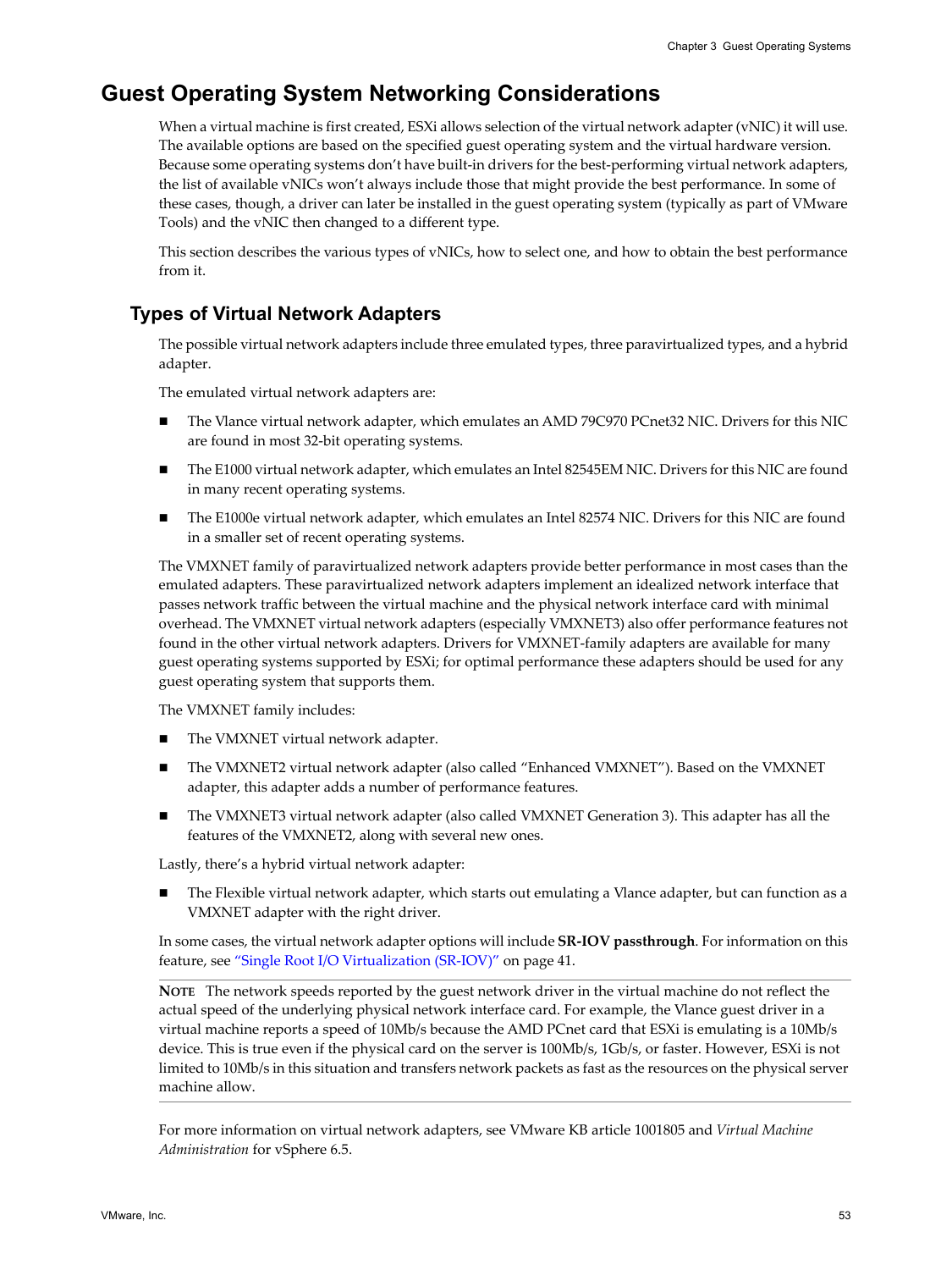# Guest Operating System Networking Considerations

When a virtual machine is first created, ESXi allows selection of the virtual network adapter (vNIC) it will use. The available options are based on the specified guest operating system and the virtual hardware version. Because some operating systems don't have built-in drivers for the best-performing virtual network adapters, the list of available vNICs won't always include those that might provide the best performance. In some of these cases, though, a driver can later be installed in the guest operating system (typically as part of VMware Tools) and the vNIC then changed to a different type.

This section describes the various types of vNICs, how to select one, and how to obtain the best performance from it.

## Types of Virtual Network Adapters

The possible virtual network adapters include three emulated types, three paravirtualized types, and a hybrid adapter.

The emulated virtual network adapters are:

- The Vlance virtual network adapter, which emulates an AMD 79C970 PCnet32 NIC. Drivers for this NIC are found in most 32-bit operating systems.
- The E1000 virtual network adapter, which emulates an Intel 82545EM NIC. Drivers for this NIC are found in many recent operating systems.
- The E1000e virtual network adapter, which emulates an Intel 82574 NIC. Drivers for this NIC are found in a smaller set of recent operating systems.

The VMXNET family of paravirtualized network adapters provide better performance in most cases than the emulated adapters. These paravirtualized network adapters implement an idealized network interface that passes network traffic between the virtual machine and the physical network interface card with minimal overhead. The VMXNET virtual network adapters (especially VMXNET3) also offer performance features not found in the other virtual network adapters. Drivers for VMXNET-family adapters are available for many guest operating systems supported by ESXi; for optimal performance these adapters should be used for any guest operating system that supports them.

The VMXNET family includes:

- The VMXNET virtual network adapter.
- The VMXNET2 virtual network adapter (also called "Enhanced VMXNET"). Based on the VMXNET adapter, this adapter adds a number of performance features.
- The VMXNET3 virtual network adapter (also called VMXNET Generation 3). This adapter has all the features of the VMXNET2, along with several new ones.

Lastly, there's a hybrid virtual network adapter:

- The Flexible virtual network adapter, which starts out emulating a Vlance adapter, but can function as a VMXNET adapter with the right driver.

In some cases, the virtual network adapter options will include **SR-IOV passthrough**. For information on this feature, see "Single Root I/O Virtualization (SR-IOV)" on page 41.

---

**NOTE** The network speeds reported by the guest network driver in the virtual machine do not reflect the actual speed of the underlying physical network interface card. For example, the Vlance guest driver in a virtual machine reports a speed of 10Mb/s because the AMD PCnet card that ESXi is emulating is a 10Mb/s device. This is true even if the physical card on the server is 100Mb/s, 1Gb/s, or faster. However, ESXi is not limited to 10Mb/s in this situation and transfers network packets as fast as the resources on the physical server machine allow.

---

For more information on virtual network adapters, see VMware KB article 1001805 and *Virtual Machine Administration* for vSphere 6.5.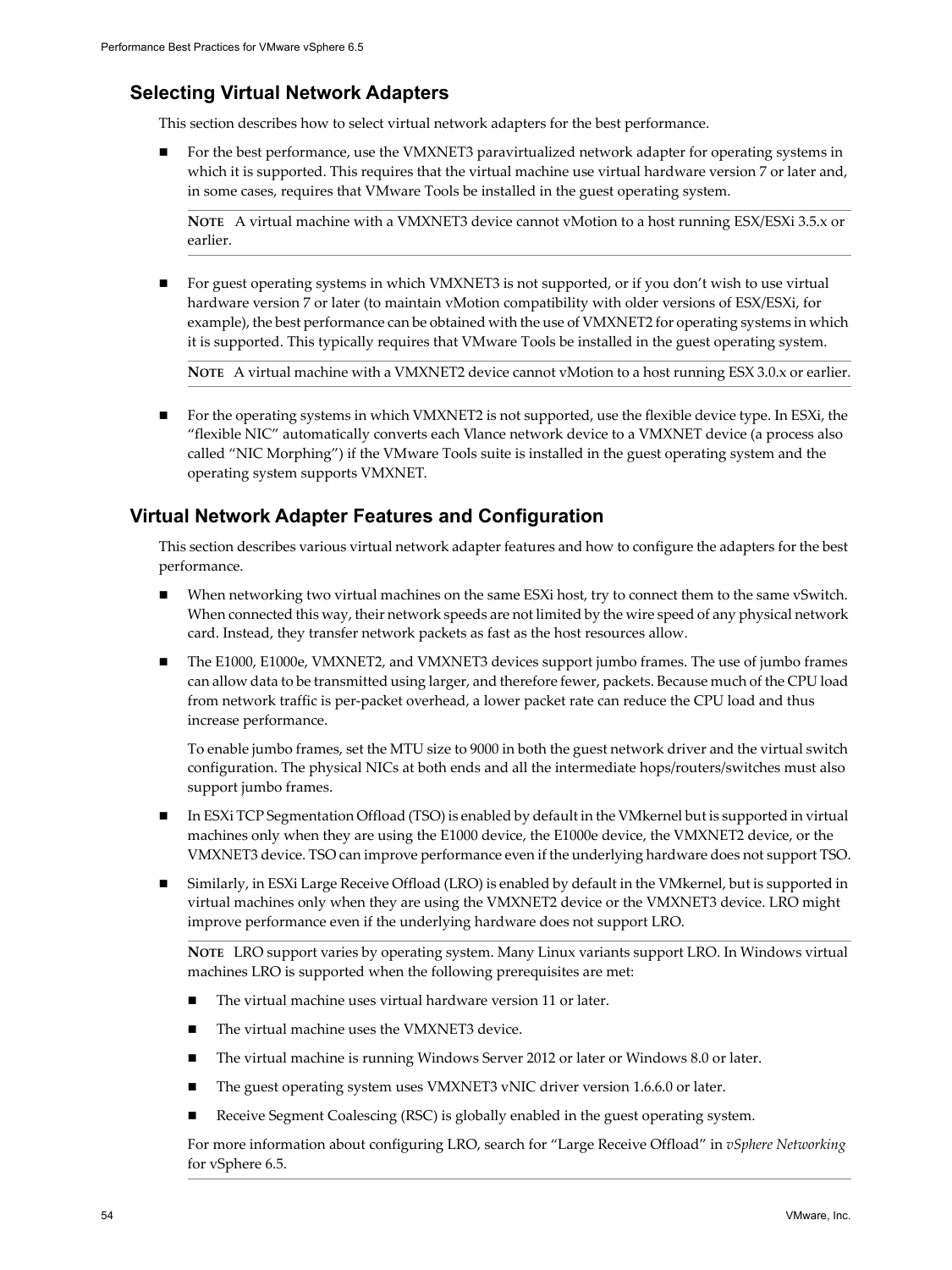## Selecting Virtual Network Adapters

This section describes how to select virtual network adapters for the best performance.

- For the best performance, use the VMXNET3 paravirtualized network adapter for operating systems in which it is supported. This requires that the virtual machine use virtual hardware version 7 or later and, in some cases, requires that VMware Tools be installed in the guest operating system.

  **NOTE** A virtual machine with a VMXNET3 device cannot vMotion to a host running ESX/ESXi 3.5.x or earlier.

- For guest operating systems in which VMXNET3 is not supported, or if you don't wish to use virtual hardware version 7 or later (to maintain vMotion compatibility with older versions of ESX/ESXi, for example), the best performance can be obtained with the use of VMXNET2 for operating systems in which it is supported. This typically requires that VMware Tools be installed in the guest operating system.

  **NOTE** A virtual machine with a VMXNET2 device cannot vMotion to a host running ESX 3.0.x or earlier.

- For the operating systems in which VMXNET2 is not supported, use the flexible device type. In ESXi, the "flexible NIC" automatically converts each Vlance network device to a VMXNET device (a process also called "NIC Morphing") if the VMware Tools suite is installed in the guest operating system and the operating system supports VMXNET.

## Virtual Network Adapter Features and Configuration

This section describes various virtual network adapter features and how to configure the adapters for the best performance.

- When networking two virtual machines on the same ESXi host, try to connect them to the same vSwitch. When connected this way, their network speeds are not limited by the wire speed of any physical network card. Instead, they transfer network packets as fast as the host resources allow.

- The E1000, E1000e, VMXNET2, and VMXNET3 devices support jumbo frames. The use of jumbo frames can allow data to be transmitted using larger, and therefore fewer, packets. Because much of the CPU load from network traffic is per-packet overhead, a lower packet rate can reduce the CPU load and thus increase performance.

  To enable jumbo frames, set the MTU size to 9000 in both the guest network driver and the virtual switch configuration. The physical NICs at both ends and all the intermediate hops/routers/switches must also support jumbo frames.

- In ESXi TCP Segmentation Offload (TSO) is enabled by default in the VMkernel but is supported in virtual machines only when they are using the E1000 device, the E1000e device, the VMXNET2 device, or the VMXNET3 device. TSO can improve performance even if the underlying hardware does not support TSO.

- Similarly, in ESXi Large Receive Offload (LRO) is enabled by default in the VMkernel, but is supported in virtual machines only when they are using the VMXNET2 device or the VMXNET3 device. LRO might improve performance even if the underlying hardware does not support LRO.

  **NOTE** LRO support varies by operating system. Many Linux variants support LRO. In Windows virtual machines LRO is supported when the following prerequisites are met:

  - The virtual machine uses virtual hardware version 11 or later.
  - The virtual machine uses the VMXNET3 device.
  - The virtual machine is running Windows Server 2012 or later or Windows 8.0 or later.
  - The guest operating system uses VMXNET3 vNIC driver version 1.6.6.0 or later.
  - Receive Segment Coalescing (RSC) is globally enabled in the guest operating system.

  For more information about configuring LRO, search for "Large Receive Offload" in *vSphere Networking* for vSphere 6.5.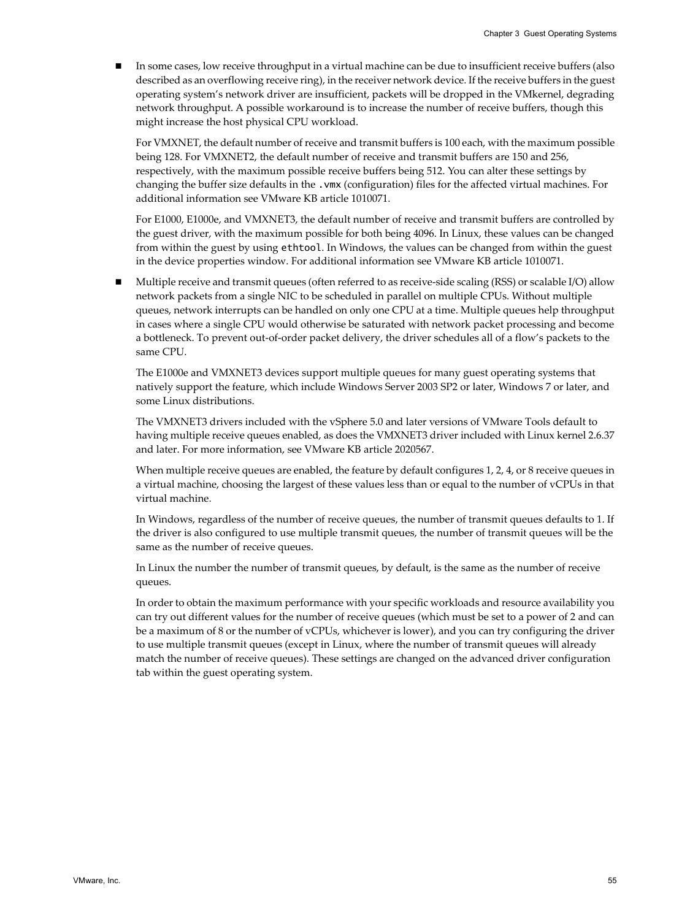- In some cases, low receive throughput in a virtual machine can be due to insufficient receive buffers (also described as an overflowing receive ring), in the receiver network device. If the receive buffers in the guest operating system's network driver are insufficient, packets will be dropped in the VMkernel, degrading network throughput. A possible workaround is to increase the number of receive buffers, though this might increase the host physical CPU workload.

  For VMXNET, the default number of receive and transmit buffers is 100 each, with the maximum possible being 128. For VMXNET2, the default number of receive and transmit buffers are 150 and 256, respectively, with the maximum possible receive buffers being 512. You can alter these settings by changing the buffer size defaults in the `.vmx` (configuration) files for the affected virtual machines. For additional information see VMware KB article 1010071.

  For E1000, E1000e, and VMXNET3, the default number of receive and transmit buffers are controlled by the guest driver, with the maximum possible for both being 4096. In Linux, these values can be changed from within the guest by using `ethtool`. In Windows, the values can be changed from within the guest in the device properties window. For additional information see VMware KB article 1010071.

- Multiple receive and transmit queues (often referred to as receive-side scaling (RSS) or scalable I/O) allow network packets from a single NIC to be scheduled in parallel on multiple CPUs. Without multiple queues, network interrupts can be handled on only one CPU at a time. Multiple queues help throughput in cases where a single CPU would otherwise be saturated with network packet processing and become a bottleneck. To prevent out-of-order packet delivery, the driver schedules all of a flow's packets to the same CPU.

  The E1000e and VMXNET3 devices support multiple queues for many guest operating systems that natively support the feature, which include Windows Server 2003 SP2 or later, Windows 7 or later, and some Linux distributions.

  The VMXNET3 drivers included with the vSphere 5.0 and later versions of VMware Tools default to having multiple receive queues enabled, as does the VMXNET3 driver included with Linux kernel 2.6.37 and later. For more information, see VMware KB article 2020567.

  When multiple receive queues are enabled, the feature by default configures 1, 2, 4, or 8 receive queues in a virtual machine, choosing the largest of these values less than or equal to the number of vCPUs in that virtual machine.

  In Windows, regardless of the number of receive queues, the number of transmit queues defaults to 1. If the driver is also configured to use multiple transmit queues, the number of transmit queues will be the same as the number of receive queues.

  In Linux the number the number of transmit queues, by default, is the same as the number of receive queues.

  In order to obtain the maximum performance with your specific workloads and resource availability you can try out different values for the number of receive queues (which must be set to a power of 2 and can be a maximum of 8 or the number of vCPUs, whichever is lower), and you can try configuring the driver to use multiple transmit queues (except in Linux, where the number of transmit queues will already match the number of receive queues). These settings are changed on the advanced driver configuration tab within the guest operating system.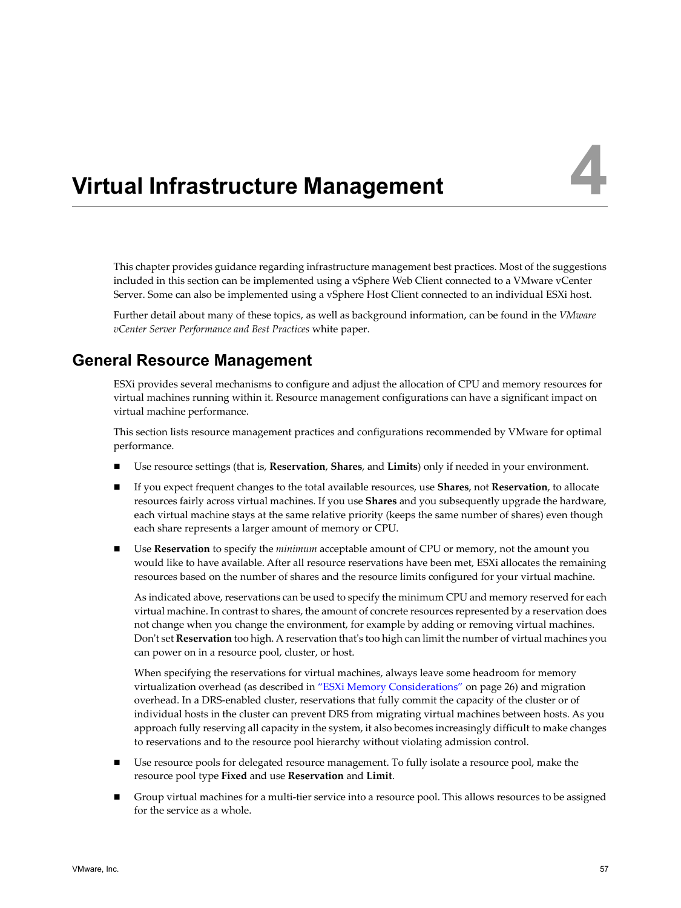# Virtual Infrastructure Management

**4**

This chapter provides guidance regarding infrastructure management best practices. Most of the suggestions included in this section can be implemented using a vSphere Web Client connected to a VMware vCenter Server. Some can also be implemented using a vSphere Host Client connected to an individual ESXi host.

Further detail about many of these topics, as well as background information, can be found in the *VMware vCenter Server Performance and Best Practices* white paper.

## General Resource Management

ESXi provides several mechanisms to configure and adjust the allocation of CPU and memory resources for virtual machines running within it. Resource management configurations can have a significant impact on virtual machine performance.

This section lists resource management practices and configurations recommended by VMware for optimal performance.

- Use resource settings (that is, **Reservation**, **Shares**, and **Limits**) only if needed in your environment.
- If you expect frequent changes to the total available resources, use **Shares**, not **Reservation**, to allocate resources fairly across virtual machines. If you use **Shares** and you subsequently upgrade the hardware, each virtual machine stays at the same relative priority (keeps the same number of shares) even though each share represents a larger amount of memory or CPU.
- Use **Reservation** to specify the *minimum* acceptable amount of CPU or memory, not the amount you would like to have available. After all resource reservations have been met, ESXi allocates the remaining resources based on the number of shares and the resource limits configured for your virtual machine.

  As indicated above, reservations can be used to specify the minimum CPU and memory reserved for each virtual machine. In contrast to shares, the amount of concrete resources represented by a reservation does not change when you change the environment, for example by adding or removing virtual machines. Don't set **Reservation** too high. A reservation that's too high can limit the number of virtual machines you can power on in a resource pool, cluster, or host.

  When specifying the reservations for virtual machines, always leave some headroom for memory virtualization overhead (as described in "ESXi Memory Considerations" on page 26) and migration overhead. In a DRS-enabled cluster, reservations that fully commit the capacity of the cluster or of individual hosts in the cluster can prevent DRS from migrating virtual machines between hosts. As you approach fully reserving all capacity in the system, it also becomes increasingly difficult to make changes to reservations and to the resource pool hierarchy without violating admission control.
- Use resource pools for delegated resource management. To fully isolate a resource pool, make the resource pool type **Fixed** and use **Reservation** and **Limit**.
- Group virtual machines for a multi-tier service into a resource pool. This allows resources to be assigned for the service as a whole.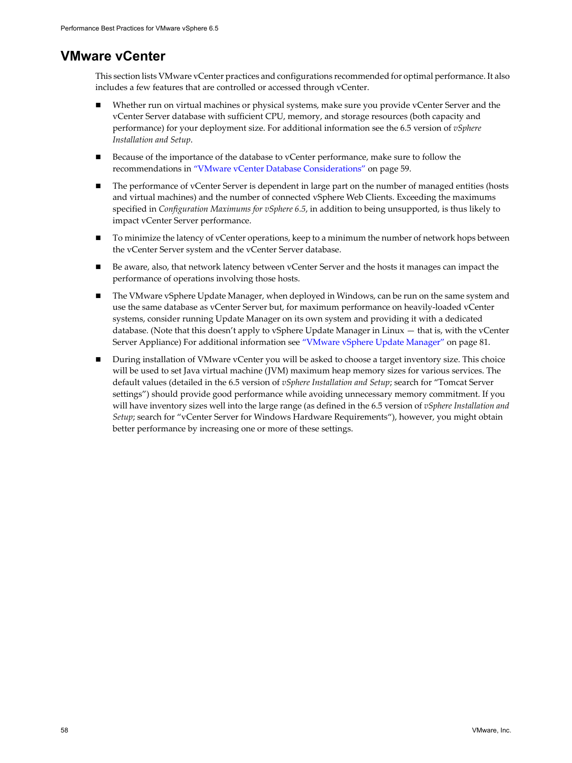# VMware vCenter

This section lists VMware vCenter practices and configurations recommended for optimal performance. It also includes a few features that are controlled or accessed through vCenter.

- Whether run on virtual machines or physical systems, make sure you provide vCenter Server and the vCenter Server database with sufficient CPU, memory, and storage resources (both capacity and performance) for your deployment size. For additional information see the 6.5 version of *vSphere Installation and Setup*.
- Because of the importance of the database to vCenter performance, make sure to follow the recommendations in "VMware vCenter Database Considerations" on page 59.
- The performance of vCenter Server is dependent in large part on the number of managed entities (hosts and virtual machines) and the number of connected vSphere Web Clients. Exceeding the maximums specified in *Configuration Maximums for vSphere 6.5*, in addition to being unsupported, is thus likely to impact vCenter Server performance.
- To minimize the latency of vCenter operations, keep to a minimum the number of network hops between the vCenter Server system and the vCenter Server database.
- Be aware, also, that network latency between vCenter Server and the hosts it manages can impact the performance of operations involving those hosts.
- The VMware vSphere Update Manager, when deployed in Windows, can be run on the same system and use the same database as vCenter Server but, for maximum performance on heavily-loaded vCenter systems, consider running Update Manager on its own system and providing it with a dedicated database. (Note that this doesn't apply to vSphere Update Manager in Linux — that is, with the vCenter Server Appliance) For additional information see "VMware vSphere Update Manager" on page 81.
- During installation of VMware vCenter you will be asked to choose a target inventory size. This choice will be used to set Java virtual machine (JVM) maximum heap memory sizes for various services. The default values (detailed in the 6.5 version of *vSphere Installation and Setup*; search for "Tomcat Server settings") should provide good performance while avoiding unnecessary memory commitment. If you will have inventory sizes well into the large range (as defined in the 6.5 version of *vSphere Installation and Setup*; search for "vCenter Server for Windows Hardware Requirements"), however, you might obtain better performance by increasing one or more of these settings.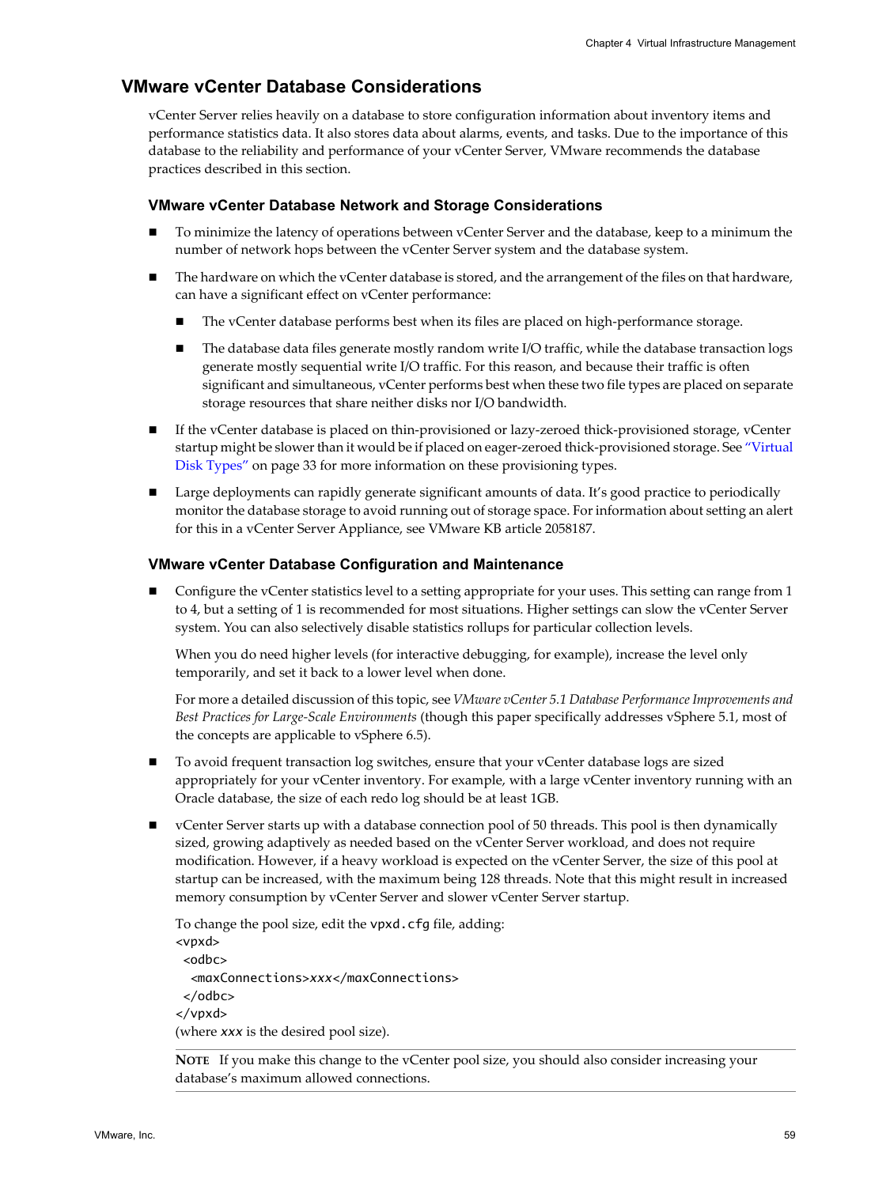## VMware vCenter Database Considerations

vCenter Server relies heavily on a database to store configuration information about inventory items and performance statistics data. It also stores data about alarms, events, and tasks. Due to the importance of this database to the reliability and performance of your vCenter Server, VMware recommends the database practices described in this section.

### VMware vCenter Database Network and Storage Considerations

- To minimize the latency of operations between vCenter Server and the database, keep to a minimum the number of network hops between the vCenter Server system and the database system.
- The hardware on which the vCenter database is stored, and the arrangement of the files on that hardware, can have a significant effect on vCenter performance:
  - The vCenter database performs best when its files are placed on high-performance storage.
  - The database data files generate mostly random write I/O traffic, while the database transaction logs generate mostly sequential write I/O traffic. For this reason, and because their traffic is often significant and simultaneous, vCenter performs best when these two file types are placed on separate storage resources that share neither disks nor I/O bandwidth.
- If the vCenter database is placed on thin-provisioned or lazy-zeroed thick-provisioned storage, vCenter startup might be slower than it would be if placed on eager-zeroed thick-provisioned storage. See "Virtual Disk Types" on page 33 for more information on these provisioning types.
- Large deployments can rapidly generate significant amounts of data. It's good practice to periodically monitor the database storage to avoid running out of storage space. For information about setting an alert for this in a vCenter Server Appliance, see VMware KB article 2058187.

### VMware vCenter Database Configuration and Maintenance

- Configure the vCenter statistics level to a setting appropriate for your uses. This setting can range from 1 to 4, but a setting of 1 is recommended for most situations. Higher settings can slow the vCenter Server system. You can also selectively disable statistics rollups for particular collection levels.

  When you do need higher levels (for interactive debugging, for example), increase the level only temporarily, and set it back to a lower level when done.

  For more a detailed discussion of this topic, see *VMware vCenter 5.1 Database Performance Improvements and Best Practices for Large-Scale Environments* (though this paper specifically addresses vSphere 5.1, most of the concepts are applicable to vSphere 6.5).
- To avoid frequent transaction log switches, ensure that your vCenter database logs are sized appropriately for your vCenter inventory. For example, with a large vCenter inventory running with an Oracle database, the size of each redo log should be at least 1GB.
- vCenter Server starts up with a database connection pool of 50 threads. This pool is then dynamically sized, growing adaptively as needed based on the vCenter Server workload, and does not require modification. However, if a heavy workload is expected on the vCenter Server, the size of this pool at startup can be increased, with the maximum being 128 threads. Note that this might result in increased memory consumption by vCenter Server and slower vCenter Server startup.

  To change the pool size, edit the `vpxd.cfg` file, adding:

  ```
  <vpxd>
   <odbc>
    <maxConnections>xxx</maxConnections>
   </odbc>
  </vpxd>
  ```

  (where *xxx* is the desired pool size).

  **NOTE** If you make this change to the vCenter pool size, you should also consider increasing your database's maximum allowed connections.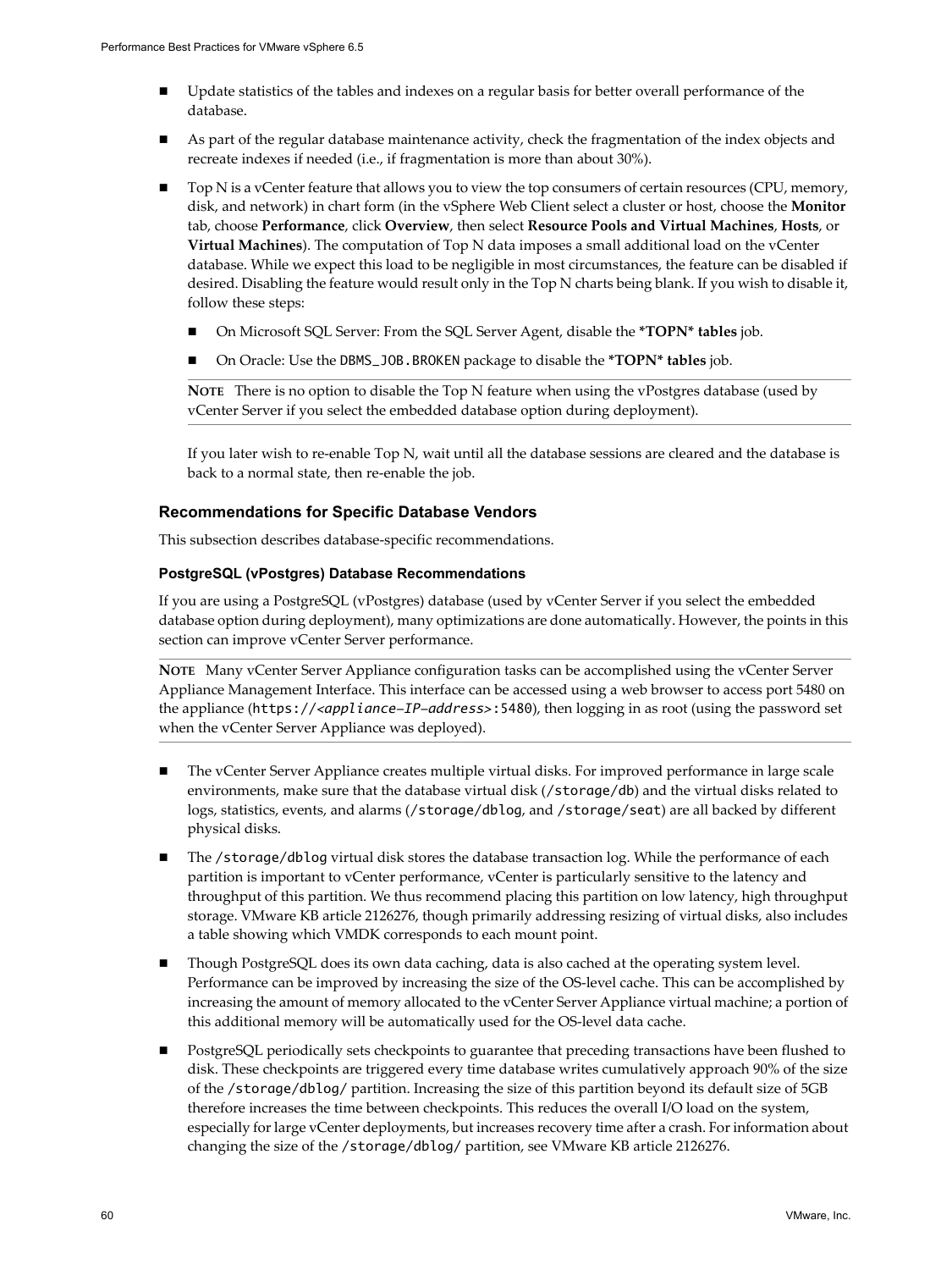- Update statistics of the tables and indexes on a regular basis for better overall performance of the database.
- As part of the regular database maintenance activity, check the fragmentation of the index objects and recreate indexes if needed (i.e., if fragmentation is more than about 30%).
- Top N is a vCenter feature that allows you to view the top consumers of certain resources (CPU, memory, disk, and network) in chart form (in the vSphere Web Client select a cluster or host, choose the **Monitor** tab, choose **Performance**, click **Overview**, then select **Resource Pools and Virtual Machines**, **Hosts**, or **Virtual Machines**). The computation of Top N data imposes a small additional load on the vCenter database. While we expect this load to be negligible in most circumstances, the feature can be disabled if desired. Disabling the feature would result only in the Top N charts being blank. If you wish to disable it, follow these steps:
  - On Microsoft SQL Server: From the SQL Server Agent, disable the ***TOPN* tables** job.
  - On Oracle: Use the `DBMS_JOB.BROKEN` package to disable the ***TOPN* tables** job.

  **NOTE** There is no option to disable the Top N feature when using the vPostgres database (used by vCenter Server if you select the embedded database option during deployment).

  If you later wish to re-enable Top N, wait until all the database sessions are cleared and the database is back to a normal state, then re-enable the job.

### Recommendations for Specific Database Vendors

This subsection describes database-specific recommendations.

#### PostgreSQL (vPostgres) Database Recommendations

If you are using a PostgreSQL (vPostgres) database (used by vCenter Server if you select the embedded database option during deployment), many optimizations are done automatically. However, the points in this section can improve vCenter Server performance.

**NOTE** Many vCenter Server Appliance configuration tasks can be accomplished using the vCenter Server Appliance Management Interface. This interface can be accessed using a web browser to access port 5480 on the appliance (`https://<appliance-IP-address>:5480`), then logging in as root (using the password set when the vCenter Server Appliance was deployed).

- The vCenter Server Appliance creates multiple virtual disks. For improved performance in large scale environments, make sure that the database virtual disk (`/storage/db`) and the virtual disks related to logs, statistics, events, and alarms (`/storage/dblog`, and `/storage/seat`) are all backed by different physical disks.
- The `/storage/dblog` virtual disk stores the database transaction log. While the performance of each partition is important to vCenter performance, vCenter is particularly sensitive to the latency and throughput of this partition. We thus recommend placing this partition on low latency, high throughput storage. VMware KB article 2126276, though primarily addressing resizing of virtual disks, also includes a table showing which VMDK corresponds to each mount point.
- Though PostgreSQL does its own data caching, data is also cached at the operating system level. Performance can be improved by increasing the size of the OS-level cache. This can be accomplished by increasing the amount of memory allocated to the vCenter Server Appliance virtual machine; a portion of this additional memory will be automatically used for the OS-level data cache.
- PostgreSQL periodically sets checkpoints to guarantee that preceding transactions have been flushed to disk. These checkpoints are triggered every time database writes cumulatively approach 90% of the size of the `/storage/dblog/` partition. Increasing the size of this partition beyond its default size of 5GB therefore increases the time between checkpoints. This reduces the overall I/O load on the system, especially for large vCenter deployments, but increases recovery time after a crash. For information about changing the size of the `/storage/dblog/` partition, see VMware KB article 2126276.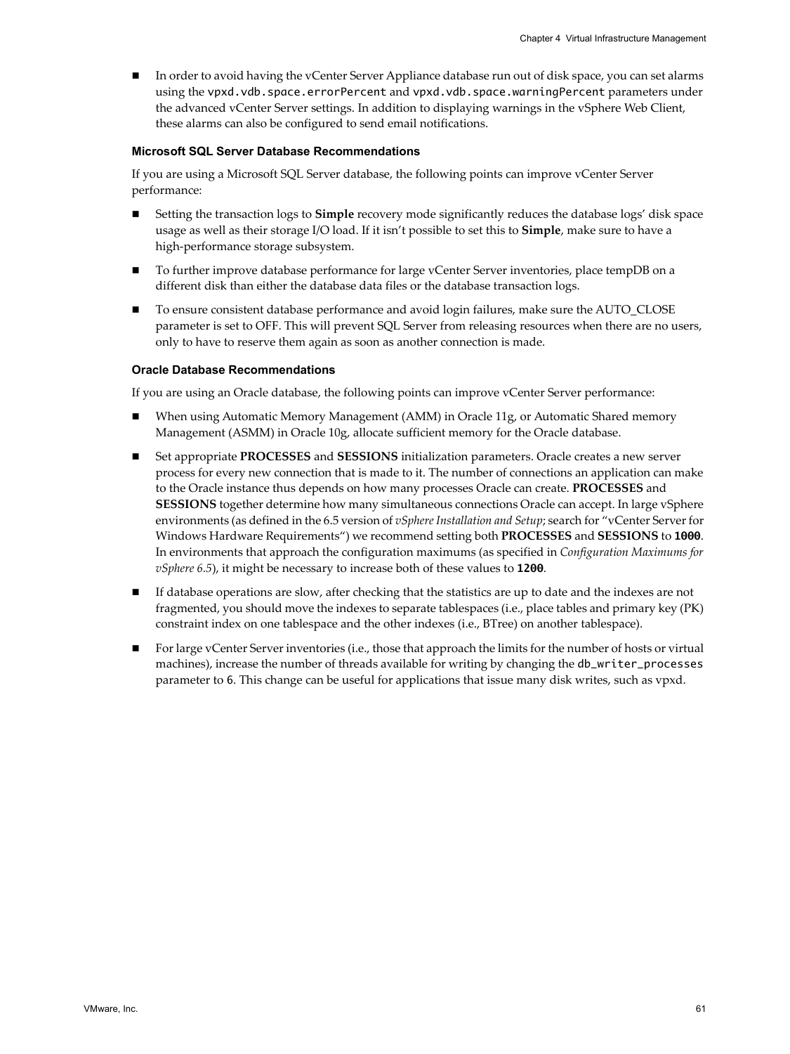- In order to avoid having the vCenter Server Appliance database run out of disk space, you can set alarms using the `vpxd.vdb.space.errorPercent` and `vpxd.vdb.space.warningPercent` parameters under the advanced vCenter Server settings. In addition to displaying warnings in the vSphere Web Client, these alarms can also be configured to send email notifications.

### Microsoft SQL Server Database Recommendations

If you are using a Microsoft SQL Server database, the following points can improve vCenter Server performance:

- Setting the transaction logs to **Simple** recovery mode significantly reduces the database logs' disk space usage as well as their storage I/O load. If it isn't possible to set this to **Simple**, make sure to have a high-performance storage subsystem.
- To further improve database performance for large vCenter Server inventories, place tempDB on a different disk than either the database data files or the database transaction logs.
- To ensure consistent database performance and avoid login failures, make sure the AUTO_CLOSE parameter is set to OFF. This will prevent SQL Server from releasing resources when there are no users, only to have to reserve them again as soon as another connection is made.

### Oracle Database Recommendations

If you are using an Oracle database, the following points can improve vCenter Server performance:

- When using Automatic Memory Management (AMM) in Oracle 11g, or Automatic Shared memory Management (ASMM) in Oracle 10g, allocate sufficient memory for the Oracle database.
- Set appropriate **PROCESSES** and **SESSIONS** initialization parameters. Oracle creates a new server process for every new connection that is made to it. The number of connections an application can make to the Oracle instance thus depends on how many processes Oracle can create. **PROCESSES** and **SESSIONS** together determine how many simultaneous connections Oracle can accept. In large vSphere environments (as defined in the 6.5 version of *vSphere Installation and Setup*; search for "vCenter Server for Windows Hardware Requirements") we recommend setting both **PROCESSES** and **SESSIONS** to **`1000`**. In environments that approach the configuration maximums (as specified in *Configuration Maximums for vSphere 6.5*), it might be necessary to increase both of these values to **`1200`**.
- If database operations are slow, after checking that the statistics are up to date and the indexes are not fragmented, you should move the indexes to separate tablespaces (i.e., place tables and primary key (PK) constraint index on one tablespace and the other indexes (i.e., BTree) on another tablespace).
- For large vCenter Server inventories (i.e., those that approach the limits for the number of hosts or virtual machines), increase the number of threads available for writing by changing the `db_writer_processes` parameter to `6`. This change can be useful for applications that issue many disk writes, such as vpxd.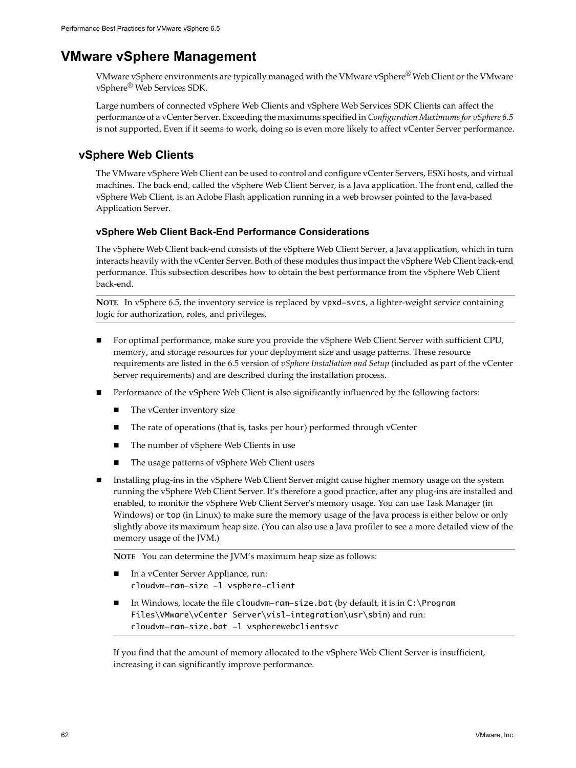# VMware vSphere Management

VMware vSphere environments are typically managed with the VMware vSphere® Web Client or the VMware vSphere® Web Services SDK.

Large numbers of connected vSphere Web Clients and vSphere Web Services SDK Clients can affect the performance of a vCenter Server. Exceeding the maximums specified in *Configuration Maximums for vSphere 6.5* is not supported. Even if it seems to work, doing so is even more likely to affect vCenter Server performance.

## vSphere Web Clients

The VMware vSphere Web Client can be used to control and configure vCenter Servers, ESXi hosts, and virtual machines. The back end, called the vSphere Web Client Server, is a Java application. The front end, called the vSphere Web Client, is an Adobe Flash application running in a web browser pointed to the Java-based Application Server.

### vSphere Web Client Back-End Performance Considerations

The vSphere Web Client back-end consists of the vSphere Web Client Server, a Java application, which in turn interacts heavily with the vCenter Server. Both of these modules thus impact the vSphere Web Client back-end performance. This subsection describes how to obtain the best performance from the vSphere Web Client back-end.

**NOTE** In vSphere 6.5, the inventory service is replaced by `vpxd-svcs`, a lighter-weight service containing logic for authorization, roles, and privileges.

- For optimal performance, make sure you provide the vSphere Web Client Server with sufficient CPU, memory, and storage resources for your deployment size and usage patterns. These resource requirements are listed in the 6.5 version of *vSphere Installation and Setup* (included as part of the vCenter Server requirements) and are described during the installation process.
- Performance of the vSphere Web Client is also significantly influenced by the following factors:
  - The vCenter inventory size
  - The rate of operations (that is, tasks per hour) performed through vCenter
  - The number of vSphere Web Clients in use
  - The usage patterns of vSphere Web Client users
- Installing plug-ins in the vSphere Web Client Server might cause higher memory usage on the system running the vSphere Web Client Server. It's therefore a good practice, after any plug-ins are installed and enabled, to monitor the vSphere Web Client Server's memory usage. You can use Task Manager (in Windows) or `top` (in Linux) to make sure the memory usage of the Java process is either below or only slightly above its maximum heap size. (You can also use a Java profiler to see a more detailed view of the memory usage of the JVM.)

  **NOTE** You can determine the JVM's maximum heap size as follows:

  - In a vCenter Server Appliance, run:
    `cloudvm-ram-size -l vsphere-client`
  - In Windows, locate the file `cloudvm-ram-size.bat` (by default, it is in `C:\Program Files\VMware\vCenter Server\visl-integration\usr\sbin`) and run:
    `cloudvm-ram-size.bat -l vspherewebclientsvc`

  If you find that the amount of memory allocated to the vSphere Web Client Server is insufficient, increasing it can significantly improve performance.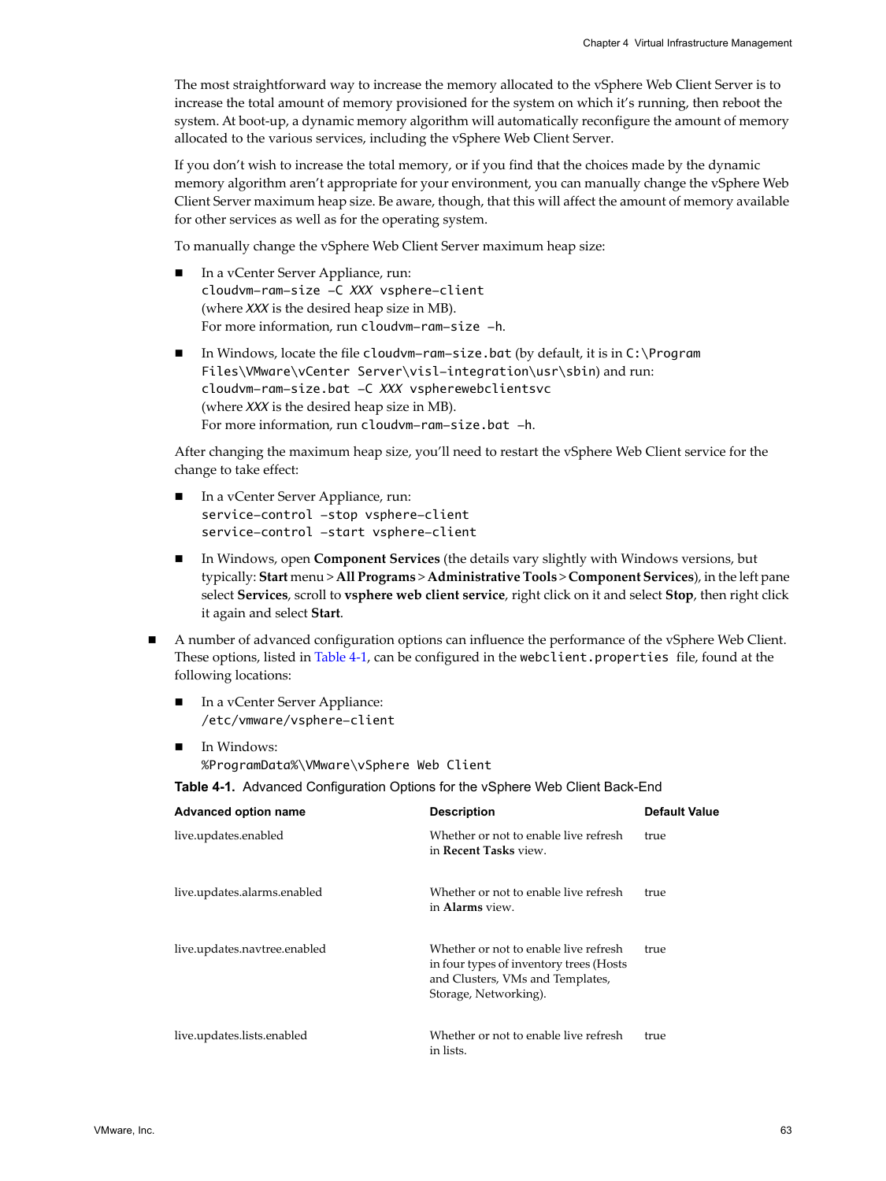The most straightforward way to increase the memory allocated to the vSphere Web Client Server is to increase the total amount of memory provisioned for the system on which it's running, then reboot the system. At boot-up, a dynamic memory algorithm will automatically reconfigure the amount of memory allocated to the various services, including the vSphere Web Client Server.

If you don't wish to increase the total memory, or if you find that the choices made by the dynamic memory algorithm aren't appropriate for your environment, you can manually change the vSphere Web Client Server maximum heap size. Be aware, though, that this will affect the amount of memory available for other services as well as for the operating system.

To manually change the vSphere Web Client Server maximum heap size:

- In a vCenter Server Appliance, run:
  `cloudvm-ram-size -C XXX vsphere-client`
  (where *XXX* is the desired heap size in MB).
  For more information, run `cloudvm-ram-size -h`.

- In Windows, locate the file `cloudvm-ram-size.bat` (by default, it is in `C:\Program Files\VMware\vCenter Server\visl-integration\usr\sbin`) and run:
  `cloudvm-ram-size.bat -C XXX vspherewebclientsvc`
  (where *XXX* is the desired heap size in MB).
  For more information, run `cloudvm-ram-size.bat -h`.

After changing the maximum heap size, you'll need to restart the vSphere Web Client service for the change to take effect:

- In a vCenter Server Appliance, run:
  `service-control -stop vsphere-client`
  `service-control -start vsphere-client`

- In Windows, open **Component Services** (the details vary slightly with Windows versions, but typically: **Start** menu > **All Programs** > **Administrative Tools** > **Component Services**), in the left pane select **Services**, scroll to **vsphere web client service**, right click on it and select **Stop**, then right click it again and select **Start**.

- A number of advanced configuration options can influence the performance of the vSphere Web Client. These options, listed in Table 4-1, can be configured in the `webclient.properties` file, found at the following locations:

  - In a vCenter Server Appliance:
    `/etc/vmware/vsphere-client`

  - In Windows:
    `%ProgramData%\VMware\vSphere Web Client`

**Table 4-1.** Advanced Configuration Options for the vSphere Web Client Back-End

| Advanced option name | Description | Default Value |
|---|---|---|
| live.updates.enabled | Whether or not to enable live refresh in **Recent Tasks** view. | true |
| live.updates.alarms.enabled | Whether or not to enable live refresh in **Alarms** view. | true |
| live.updates.navtree.enabled | Whether or not to enable live refresh in four types of inventory trees (Hosts and Clusters, VMs and Templates, Storage, Networking). | true |
| live.updates.lists.enabled | Whether or not to enable live refresh in lists. | true |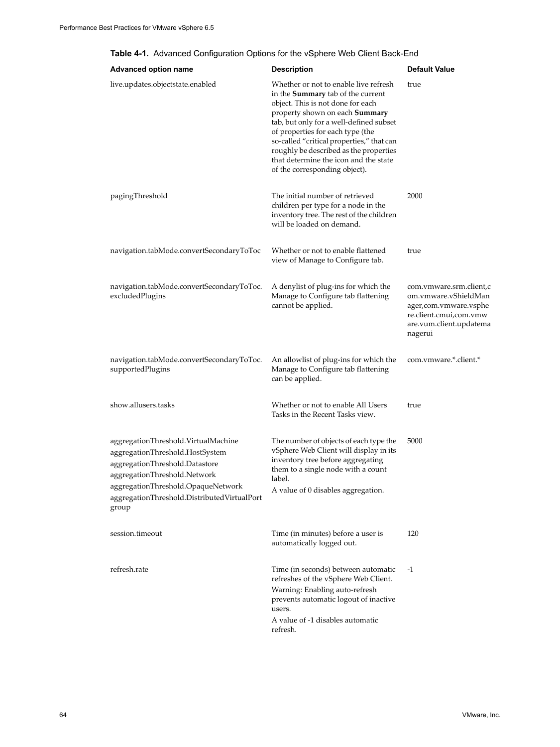**Table 4-1.** Advanced Configuration Options for the vSphere Web Client Back-End

| Advanced option name | Description | Default Value |
|---|---|---|
| live.updates.objectstate.enabled | Whether or not to enable live refresh in the **Summary** tab of the current object. This is not done for each property shown on each **Summary** tab, but only for a well-defined subset of properties for each type (the so-called "critical properties," that can roughly be described as the properties that determine the icon and the state of the corresponding object). | true |
| pagingThreshold | The initial number of retrieved children per type for a node in the inventory tree. The rest of the children will be loaded on demand. | 2000 |
| navigation.tabMode.convertSecondaryToToc | Whether or not to enable flattened view of Manage to Configure tab. | true |
| navigation.tabMode.convertSecondaryToToc.excludedPlugins | A denylist of plug-ins for which the Manage to Configure tab flattening cannot be applied. | com.vmware.srm.client,com.vmware.vShieldManager,com.vmware.vsphere.client.cmui,com.vmware.vum.client.updatemanagerui |
| navigation.tabMode.convertSecondaryToToc.supportedPlugins | An allowlist of plug-ins for which the Manage to Configure tab flattening can be applied. | com.vmware.*.client.* |
| show.allusers.tasks | Whether or not to enable All Users Tasks in the Recent Tasks view. | true |
| aggregationThreshold.VirtualMachine<br>aggregationThreshold.HostSystem<br>aggregationThreshold.Datastore<br>aggregationThreshold.Network<br>aggregationThreshold.OpaqueNetwork<br>aggregationThreshold.DistributedVirtualPortgroup | The number of objects of each type the vSphere Web Client will display in its inventory tree before aggregating them to a single node with a count label.<br>A value of 0 disables aggregation. | 5000 |
| session.timeout | Time (in minutes) before a user is automatically logged out. | 120 |
| refresh.rate | Time (in seconds) between automatic refreshes of the vSphere Web Client.<br>Warning: Enabling auto-refresh prevents automatic logout of inactive users.<br>A value of -1 disables automatic refresh. | -1 |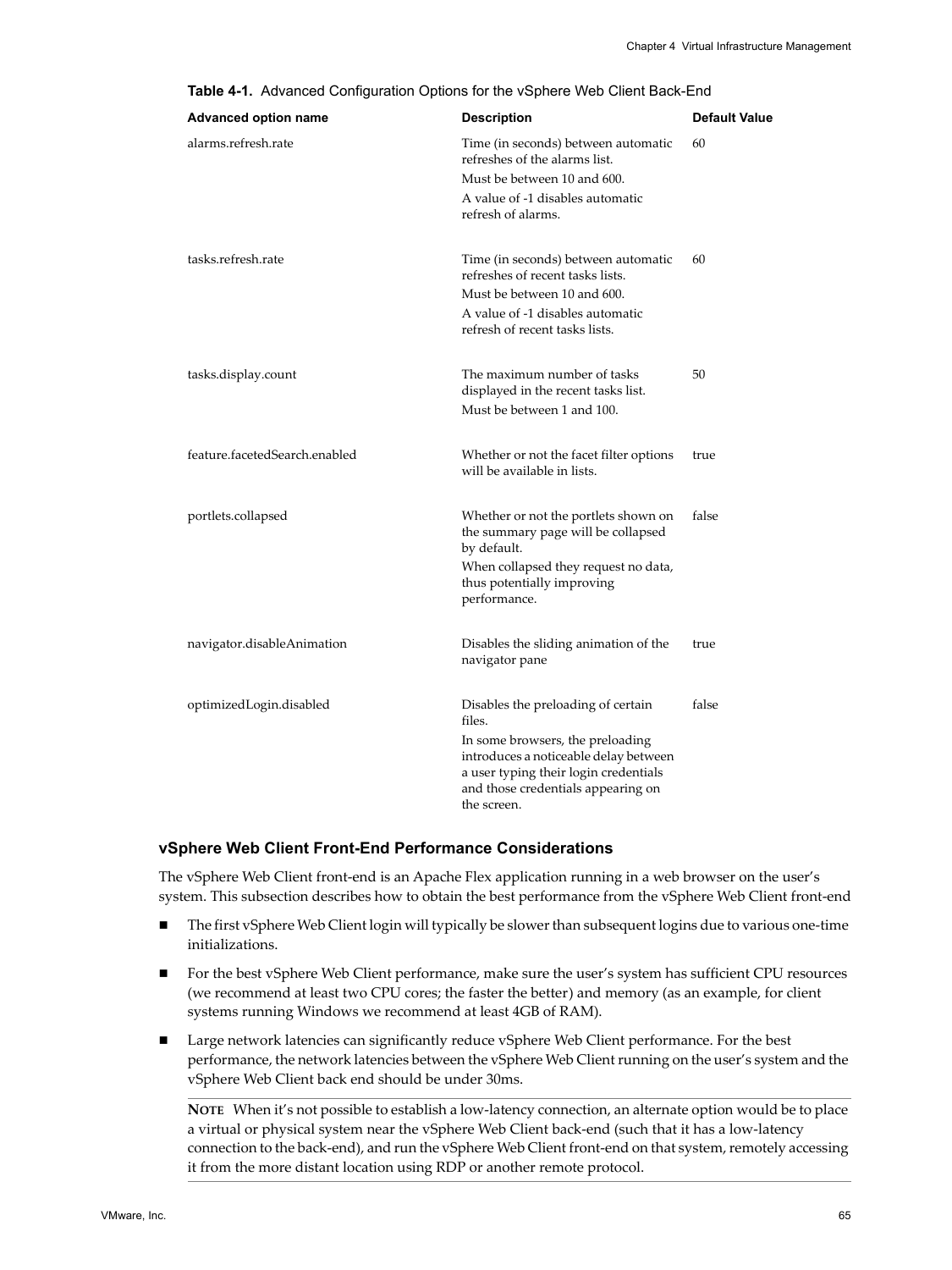**Table 4-1.** Advanced Configuration Options for the vSphere Web Client Back-End

| Advanced option name | Description | Default Value |
|---|---|---|
| alarms.refresh.rate | Time (in seconds) between automatic refreshes of the alarms list.<br>Must be between 10 and 600.<br>A value of -1 disables automatic refresh of alarms. | 60 |
| tasks.refresh.rate | Time (in seconds) between automatic refreshes of recent tasks lists.<br>Must be between 10 and 600.<br>A value of -1 disables automatic refresh of recent tasks lists. | 60 |
| tasks.display.count | The maximum number of tasks displayed in the recent tasks list.<br>Must be between 1 and 100. | 50 |
| feature.facetedSearch.enabled | Whether or not the facet filter options will be available in lists. | true |
| portlets.collapsed | Whether or not the portlets shown on the summary page will be collapsed by default.<br>When collapsed they request no data, thus potentially improving performance. | false |
| navigator.disableAnimation | Disables the sliding animation of the navigator pane | true |
| optimizedLogin.disabled | Disables the preloading of certain files.<br>In some browsers, the preloading introduces a noticeable delay between a user typing their login credentials and those credentials appearing on the screen. | false |

### vSphere Web Client Front-End Performance Considerations

The vSphere Web Client front-end is an Apache Flex application running in a web browser on the user's system. This subsection describes how to obtain the best performance from the vSphere Web Client front-end

- The first vSphere Web Client login will typically be slower than subsequent logins due to various one-time initializations.
- For the best vSphere Web Client performance, make sure the user's system has sufficient CPU resources (we recommend at least two CPU cores; the faster the better) and memory (as an example, for client systems running Windows we recommend at least 4GB of RAM).
- Large network latencies can significantly reduce vSphere Web Client performance. For the best performance, the network latencies between the vSphere Web Client running on the user's system and the vSphere Web Client back end should be under 30ms.

  **NOTE** When it's not possible to establish a low-latency connection, an alternate option would be to place a virtual or physical system near the vSphere Web Client back-end (such that it has a low-latency connection to the back-end), and run the vSphere Web Client front-end on that system, remotely accessing it from the more distant location using RDP or another remote protocol.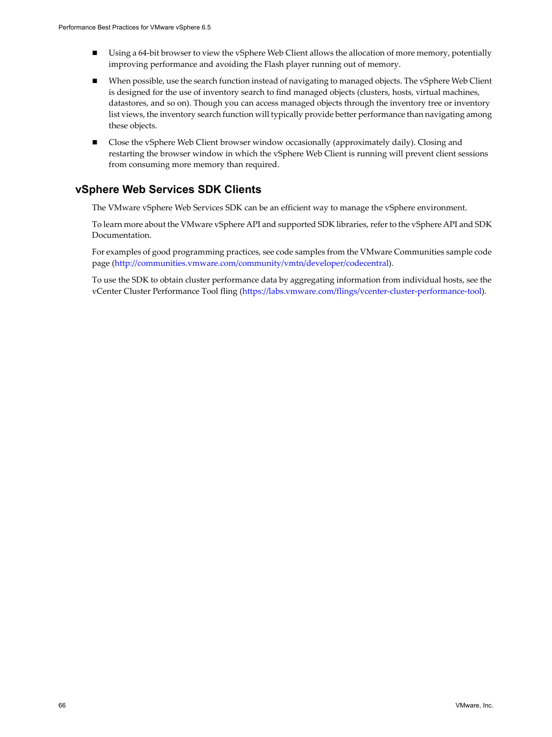- Using a 64-bit browser to view the vSphere Web Client allows the allocation of more memory, potentially improving performance and avoiding the Flash player running out of memory.
- When possible, use the search function instead of navigating to managed objects. The vSphere Web Client is designed for the use of inventory search to find managed objects (clusters, hosts, virtual machines, datastores, and so on). Though you can access managed objects through the inventory tree or inventory list views, the inventory search function will typically provide better performance than navigating among these objects.
- Close the vSphere Web Client browser window occasionally (approximately daily). Closing and restarting the browser window in which the vSphere Web Client is running will prevent client sessions from consuming more memory than required.

## vSphere Web Services SDK Clients

The VMware vSphere Web Services SDK can be an efficient way to manage the vSphere environment.

To learn more about the VMware vSphere API and supported SDK libraries, refer to the vSphere API and SDK Documentation.

For examples of good programming practices, see code samples from the VMware Communities sample code page (http://communities.vmware.com/community/vmtn/developer/codecentral).

To use the SDK to obtain cluster performance data by aggregating information from individual hosts, see the vCenter Cluster Performance Tool fling (https://labs.vmware.com/flings/vcenter-cluster-performance-tool).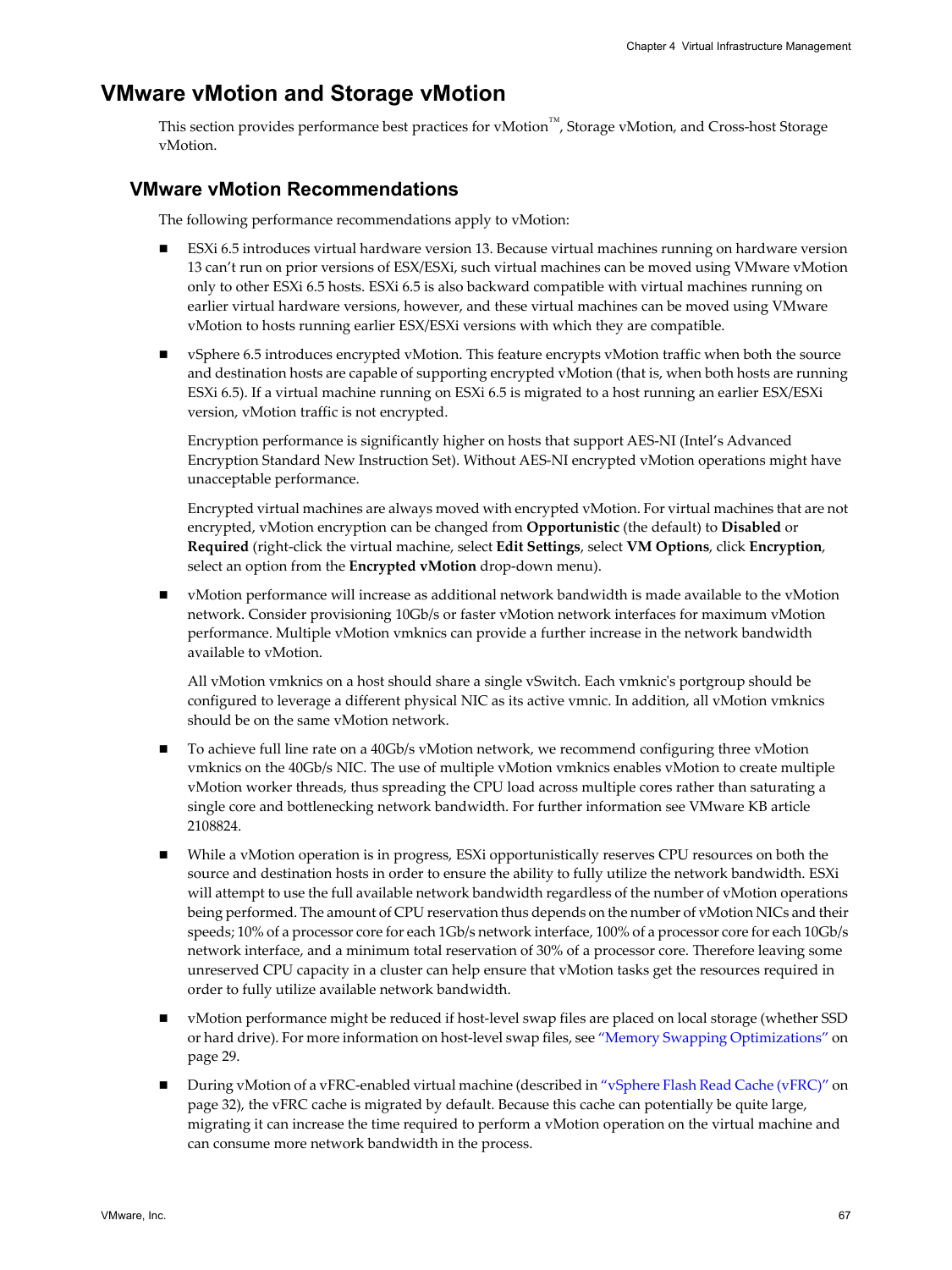# VMware vMotion and Storage vMotion

This section provides performance best practices for vMotion™, Storage vMotion, and Cross-host Storage vMotion.

## VMware vMotion Recommendations

The following performance recommendations apply to vMotion:

- ESXi 6.5 introduces virtual hardware version 13. Because virtual machines running on hardware version 13 can't run on prior versions of ESX/ESXi, such virtual machines can be moved using VMware vMotion only to other ESXi 6.5 hosts. ESXi 6.5 is also backward compatible with virtual machines running on earlier virtual hardware versions, however, and these virtual machines can be moved using VMware vMotion to hosts running earlier ESX/ESXi versions with which they are compatible.

- vSphere 6.5 introduces encrypted vMotion. This feature encrypts vMotion traffic when both the source and destination hosts are capable of supporting encrypted vMotion (that is, when both hosts are running ESXi 6.5). If a virtual machine running on ESXi 6.5 is migrated to a host running an earlier ESX/ESXi version, vMotion traffic is not encrypted.

  Encryption performance is significantly higher on hosts that support AES-NI (Intel's Advanced Encryption Standard New Instruction Set). Without AES-NI encrypted vMotion operations might have unacceptable performance.

  Encrypted virtual machines are always moved with encrypted vMotion. For virtual machines that are not encrypted, vMotion encryption can be changed from **Opportunistic** (the default) to **Disabled** or **Required** (right-click the virtual machine, select **Edit Settings**, select **VM Options**, click **Encryption**, select an option from the **Encrypted vMotion** drop-down menu).

- vMotion performance will increase as additional network bandwidth is made available to the vMotion network. Consider provisioning 10Gb/s or faster vMotion network interfaces for maximum vMotion performance. Multiple vMotion vmknics can provide a further increase in the network bandwidth available to vMotion.

  All vMotion vmknics on a host should share a single vSwitch. Each vmknic's portgroup should be configured to leverage a different physical NIC as its active vmnic. In addition, all vMotion vmknics should be on the same vMotion network.

- To achieve full line rate on a 40Gb/s vMotion network, we recommend configuring three vMotion vmknics on the 40Gb/s NIC. The use of multiple vMotion vmknics enables vMotion to create multiple vMotion worker threads, thus spreading the CPU load across multiple cores rather than saturating a single core and bottlenecking network bandwidth. For further information see VMware KB article 2108824.

- While a vMotion operation is in progress, ESXi opportunistically reserves CPU resources on both the source and destination hosts in order to ensure the ability to fully utilize the network bandwidth. ESXi will attempt to use the full available network bandwidth regardless of the number of vMotion operations being performed. The amount of CPU reservation thus depends on the number of vMotion NICs and their speeds; 10% of a processor core for each 1Gb/s network interface, 100% of a processor core for each 10Gb/s network interface, and a minimum total reservation of 30% of a processor core. Therefore leaving some unreserved CPU capacity in a cluster can help ensure that vMotion tasks get the resources required in order to fully utilize available network bandwidth.

- vMotion performance might be reduced if host-level swap files are placed on local storage (whether SSD or hard drive). For more information on host-level swap files, see "Memory Swapping Optimizations" on page 29.

- During vMotion of a vFRC-enabled virtual machine (described in "vSphere Flash Read Cache (vFRC)" on page 32), the vFRC cache is migrated by default. Because this cache can potentially be quite large, migrating it can increase the time required to perform a vMotion operation on the virtual machine and can consume more network bandwidth in the process.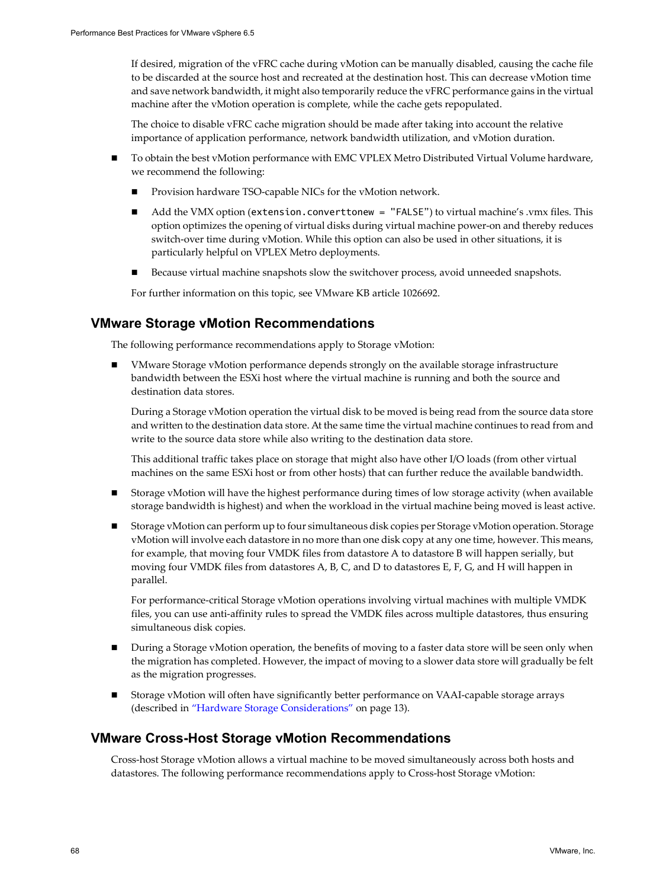If desired, migration of the vFRC cache during vMotion can be manually disabled, causing the cache file to be discarded at the source host and recreated at the destination host. This can decrease vMotion time and save network bandwidth, it might also temporarily reduce the vFRC performance gains in the virtual machine after the vMotion operation is complete, while the cache gets repopulated.

The choice to disable vFRC cache migration should be made after taking into account the relative importance of application performance, network bandwidth utilization, and vMotion duration.

- To obtain the best vMotion performance with EMC VPLEX Metro Distributed Virtual Volume hardware, we recommend the following:
  - Provision hardware TSO-capable NICs for the vMotion network.
  - Add the VMX option (`extension.converttonew = "FALSE"`) to virtual machine's .vmx files. This option optimizes the opening of virtual disks during virtual machine power-on and thereby reduces switch-over time during vMotion. While this option can also be used in other situations, it is particularly helpful on VPLEX Metro deployments.
  - Because virtual machine snapshots slow the switchover process, avoid unneeded snapshots.

  For further information on this topic, see VMware KB article 1026692.

## VMware Storage vMotion Recommendations

The following performance recommendations apply to Storage vMotion:

- VMware Storage vMotion performance depends strongly on the available storage infrastructure bandwidth between the ESXi host where the virtual machine is running and both the source and destination data stores.

  During a Storage vMotion operation the virtual disk to be moved is being read from the source data store and written to the destination data store. At the same time the virtual machine continues to read from and write to the source data store while also writing to the destination data store.

  This additional traffic takes place on storage that might also have other I/O loads (from other virtual machines on the same ESXi host or from other hosts) that can further reduce the available bandwidth.

- Storage vMotion will have the highest performance during times of low storage activity (when available storage bandwidth is highest) and when the workload in the virtual machine being moved is least active.

- Storage vMotion can perform up to four simultaneous disk copies per Storage vMotion operation. Storage vMotion will involve each datastore in no more than one disk copy at any one time, however. This means, for example, that moving four VMDK files from datastore A to datastore B will happen serially, but moving four VMDK files from datastores A, B, C, and D to datastores E, F, G, and H will happen in parallel.

  For performance-critical Storage vMotion operations involving virtual machines with multiple VMDK files, you can use anti-affinity rules to spread the VMDK files across multiple datastores, thus ensuring simultaneous disk copies.

- During a Storage vMotion operation, the benefits of moving to a faster data store will be seen only when the migration has completed. However, the impact of moving to a slower data store will gradually be felt as the migration progresses.

- Storage vMotion will often have significantly better performance on VAAI-capable storage arrays (described in "Hardware Storage Considerations" on page 13).

## VMware Cross-Host Storage vMotion Recommendations

Cross-host Storage vMotion allows a virtual machine to be moved simultaneously across both hosts and datastores. The following performance recommendations apply to Cross-host Storage vMotion: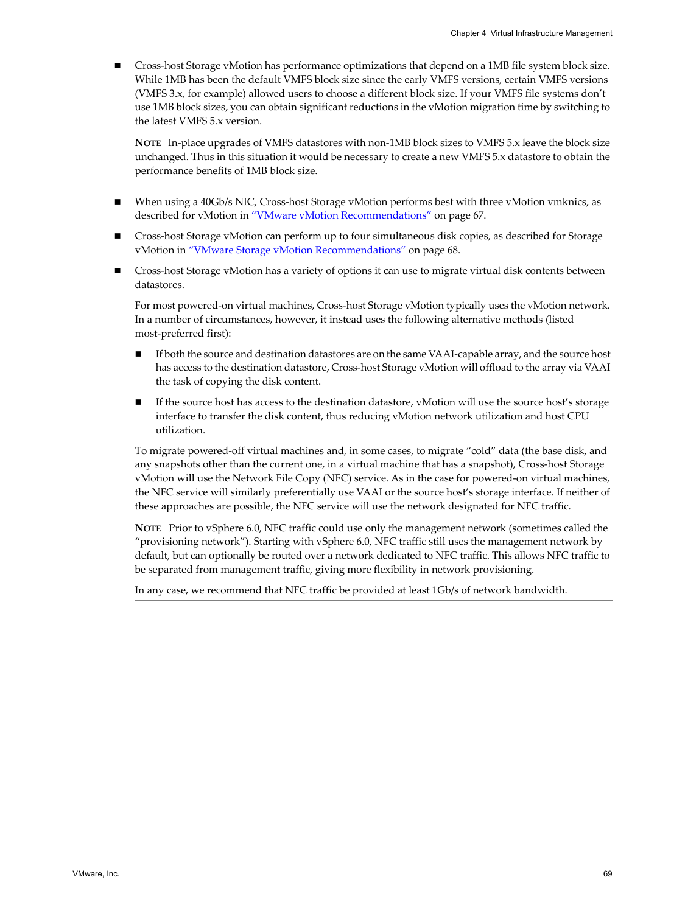- Cross-host Storage vMotion has performance optimizations that depend on a 1MB file system block size. While 1MB has been the default VMFS block size since the early VMFS versions, certain VMFS versions (VMFS 3.x, for example) allowed users to choose a different block size. If your VMFS file systems don't use 1MB block sizes, you can obtain significant reductions in the vMotion migration time by switching to the latest VMFS 5.x version.

  **NOTE** In-place upgrades of VMFS datastores with non-1MB block sizes to VMFS 5.x leave the block size unchanged. Thus in this situation it would be necessary to create a new VMFS 5.x datastore to obtain the performance benefits of 1MB block size.

- When using a 40Gb/s NIC, Cross-host Storage vMotion performs best with three vMotion vmknics, as described for vMotion in "VMware vMotion Recommendations" on page 67.

- Cross-host Storage vMotion can perform up to four simultaneous disk copies, as described for Storage vMotion in "VMware Storage vMotion Recommendations" on page 68.

- Cross-host Storage vMotion has a variety of options it can use to migrate virtual disk contents between datastores.

  For most powered-on virtual machines, Cross-host Storage vMotion typically uses the vMotion network. In a number of circumstances, however, it instead uses the following alternative methods (listed most-preferred first):

  - If both the source and destination datastores are on the same VAAI-capable array, and the source host has access to the destination datastore, Cross-host Storage vMotion will offload to the array via VAAI the task of copying the disk content.

  - If the source host has access to the destination datastore, vMotion will use the source host's storage interface to transfer the disk content, thus reducing vMotion network utilization and host CPU utilization.

  To migrate powered-off virtual machines and, in some cases, to migrate "cold" data (the base disk, and any snapshots other than the current one, in a virtual machine that has a snapshot), Cross-host Storage vMotion will use the Network File Copy (NFC) service. As in the case for powered-on virtual machines, the NFC service will similarly preferentially use VAAI or the source host's storage interface. If neither of these approaches are possible, the NFC service will use the network designated for NFC traffic.

  **NOTE** Prior to vSphere 6.0, NFC traffic could use only the management network (sometimes called the "provisioning network"). Starting with vSphere 6.0, NFC traffic still uses the management network by default, but can optionally be routed over a network dedicated to NFC traffic. This allows NFC traffic to be separated from management traffic, giving more flexibility in network provisioning.

  In any case, we recommend that NFC traffic be provided at least 1Gb/s of network bandwidth.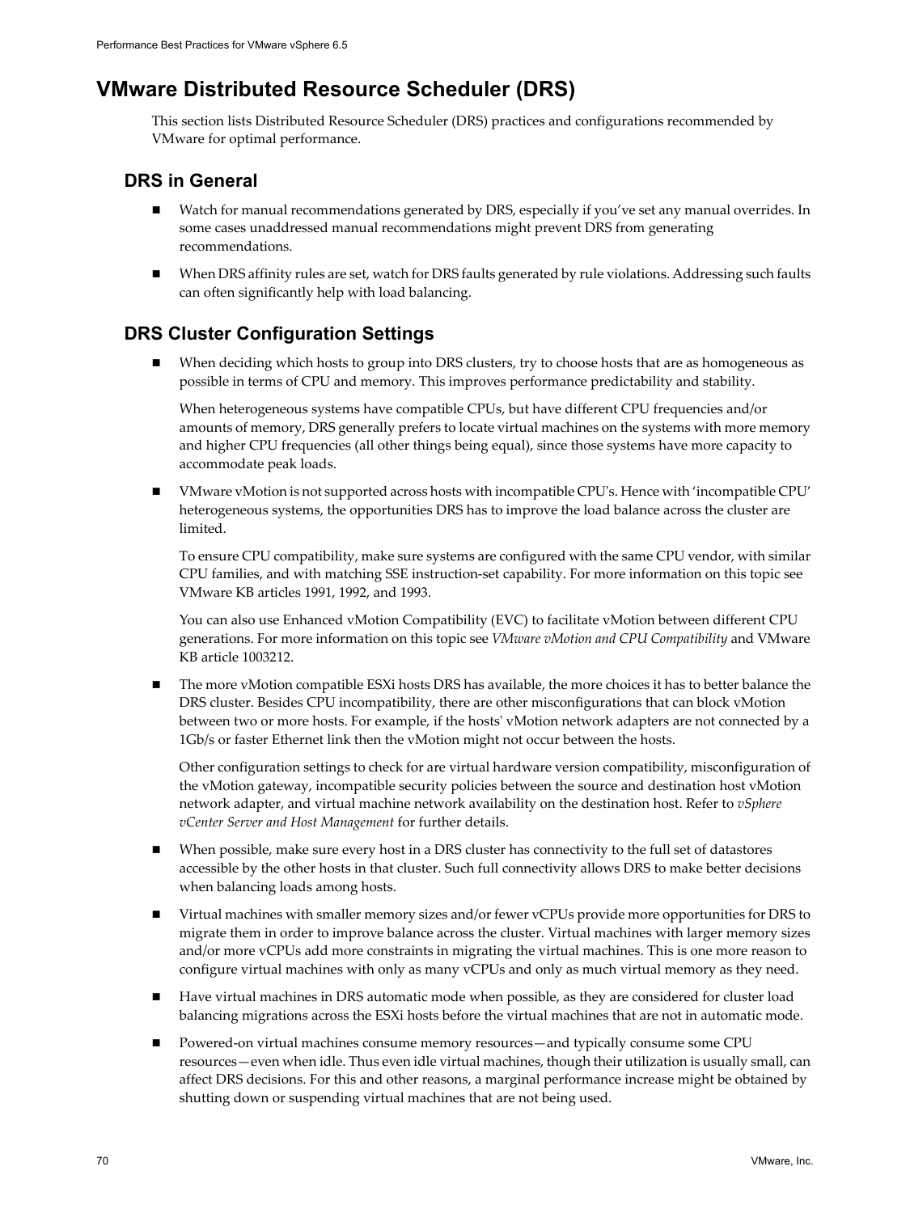# VMware Distributed Resource Scheduler (DRS)

This section lists Distributed Resource Scheduler (DRS) practices and configurations recommended by VMware for optimal performance.

## DRS in General

- Watch for manual recommendations generated by DRS, especially if you've set any manual overrides. In some cases unaddressed manual recommendations might prevent DRS from generating recommendations.
- When DRS affinity rules are set, watch for DRS faults generated by rule violations. Addressing such faults can often significantly help with load balancing.

## DRS Cluster Configuration Settings

- When deciding which hosts to group into DRS clusters, try to choose hosts that are as homogeneous as possible in terms of CPU and memory. This improves performance predictability and stability.

  When heterogeneous systems have compatible CPUs, but have different CPU frequencies and/or amounts of memory, DRS generally prefers to locate virtual machines on the systems with more memory and higher CPU frequencies (all other things being equal), since those systems have more capacity to accommodate peak loads.

- VMware vMotion is not supported across hosts with incompatible CPU's. Hence with 'incompatible CPU' heterogeneous systems, the opportunities DRS has to improve the load balance across the cluster are limited.

  To ensure CPU compatibility, make sure systems are configured with the same CPU vendor, with similar CPU families, and with matching SSE instruction-set capability. For more information on this topic see VMware KB articles 1991, 1992, and 1993.

  You can also use Enhanced vMotion Compatibility (EVC) to facilitate vMotion between different CPU generations. For more information on this topic see *VMware vMotion and CPU Compatibility* and VMware KB article 1003212.

- The more vMotion compatible ESXi hosts DRS has available, the more choices it has to better balance the DRS cluster. Besides CPU incompatibility, there are other misconfigurations that can block vMotion between two or more hosts. For example, if the hosts' vMotion network adapters are not connected by a 1Gb/s or faster Ethernet link then the vMotion might not occur between the hosts.

  Other configuration settings to check for are virtual hardware version compatibility, misconfiguration of the vMotion gateway, incompatible security policies between the source and destination host vMotion network adapter, and virtual machine network availability on the destination host. Refer to *vSphere vCenter Server and Host Management* for further details.

- When possible, make sure every host in a DRS cluster has connectivity to the full set of datastores accessible by the other hosts in that cluster. Such full connectivity allows DRS to make better decisions when balancing loads among hosts.
- Virtual machines with smaller memory sizes and/or fewer vCPUs provide more opportunities for DRS to migrate them in order to improve balance across the cluster. Virtual machines with larger memory sizes and/or more vCPUs add more constraints in migrating the virtual machines. This is one more reason to configure virtual machines with only as many vCPUs and only as much virtual memory as they need.
- Have virtual machines in DRS automatic mode when possible, as they are considered for cluster load balancing migrations across the ESXi hosts before the virtual machines that are not in automatic mode.
- Powered-on virtual machines consume memory resources—and typically consume some CPU resources—even when idle. Thus even idle virtual machines, though their utilization is usually small, can affect DRS decisions. For this and other reasons, a marginal performance increase might be obtained by shutting down or suspending virtual machines that are not being used.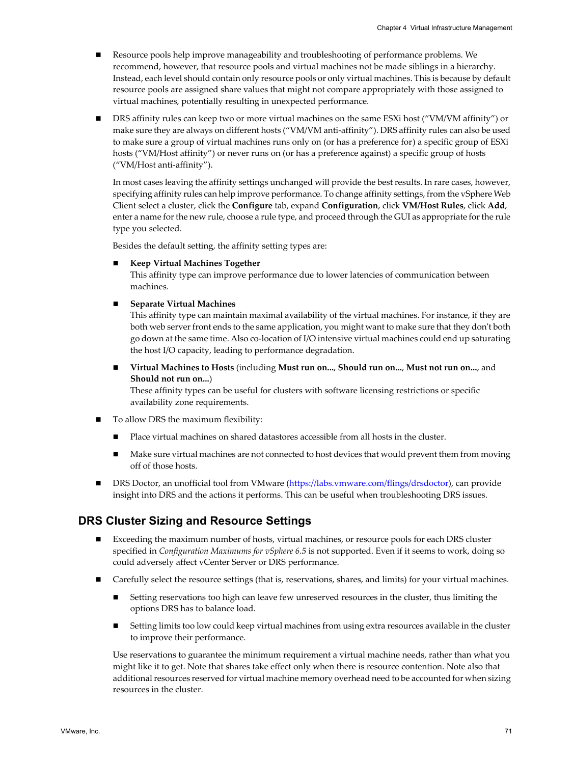- Resource pools help improve manageability and troubleshooting of performance problems. We recommend, however, that resource pools and virtual machines not be made siblings in a hierarchy. Instead, each level should contain only resource pools or only virtual machines. This is because by default resource pools are assigned share values that might not compare appropriately with those assigned to virtual machines, potentially resulting in unexpected performance.

- DRS affinity rules can keep two or more virtual machines on the same ESXi host (“VM/VM affinity”) or make sure they are always on different hosts (“VM/VM anti-affinity”). DRS affinity rules can also be used to make sure a group of virtual machines runs only on (or has a preference for) a specific group of ESXi hosts (“VM/Host affinity”) or never runs on (or has a preference against) a specific group of hosts (“VM/Host anti-affinity”).

  In most cases leaving the affinity settings unchanged will provide the best results. In rare cases, however, specifying affinity rules can help improve performance. To change affinity settings, from the vSphere Web Client select a cluster, click the **Configure** tab, expand **Configuration**, click **VM/Host Rules**, click **Add**, enter a name for the new rule, choose a rule type, and proceed through the GUI as appropriate for the rule type you selected.

  Besides the default setting, the affinity setting types are:

  - **Keep Virtual Machines Together**
    This affinity type can improve performance due to lower latencies of communication between machines.

  - **Separate Virtual Machines**
    This affinity type can maintain maximal availability of the virtual machines. For instance, if they are both web server front ends to the same application, you might want to make sure that they don't both go down at the same time. Also co-location of I/O intensive virtual machines could end up saturating the host I/O capacity, leading to performance degradation.

  - **Virtual Machines to Hosts** (including **Must run on...**, **Should run on...**, **Must not run on...**, and **Should not run on...**)
    These affinity types can be useful for clusters with software licensing restrictions or specific availability zone requirements.

- To allow DRS the maximum flexibility:

  - Place virtual machines on shared datastores accessible from all hosts in the cluster.

  - Make sure virtual machines are not connected to host devices that would prevent them from moving off of those hosts.

- DRS Doctor, an unofficial tool from VMware (https://labs.vmware.com/flings/drsdoctor), can provide insight into DRS and the actions it performs. This can be useful when troubleshooting DRS issues.

## DRS Cluster Sizing and Resource Settings

- Exceeding the maximum number of hosts, virtual machines, or resource pools for each DRS cluster specified in *Configuration Maximums for vSphere 6.5* is not supported. Even if it seems to work, doing so could adversely affect vCenter Server or DRS performance.

- Carefully select the resource settings (that is, reservations, shares, and limits) for your virtual machines.

  - Setting reservations too high can leave few unreserved resources in the cluster, thus limiting the options DRS has to balance load.

  - Setting limits too low could keep virtual machines from using extra resources available in the cluster to improve their performance.

  Use reservations to guarantee the minimum requirement a virtual machine needs, rather than what you might like it to get. Note that shares take effect only when there is resource contention. Note also that additional resources reserved for virtual machine memory overhead need to be accounted for when sizing resources in the cluster.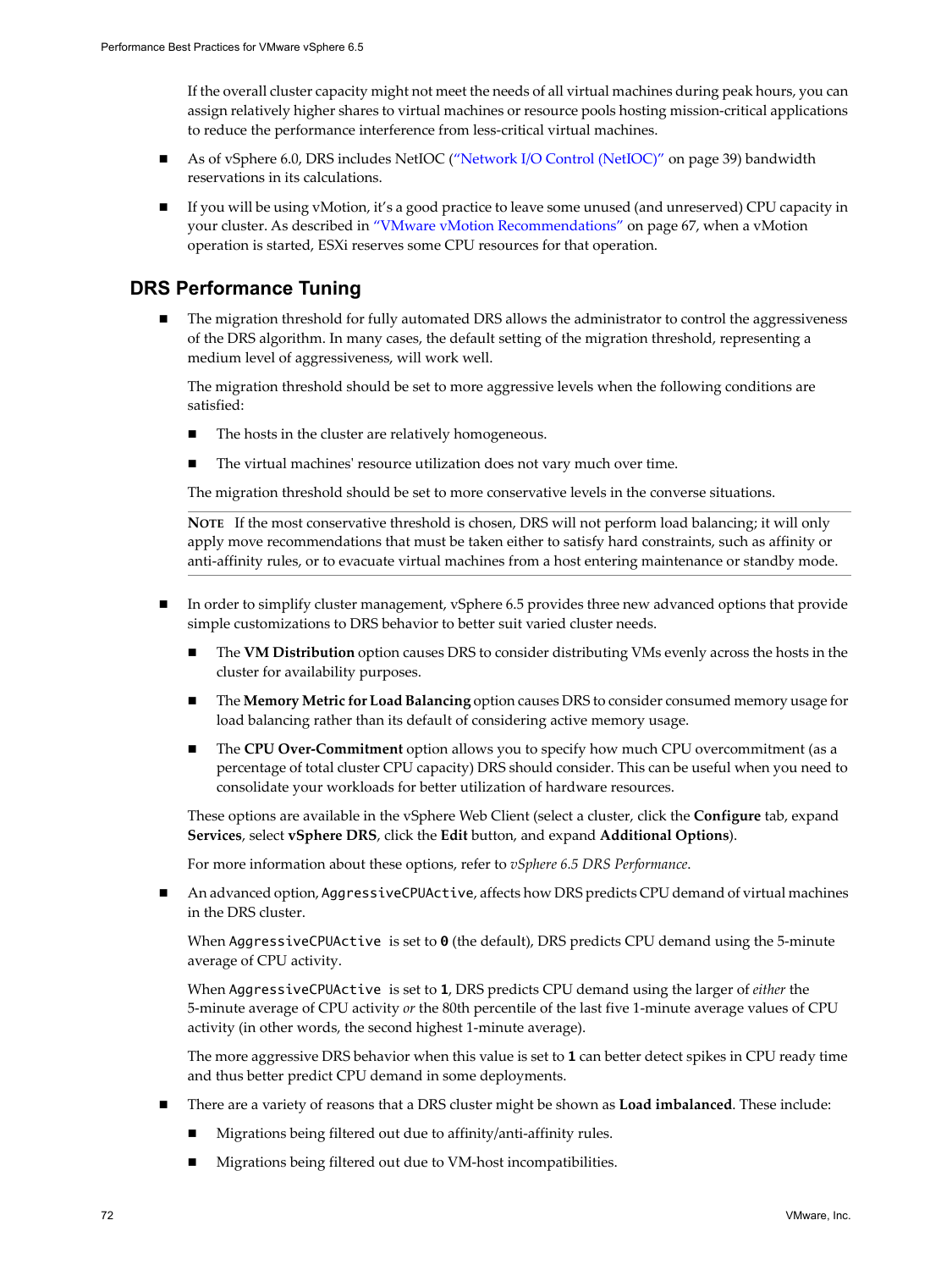If the overall cluster capacity might not meet the needs of all virtual machines during peak hours, you can assign relatively higher shares to virtual machines or resource pools hosting mission-critical applications to reduce the performance interference from less-critical virtual machines.

- As of vSphere 6.0, DRS includes NetIOC ("Network I/O Control (NetIOC)" on page 39) bandwidth reservations in its calculations.
- If you will be using vMotion, it's a good practice to leave some unused (and unreserved) CPU capacity in your cluster. As described in "VMware vMotion Recommendations" on page 67, when a vMotion operation is started, ESXi reserves some CPU resources for that operation.

## DRS Performance Tuning

- The migration threshold for fully automated DRS allows the administrator to control the aggressiveness of the DRS algorithm. In many cases, the default setting of the migration threshold, representing a medium level of aggressiveness, will work well.

  The migration threshold should be set to more aggressive levels when the following conditions are satisfied:

  - The hosts in the cluster are relatively homogeneous.
  - The virtual machines' resource utilization does not vary much over time.

  The migration threshold should be set to more conservative levels in the converse situations.

  **NOTE** If the most conservative threshold is chosen, DRS will not perform load balancing; it will only apply move recommendations that must be taken either to satisfy hard constraints, such as affinity or anti-affinity rules, or to evacuate virtual machines from a host entering maintenance or standby mode.

- In order to simplify cluster management, vSphere 6.5 provides three new advanced options that provide simple customizations to DRS behavior to better suit varied cluster needs.

  - The **VM Distribution** option causes DRS to consider distributing VMs evenly across the hosts in the cluster for availability purposes.
  - The **Memory Metric for Load Balancing** option causes DRS to consider consumed memory usage for load balancing rather than its default of considering active memory usage.
  - The **CPU Over-Commitment** option allows you to specify how much CPU overcommitment (as a percentage of total cluster CPU capacity) DRS should consider. This can be useful when you need to consolidate your workloads for better utilization of hardware resources.

  These options are available in the vSphere Web Client (select a cluster, click the **Configure** tab, expand **Services**, select **vSphere DRS**, click the **Edit** button, and expand **Additional Options**).

  For more information about these options, refer to *vSphere 6.5 DRS Performance*.

- An advanced option, `AggressiveCPUActive`, affects how DRS predicts CPU demand of virtual machines in the DRS cluster.

  When `AggressiveCPUActive` is set to **0** (the default), DRS predicts CPU demand using the 5-minute average of CPU activity.

  When `AggressiveCPUActive` is set to **1**, DRS predicts CPU demand using the larger of *either* the 5-minute average of CPU activity *or* the 80th percentile of the last five 1-minute average values of CPU activity (in other words, the second highest 1-minute average).

  The more aggressive DRS behavior when this value is set to **1** can better detect spikes in CPU ready time and thus better predict CPU demand in some deployments.

- There are a variety of reasons that a DRS cluster might be shown as **Load imbalanced**. These include:

  - Migrations being filtered out due to affinity/anti-affinity rules.
  - Migrations being filtered out due to VM-host incompatibilities.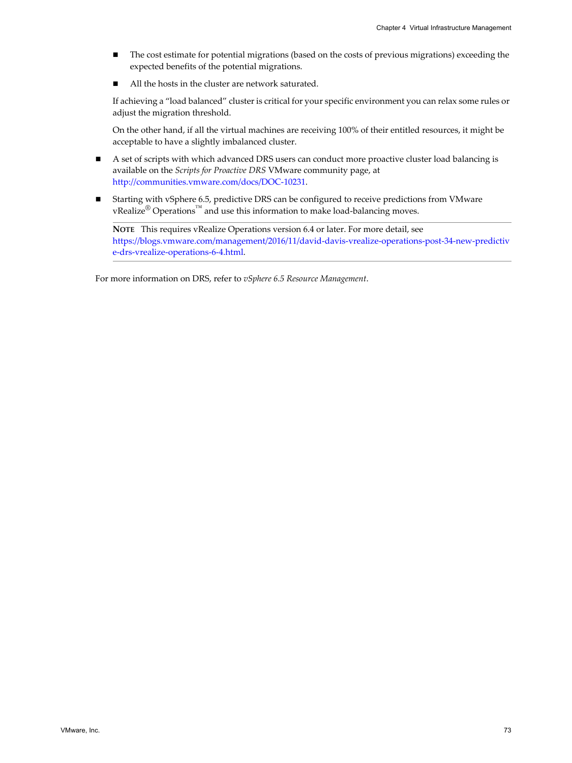- The cost estimate for potential migrations (based on the costs of previous migrations) exceeding the expected benefits of the potential migrations.
   - All the hosts in the cluster are network saturated.

  If achieving a "load balanced" cluster is critical for your specific environment you can relax some rules or adjust the migration threshold.

  On the other hand, if all the virtual machines are receiving 100% of their entitled resources, it might be acceptable to have a slightly imbalanced cluster.

- A set of scripts with which advanced DRS users can conduct more proactive cluster load balancing is available on the *Scripts for Proactive DRS* VMware community page, at http://communities.vmware.com/docs/DOC-10231.

- Starting with vSphere 6.5, predictive DRS can be configured to receive predictions from VMware vRealize® Operations™ and use this information to make load-balancing moves.

  **NOTE** This requires vRealize Operations version 6.4 or later. For more detail, see https://blogs.vmware.com/management/2016/11/david-davis-vrealize-operations-post-34-new-predictive-drs-vrealize-operations-6-4.html.

For more information on DRS, refer to *vSphere 6.5 Resource Management*.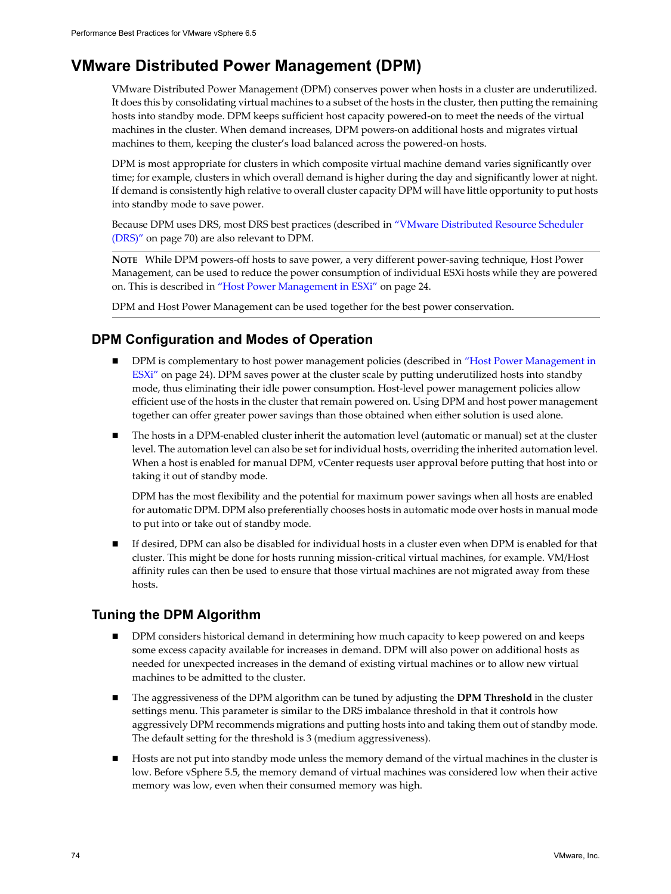## VMware Distributed Power Management (DPM)

VMware Distributed Power Management (DPM) conserves power when hosts in a cluster are underutilized. It does this by consolidating virtual machines to a subset of the hosts in the cluster, then putting the remaining hosts into standby mode. DPM keeps sufficient host capacity powered-on to meet the needs of the virtual machines in the cluster. When demand increases, DPM powers-on additional hosts and migrates virtual machines to them, keeping the cluster's load balanced across the powered-on hosts.

DPM is most appropriate for clusters in which composite virtual machine demand varies significantly over time; for example, clusters in which overall demand is higher during the day and significantly lower at night. If demand is consistently high relative to overall cluster capacity DPM will have little opportunity to put hosts into standby mode to save power.

Because DPM uses DRS, most DRS best practices (described in "VMware Distributed Resource Scheduler (DRS)" on page 70) are also relevant to DPM.

**NOTE** While DPM powers-off hosts to save power, a very different power-saving technique, Host Power Management, can be used to reduce the power consumption of individual ESXi hosts while they are powered on. This is described in "Host Power Management in ESXi" on page 24.

DPM and Host Power Management can be used together for the best power conservation.

### DPM Configuration and Modes of Operation

- DPM is complementary to host power management policies (described in "Host Power Management in ESXi" on page 24). DPM saves power at the cluster scale by putting underutilized hosts into standby mode, thus eliminating their idle power consumption. Host-level power management policies allow efficient use of the hosts in the cluster that remain powered on. Using DPM and host power management together can offer greater power savings than those obtained when either solution is used alone.

- The hosts in a DPM-enabled cluster inherit the automation level (automatic or manual) set at the cluster level. The automation level can also be set for individual hosts, overriding the inherited automation level. When a host is enabled for manual DPM, vCenter requests user approval before putting that host into or taking it out of standby mode.

  DPM has the most flexibility and the potential for maximum power savings when all hosts are enabled for automatic DPM. DPM also preferentially chooses hosts in automatic mode over hosts in manual mode to put into or take out of standby mode.

- If desired, DPM can also be disabled for individual hosts in a cluster even when DPM is enabled for that cluster. This might be done for hosts running mission-critical virtual machines, for example. VM/Host affinity rules can then be used to ensure that those virtual machines are not migrated away from these hosts.

### Tuning the DPM Algorithm

- DPM considers historical demand in determining how much capacity to keep powered on and keeps some excess capacity available for increases in demand. DPM will also power on additional hosts as needed for unexpected increases in the demand of existing virtual machines or to allow new virtual machines to be admitted to the cluster.

- The aggressiveness of the DPM algorithm can be tuned by adjusting the **DPM Threshold** in the cluster settings menu. This parameter is similar to the DRS imbalance threshold in that it controls how aggressively DPM recommends migrations and putting hosts into and taking them out of standby mode. The default setting for the threshold is 3 (medium aggressiveness).

- Hosts are not put into standby mode unless the memory demand of the virtual machines in the cluster is low. Before vSphere 5.5, the memory demand of virtual machines was considered low when their active memory was low, even when their consumed memory was high.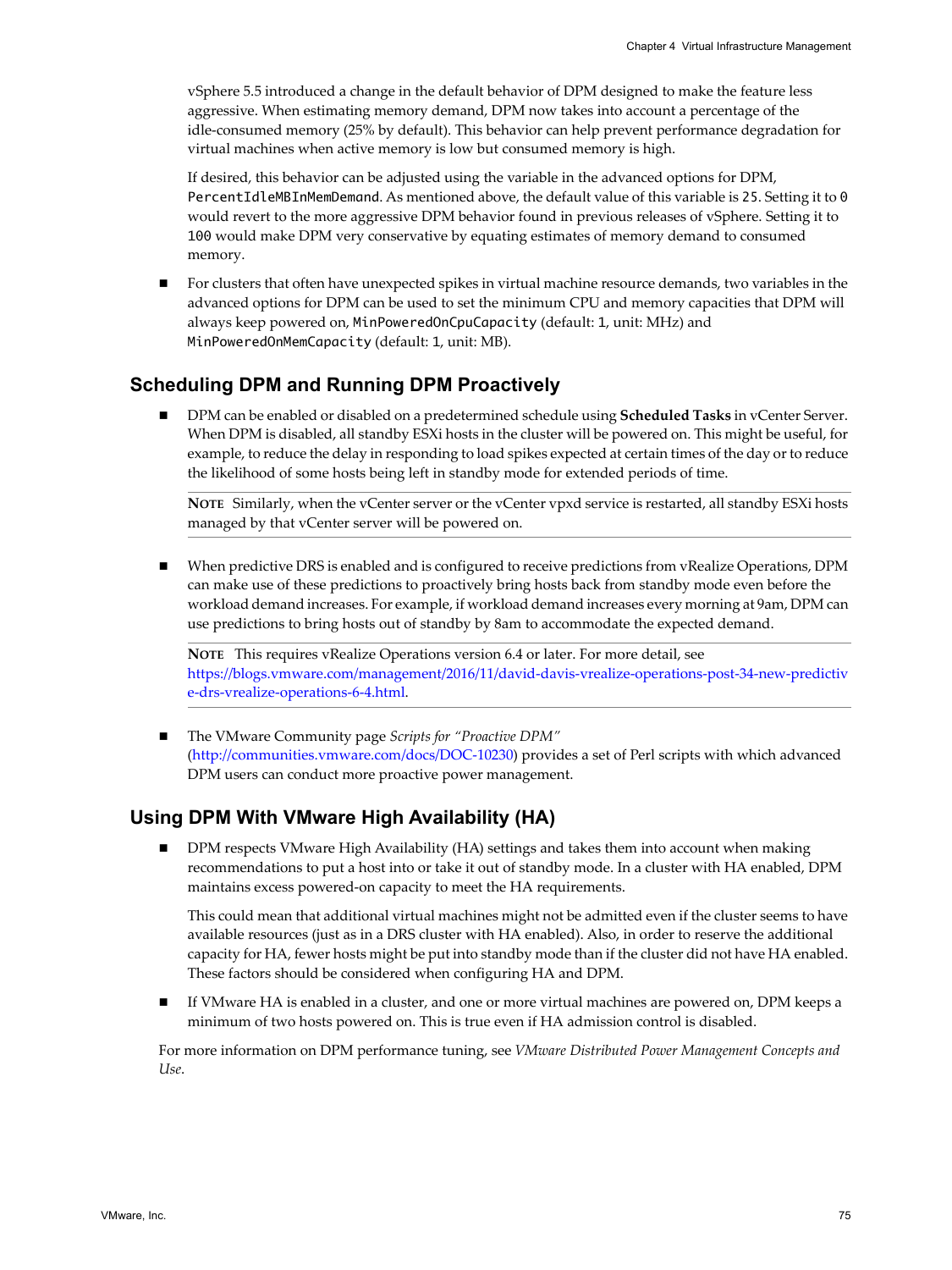vSphere 5.5 introduced a change in the default behavior of DPM designed to make the feature less aggressive. When estimating memory demand, DPM now takes into account a percentage of the idle-consumed memory (25% by default). This behavior can help prevent performance degradation for virtual machines when active memory is low but consumed memory is high.

If desired, this behavior can be adjusted using the variable in the advanced options for DPM, `PercentIdleMBInMemDemand`. As mentioned above, the default value of this variable is `25`. Setting it to `0` would revert to the more aggressive DPM behavior found in previous releases of vSphere. Setting it to `100` would make DPM very conservative by equating estimates of memory demand to consumed memory.

- For clusters that often have unexpected spikes in virtual machine resource demands, two variables in the advanced options for DPM can be used to set the minimum CPU and memory capacities that DPM will always keep powered on, `MinPoweredOnCpuCapacity` (default: `1`, unit: MHz) and `MinPoweredOnMemCapacity` (default: `1`, unit: MB).

## Scheduling DPM and Running DPM Proactively

- DPM can be enabled or disabled on a predetermined schedule using **Scheduled Tasks** in vCenter Server. When DPM is disabled, all standby ESXi hosts in the cluster will be powered on. This might be useful, for example, to reduce the delay in responding to load spikes expected at certain times of the day or to reduce the likelihood of some hosts being left in standby mode for extended periods of time.

  **NOTE** Similarly, when the vCenter server or the vCenter vpxd service is restarted, all standby ESXi hosts managed by that vCenter server will be powered on.

- When predictive DRS is enabled and is configured to receive predictions from vRealize Operations, DPM can make use of these predictions to proactively bring hosts back from standby mode even before the workload demand increases. For example, if workload demand increases every morning at 9am, DPM can use predictions to bring hosts out of standby by 8am to accommodate the expected demand.

  **NOTE** This requires vRealize Operations version 6.4 or later. For more detail, see https://blogs.vmware.com/management/2016/11/david-davis-vrealize-operations-post-34-new-predictive-drs-vrealize-operations-6-4.html.

- The VMware Community page *Scripts for "Proactive DPM"* (http://communities.vmware.com/docs/DOC-10230) provides a set of Perl scripts with which advanced DPM users can conduct more proactive power management.

## Using DPM With VMware High Availability (HA)

- DPM respects VMware High Availability (HA) settings and takes them into account when making recommendations to put a host into or take it out of standby mode. In a cluster with HA enabled, DPM maintains excess powered-on capacity to meet the HA requirements.

  This could mean that additional virtual machines might not be admitted even if the cluster seems to have available resources (just as in a DRS cluster with HA enabled). Also, in order to reserve the additional capacity for HA, fewer hosts might be put into standby mode than if the cluster did not have HA enabled. These factors should be considered when configuring HA and DPM.

- If VMware HA is enabled in a cluster, and one or more virtual machines are powered on, DPM keeps a minimum of two hosts powered on. This is true even if HA admission control is disabled.

For more information on DPM performance tuning, see *VMware Distributed Power Management Concepts and Use.*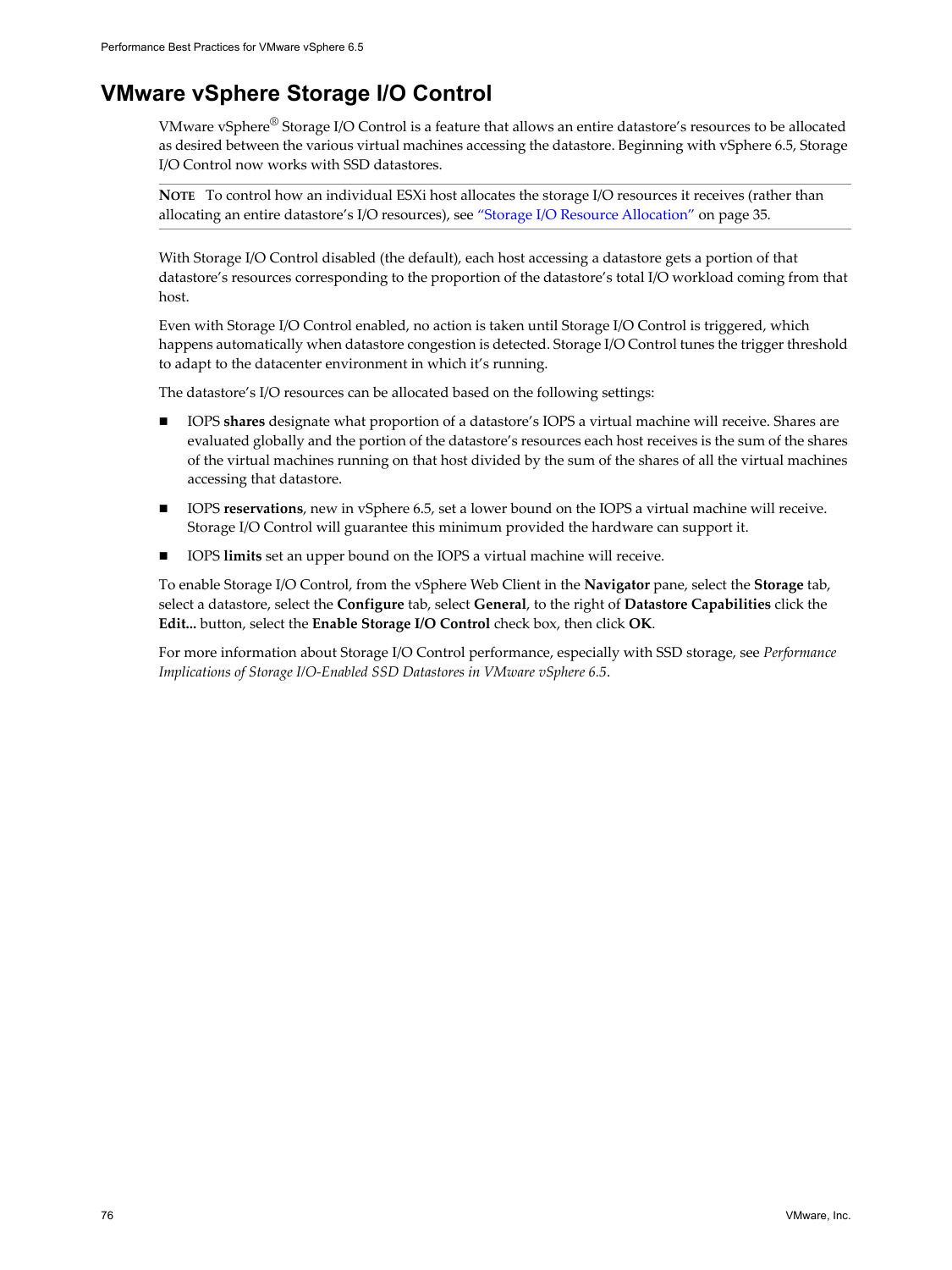## VMware vSphere Storage I/O Control

VMware vSphere® Storage I/O Control is a feature that allows an entire datastore's resources to be allocated as desired between the various virtual machines accessing the datastore. Beginning with vSphere 6.5, Storage I/O Control now works with SSD datastores.

**NOTE** To control how an individual ESXi host allocates the storage I/O resources it receives (rather than allocating an entire datastore's I/O resources), see "Storage I/O Resource Allocation" on page 35.

With Storage I/O Control disabled (the default), each host accessing a datastore gets a portion of that datastore's resources corresponding to the proportion of the datastore's total I/O workload coming from that host.

Even with Storage I/O Control enabled, no action is taken until Storage I/O Control is triggered, which happens automatically when datastore congestion is detected. Storage I/O Control tunes the trigger threshold to adapt to the datacenter environment in which it's running.

The datastore's I/O resources can be allocated based on the following settings:

- IOPS **shares** designate what proportion of a datastore's IOPS a virtual machine will receive. Shares are evaluated globally and the portion of the datastore's resources each host receives is the sum of the shares of the virtual machines running on that host divided by the sum of the shares of all the virtual machines accessing that datastore.
- IOPS **reservations**, new in vSphere 6.5, set a lower bound on the IOPS a virtual machine will receive. Storage I/O Control will guarantee this minimum provided the hardware can support it.
- IOPS **limits** set an upper bound on the IOPS a virtual machine will receive.

To enable Storage I/O Control, from the vSphere Web Client in the **Navigator** pane, select the **Storage** tab, select a datastore, select the **Configure** tab, select **General**, to the right of **Datastore Capabilities** click the **Edit...** button, select the **Enable Storage I/O Control** check box, then click **OK**.

For more information about Storage I/O Control performance, especially with SSD storage, see *Performance Implications of Storage I/O-Enabled SSD Datastores in VMware vSphere 6.5*.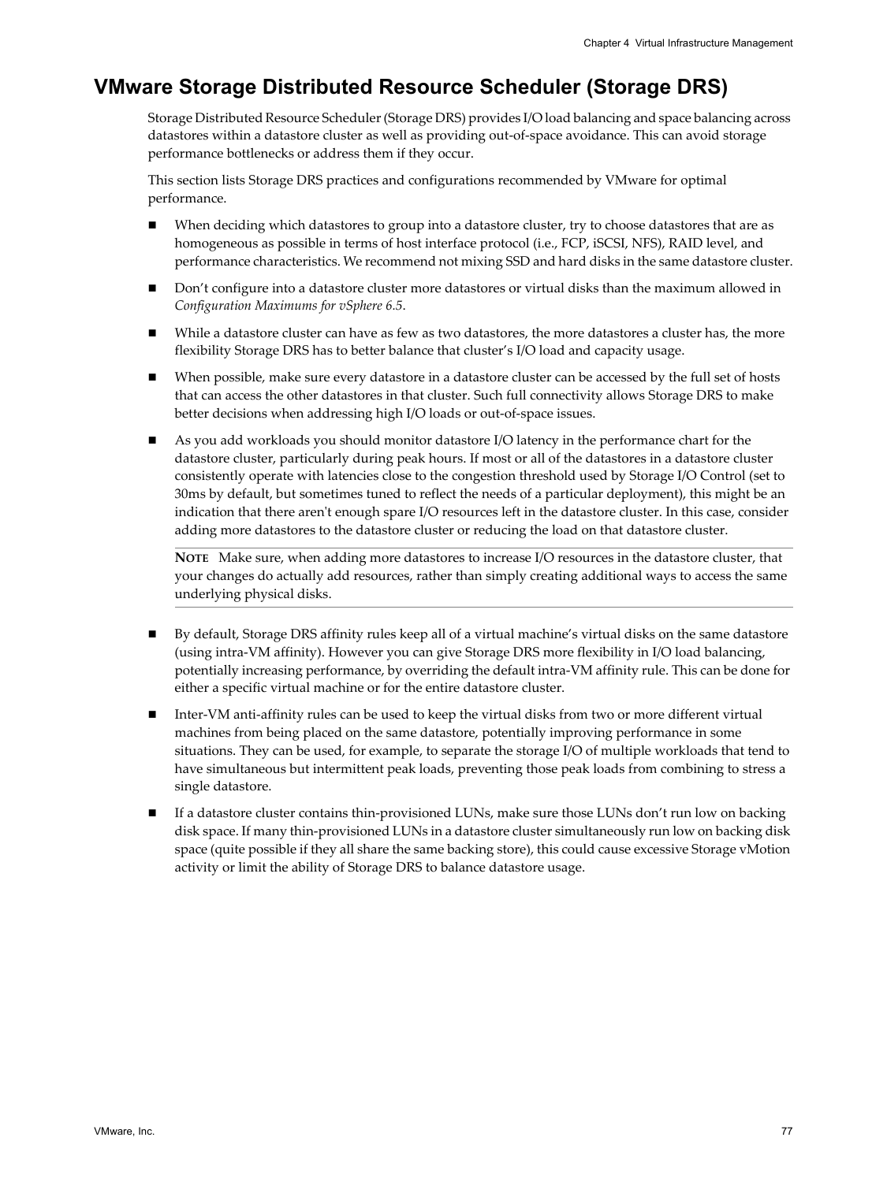## VMware Storage Distributed Resource Scheduler (Storage DRS)

Storage Distributed Resource Scheduler (Storage DRS) provides I/O load balancing and space balancing across datastores within a datastore cluster as well as providing out-of-space avoidance. This can avoid storage performance bottlenecks or address them if they occur.

This section lists Storage DRS practices and configurations recommended by VMware for optimal performance.

- When deciding which datastores to group into a datastore cluster, try to choose datastores that are as homogeneous as possible in terms of host interface protocol (i.e., FCP, iSCSI, NFS), RAID level, and performance characteristics. We recommend not mixing SSD and hard disks in the same datastore cluster.
- Don't configure into a datastore cluster more datastores or virtual disks than the maximum allowed in *Configuration Maximums for vSphere 6.5*.
- While a datastore cluster can have as few as two datastores, the more datastores a cluster has, the more flexibility Storage DRS has to better balance that cluster's I/O load and capacity usage.
- When possible, make sure every datastore in a datastore cluster can be accessed by the full set of hosts that can access the other datastores in that cluster. Such full connectivity allows Storage DRS to make better decisions when addressing high I/O loads or out-of-space issues.
- As you add workloads you should monitor datastore I/O latency in the performance chart for the datastore cluster, particularly during peak hours. If most or all of the datastores in a datastore cluster consistently operate with latencies close to the congestion threshold used by Storage I/O Control (set to 30ms by default, but sometimes tuned to reflect the needs of a particular deployment), this might be an indication that there aren't enough spare I/O resources left in the datastore cluster. In this case, consider adding more datastores to the datastore cluster or reducing the load on that datastore cluster.

  **NOTE** Make sure, when adding more datastores to increase I/O resources in the datastore cluster, that your changes do actually add resources, rather than simply creating additional ways to access the same underlying physical disks.

- By default, Storage DRS affinity rules keep all of a virtual machine's virtual disks on the same datastore (using intra-VM affinity). However you can give Storage DRS more flexibility in I/O load balancing, potentially increasing performance, by overriding the default intra-VM affinity rule. This can be done for either a specific virtual machine or for the entire datastore cluster.
- Inter-VM anti-affinity rules can be used to keep the virtual disks from two or more different virtual machines from being placed on the same datastore, potentially improving performance in some situations. They can be used, for example, to separate the storage I/O of multiple workloads that tend to have simultaneous but intermittent peak loads, preventing those peak loads from combining to stress a single datastore.
- If a datastore cluster contains thin-provisioned LUNs, make sure those LUNs don't run low on backing disk space. If many thin-provisioned LUNs in a datastore cluster simultaneously run low on backing disk space (quite possible if they all share the same backing store), this could cause excessive Storage vMotion activity or limit the ability of Storage DRS to balance datastore usage.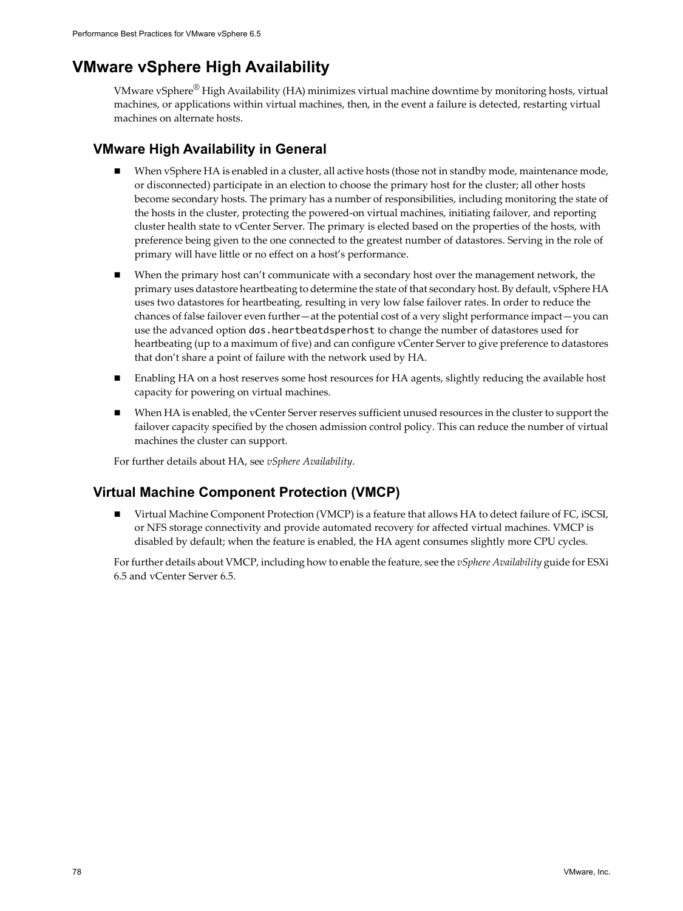## VMware vSphere High Availability

VMware vSphere® High Availability (HA) minimizes virtual machine downtime by monitoring hosts, virtual machines, or applications within virtual machines, then, in the event a failure is detected, restarting virtual machines on alternate hosts.

### VMware High Availability in General

- When vSphere HA is enabled in a cluster, all active hosts (those not in standby mode, maintenance mode, or disconnected) participate in an election to choose the primary host for the cluster; all other hosts become secondary hosts. The primary has a number of responsibilities, including monitoring the state of the hosts in the cluster, protecting the powered-on virtual machines, initiating failover, and reporting cluster health state to vCenter Server. The primary is elected based on the properties of the hosts, with preference being given to the one connected to the greatest number of datastores. Serving in the role of primary will have little or no effect on a host's performance.
- When the primary host can't communicate with a secondary host over the management network, the primary uses datastore heartbeating to determine the state of that secondary host. By default, vSphere HA uses two datastores for heartbeating, resulting in very low false failover rates. In order to reduce the chances of false failover even further—at the potential cost of a very slight performance impact—you can use the advanced option `das.heartbeatdsperhost` to change the number of datastores used for heartbeating (up to a maximum of five) and can configure vCenter Server to give preference to datastores that don't share a point of failure with the network used by HA.
- Enabling HA on a host reserves some host resources for HA agents, slightly reducing the available host capacity for powering on virtual machines.
- When HA is enabled, the vCenter Server reserves sufficient unused resources in the cluster to support the failover capacity specified by the chosen admission control policy. This can reduce the number of virtual machines the cluster can support.

For further details about HA, see *vSphere Availability*.

### Virtual Machine Component Protection (VMCP)

- Virtual Machine Component Protection (VMCP) is a feature that allows HA to detect failure of FC, iSCSI, or NFS storage connectivity and provide automated recovery for affected virtual machines. VMCP is disabled by default; when the feature is enabled, the HA agent consumes slightly more CPU cycles.

For further details about VMCP, including how to enable the feature, see the *vSphere Availability* guide for ESXi 6.5 and vCenter Server 6.5.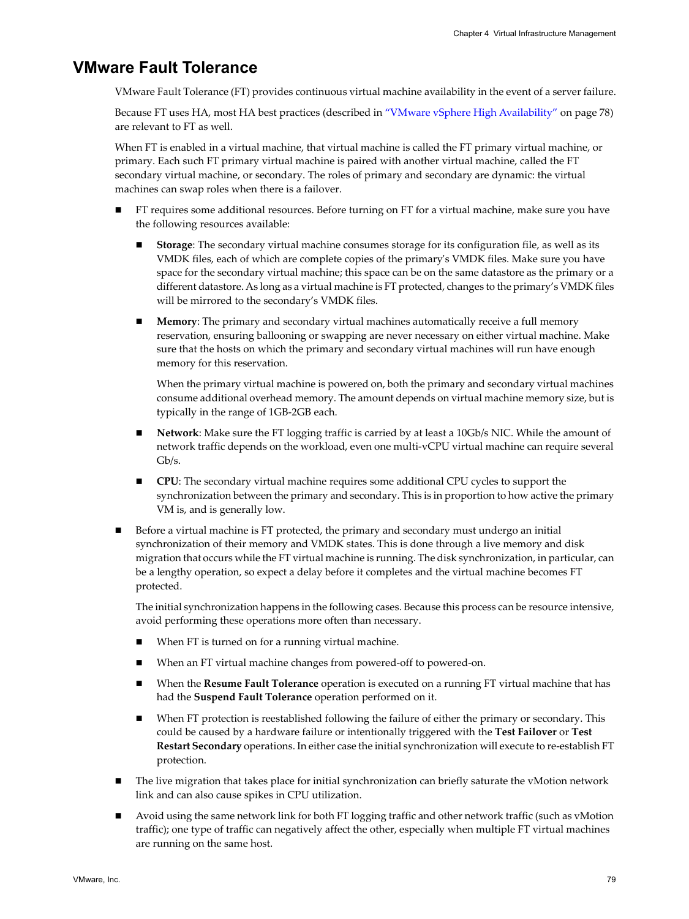## VMware Fault Tolerance

VMware Fault Tolerance (FT) provides continuous virtual machine availability in the event of a server failure.

Because FT uses HA, most HA best practices (described in "VMware vSphere High Availability" on page 78) are relevant to FT as well.

When FT is enabled in a virtual machine, that virtual machine is called the FT primary virtual machine, or primary. Each such FT primary virtual machine is paired with another virtual machine, called the FT secondary virtual machine, or secondary. The roles of primary and secondary are dynamic: the virtual machines can swap roles when there is a failover.

- FT requires some additional resources. Before turning on FT for a virtual machine, make sure you have the following resources available:
  - **Storage**: The secondary virtual machine consumes storage for its configuration file, as well as its VMDK files, each of which are complete copies of the primary's VMDK files. Make sure you have space for the secondary virtual machine; this space can be on the same datastore as the primary or a different datastore. As long as a virtual machine is FT protected, changes to the primary's VMDK files will be mirrored to the secondary's VMDK files.
  - **Memory**: The primary and secondary virtual machines automatically receive a full memory reservation, ensuring ballooning or swapping are never necessary on either virtual machine. Make sure that the hosts on which the primary and secondary virtual machines will run have enough memory for this reservation.

    When the primary virtual machine is powered on, both the primary and secondary virtual machines consume additional overhead memory. The amount depends on virtual machine memory size, but is typically in the range of 1GB-2GB each.
  - **Network**: Make sure the FT logging traffic is carried by at least a 10Gb/s NIC. While the amount of network traffic depends on the workload, even one multi-vCPU virtual machine can require several Gb/s.
  - **CPU**: The secondary virtual machine requires some additional CPU cycles to support the synchronization between the primary and secondary. This is in proportion to how active the primary VM is, and is generally low.
- Before a virtual machine is FT protected, the primary and secondary must undergo an initial synchronization of their memory and VMDK states. This is done through a live memory and disk migration that occurs while the FT virtual machine is running. The disk synchronization, in particular, can be a lengthy operation, so expect a delay before it completes and the virtual machine becomes FT protected.

  The initial synchronization happens in the following cases. Because this process can be resource intensive, avoid performing these operations more often than necessary.
  - When FT is turned on for a running virtual machine.
  - When an FT virtual machine changes from powered-off to powered-on.
  - When the **Resume Fault Tolerance** operation is executed on a running FT virtual machine that has had the **Suspend Fault Tolerance** operation performed on it.
  - When FT protection is reestablished following the failure of either the primary or secondary. This could be caused by a hardware failure or intentionally triggered with the **Test Failover** or **Test Restart Secondary** operations. In either case the initial synchronization will execute to re-establish FT protection.
- The live migration that takes place for initial synchronization can briefly saturate the vMotion network link and can also cause spikes in CPU utilization.
- Avoid using the same network link for both FT logging traffic and other network traffic (such as vMotion traffic); one type of traffic can negatively affect the other, especially when multiple FT virtual machines are running on the same host.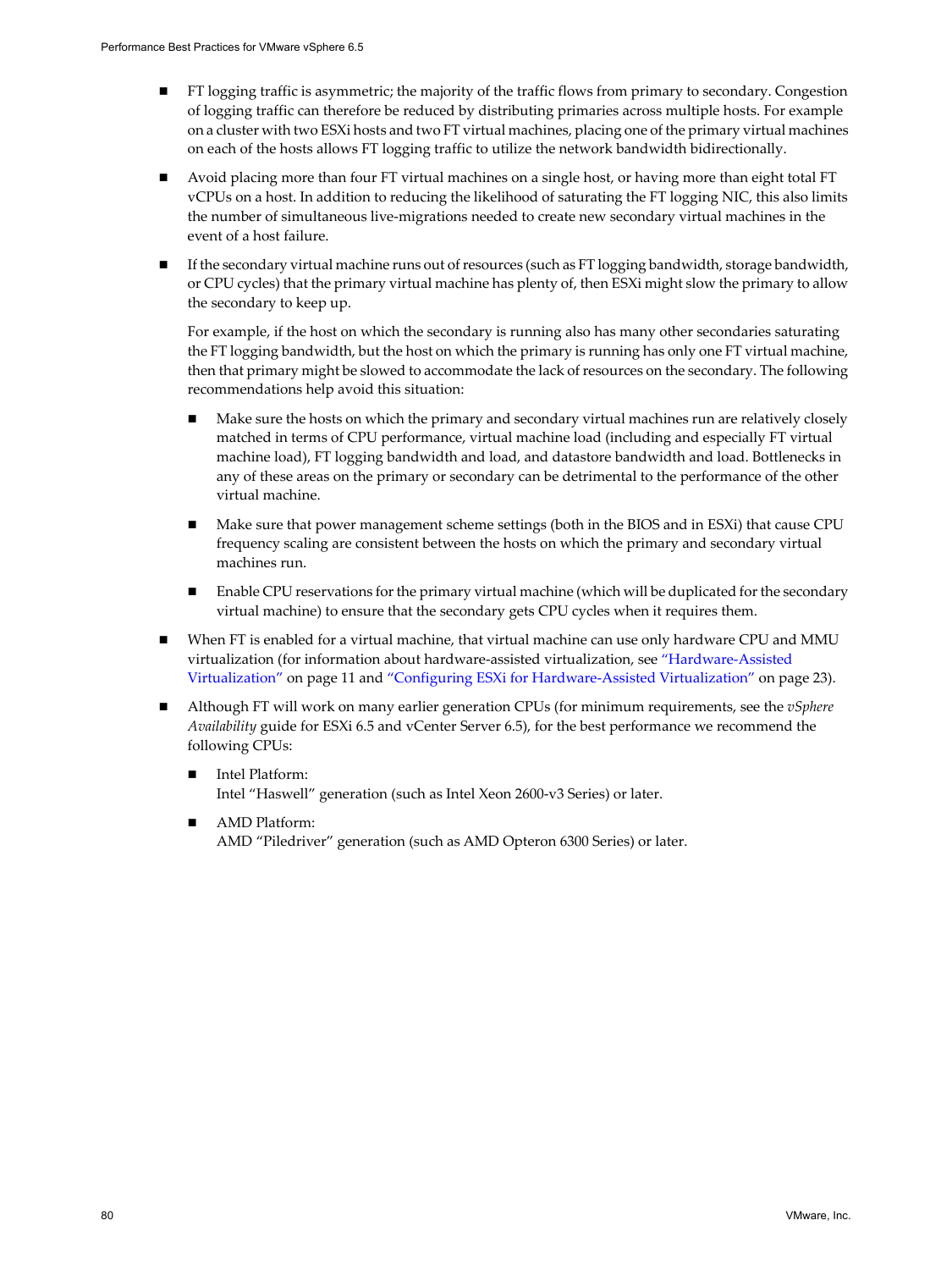- FT logging traffic is asymmetric; the majority of the traffic flows from primary to secondary. Congestion of logging traffic can therefore be reduced by distributing primaries across multiple hosts. For example on a cluster with two ESXi hosts and two FT virtual machines, placing one of the primary virtual machines on each of the hosts allows FT logging traffic to utilize the network bandwidth bidirectionally.

- Avoid placing more than four FT virtual machines on a single host, or having more than eight total FT vCPUs on a host. In addition to reducing the likelihood of saturating the FT logging NIC, this also limits the number of simultaneous live-migrations needed to create new secondary virtual machines in the event of a host failure.

- If the secondary virtual machine runs out of resources (such as FT logging bandwidth, storage bandwidth, or CPU cycles) that the primary virtual machine has plenty of, then ESXi might slow the primary to allow the secondary to keep up.

  For example, if the host on which the secondary is running also has many other secondaries saturating the FT logging bandwidth, but the host on which the primary is running has only one FT virtual machine, then that primary might be slowed to accommodate the lack of resources on the secondary. The following recommendations help avoid this situation:

  - Make sure the hosts on which the primary and secondary virtual machines run are relatively closely matched in terms of CPU performance, virtual machine load (including and especially FT virtual machine load), FT logging bandwidth and load, and datastore bandwidth and load. Bottlenecks in any of these areas on the primary or secondary can be detrimental to the performance of the other virtual machine.

  - Make sure that power management scheme settings (both in the BIOS and in ESXi) that cause CPU frequency scaling are consistent between the hosts on which the primary and secondary virtual machines run.

  - Enable CPU reservations for the primary virtual machine (which will be duplicated for the secondary virtual machine) to ensure that the secondary gets CPU cycles when it requires them.

- When FT is enabled for a virtual machine, that virtual machine can use only hardware CPU and MMU virtualization (for information about hardware-assisted virtualization, see "Hardware-Assisted Virtualization" on page 11 and "Configuring ESXi for Hardware-Assisted Virtualization" on page 23).

- Although FT will work on many earlier generation CPUs (for minimum requirements, see the *vSphere Availability* guide for ESXi 6.5 and vCenter Server 6.5), for the best performance we recommend the following CPUs:

  - Intel Platform:
    Intel "Haswell" generation (such as Intel Xeon 2600-v3 Series) or later.

  - AMD Platform:
    AMD "Piledriver" generation (such as AMD Opteron 6300 Series) or later.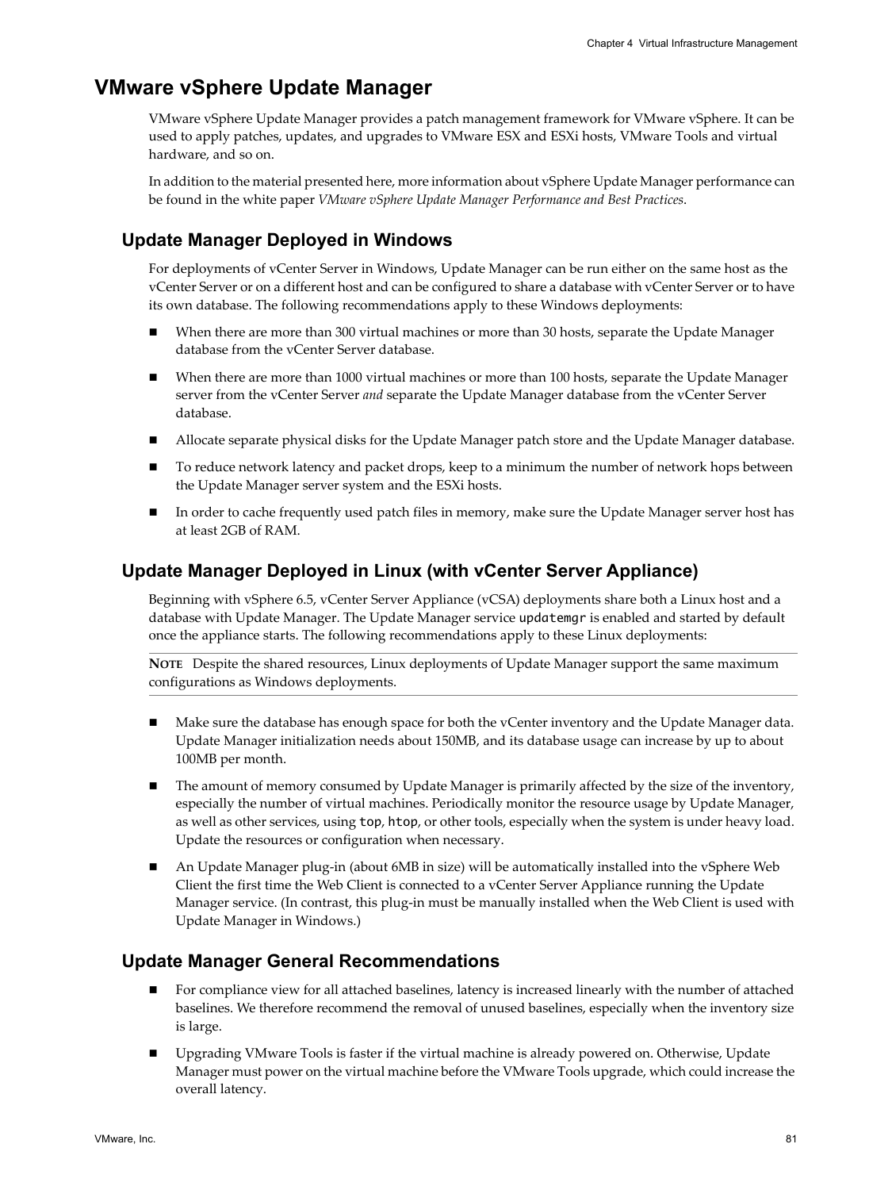# VMware vSphere Update Manager

VMware vSphere Update Manager provides a patch management framework for VMware vSphere. It can be used to apply patches, updates, and upgrades to VMware ESX and ESXi hosts, VMware Tools and virtual hardware, and so on.

In addition to the material presented here, more information about vSphere Update Manager performance can be found in the white paper *VMware vSphere Update Manager Performance and Best Practices*.

## Update Manager Deployed in Windows

For deployments of vCenter Server in Windows, Update Manager can be run either on the same host as the vCenter Server or on a different host and can be configured to share a database with vCenter Server or to have its own database. The following recommendations apply to these Windows deployments:

- When there are more than 300 virtual machines or more than 30 hosts, separate the Update Manager database from the vCenter Server database.
- When there are more than 1000 virtual machines or more than 100 hosts, separate the Update Manager server from the vCenter Server *and* separate the Update Manager database from the vCenter Server database.
- Allocate separate physical disks for the Update Manager patch store and the Update Manager database.
- To reduce network latency and packet drops, keep to a minimum the number of network hops between the Update Manager server system and the ESXi hosts.
- In order to cache frequently used patch files in memory, make sure the Update Manager server host has at least 2GB of RAM.

## Update Manager Deployed in Linux (with vCenter Server Appliance)

Beginning with vSphere 6.5, vCenter Server Appliance (vCSA) deployments share both a Linux host and a database with Update Manager. The Update Manager service `updatemgr` is enabled and started by default once the appliance starts. The following recommendations apply to these Linux deployments:

**NOTE** Despite the shared resources, Linux deployments of Update Manager support the same maximum configurations as Windows deployments.

- Make sure the database has enough space for both the vCenter inventory and the Update Manager data. Update Manager initialization needs about 150MB, and its database usage can increase by up to about 100MB per month.
- The amount of memory consumed by Update Manager is primarily affected by the size of the inventory, especially the number of virtual machines. Periodically monitor the resource usage by Update Manager, as well as other services, using `top`, `htop`, or other tools, especially when the system is under heavy load. Update the resources or configuration when necessary.
- An Update Manager plug-in (about 6MB in size) will be automatically installed into the vSphere Web Client the first time the Web Client is connected to a vCenter Server Appliance running the Update Manager service. (In contrast, this plug-in must be manually installed when the Web Client is used with Update Manager in Windows.)

## Update Manager General Recommendations

- For compliance view for all attached baselines, latency is increased linearly with the number of attached baselines. We therefore recommend the removal of unused baselines, especially when the inventory size is large.
- Upgrading VMware Tools is faster if the virtual machine is already powered on. Otherwise, Update Manager must power on the virtual machine before the VMware Tools upgrade, which could increase the overall latency.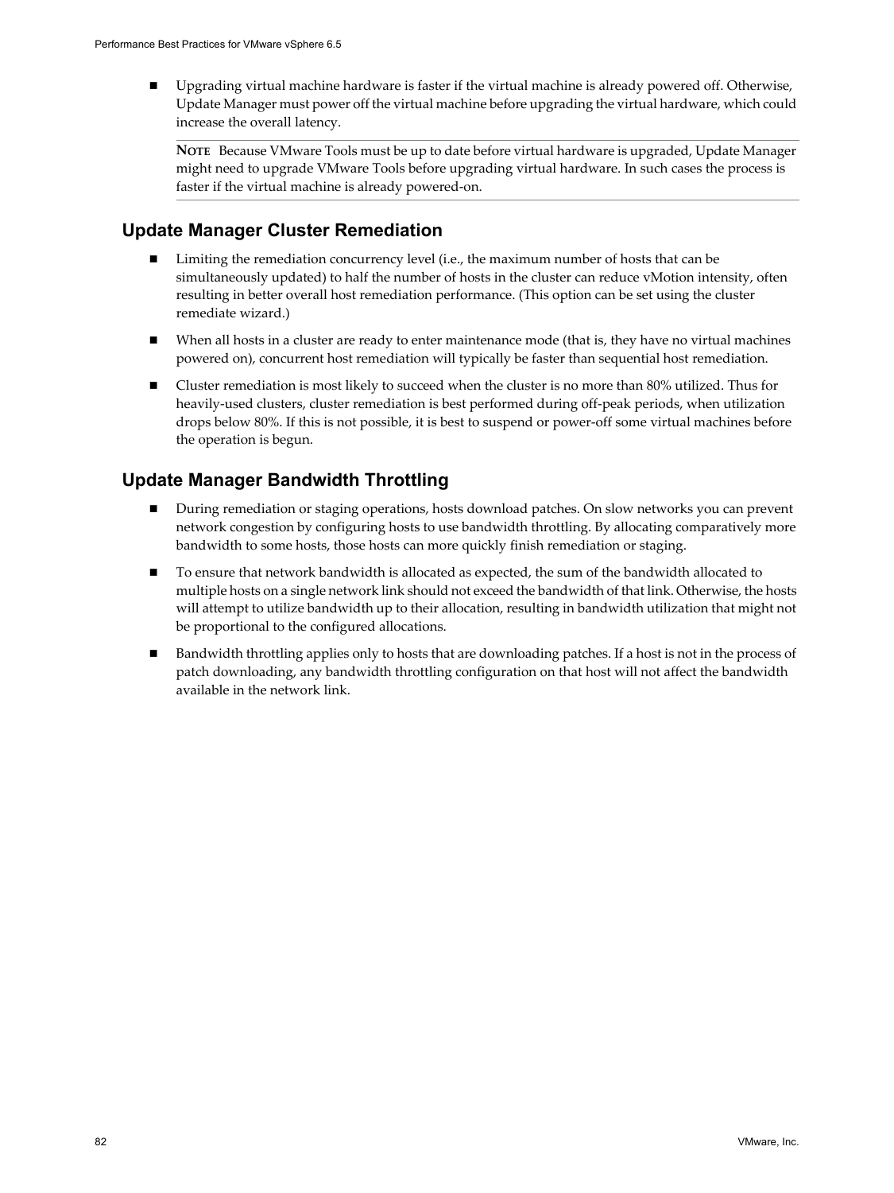- Upgrading virtual machine hardware is faster if the virtual machine is already powered off. Otherwise, Update Manager must power off the virtual machine before upgrading the virtual hardware, which could increase the overall latency.

  **NOTE** Because VMware Tools must be up to date before virtual hardware is upgraded, Update Manager might need to upgrade VMware Tools before upgrading virtual hardware. In such cases the process is faster if the virtual machine is already powered-on.

## Update Manager Cluster Remediation

- Limiting the remediation concurrency level (i.e., the maximum number of hosts that can be simultaneously updated) to half the number of hosts in the cluster can reduce vMotion intensity, often resulting in better overall host remediation performance. (This option can be set using the cluster remediate wizard.)
- When all hosts in a cluster are ready to enter maintenance mode (that is, they have no virtual machines powered on), concurrent host remediation will typically be faster than sequential host remediation.
- Cluster remediation is most likely to succeed when the cluster is no more than 80% utilized. Thus for heavily-used clusters, cluster remediation is best performed during off-peak periods, when utilization drops below 80%. If this is not possible, it is best to suspend or power-off some virtual machines before the operation is begun.

## Update Manager Bandwidth Throttling

- During remediation or staging operations, hosts download patches. On slow networks you can prevent network congestion by configuring hosts to use bandwidth throttling. By allocating comparatively more bandwidth to some hosts, those hosts can more quickly finish remediation or staging.
- To ensure that network bandwidth is allocated as expected, the sum of the bandwidth allocated to multiple hosts on a single network link should not exceed the bandwidth of that link. Otherwise, the hosts will attempt to utilize bandwidth up to their allocation, resulting in bandwidth utilization that might not be proportional to the configured allocations.
- Bandwidth throttling applies only to hosts that are downloading patches. If a host is not in the process of patch downloading, any bandwidth throttling configuration on that host will not affect the bandwidth available in the network link.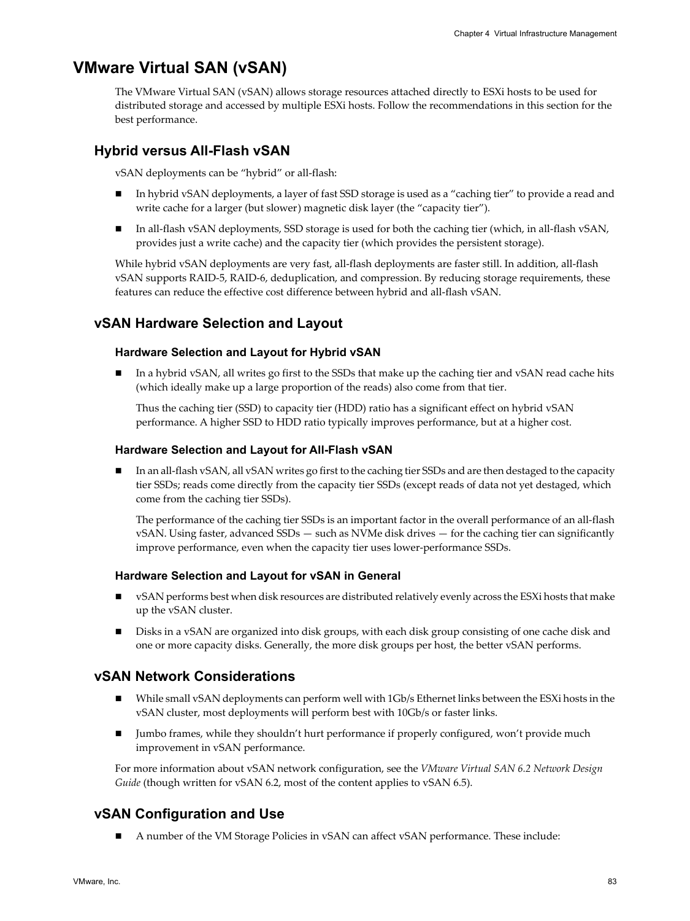# VMware Virtual SAN (vSAN)

The VMware Virtual SAN (vSAN) allows storage resources attached directly to ESXi hosts to be used for distributed storage and accessed by multiple ESXi hosts. Follow the recommendations in this section for the best performance.

## Hybrid versus All-Flash vSAN

vSAN deployments can be "hybrid" or all-flash:

- In hybrid vSAN deployments, a layer of fast SSD storage is used as a "caching tier" to provide a read and write cache for a larger (but slower) magnetic disk layer (the "capacity tier").
- In all-flash vSAN deployments, SSD storage is used for both the caching tier (which, in all-flash vSAN, provides just a write cache) and the capacity tier (which provides the persistent storage).

While hybrid vSAN deployments are very fast, all-flash deployments are faster still. In addition, all-flash vSAN supports RAID-5, RAID-6, deduplication, and compression. By reducing storage requirements, these features can reduce the effective cost difference between hybrid and all-flash vSAN.

## vSAN Hardware Selection and Layout

### Hardware Selection and Layout for Hybrid vSAN

- In a hybrid vSAN, all writes go first to the SSDs that make up the caching tier and vSAN read cache hits (which ideally make up a large proportion of the reads) also come from that tier.

  Thus the caching tier (SSD) to capacity tier (HDD) ratio has a significant effect on hybrid vSAN performance. A higher SSD to HDD ratio typically improves performance, but at a higher cost.

### Hardware Selection and Layout for All-Flash vSAN

- In an all-flash vSAN, all vSAN writes go first to the caching tier SSDs and are then destaged to the capacity tier SSDs; reads come directly from the capacity tier SSDs (except reads of data not yet destaged, which come from the caching tier SSDs).

  The performance of the caching tier SSDs is an important factor in the overall performance of an all-flash vSAN. Using faster, advanced SSDs — such as NVMe disk drives — for the caching tier can significantly improve performance, even when the capacity tier uses lower-performance SSDs.

### Hardware Selection and Layout for vSAN in General

- vSAN performs best when disk resources are distributed relatively evenly across the ESXi hosts that make up the vSAN cluster.
- Disks in a vSAN are organized into disk groups, with each disk group consisting of one cache disk and one or more capacity disks. Generally, the more disk groups per host, the better vSAN performs.

## vSAN Network Considerations

- While small vSAN deployments can perform well with 1Gb/s Ethernet links between the ESXi hosts in the vSAN cluster, most deployments will perform best with 10Gb/s or faster links.
- Jumbo frames, while they shouldn't hurt performance if properly configured, won't provide much improvement in vSAN performance.

For more information about vSAN network configuration, see the *VMware Virtual SAN 6.2 Network Design Guide* (though written for vSAN 6.2, most of the content applies to vSAN 6.5).

## vSAN Configuration and Use

- A number of the VM Storage Policies in vSAN can affect vSAN performance. These include: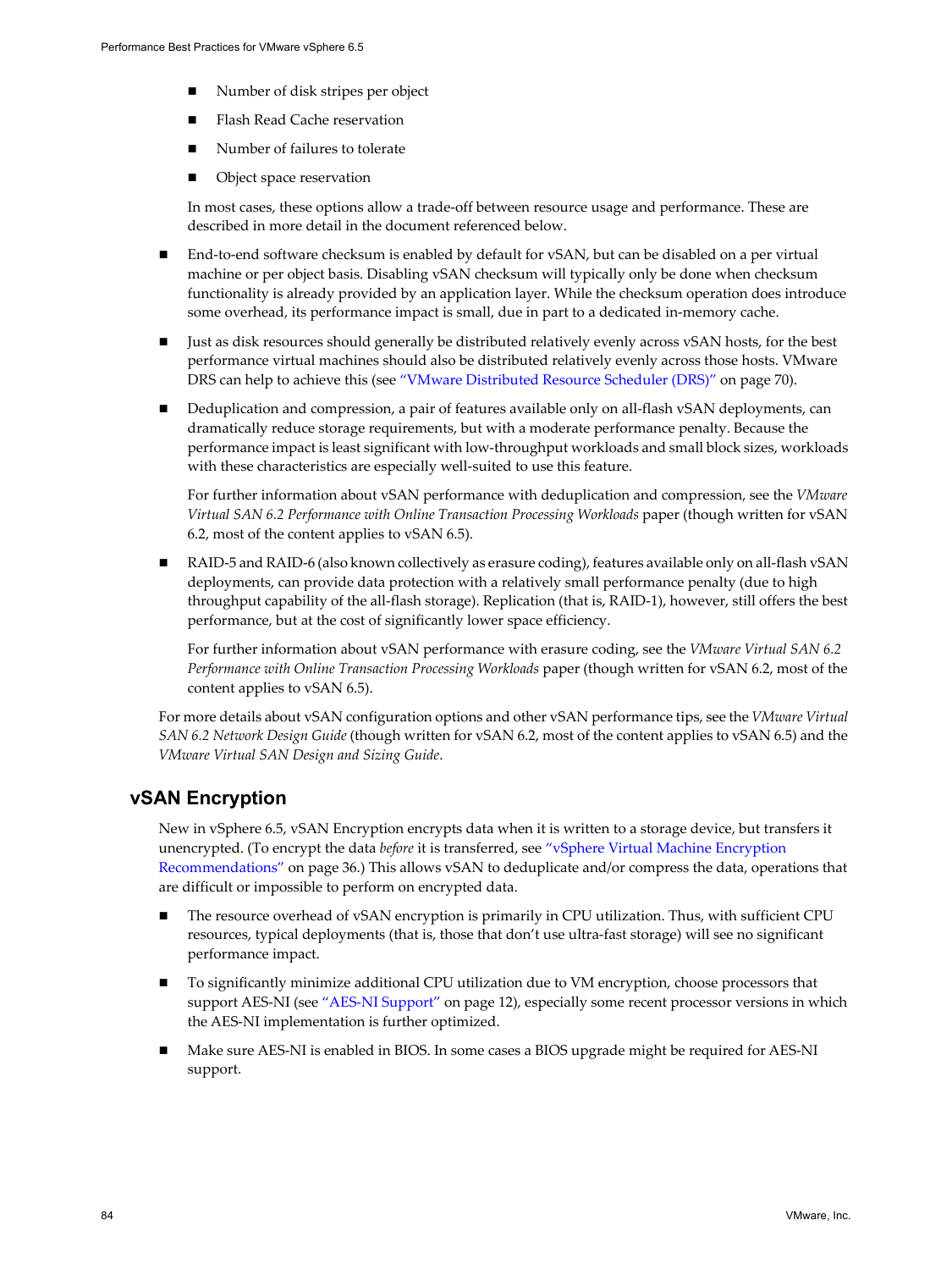- Number of disk stripes per object
    - Flash Read Cache reservation
    - Number of failures to tolerate
    - Object space reservation

  In most cases, these options allow a trade-off between resource usage and performance. These are described in more detail in the document referenced below.

- End-to-end software checksum is enabled by default for vSAN, but can be disabled on a per virtual machine or per object basis. Disabling vSAN checksum will typically only be done when checksum functionality is already provided by an application layer. While the checksum operation does introduce some overhead, its performance impact is small, due in part to a dedicated in-memory cache.

- Just as disk resources should generally be distributed relatively evenly across vSAN hosts, for the best performance virtual machines should also be distributed relatively evenly across those hosts. VMware DRS can help to achieve this (see "VMware Distributed Resource Scheduler (DRS)" on page 70).

- Deduplication and compression, a pair of features available only on all-flash vSAN deployments, can dramatically reduce storage requirements, but with a moderate performance penalty. Because the performance impact is least significant with low-throughput workloads and small block sizes, workloads with these characteristics are especially well-suited to use this feature.

  For further information about vSAN performance with deduplication and compression, see the *VMware Virtual SAN 6.2 Performance with Online Transaction Processing Workloads* paper (though written for vSAN 6.2, most of the content applies to vSAN 6.5).

- RAID-5 and RAID-6 (also known collectively as erasure coding), features available only on all-flash vSAN deployments, can provide data protection with a relatively small performance penalty (due to high throughput capability of the all-flash storage). Replication (that is, RAID-1), however, still offers the best performance, but at the cost of significantly lower space efficiency.

  For further information about vSAN performance with erasure coding, see the *VMware Virtual SAN 6.2 Performance with Online Transaction Processing Workloads* paper (though written for vSAN 6.2, most of the content applies to vSAN 6.5).

For more details about vSAN configuration options and other vSAN performance tips, see the *VMware Virtual SAN 6.2 Network Design Guide* (though written for vSAN 6.2, most of the content applies to vSAN 6.5) and the *VMware Virtual SAN Design and Sizing Guide*.

## vSAN Encryption

New in vSphere 6.5, vSAN Encryption encrypts data when it is written to a storage device, but transfers it unencrypted. (To encrypt the data *before* it is transferred, see "vSphere Virtual Machine Encryption Recommendations" on page 36.) This allows vSAN to deduplicate and/or compress the data, operations that are difficult or impossible to perform on encrypted data.

- The resource overhead of vSAN encryption is primarily in CPU utilization. Thus, with sufficient CPU resources, typical deployments (that is, those that don't use ultra-fast storage) will see no significant performance impact.

- To significantly minimize additional CPU utilization due to VM encryption, choose processors that support AES-NI (see "AES-NI Support" on page 12), especially some recent processor versions in which the AES-NI implementation is further optimized.

- Make sure AES-NI is enabled in BIOS. In some cases a BIOS upgrade might be required for AES-NI support.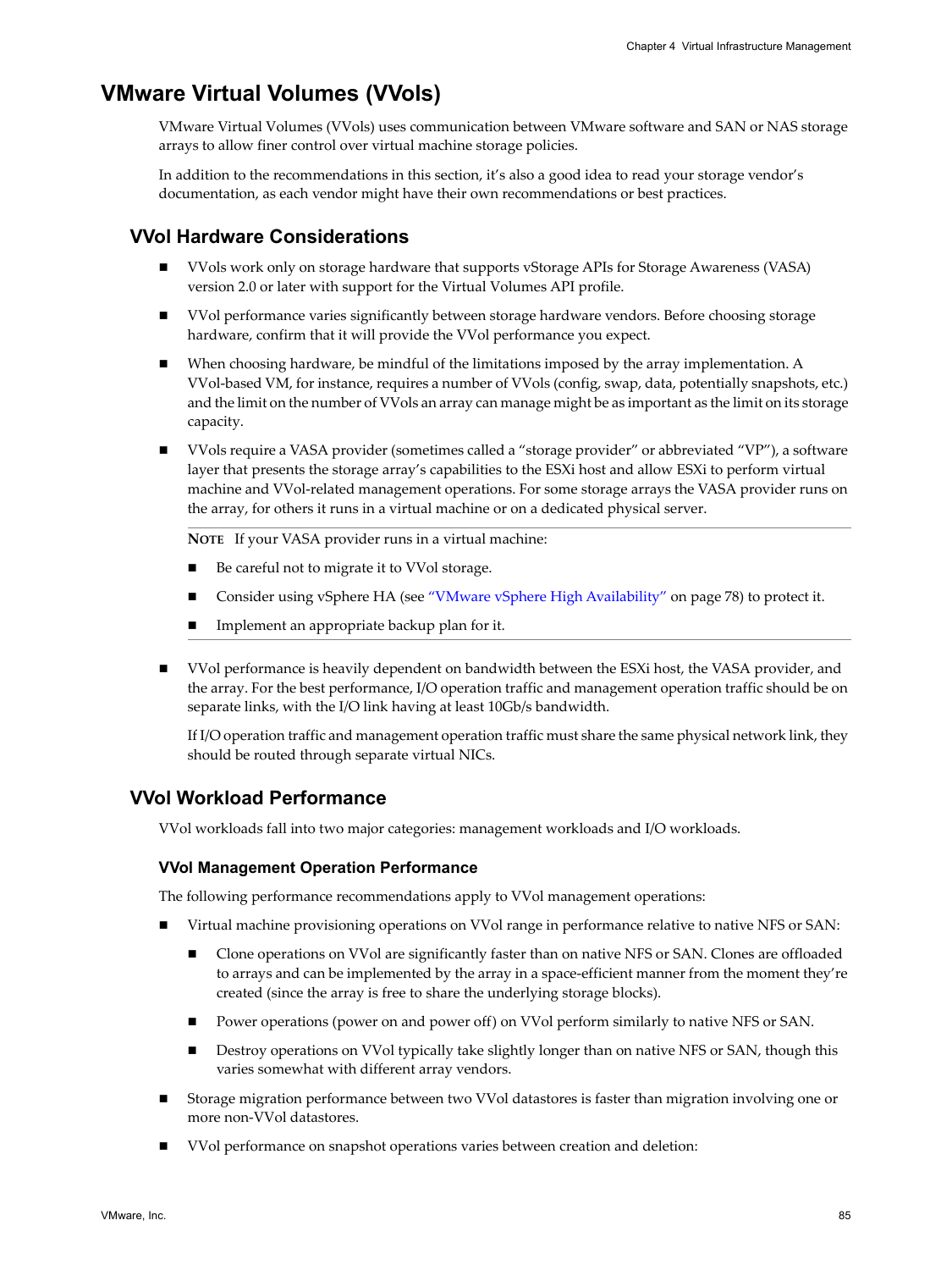# VMware Virtual Volumes (VVols)

VMware Virtual Volumes (VVols) uses communication between VMware software and SAN or NAS storage arrays to allow finer control over virtual machine storage policies.

In addition to the recommendations in this section, it's also a good idea to read your storage vendor's documentation, as each vendor might have their own recommendations or best practices.

## VVol Hardware Considerations

- VVols work only on storage hardware that supports vStorage APIs for Storage Awareness (VASA) version 2.0 or later with support for the Virtual Volumes API profile.
- VVol performance varies significantly between storage hardware vendors. Before choosing storage hardware, confirm that it will provide the VVol performance you expect.
- When choosing hardware, be mindful of the limitations imposed by the array implementation. A VVol-based VM, for instance, requires a number of VVols (config, swap, data, potentially snapshots, etc.) and the limit on the number of VVols an array can manage might be as important as the limit on its storage capacity.
- VVols require a VASA provider (sometimes called a "storage provider" or abbreviated "VP"), a software layer that presents the storage array's capabilities to the ESXi host and allow ESXi to perform virtual machine and VVol-related management operations. For some storage arrays the VASA provider runs on the array, for others it runs in a virtual machine or on a dedicated physical server.

  **NOTE** If your VASA provider runs in a virtual machine:

  - Be careful not to migrate it to VVol storage.
  - Consider using vSphere HA (see "VMware vSphere High Availability" on page 78) to protect it.
  - Implement an appropriate backup plan for it.

- VVol performance is heavily dependent on bandwidth between the ESXi host, the VASA provider, and the array. For the best performance, I/O operation traffic and management operation traffic should be on separate links, with the I/O link having at least 10Gb/s bandwidth.

  If I/O operation traffic and management operation traffic must share the same physical network link, they should be routed through separate virtual NICs.

## VVol Workload Performance

VVol workloads fall into two major categories: management workloads and I/O workloads.

### VVol Management Operation Performance

The following performance recommendations apply to VVol management operations:

- Virtual machine provisioning operations on VVol range in performance relative to native NFS or SAN:
  - Clone operations on VVol are significantly faster than on native NFS or SAN. Clones are offloaded to arrays and can be implemented by the array in a space-efficient manner from the moment they're created (since the array is free to share the underlying storage blocks).
  - Power operations (power on and power off) on VVol perform similarly to native NFS or SAN.
  - Destroy operations on VVol typically take slightly longer than on native NFS or SAN, though this varies somewhat with different array vendors.
- Storage migration performance between two VVol datastores is faster than migration involving one or more non-VVol datastores.
- VVol performance on snapshot operations varies between creation and deletion: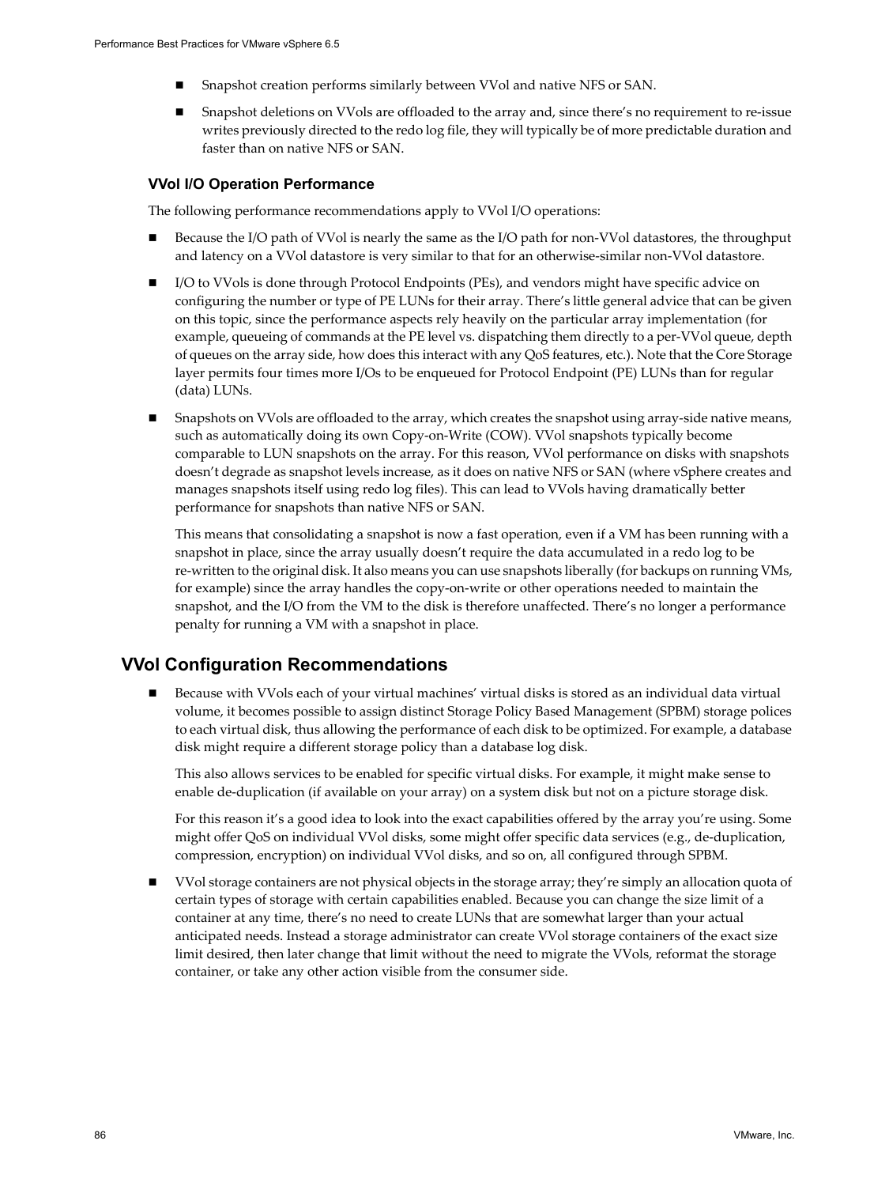- Snapshot creation performs similarly between VVol and native NFS or SAN.
- Snapshot deletions on VVols are offloaded to the array and, since there's no requirement to re-issue writes previously directed to the redo log file, they will typically be of more predictable duration and faster than on native NFS or SAN.

### VVol I/O Operation Performance

The following performance recommendations apply to VVol I/O operations:

- Because the I/O path of VVol is nearly the same as the I/O path for non-VVol datastores, the throughput and latency on a VVol datastore is very similar to that for an otherwise-similar non-VVol datastore.
- I/O to VVols is done through Protocol Endpoints (PEs), and vendors might have specific advice on configuring the number or type of PE LUNs for their array. There's little general advice that can be given on this topic, since the performance aspects rely heavily on the particular array implementation (for example, queueing of commands at the PE level vs. dispatching them directly to a per-VVol queue, depth of queues on the array side, how does this interact with any QoS features, etc.). Note that the Core Storage layer permits four times more I/Os to be enqueued for Protocol Endpoint (PE) LUNs than for regular (data) LUNs.
- Snapshots on VVols are offloaded to the array, which creates the snapshot using array-side native means, such as automatically doing its own Copy-on-Write (COW). VVol snapshots typically become comparable to LUN snapshots on the array. For this reason, VVol performance on disks with snapshots doesn't degrade as snapshot levels increase, as it does on native NFS or SAN (where vSphere creates and manages snapshots itself using redo log files). This can lead to VVols having dramatically better performance for snapshots than native NFS or SAN.

  This means that consolidating a snapshot is now a fast operation, even if a VM has been running with a snapshot in place, since the array usually doesn't require the data accumulated in a redo log to be re-written to the original disk. It also means you can use snapshots liberally (for backups on running VMs, for example) since the array handles the copy-on-write or other operations needed to maintain the snapshot, and the I/O from the VM to the disk is therefore unaffected. There's no longer a performance penalty for running a VM with a snapshot in place.

## VVol Configuration Recommendations

- Because with VVols each of your virtual machines' virtual disks is stored as an individual data virtual volume, it becomes possible to assign distinct Storage Policy Based Management (SPBM) storage polices to each virtual disk, thus allowing the performance of each disk to be optimized. For example, a database disk might require a different storage policy than a database log disk.

  This also allows services to be enabled for specific virtual disks. For example, it might make sense to enable de-duplication (if available on your array) on a system disk but not on a picture storage disk.

  For this reason it's a good idea to look into the exact capabilities offered by the array you're using. Some might offer QoS on individual VVol disks, some might offer specific data services (e.g., de-duplication, compression, encryption) on individual VVol disks, and so on, all configured through SPBM.
- VVol storage containers are not physical objects in the storage array; they're simply an allocation quota of certain types of storage with certain capabilities enabled. Because you can change the size limit of a container at any time, there's no need to create LUNs that are somewhat larger than your actual anticipated needs. Instead a storage administrator can create VVol storage containers of the exact size limit desired, then later change that limit without the need to migrate the VVols, reformat the storage container, or take any other action visible from the consumer side.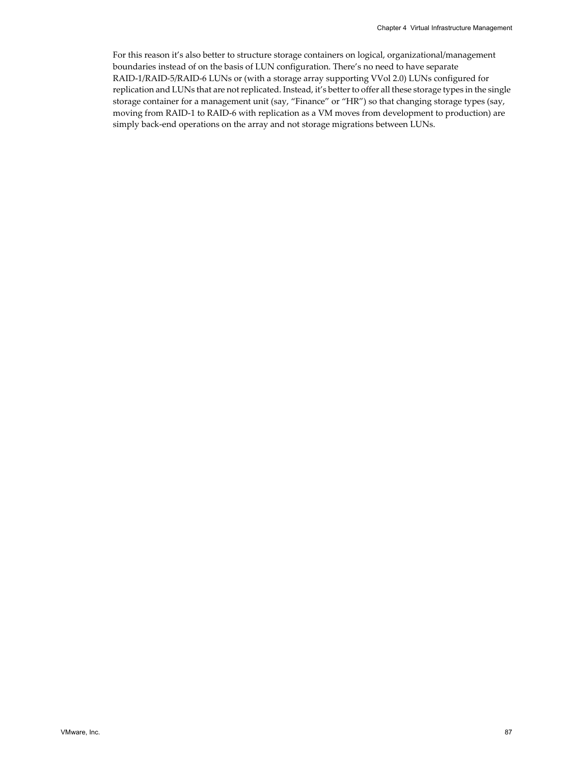For this reason it's also better to structure storage containers on logical, organizational/management boundaries instead of on the basis of LUN configuration. There's no need to have separate RAID-1/RAID-5/RAID-6 LUNs or (with a storage array supporting VVol 2.0) LUNs configured for replication and LUNs that are not replicated. Instead, it's better to offer all these storage types in the single storage container for a management unit (say, "Finance" or "HR") so that changing storage types (say, moving from RAID-1 to RAID-6 with replication as a VM moves from development to production) are simply back-end operations on the array and not storage migrations between LUNs.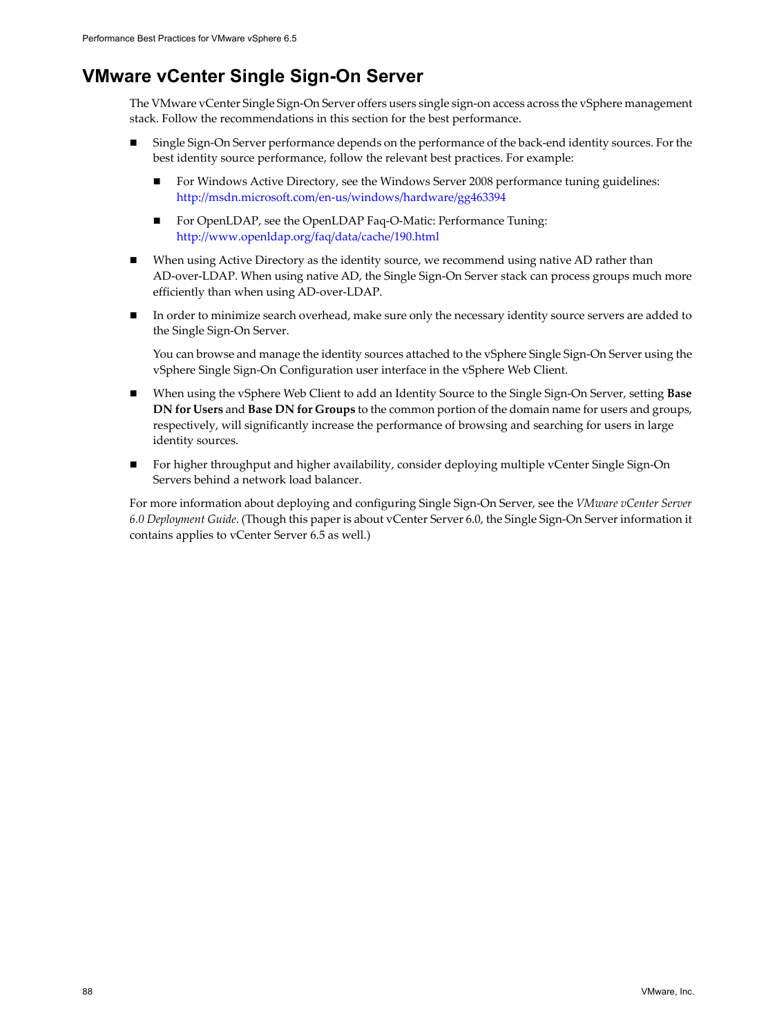## VMware vCenter Single Sign-On Server

The VMware vCenter Single Sign-On Server offers users single sign-on access across the vSphere management stack. Follow the recommendations in this section for the best performance.

- Single Sign-On Server performance depends on the performance of the back-end identity sources. For the best identity source performance, follow the relevant best practices. For example:
  - For Windows Active Directory, see the Windows Server 2008 performance tuning guidelines: http://msdn.microsoft.com/en-us/windows/hardware/gg463394
  - For OpenLDAP, see the OpenLDAP Faq-O-Matic: Performance Tuning: http://www.openldap.org/faq/data/cache/190.html
- When using Active Directory as the identity source, we recommend using native AD rather than AD-over-LDAP. When using native AD, the Single Sign-On Server stack can process groups much more efficiently than when using AD-over-LDAP.
- In order to minimize search overhead, make sure only the necessary identity source servers are added to the Single Sign-On Server.

  You can browse and manage the identity sources attached to the vSphere Single Sign-On Server using the vSphere Single Sign-On Configuration user interface in the vSphere Web Client.
- When using the vSphere Web Client to add an Identity Source to the Single Sign-On Server, setting **Base DN for Users** and **Base DN for Groups** to the common portion of the domain name for users and groups, respectively, will significantly increase the performance of browsing and searching for users in large identity sources.
- For higher throughput and higher availability, consider deploying multiple vCenter Single Sign-On Servers behind a network load balancer.

For more information about deploying and configuring Single Sign-On Server, see the *VMware vCenter Server 6.0 Deployment Guide*. (Though this paper is about vCenter Server 6.0, the Single Sign-On Server information it contains applies to vCenter Server 6.5 as well.)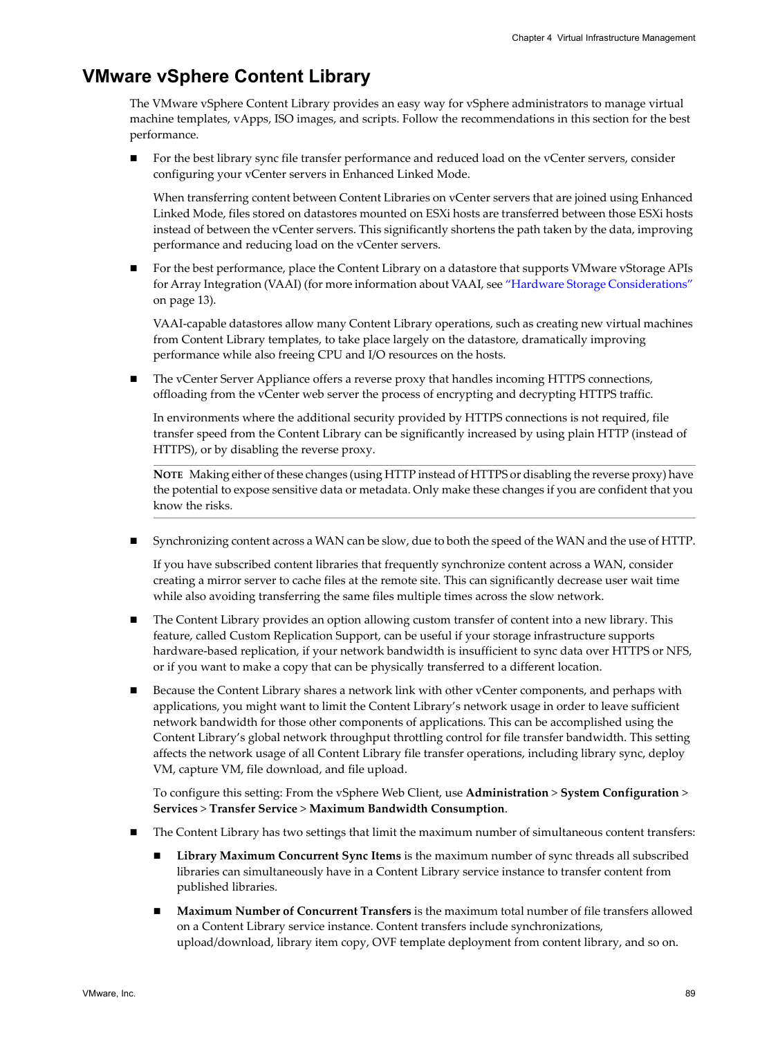## VMware vSphere Content Library

The VMware vSphere Content Library provides an easy way for vSphere administrators to manage virtual machine templates, vApps, ISO images, and scripts. Follow the recommendations in this section for the best performance.

- For the best library sync file transfer performance and reduced load on the vCenter servers, consider configuring your vCenter servers in Enhanced Linked Mode.

  When transferring content between Content Libraries on vCenter servers that are joined using Enhanced Linked Mode, files stored on datastores mounted on ESXi hosts are transferred between those ESXi hosts instead of between the vCenter servers. This significantly shortens the path taken by the data, improving performance and reducing load on the vCenter servers.

- For the best performance, place the Content Library on a datastore that supports VMware vStorage APIs for Array Integration (VAAI) (for more information about VAAI, see "Hardware Storage Considerations" on page 13).

  VAAI-capable datastores allow many Content Library operations, such as creating new virtual machines from Content Library templates, to take place largely on the datastore, dramatically improving performance while also freeing CPU and I/O resources on the hosts.

- The vCenter Server Appliance offers a reverse proxy that handles incoming HTTPS connections, offloading from the vCenter web server the process of encrypting and decrypting HTTPS traffic.

  In environments where the additional security provided by HTTPS connections is not required, file transfer speed from the Content Library can be significantly increased by using plain HTTP (instead of HTTPS), or by disabling the reverse proxy.

  ---

  **NOTE** Making either of these changes (using HTTP instead of HTTPS or disabling the reverse proxy) have the potential to expose sensitive data or metadata. Only make these changes if you are confident that you know the risks.

  ---

- Synchronizing content across a WAN can be slow, due to both the speed of the WAN and the use of HTTP.

  If you have subscribed content libraries that frequently synchronize content across a WAN, consider creating a mirror server to cache files at the remote site. This can significantly decrease user wait time while also avoiding transferring the same files multiple times across the slow network.

- The Content Library provides an option allowing custom transfer of content into a new library. This feature, called Custom Replication Support, can be useful if your storage infrastructure supports hardware-based replication, if your network bandwidth is insufficient to sync data over HTTPS or NFS, or if you want to make a copy that can be physically transferred to a different location.

- Because the Content Library shares a network link with other vCenter components, and perhaps with applications, you might want to limit the Content Library's network usage in order to leave sufficient network bandwidth for those other components of applications. This can be accomplished using the Content Library's global network throughput throttling control for file transfer bandwidth. This setting affects the network usage of all Content Library file transfer operations, including library sync, deploy VM, capture VM, file download, and file upload.

  To configure this setting: From the vSphere Web Client, use **Administration** > **System Configuration** > **Services** > **Transfer Service** > **Maximum Bandwidth Consumption**.

- The Content Library has two settings that limit the maximum number of simultaneous content transfers:

  - **Library Maximum Concurrent Sync Items** is the maximum number of sync threads all subscribed libraries can simultaneously have in a Content Library service instance to transfer content from published libraries.

  - **Maximum Number of Concurrent Transfers** is the maximum total number of file transfers allowed on a Content Library service instance. Content transfers include synchronizations, upload/download, library item copy, OVF template deployment from content library, and so on.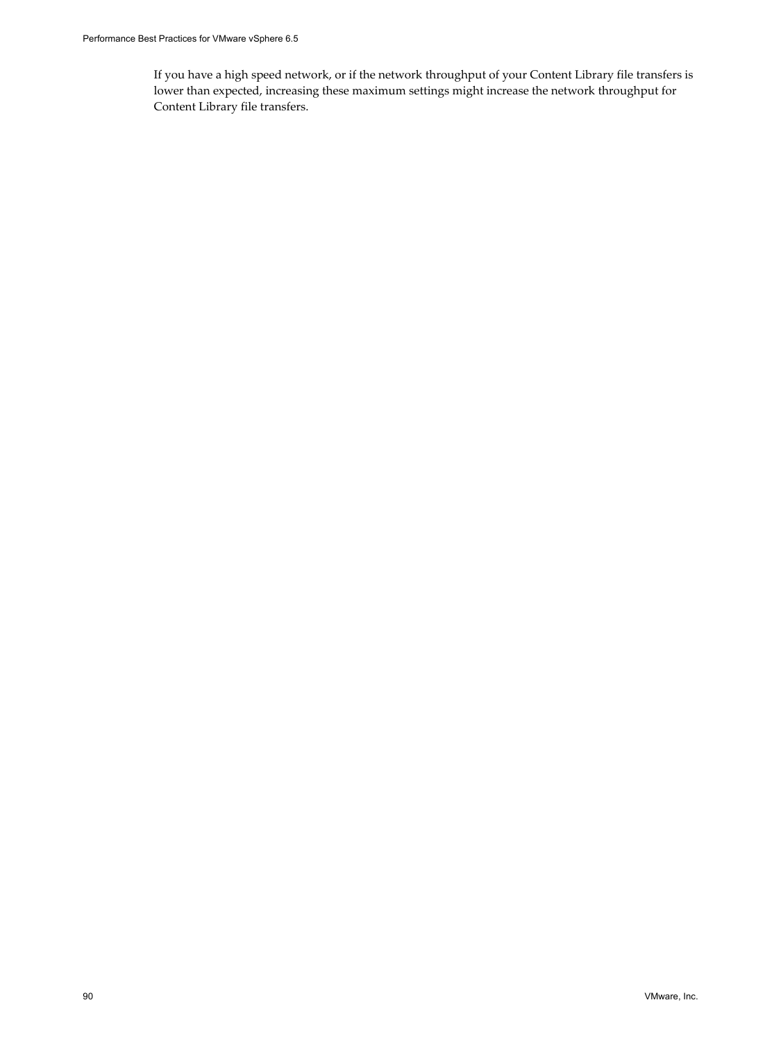If you have a high speed network, or if the network throughput of your Content Library file transfers is lower than expected, increasing these maximum settings might increase the network throughput for Content Library file transfers.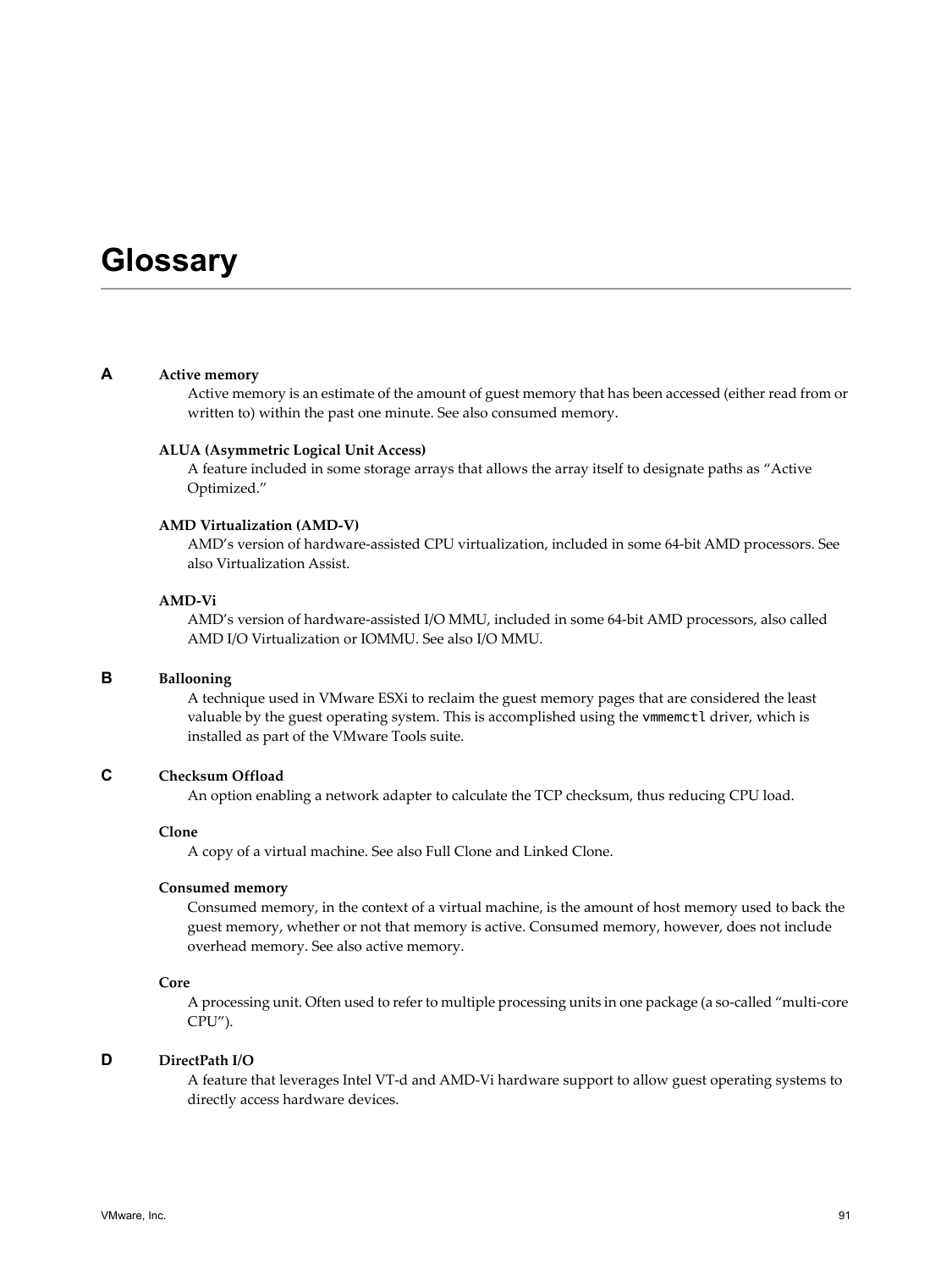# Glossary

## A

**Active memory**

Active memory is an estimate of the amount of guest memory that has been accessed (either read from or written to) within the past one minute. See also consumed memory.

**ALUA (Asymmetric Logical Unit Access)**

A feature included in some storage arrays that allows the array itself to designate paths as “Active Optimized.”

**AMD Virtualization (AMD-V)**

AMD’s version of hardware-assisted CPU virtualization, included in some 64-bit AMD processors. See also Virtualization Assist.

**AMD-Vi**

AMD’s version of hardware-assisted I/O MMU, included in some 64-bit AMD processors, also called AMD I/O Virtualization or IOMMU. See also I/O MMU.

## B

**Ballooning**

A technique used in VMware ESXi to reclaim the guest memory pages that are considered the least valuable by the guest operating system. This is accomplished using the `vmmemctl` driver, which is installed as part of the VMware Tools suite.

## C

**Checksum Offload**

An option enabling a network adapter to calculate the TCP checksum, thus reducing CPU load.

**Clone**

A copy of a virtual machine. See also Full Clone and Linked Clone.

**Consumed memory**

Consumed memory, in the context of a virtual machine, is the amount of host memory used to back the guest memory, whether or not that memory is active. Consumed memory, however, does not include overhead memory. See also active memory.

**Core**

A processing unit. Often used to refer to multiple processing units in one package (a so-called “multi-core CPU”).

## D

**DirectPath I/O**

A feature that leverages Intel VT-d and AMD-Vi hardware support to allow guest operating systems to directly access hardware devices.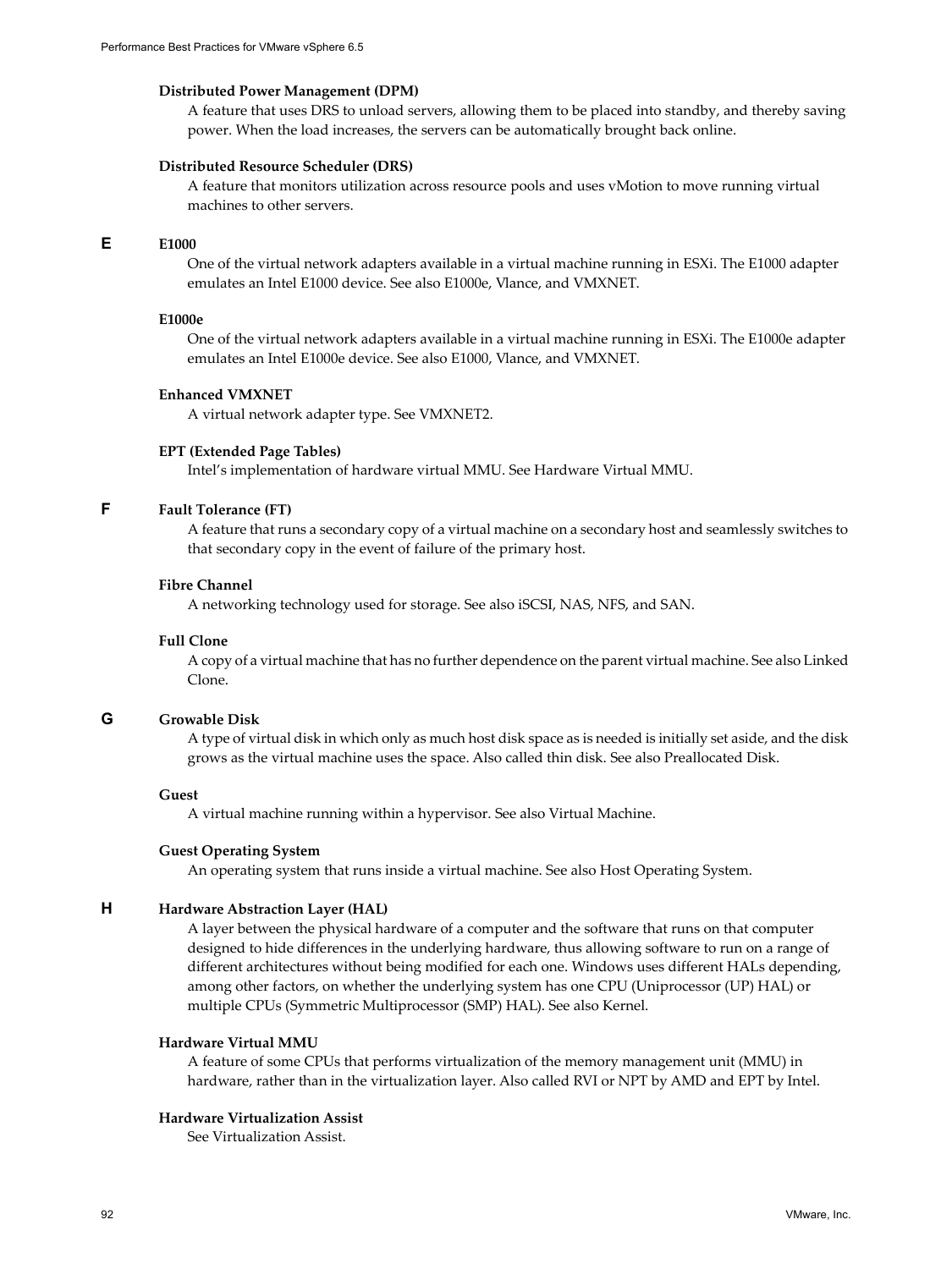**Distributed Power Management (DPM)**

A feature that uses DRS to unload servers, allowing them to be placed into standby, and thereby saving power. When the load increases, the servers can be automatically brought back online.

**Distributed Resource Scheduler (DRS)**

A feature that monitors utilization across resource pools and uses vMotion to move running virtual machines to other servers.

## E

**E1000**

One of the virtual network adapters available in a virtual machine running in ESXi. The E1000 adapter emulates an Intel E1000 device. See also E1000e, Vlance, and VMXNET.

**E1000e**

One of the virtual network adapters available in a virtual machine running in ESXi. The E1000e adapter emulates an Intel E1000e device. See also E1000, Vlance, and VMXNET.

**Enhanced VMXNET**

A virtual network adapter type. See VMXNET2.

**EPT (Extended Page Tables)**

Intel's implementation of hardware virtual MMU. See Hardware Virtual MMU.

## F

**Fault Tolerance (FT)**

A feature that runs a secondary copy of a virtual machine on a secondary host and seamlessly switches to that secondary copy in the event of failure of the primary host.

**Fibre Channel**

A networking technology used for storage. See also iSCSI, NAS, NFS, and SAN.

**Full Clone**

A copy of a virtual machine that has no further dependence on the parent virtual machine. See also Linked Clone.

## G

**Growable Disk**

A type of virtual disk in which only as much host disk space as is needed is initially set aside, and the disk grows as the virtual machine uses the space. Also called thin disk. See also Preallocated Disk.

**Guest**

A virtual machine running within a hypervisor. See also Virtual Machine.

**Guest Operating System**

An operating system that runs inside a virtual machine. See also Host Operating System.

## H

**Hardware Abstraction Layer (HAL)**

A layer between the physical hardware of a computer and the software that runs on that computer designed to hide differences in the underlying hardware, thus allowing software to run on a range of different architectures without being modified for each one. Windows uses different HALs depending, among other factors, on whether the underlying system has one CPU (Uniprocessor (UP) HAL) or multiple CPUs (Symmetric Multiprocessor (SMP) HAL). See also Kernel.

**Hardware Virtual MMU**

A feature of some CPUs that performs virtualization of the memory management unit (MMU) in hardware, rather than in the virtualization layer. Also called RVI or NPT by AMD and EPT by Intel.

**Hardware Virtualization Assist**

See Virtualization Assist.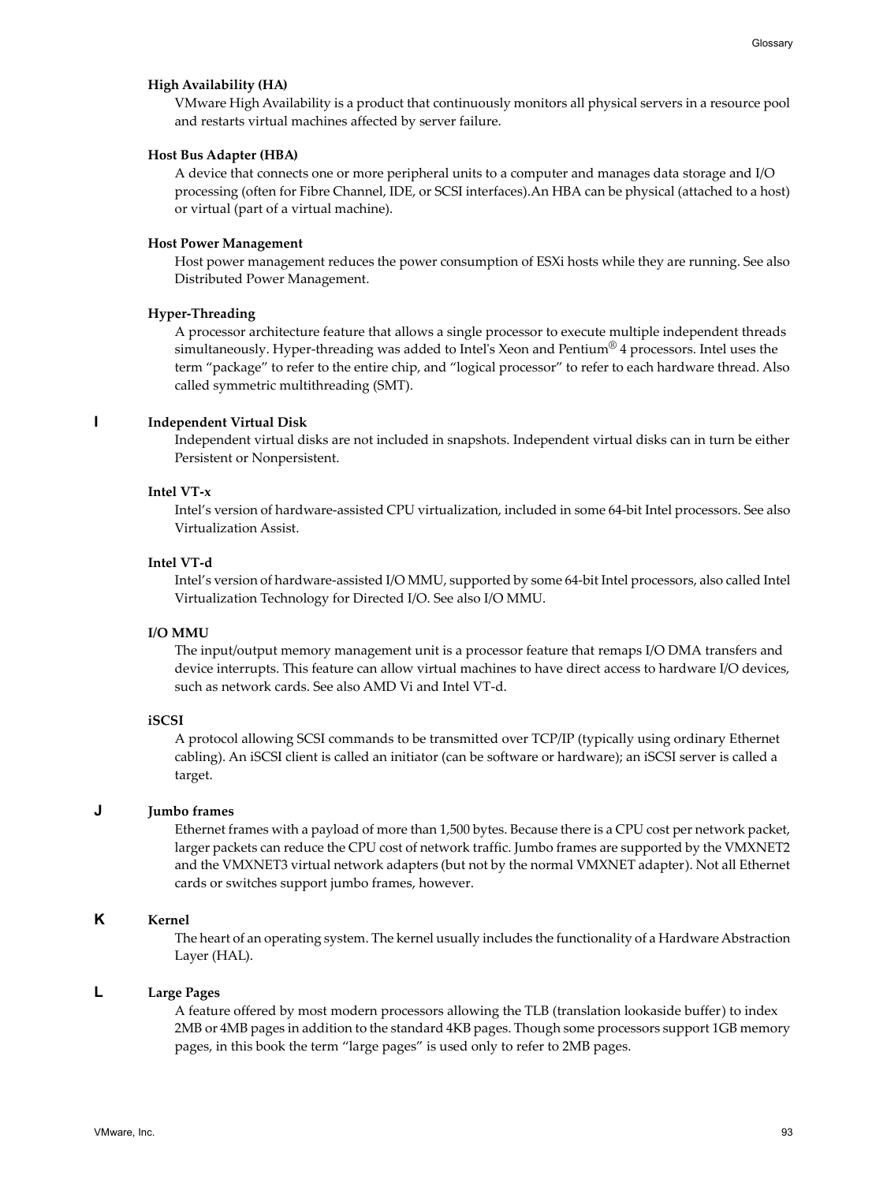**High Availability (HA)**

VMware High Availability is a product that continuously monitors all physical servers in a resource pool and restarts virtual machines affected by server failure.

**Host Bus Adapter (HBA)**

A device that connects one or more peripheral units to a computer and manages data storage and I/O processing (often for Fibre Channel, IDE, or SCSI interfaces).An HBA can be physical (attached to a host) or virtual (part of a virtual machine).

**Host Power Management**

Host power management reduces the power consumption of ESXi hosts while they are running. See also Distributed Power Management.

**Hyper-Threading**

A processor architecture feature that allows a single processor to execute multiple independent threads simultaneously. Hyper-threading was added to Intel's Xeon and Pentium® 4 processors. Intel uses the term “package” to refer to the entire chip, and “logical processor” to refer to each hardware thread. Also called symmetric multithreading (SMT).

## I

**Independent Virtual Disk**

Independent virtual disks are not included in snapshots. Independent virtual disks can in turn be either Persistent or Nonpersistent.

**Intel VT-x**

Intel’s version of hardware-assisted CPU virtualization, included in some 64-bit Intel processors. See also Virtualization Assist.

**Intel VT-d**

Intel’s version of hardware-assisted I/O MMU, supported by some 64-bit Intel processors, also called Intel Virtualization Technology for Directed I/O. See also I/O MMU.

**I/O MMU**

The input/output memory management unit is a processor feature that remaps I/O DMA transfers and device interrupts. This feature can allow virtual machines to have direct access to hardware I/O devices, such as network cards. See also AMD Vi and Intel VT-d.

**iSCSI**

A protocol allowing SCSI commands to be transmitted over TCP/IP (typically using ordinary Ethernet cabling). An iSCSI client is called an initiator (can be software or hardware); an iSCSI server is called a target.

## J

**Jumbo frames**

Ethernet frames with a payload of more than 1,500 bytes. Because there is a CPU cost per network packet, larger packets can reduce the CPU cost of network traffic. Jumbo frames are supported by the VMXNET2 and the VMXNET3 virtual network adapters (but not by the normal VMXNET adapter). Not all Ethernet cards or switches support jumbo frames, however.

## K

**Kernel**

The heart of an operating system. The kernel usually includes the functionality of a Hardware Abstraction Layer (HAL).

## L

**Large Pages**

A feature offered by most modern processors allowing the TLB (translation lookaside buffer) to index 2MB or 4MB pages in addition to the standard 4KB pages. Though some processors support 1GB memory pages, in this book the term “large pages” is used only to refer to 2MB pages.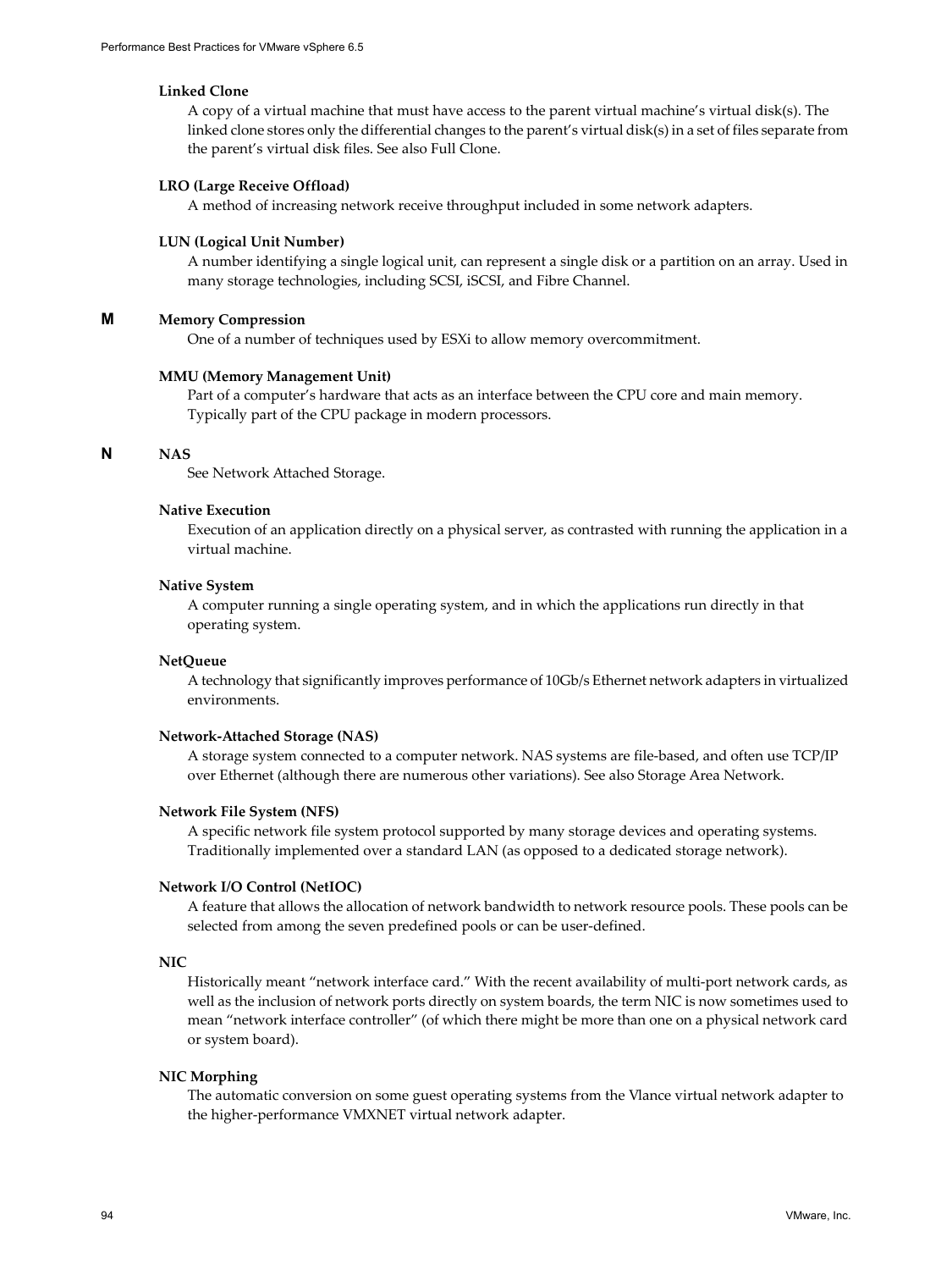**Linked Clone**

A copy of a virtual machine that must have access to the parent virtual machine's virtual disk(s). The linked clone stores only the differential changes to the parent's virtual disk(s) in a set of files separate from the parent's virtual disk files. See also Full Clone.

**LRO (Large Receive Offload)**

A method of increasing network receive throughput included in some network adapters.

**LUN (Logical Unit Number)**

A number identifying a single logical unit, can represent a single disk or a partition on an array. Used in many storage technologies, including SCSI, iSCSI, and Fibre Channel.

## M

**Memory Compression**

One of a number of techniques used by ESXi to allow memory overcommitment.

**MMU (Memory Management Unit)**

Part of a computer's hardware that acts as an interface between the CPU core and main memory. Typically part of the CPU package in modern processors.

## N

**NAS**

See Network Attached Storage.

**Native Execution**

Execution of an application directly on a physical server, as contrasted with running the application in a virtual machine.

**Native System**

A computer running a single operating system, and in which the applications run directly in that operating system.

**NetQueue**

A technology that significantly improves performance of 10Gb/s Ethernet network adapters in virtualized environments.

**Network-Attached Storage (NAS)**

A storage system connected to a computer network. NAS systems are file-based, and often use TCP/IP over Ethernet (although there are numerous other variations). See also Storage Area Network.

**Network File System (NFS)**

A specific network file system protocol supported by many storage devices and operating systems. Traditionally implemented over a standard LAN (as opposed to a dedicated storage network).

**Network I/O Control (NetIOC)**

A feature that allows the allocation of network bandwidth to network resource pools. These pools can be selected from among the seven predefined pools or can be user-defined.

**NIC**

Historically meant "network interface card." With the recent availability of multi-port network cards, as well as the inclusion of network ports directly on system boards, the term NIC is now sometimes used to mean "network interface controller" (of which there might be more than one on a physical network card or system board).

**NIC Morphing**

The automatic conversion on some guest operating systems from the Vlance virtual network adapter to the higher-performance VMXNET virtual network adapter.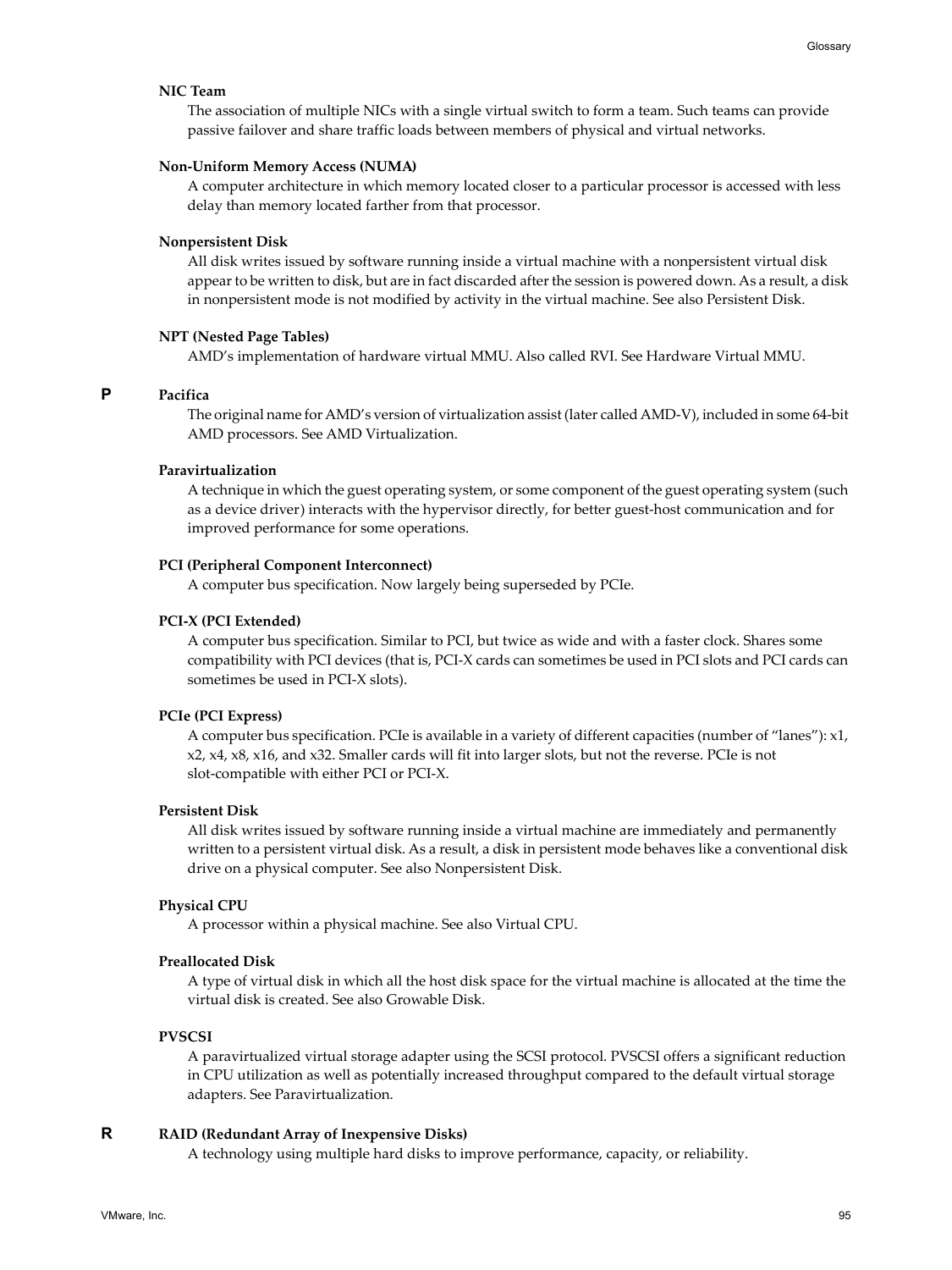**NIC Team**

The association of multiple NICs with a single virtual switch to form a team. Such teams can provide passive failover and share traffic loads between members of physical and virtual networks.

**Non-Uniform Memory Access (NUMA)**

A computer architecture in which memory located closer to a particular processor is accessed with less delay than memory located farther from that processor.

**Nonpersistent Disk**

All disk writes issued by software running inside a virtual machine with a nonpersistent virtual disk appear to be written to disk, but are in fact discarded after the session is powered down. As a result, a disk in nonpersistent mode is not modified by activity in the virtual machine. See also Persistent Disk.

**NPT (Nested Page Tables)**

AMD's implementation of hardware virtual MMU. Also called RVI. See Hardware Virtual MMU.

## P

**Pacifica**

The original name for AMD's version of virtualization assist (later called AMD-V), included in some 64-bit AMD processors. See AMD Virtualization.

**Paravirtualization**

A technique in which the guest operating system, or some component of the guest operating system (such as a device driver) interacts with the hypervisor directly, for better guest-host communication and for improved performance for some operations.

**PCI (Peripheral Component Interconnect)**

A computer bus specification. Now largely being superseded by PCIe.

**PCI-X (PCI Extended)**

A computer bus specification. Similar to PCI, but twice as wide and with a faster clock. Shares some compatibility with PCI devices (that is, PCI-X cards can sometimes be used in PCI slots and PCI cards can sometimes be used in PCI-X slots).

**PCIe (PCI Express)**

A computer bus specification. PCIe is available in a variety of different capacities (number of "lanes"): x1, x2, x4, x8, x16, and x32. Smaller cards will fit into larger slots, but not the reverse. PCIe is not slot-compatible with either PCI or PCI-X.

**Persistent Disk**

All disk writes issued by software running inside a virtual machine are immediately and permanently written to a persistent virtual disk. As a result, a disk in persistent mode behaves like a conventional disk drive on a physical computer. See also Nonpersistent Disk.

**Physical CPU**

A processor within a physical machine. See also Virtual CPU.

**Preallocated Disk**

A type of virtual disk in which all the host disk space for the virtual machine is allocated at the time the virtual disk is created. See also Growable Disk.

**PVSCSI**

A paravirtualized virtual storage adapter using the SCSI protocol. PVSCSI offers a significant reduction in CPU utilization as well as potentially increased throughput compared to the default virtual storage adapters. See Paravirtualization.

## R

**RAID (Redundant Array of Inexpensive Disks)**

A technology using multiple hard disks to improve performance, capacity, or reliability.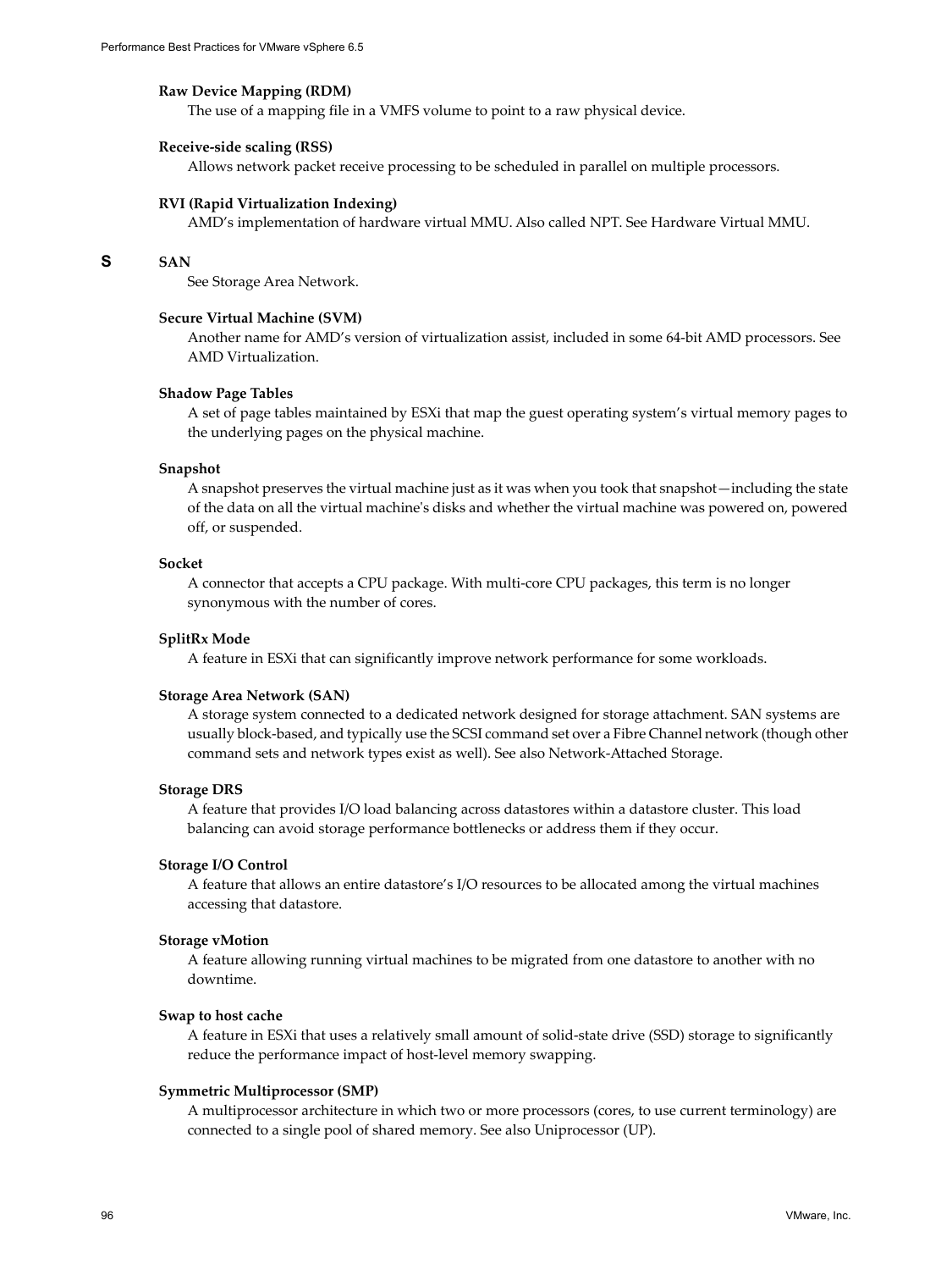**Raw Device Mapping (RDM)**

The use of a mapping file in a VMFS volume to point to a raw physical device.

**Receive-side scaling (RSS)**

Allows network packet receive processing to be scheduled in parallel on multiple processors.

**RVI (Rapid Virtualization Indexing)**

AMD's implementation of hardware virtual MMU. Also called NPT. See Hardware Virtual MMU.

## S

**SAN**

See Storage Area Network.

**Secure Virtual Machine (SVM)**

Another name for AMD's version of virtualization assist, included in some 64-bit AMD processors. See AMD Virtualization.

**Shadow Page Tables**

A set of page tables maintained by ESXi that map the guest operating system's virtual memory pages to the underlying pages on the physical machine.

**Snapshot**

A snapshot preserves the virtual machine just as it was when you took that snapshot—including the state of the data on all the virtual machine's disks and whether the virtual machine was powered on, powered off, or suspended.

**Socket**

A connector that accepts a CPU package. With multi-core CPU packages, this term is no longer synonymous with the number of cores.

**SplitRx Mode**

A feature in ESXi that can significantly improve network performance for some workloads.

**Storage Area Network (SAN)**

A storage system connected to a dedicated network designed for storage attachment. SAN systems are usually block-based, and typically use the SCSI command set over a Fibre Channel network (though other command sets and network types exist as well). See also Network-Attached Storage.

**Storage DRS**

A feature that provides I/O load balancing across datastores within a datastore cluster. This load balancing can avoid storage performance bottlenecks or address them if they occur.

**Storage I/O Control**

A feature that allows an entire datastore's I/O resources to be allocated among the virtual machines accessing that datastore.

**Storage vMotion**

A feature allowing running virtual machines to be migrated from one datastore to another with no downtime.

**Swap to host cache**

A feature in ESXi that uses a relatively small amount of solid-state drive (SSD) storage to significantly reduce the performance impact of host-level memory swapping.

**Symmetric Multiprocessor (SMP)**

A multiprocessor architecture in which two or more processors (cores, to use current terminology) are connected to a single pool of shared memory. See also Uniprocessor (UP).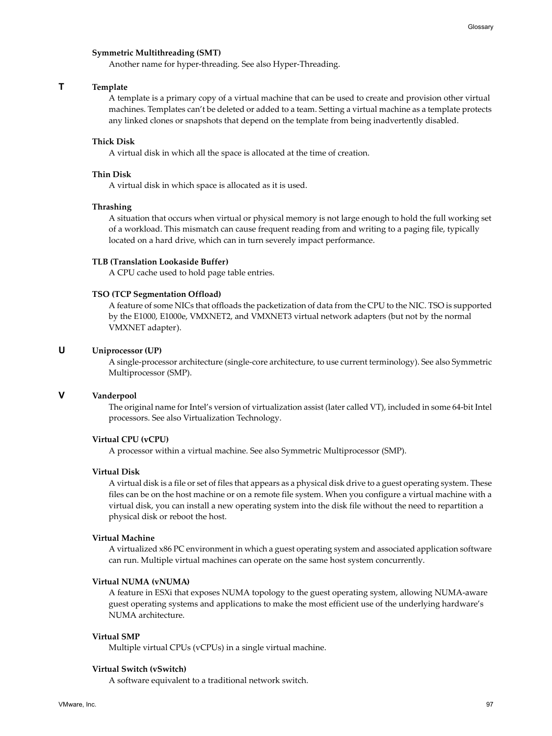### Symmetric Multithreading (SMT)

Another name for hyper-threading. See also Hyper-Threading.

## T

### Template

A template is a primary copy of a virtual machine that can be used to create and provision other virtual machines. Templates can't be deleted or added to a team. Setting a virtual machine as a template protects any linked clones or snapshots that depend on the template from being inadvertently disabled.

### Thick Disk

A virtual disk in which all the space is allocated at the time of creation.

### Thin Disk

A virtual disk in which space is allocated as it is used.

### Thrashing

A situation that occurs when virtual or physical memory is not large enough to hold the full working set of a workload. This mismatch can cause frequent reading from and writing to a paging file, typically located on a hard drive, which can in turn severely impact performance.

### TLB (Translation Lookaside Buffer)

A CPU cache used to hold page table entries.

### TSO (TCP Segmentation Offload)

A feature of some NICs that offloads the packetization of data from the CPU to the NIC. TSO is supported by the E1000, E1000e, VMXNET2, and VMXNET3 virtual network adapters (but not by the normal VMXNET adapter).

## U

### Uniprocessor (UP)

A single-processor architecture (single-core architecture, to use current terminology). See also Symmetric Multiprocessor (SMP).

## V

### Vanderpool

The original name for Intel's version of virtualization assist (later called VT), included in some 64-bit Intel processors. See also Virtualization Technology.

### Virtual CPU (vCPU)

A processor within a virtual machine. See also Symmetric Multiprocessor (SMP).

### Virtual Disk

A virtual disk is a file or set of files that appears as a physical disk drive to a guest operating system. These files can be on the host machine or on a remote file system. When you configure a virtual machine with a virtual disk, you can install a new operating system into the disk file without the need to repartition a physical disk or reboot the host.

### Virtual Machine

A virtualized x86 PC environment in which a guest operating system and associated application software can run. Multiple virtual machines can operate on the same host system concurrently.

### Virtual NUMA (vNUMA)

A feature in ESXi that exposes NUMA topology to the guest operating system, allowing NUMA-aware guest operating systems and applications to make the most efficient use of the underlying hardware's NUMA architecture.

### Virtual SMP

Multiple virtual CPUs (vCPUs) in a single virtual machine.

### Virtual Switch (vSwitch)

A software equivalent to a traditional network switch.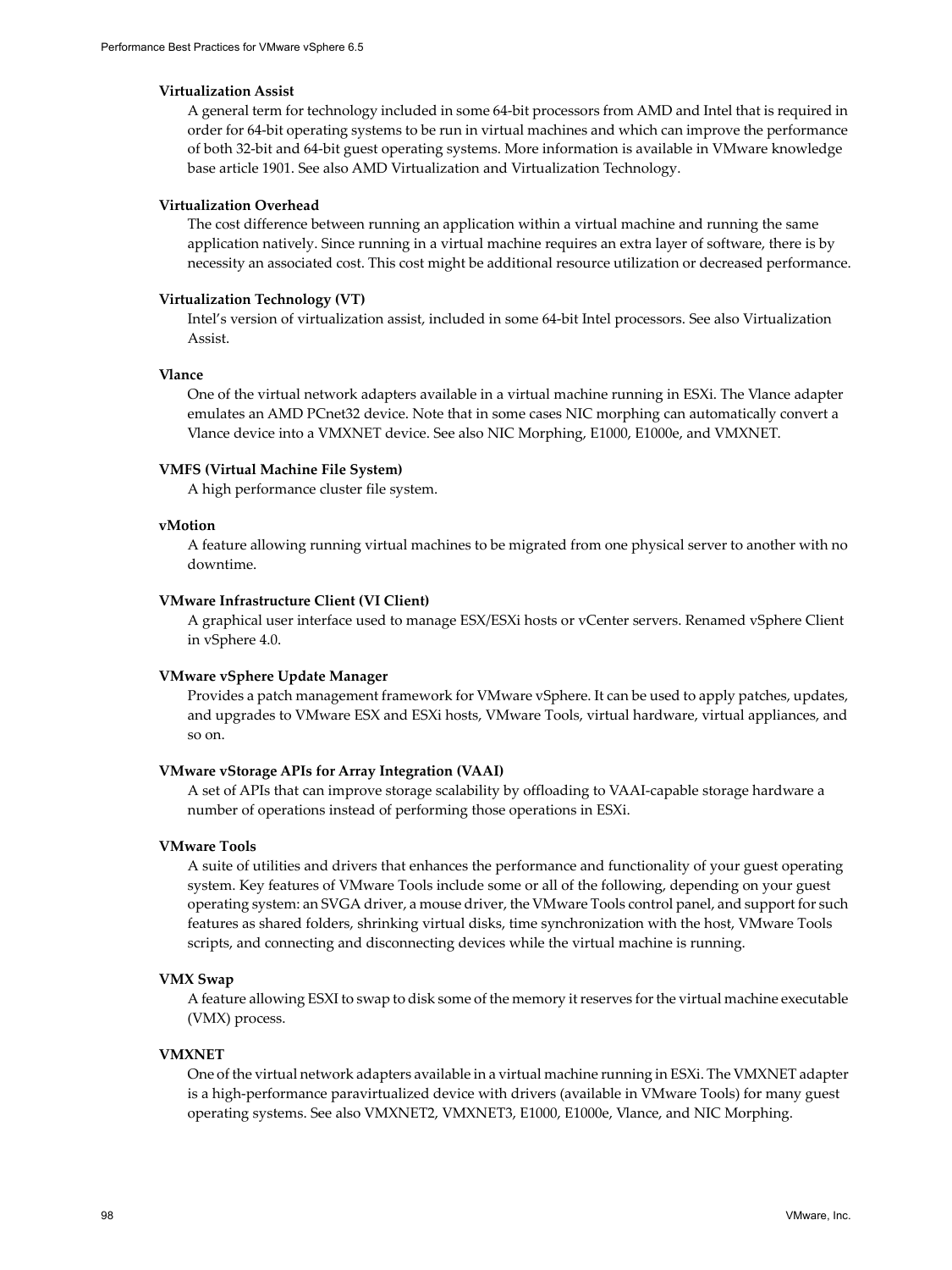**Virtualization Assist**

A general term for technology included in some 64-bit processors from AMD and Intel that is required in order for 64-bit operating systems to be run in virtual machines and which can improve the performance of both 32-bit and 64-bit guest operating systems. More information is available in VMware knowledge base article 1901. See also AMD Virtualization and Virtualization Technology.

**Virtualization Overhead**

The cost difference between running an application within a virtual machine and running the same application natively. Since running in a virtual machine requires an extra layer of software, there is by necessity an associated cost. This cost might be additional resource utilization or decreased performance.

**Virtualization Technology (VT)**

Intel's version of virtualization assist, included in some 64-bit Intel processors. See also Virtualization Assist.

**Vlance**

One of the virtual network adapters available in a virtual machine running in ESXi. The Vlance adapter emulates an AMD PCnet32 device. Note that in some cases NIC morphing can automatically convert a Vlance device into a VMXNET device. See also NIC Morphing, E1000, E1000e, and VMXNET.

**VMFS (Virtual Machine File System)**

A high performance cluster file system.

**vMotion**

A feature allowing running virtual machines to be migrated from one physical server to another with no downtime.

**VMware Infrastructure Client (VI Client)**

A graphical user interface used to manage ESX/ESXi hosts or vCenter servers. Renamed vSphere Client in vSphere 4.0.

**VMware vSphere Update Manager**

Provides a patch management framework for VMware vSphere. It can be used to apply patches, updates, and upgrades to VMware ESX and ESXi hosts, VMware Tools, virtual hardware, virtual appliances, and so on.

**VMware vStorage APIs for Array Integration (VAAI)**

A set of APIs that can improve storage scalability by offloading to VAAI-capable storage hardware a number of operations instead of performing those operations in ESXi.

**VMware Tools**

A suite of utilities and drivers that enhances the performance and functionality of your guest operating system. Key features of VMware Tools include some or all of the following, depending on your guest operating system: an SVGA driver, a mouse driver, the VMware Tools control panel, and support for such features as shared folders, shrinking virtual disks, time synchronization with the host, VMware Tools scripts, and connecting and disconnecting devices while the virtual machine is running.

**VMX Swap**

A feature allowing ESXI to swap to disk some of the memory it reserves for the virtual machine executable (VMX) process.

**VMXNET**

One of the virtual network adapters available in a virtual machine running in ESXi. The VMXNET adapter is a high-performance paravirtualized device with drivers (available in VMware Tools) for many guest operating systems. See also VMXNET2, VMXNET3, E1000, E1000e, Vlance, and NIC Morphing.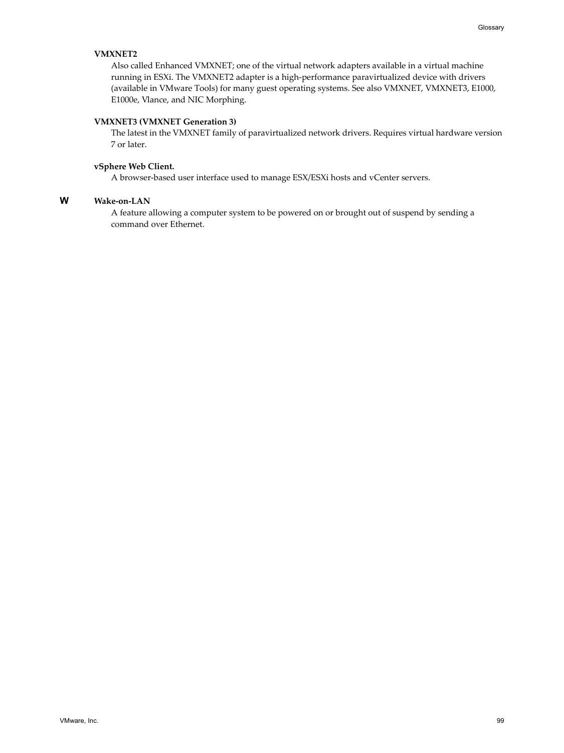**VMXNET2**

Also called Enhanced VMXNET; one of the virtual network adapters available in a virtual machine running in ESXi. The VMXNET2 adapter is a high-performance paravirtualized device with drivers (available in VMware Tools) for many guest operating systems. See also VMXNET, VMXNET3, E1000, E1000e, Vlance, and NIC Morphing.

**VMXNET3 (VMXNET Generation 3)**

The latest in the VMXNET family of paravirtualized network drivers. Requires virtual hardware version 7 or later.

**vSphere Web Client.**

A browser-based user interface used to manage ESX/ESXi hosts and vCenter servers.

## W

**Wake-on-LAN**

A feature allowing a computer system to be powered on or brought out of suspend by sending a command over Ethernet.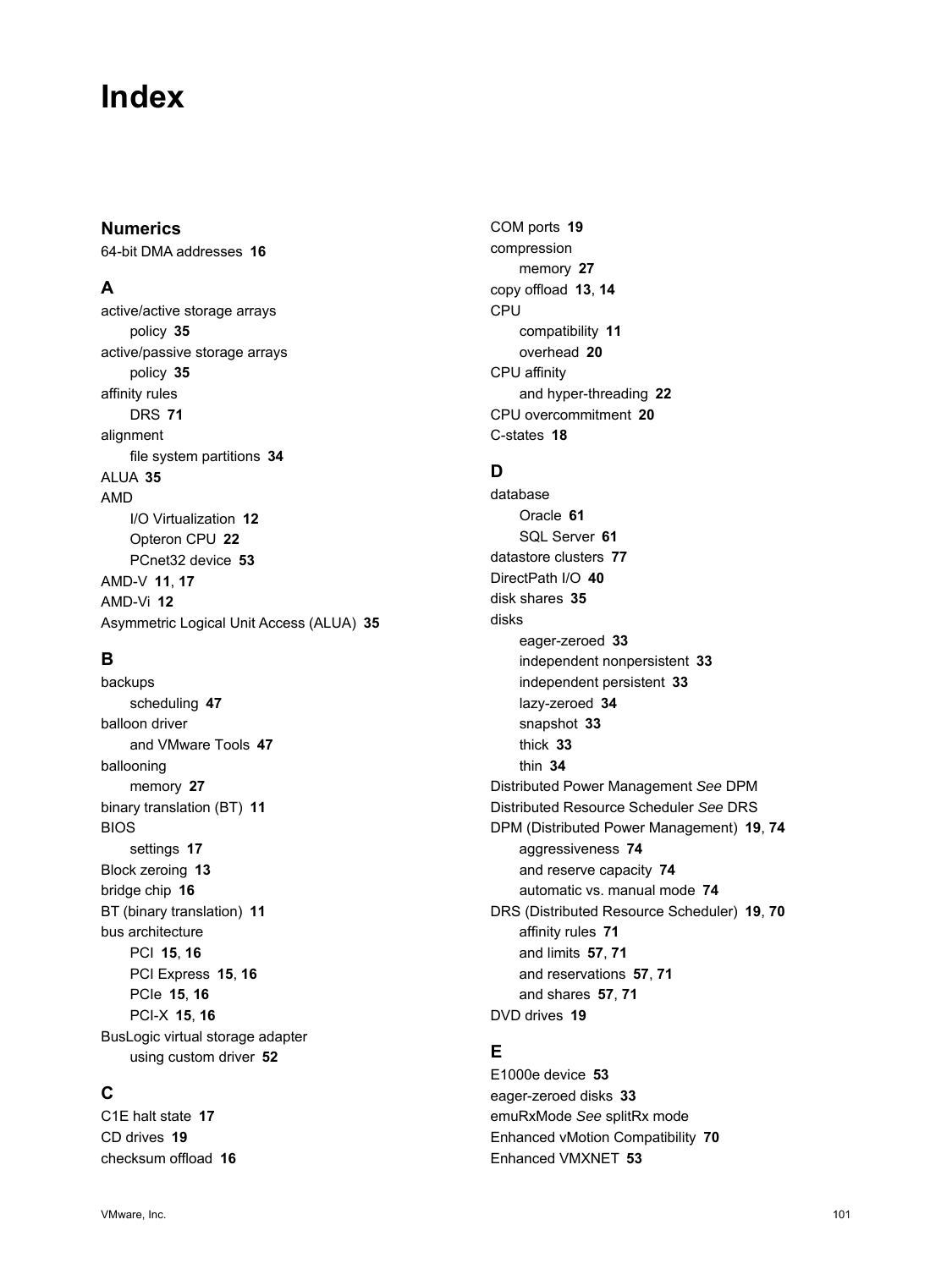# Index

## Numerics

64-bit DMA addresses **16**

## A

active/active storage arrays
  policy **35**
active/passive storage arrays
  policy **35**
affinity rules
  DRS **71**
alignment
  file system partitions **34**
ALUA **35**
AMD
  I/O Virtualization **12**
  Opteron CPU **22**
  PCnet32 device **53**
AMD-V **11**, **17**
AMD-Vi **12**
Asymmetric Logical Unit Access (ALUA) **35**

## B

backups
  scheduling **47**
balloon driver
  and VMware Tools **47**
ballooning
  memory **27**
binary translation (BT) **11**
BIOS
  settings **17**
Block zeroing **13**
bridge chip **16**
BT (binary translation) **11**
bus architecture
  PCI **15**, **16**
  PCI Express **15**, **16**
  PCIe **15**, **16**
  PCI-X **15**, **16**
BusLogic virtual storage adapter
  using custom driver **52**

## C

C1E halt state **17**
CD drives **19**
checksum offload **16**
COM ports **19**
compression
  memory **27**
copy offload **13**, **14**
CPU
  compatibility **11**
  overhead **20**
CPU affinity
  and hyper-threading **22**
CPU overcommitment **20**
C-states **18**

## D

database
  Oracle **61**
  SQL Server **61**
datastore clusters **77**
DirectPath I/O **40**
disk shares **35**
disks
  eager-zeroed **33**
  independent nonpersistent **33**
  independent persistent **33**
  lazy-zeroed **34**
  snapshot **33**
  thick **33**
  thin **34**
Distributed Power Management *See* DPM
Distributed Resource Scheduler *See* DRS
DPM (Distributed Power Management) **19**, **74**
  aggressiveness **74**
  and reserve capacity **74**
  automatic vs. manual mode **74**
DRS (Distributed Resource Scheduler) **19**, **70**
  affinity rules **71**
  and limits **57**, **71**
  and reservations **57**, **71**
  and shares **57**, **71**
DVD drives **19**

## E

E1000e device **53**
eager-zeroed disks **33**
emuRxMode *See* splitRx mode
Enhanced vMotion Compatibility **70**
Enhanced VMXNET **53**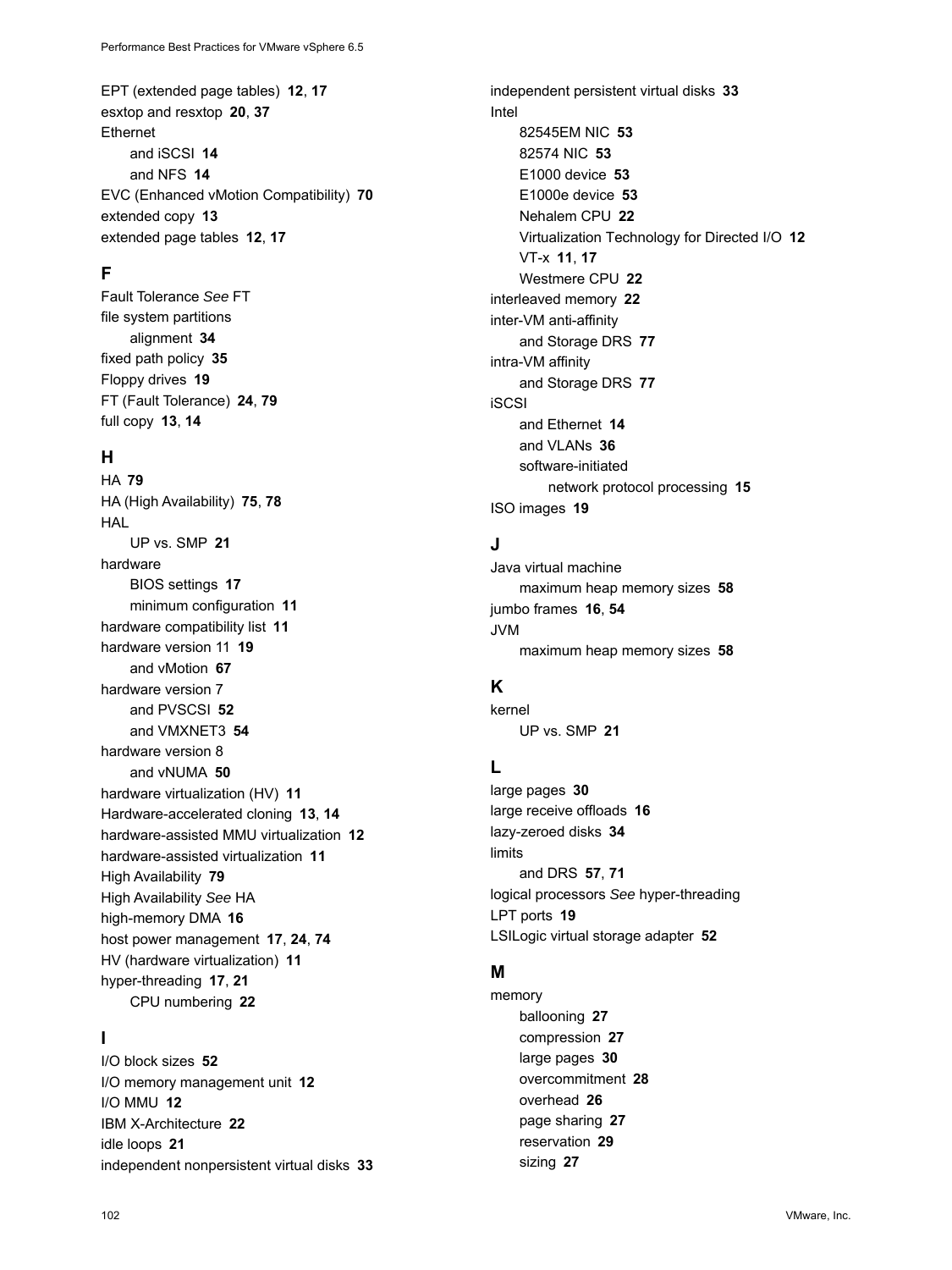EPT (extended page tables) **12**, **17**
esxtop and resxtop **20**, **37**
Ethernet
- and iSCSI **14**
- and NFS **14**

EVC (Enhanced vMotion Compatibility) **70**
extended copy **13**
extended page tables **12**, **17**

## F

Fault Tolerance *See* FT
file system partitions
- alignment **34**

fixed path policy **35**
Floppy drives **19**
FT (Fault Tolerance) **24**, **79**
full copy **13**, **14**

## H

HA **79**
HA (High Availability) **75**, **78**
HAL
- UP vs. SMP **21**

hardware
- BIOS settings **17**
- minimum configuration **11**

hardware compatibility list **11**
hardware version 11 **19**
- and vMotion **67**

hardware version 7
- and PVSCSI **52**
- and VMXNET3 **54**

hardware version 8
- and vNUMA **50**

hardware virtualization (HV) **11**
Hardware-accelerated cloning **13**, **14**
hardware-assisted MMU virtualization **12**
hardware-assisted virtualization **11**
High Availability **79**
High Availability *See* HA
high-memory DMA **16**
host power management **17**, **24**, **74**
HV (hardware virtualization) **11**
hyper-threading **17**, **21**
- CPU numbering **22**

## I

I/O block sizes **52**
I/O memory management unit **12**
I/O MMU **12**
IBM X-Architecture **22**
idle loops **21**
independent nonpersistent virtual disks **33**
independent persistent virtual disks **33**
Intel
- 82545EM NIC **53**
- 82574 NIC **53**
- E1000 device **53**
- E1000e device **53**
- Nehalem CPU **22**
- Virtualization Technology for Directed I/O **12**
- VT-x **11**, **17**
- Westmere CPU **22**

interleaved memory **22**
inter-VM anti-affinity
- and Storage DRS **77**

intra-VM affinity
- and Storage DRS **77**

iSCSI
- and Ethernet **14**
- and VLANs **36**
- software-initiated
  - network protocol processing **15**

ISO images **19**

## J

Java virtual machine
- maximum heap memory sizes **58**

jumbo frames **16**, **54**
JVM
- maximum heap memory sizes **58**

## K

kernel
- UP vs. SMP **21**

## L

large pages **30**
large receive offloads **16**
lazy-zeroed disks **34**
limits
- and DRS **57**, **71**

logical processors *See* hyper-threading
LPT ports **19**
LSILogic virtual storage adapter **52**

## M

memory
- ballooning **27**
- compression **27**
- large pages **30**
- overcommitment **28**
- overhead **26**
- page sharing **27**
- reservation **29**
- sizing **27**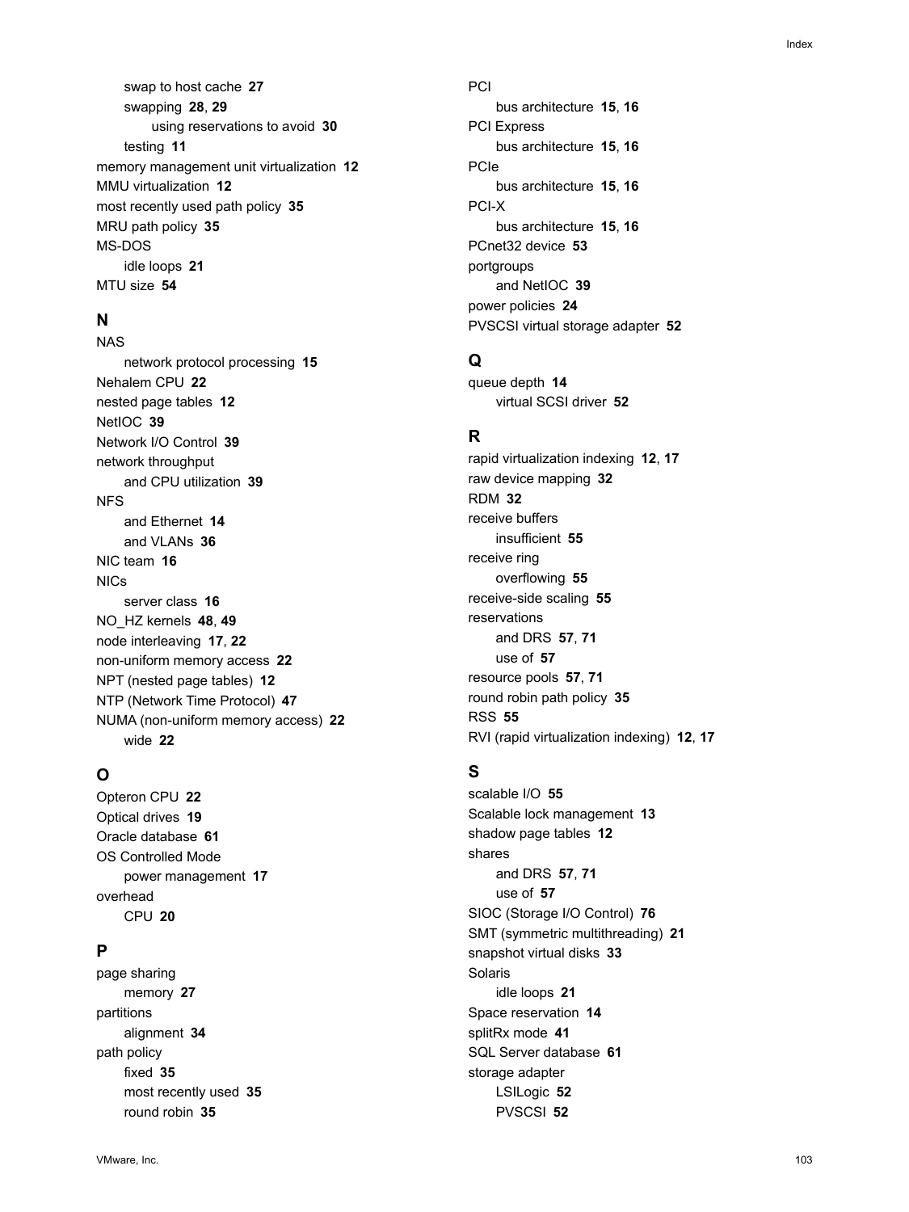swap to host cache **27**
swapping **28**, **29**
using reservations to avoid **30**
testing **11**
memory management unit virtualization **12**
MMU virtualization **12**
most recently used path policy **35**
MRU path policy **35**
MS-DOS
idle loops **21**
MTU size **54**

## N

NAS
network protocol processing **15**
Nehalem CPU **22**
nested page tables **12**
NetIOC **39**
Network I/O Control **39**
network throughput
and CPU utilization **39**
NFS
and Ethernet **14**
and VLANs **36**
NIC team **16**
NICs
server class **16**
NO_HZ kernels **48**, **49**
node interleaving **17**, **22**
non-uniform memory access **22**
NPT (nested page tables) **12**
NTP (Network Time Protocol) **47**
NUMA (non-uniform memory access) **22**
wide **22**

## O

Opteron CPU **22**
Optical drives **19**
Oracle database **61**
OS Controlled Mode
power management **17**
overhead
CPU **20**

## P

page sharing
memory **27**
partitions
alignment **34**
path policy
fixed **35**
most recently used **35**
round robin **35**
PCI
bus architecture **15**, **16**
PCI Express
bus architecture **15**, **16**
PCIe
bus architecture **15**, **16**
PCI-X
bus architecture **15**, **16**
PCnet32 device **53**
portgroups
and NetIOC **39**
power policies **24**
PVSCSI virtual storage adapter **52**

## Q

queue depth **14**
virtual SCSI driver **52**

## R

rapid virtualization indexing **12**, **17**
raw device mapping **32**
RDM **32**
receive buffers
insufficient **55**
receive ring
overflowing **55**
receive-side scaling **55**
reservations
and DRS **57**, **71**
use of **57**
resource pools **57**, **71**
round robin path policy **35**
RSS **55**
RVI (rapid virtualization indexing) **12**, **17**

## S

scalable I/O **55**
Scalable lock management **13**
shadow page tables **12**
shares
and DRS **57**, **71**
use of **57**
SIOC (Storage I/O Control) **76**
SMT (symmetric multithreading) **21**
snapshot virtual disks **33**
Solaris
idle loops **21**
Space reservation **14**
splitRx mode **41**
SQL Server database **61**
storage adapter
LSILogic **52**
PVSCSI **52**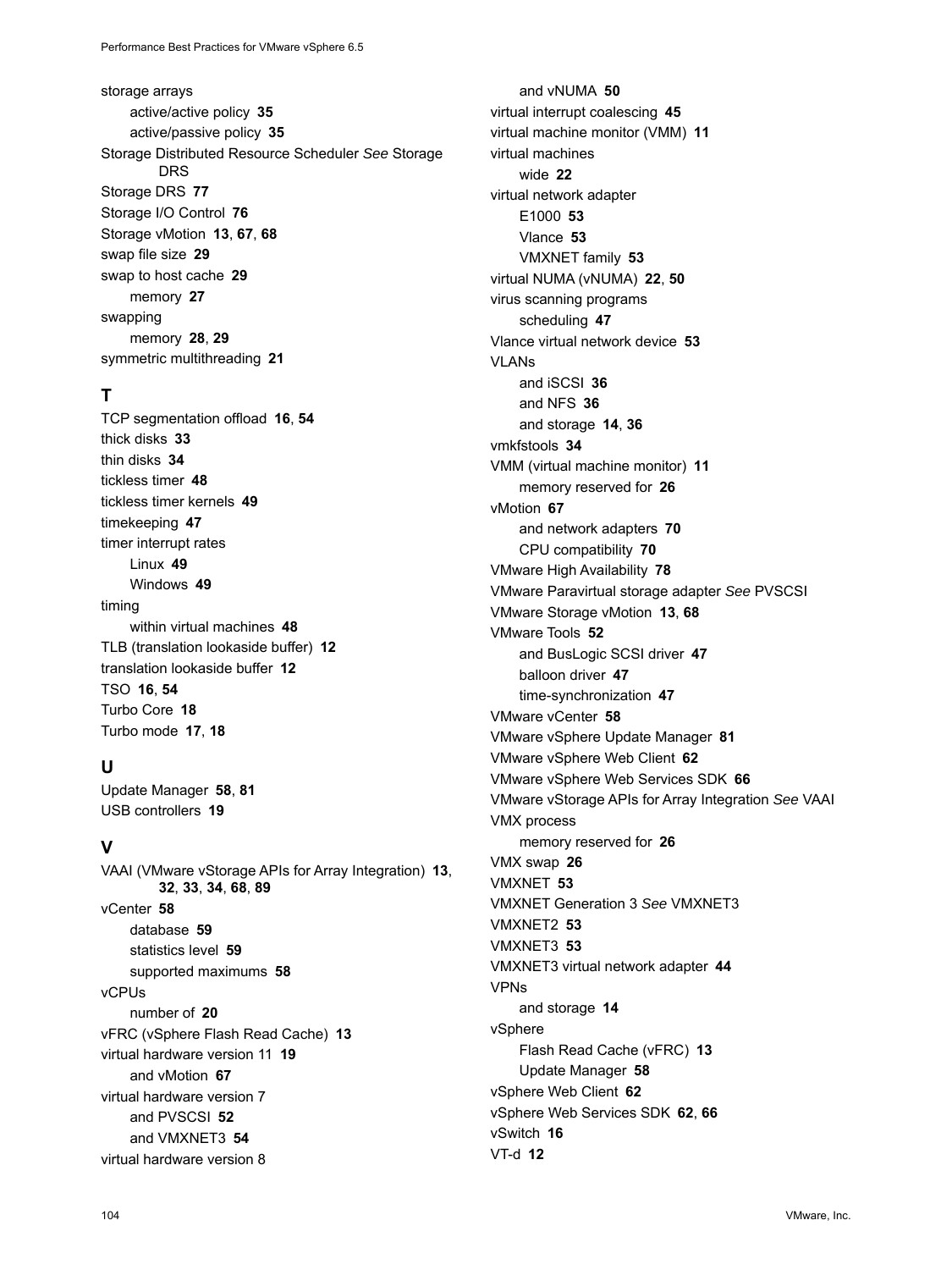storage arrays
- active/active policy **35**
- active/passive policy **35**

Storage Distributed Resource Scheduler *See* Storage DRS
Storage DRS **77**
Storage I/O Control **76**
Storage vMotion **13**, **67**, **68**
swap file size **29**
swap to host cache **29**
- memory **27**

swapping
- memory **28**, **29**

symmetric multithreading **21**

## T

TCP segmentation offload **16**, **54**
thick disks **33**
thin disks **34**
tickless timer **48**
tickless timer kernels **49**
timekeeping **47**
timer interrupt rates
- Linux **49**
- Windows **49**

timing
- within virtual machines **48**

TLB (translation lookaside buffer) **12**
translation lookaside buffer **12**
TSO **16**, **54**
Turbo Core **18**
Turbo mode **17**, **18**

## U

Update Manager **58**, **81**
USB controllers **19**

## V

VAAI (VMware vStorage APIs for Array Integration) **13**, **32**, **33**, **34**, **68**, **89**
vCenter **58**
- database **59**
- statistics level **59**
- supported maximums **58**

vCPUs
- number of **20**

vFRC (vSphere Flash Read Cache) **13**
virtual hardware version 11 **19**
- and vMotion **67**

virtual hardware version 7
- and PVSCSI **52**
- and VMXNET3 **54**

virtual hardware version 8
- and vNUMA **50**

virtual interrupt coalescing **45**
virtual machine monitor (VMM) **11**
virtual machines
- wide **22**

virtual network adapter
- E1000 **53**
- Vlance **53**
- VMXNET family **53**

virtual NUMA (vNUMA) **22**, **50**
virus scanning programs
- scheduling **47**

Vlance virtual network device **53**
VLANs
- and iSCSI **36**
- and NFS **36**
- and storage **14**, **36**

vmkfstools **34**
VMM (virtual machine monitor) **11**
- memory reserved for **26**

vMotion **67**
- and network adapters **70**
- CPU compatibility **70**

VMware High Availability **78**
VMware Paravirtual storage adapter *See* PVSCSI
VMware Storage vMotion **13**, **68**
VMware Tools **52**
- and BusLogic SCSI driver **47**
- balloon driver **47**
- time-synchronization **47**

VMware vCenter **58**
VMware vSphere Update Manager **81**
VMware vSphere Web Client **62**
VMware vSphere Web Services SDK **66**
VMware vStorage APIs for Array Integration *See* VAAI
VMX process
- memory reserved for **26**

VMX swap **26**
VMXNET **53**
VMXNET Generation 3 *See* VMXNET3
VMXNET2 **53**
VMXNET3 **53**
VMXNET3 virtual network adapter **44**
VPNs
- and storage **14**

vSphere
- Flash Read Cache (vFRC) **13**
- Update Manager **58**

vSphere Web Client **62**
vSphere Web Services SDK **62**, **66**
vSwitch **16**
VT-d **12**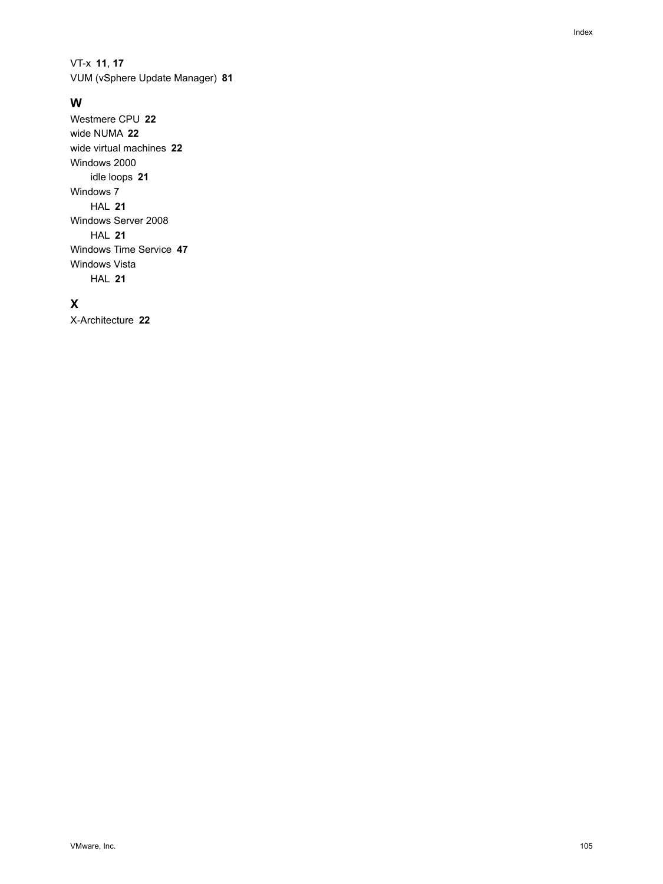VT-x **11**, **17**
VUM (vSphere Update Manager) **81**

## W

Westmere CPU **22**
wide NUMA **22**
wide virtual machines **22**
Windows 2000
  idle loops **21**
Windows 7
  HAL **21**
Windows Server 2008
  HAL **21**
Windows Time Service **47**
Windows Vista
  HAL **21**

## X

X-Architecture **22**